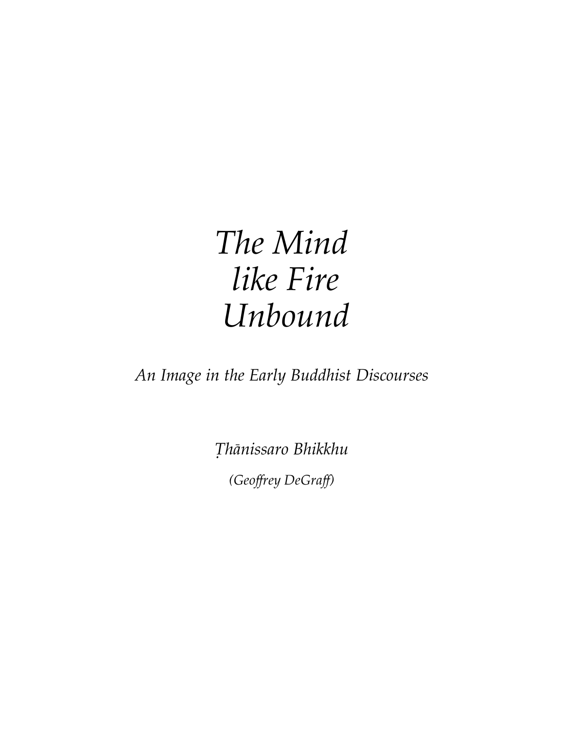# *The Mind like Fire Unbound*

*An Image in the Early Buddhist Discourses*

*Ṭhānissaro Bhikkhu*

*(Geoffrey DeGraff)*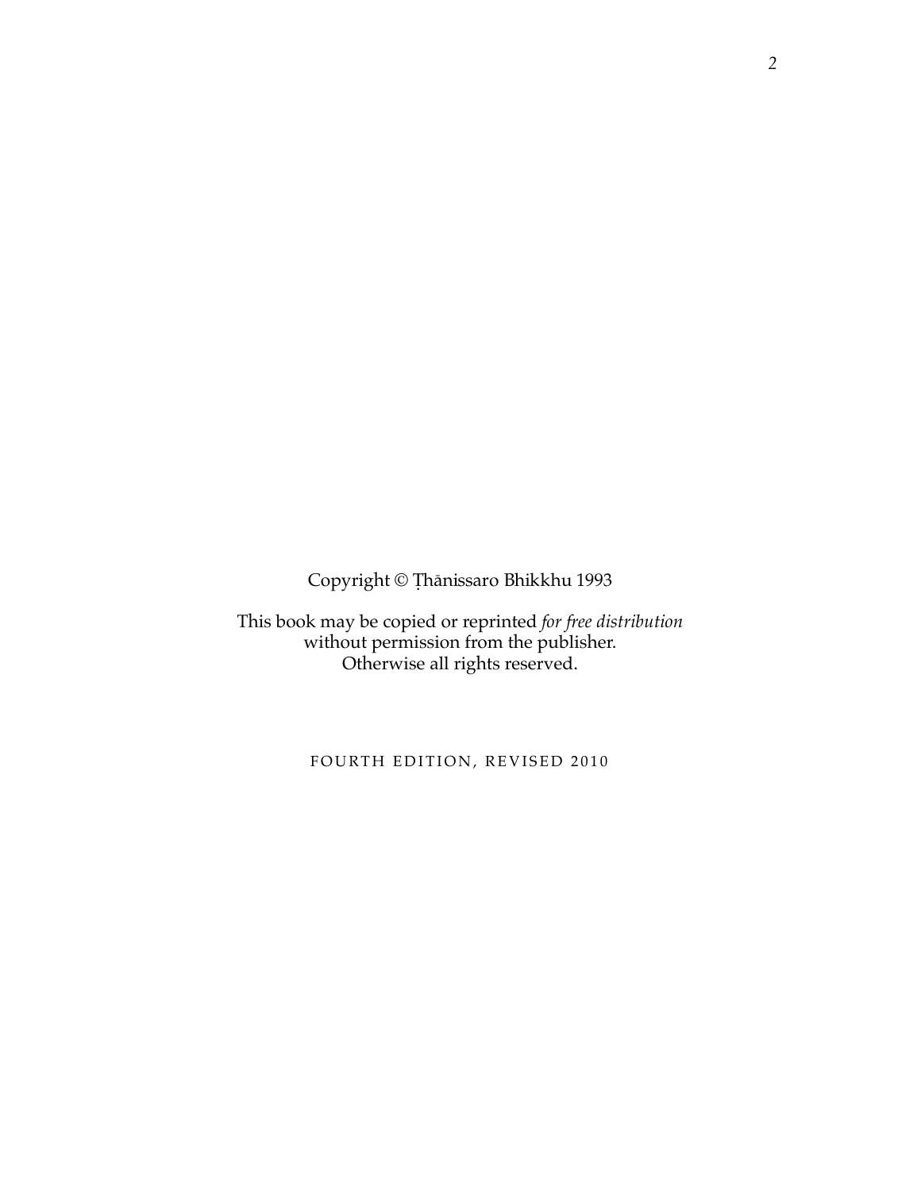Copyright © Ṭhānissaro Bhikkhu 1993

This book may be copied or reprinted *for free distribution* without permission from the publisher. Otherwise all rights reserved.

FOURTH EDITION, REVISED 2010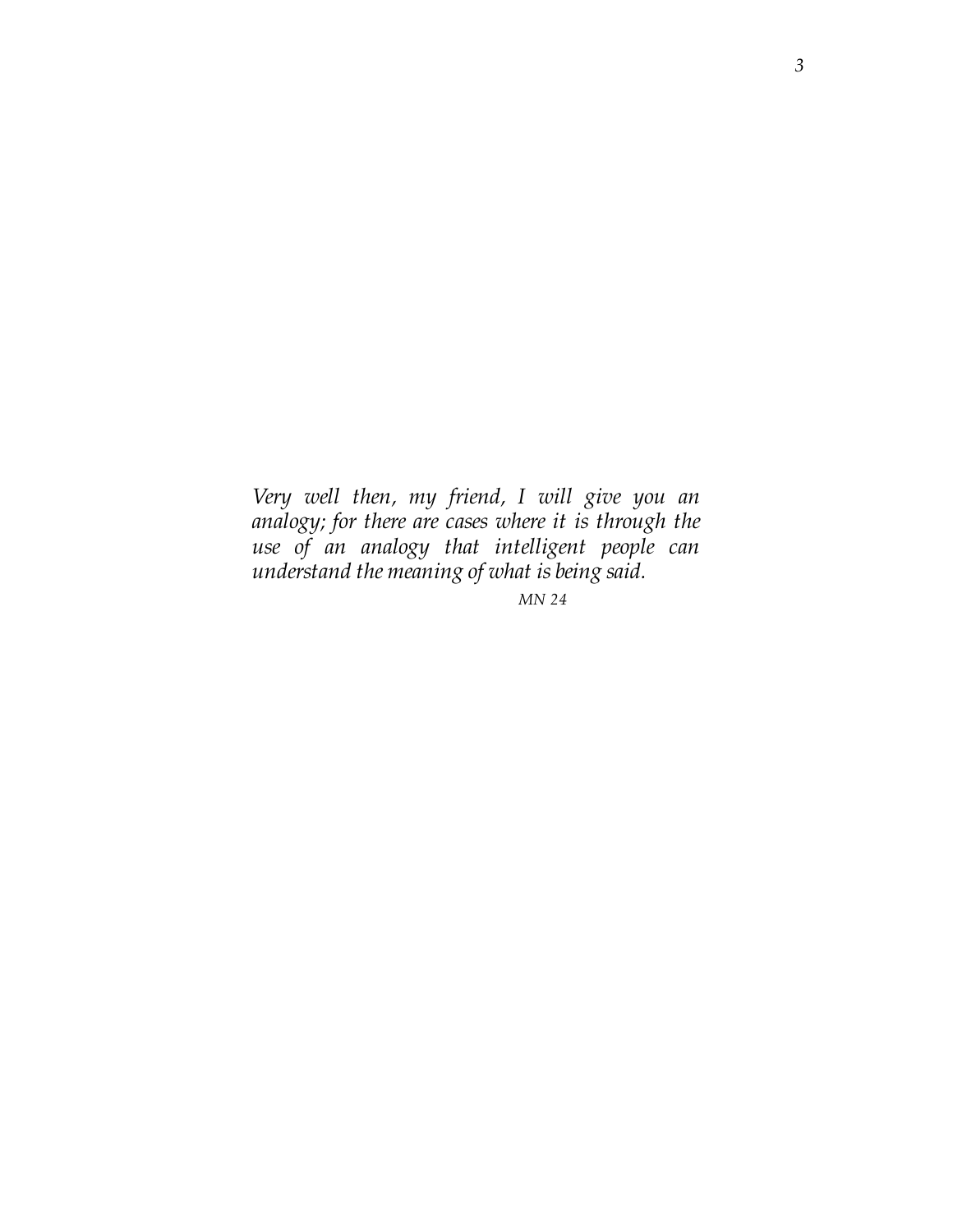*Very well then, my friend, I will give you an analogy; for there are cases where it is through the use of an analogy that intelligent people can understand the meaning of what is being said.*

*MN 24*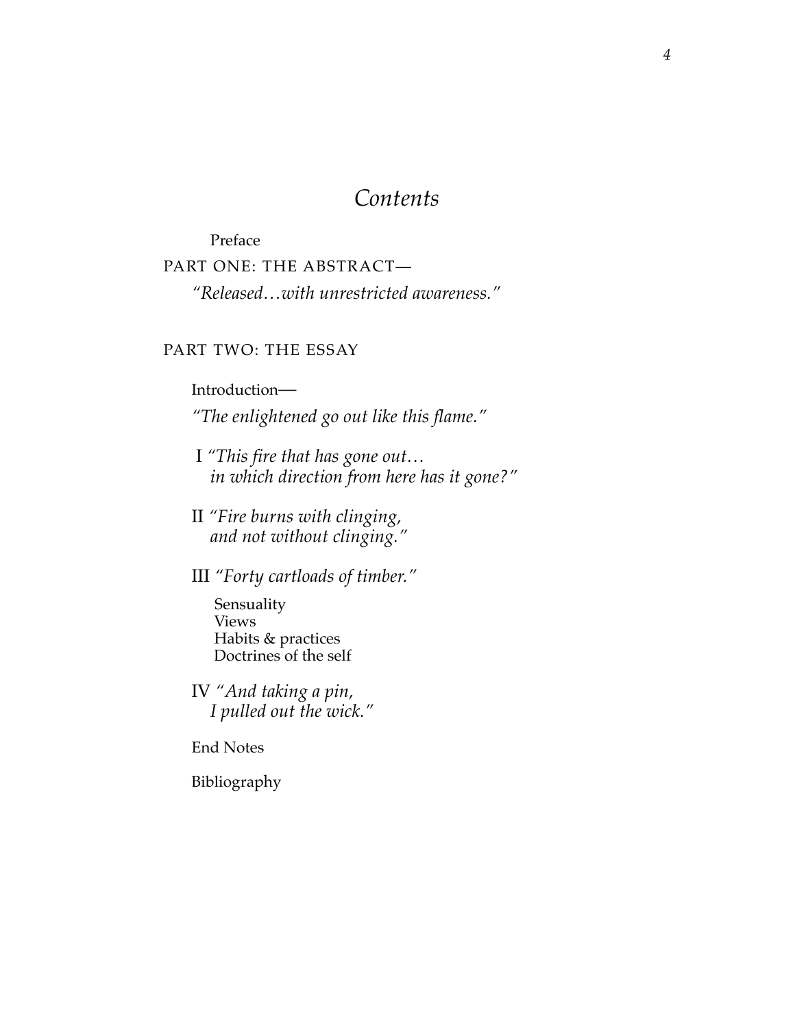# *Contents*

Preface

PART ONE: THE ABSTRACT—

*"Released…with unrestricted awareness."*

PART TWO: THE ESSAY

Introduction—

*"The enlightened go out like this flame."*

I *"This fire that has gone out…*
*in which direction from here has it gone?"*

II *"Fire burns with clinging,*
*and not without clinging."*

III *"Forty cartloads of timber."*

- Sensuality
- Views
- Habits & practices
- Doctrines of the self

IV *"And taking a pin,*
*I pulled out the wick."*

End Notes

Bibliography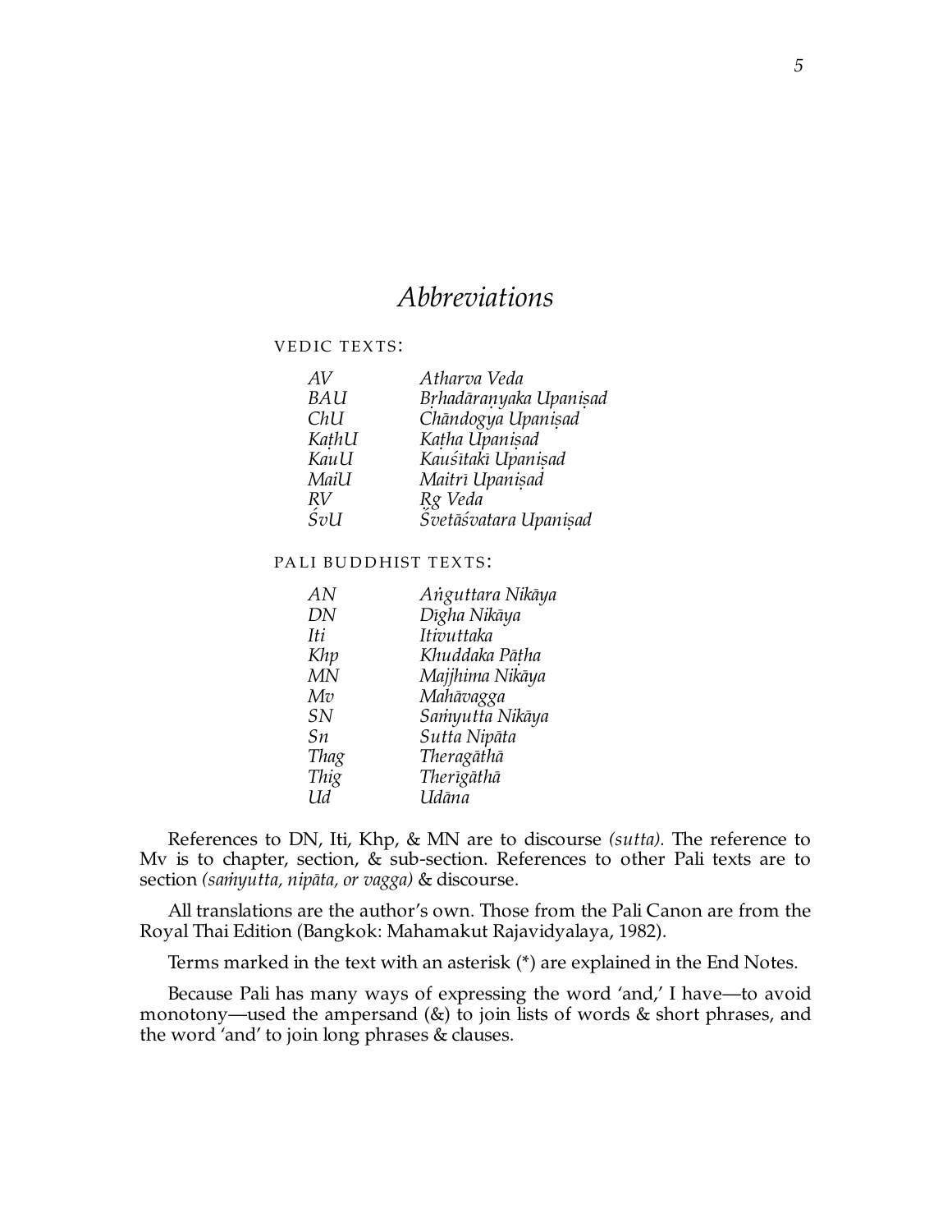# *Abbreviations*

VEDIC TEXTS:

| | |
|---|---|
| *AV* | *Atharva Veda* |
| *BAU* | *Bṛhadāraṇyaka Upaniṣad* |
| *ChU* | *Chāndogya Upaniṣad* |
| *KaṭhU* | *Kaṭha Upaniṣad* |
| *KauU* | *Kauśītakī Upaniṣad* |
| *MaiU* | *Maitrī Upaniṣad* |
| *ṚV* | *Ṛg Veda* |
| *ŚvU* | *Śvetāśvatara Upaniṣad* |

PALI BUDDHIST TEXTS:

| | |
|---|---|
| *AN* | *Aṅguttara Nikāya* |
| *DN* | *Dīgha Nikāya* |
| *Iti* | *Itivuttaka* |
| *Khp* | *Khuddaka Pāṭha* |
| *MN* | *Majjhima Nikāya* |
| *Mv* | *Mahāvagga* |
| *SN* | *Saṁyutta Nikāya* |
| *Sn* | *Sutta Nipāta* |
| *Thag* | *Theragāthā* |
| *Thig* | *Therīgāthā* |
| *Ud* | *Udāna* |

References to DN, Iti, Khp, & MN are to discourse *(sutta).* The reference to Mv is to chapter, section, & sub-section. References to other Pali texts are to section *(saṁyutta, nipāta, or vagga)* & discourse.

All translations are the author's own. Those from the Pali Canon are from the Royal Thai Edition (Bangkok: Mahamakut Rajavidyalaya, 1982).

Terms marked in the text with an asterisk (*) are explained in the End Notes.

Because Pali has many ways of expressing the word 'and,' I have—to avoid monotony—used the ampersand (&) to join lists of words & short phrases, and the word 'and' to join long phrases & clauses.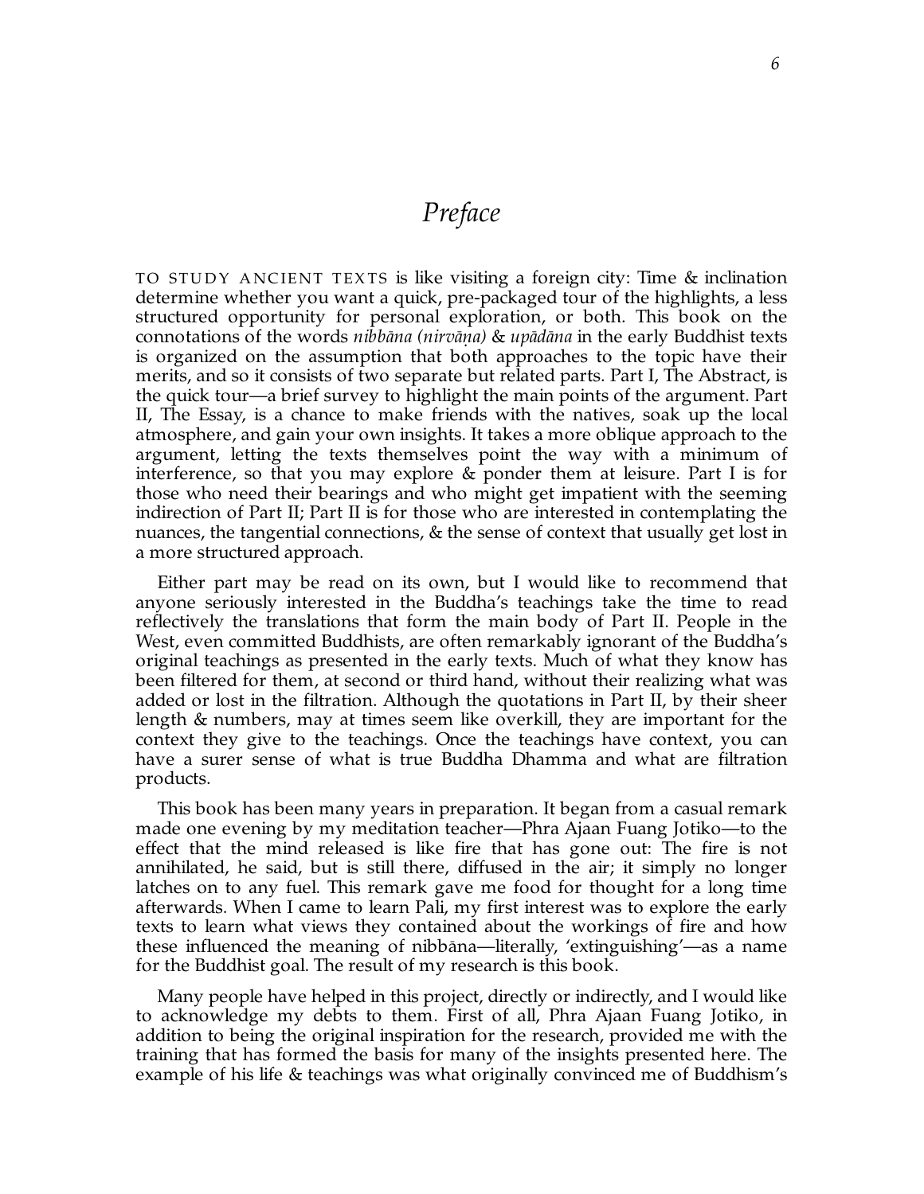# *Preface*

TO STUDY ANCIENT TEXTS is like visiting a foreign city: Time & inclination determine whether you want a quick, pre-packaged tour of the highlights, a less structured opportunity for personal exploration, or both. This book on the connotations of the words *nibbāna (nirvāṇa)* & *upādāna* in the early Buddhist texts is organized on the assumption that both approaches to the topic have their merits, and so it consists of two separate but related parts. Part I, The Abstract, is the quick tour—a brief survey to highlight the main points of the argument. Part II, The Essay, is a chance to make friends with the natives, soak up the local atmosphere, and gain your own insights. It takes a more oblique approach to the argument, letting the texts themselves point the way with a minimum of interference, so that you may explore & ponder them at leisure. Part I is for those who need their bearings and who might get impatient with the seeming indirection of Part II; Part II is for those who are interested in contemplating the nuances, the tangential connections, & the sense of context that usually get lost in a more structured approach.

Either part may be read on its own, but I would like to recommend that anyone seriously interested in the Buddha's teachings take the time to read reflectively the translations that form the main body of Part II. People in the West, even committed Buddhists, are often remarkably ignorant of the Buddha's original teachings as presented in the early texts. Much of what they know has been filtered for them, at second or third hand, without their realizing what was added or lost in the filtration. Although the quotations in Part II, by their sheer length & numbers, may at times seem like overkill, they are important for the context they give to the teachings. Once the teachings have context, you can have a surer sense of what is true Buddha Dhamma and what are filtration products.

This book has been many years in preparation. It began from a casual remark made one evening by my meditation teacher—Phra Ajaan Fuang Jotiko—to the effect that the mind released is like fire that has gone out: The fire is not annihilated, he said, but is still there, diffused in the air; it simply no longer latches on to any fuel. This remark gave me food for thought for a long time afterwards. When I came to learn Pali, my first interest was to explore the early texts to learn what views they contained about the workings of fire and how these influenced the meaning of nibbāna—literally, 'extinguishing'—as a name for the Buddhist goal. The result of my research is this book.

Many people have helped in this project, directly or indirectly, and I would like to acknowledge my debts to them. First of all, Phra Ajaan Fuang Jotiko, in addition to being the original inspiration for the research, provided me with the training that has formed the basis for many of the insights presented here. The example of his life & teachings was what originally convinced me of Buddhism's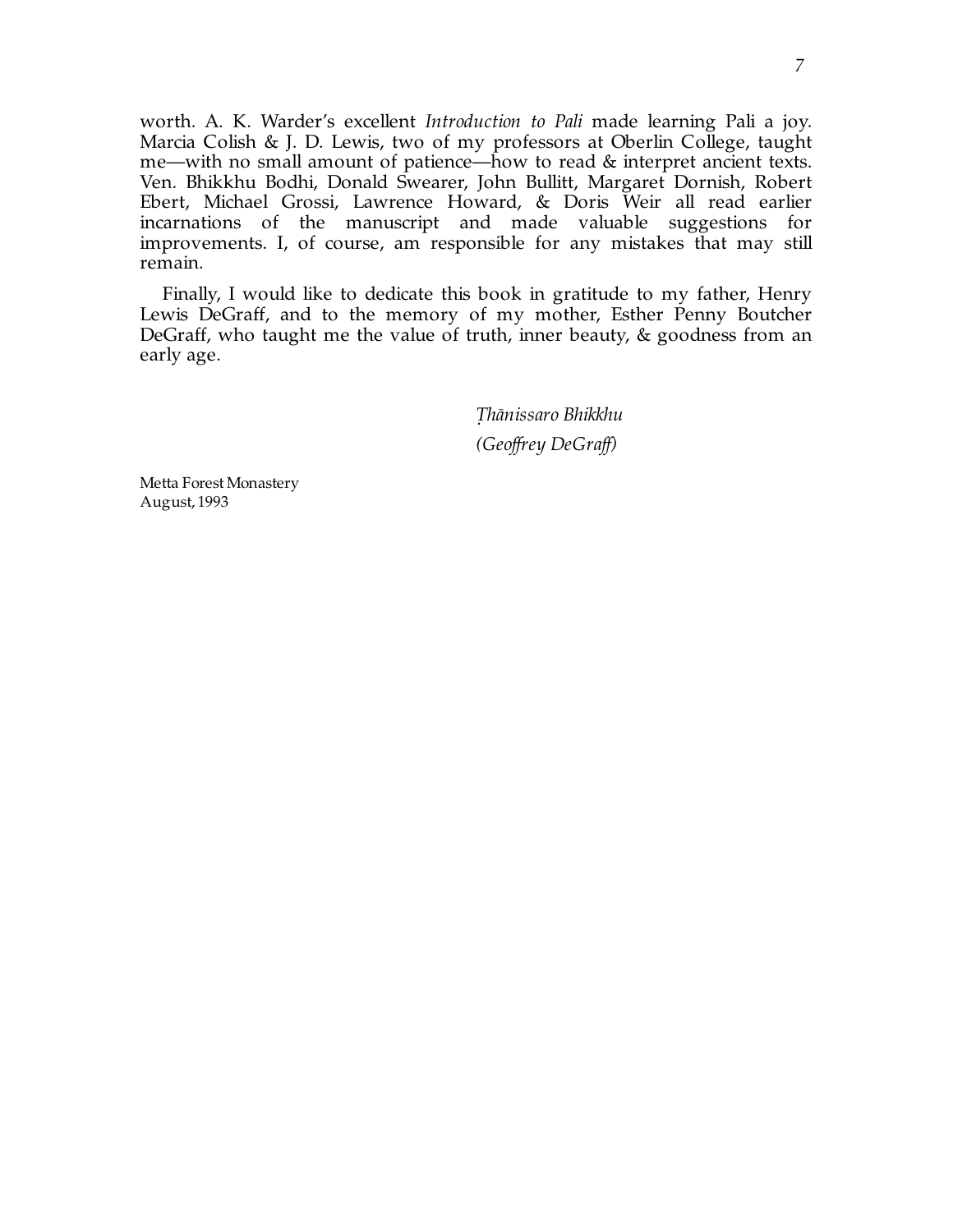worth. A. K. Warder's excellent *Introduction to Pali* made learning Pali a joy. Marcia Colish & J. D. Lewis, two of my professors at Oberlin College, taught me—with no small amount of patience—how to read & interpret ancient texts. Ven. Bhikkhu Bodhi, Donald Swearer, John Bullitt, Margaret Dornish, Robert Ebert, Michael Grossi, Lawrence Howard, & Doris Weir all read earlier incarnations of the manuscript and made valuable suggestions for improvements. I, of course, am responsible for any mistakes that may still remain.

Finally, I would like to dedicate this book in gratitude to my father, Henry Lewis DeGraff, and to the memory of my mother, Esther Penny Boutcher DeGraff, who taught me the value of truth, inner beauty, & goodness from an early age.

*Ṭhānissaro Bhikkhu*
*(Geoffrey DeGraff)*

Metta Forest Monastery
August, 1993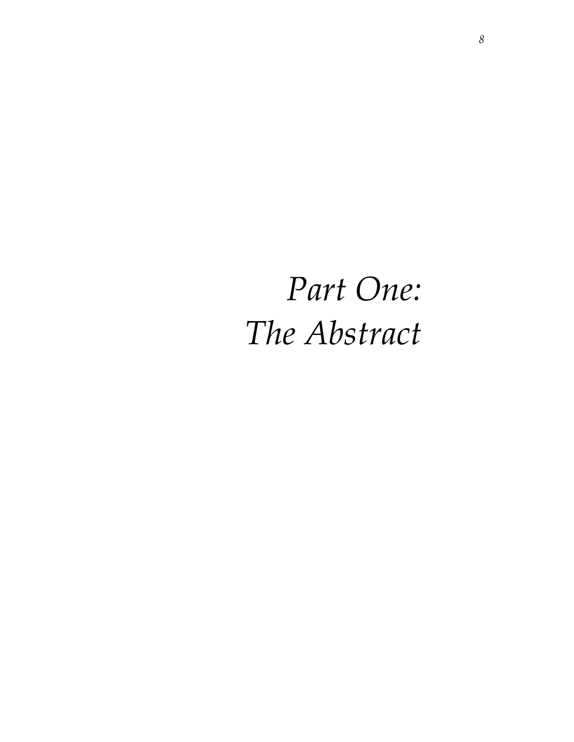# *Part One: The Abstract*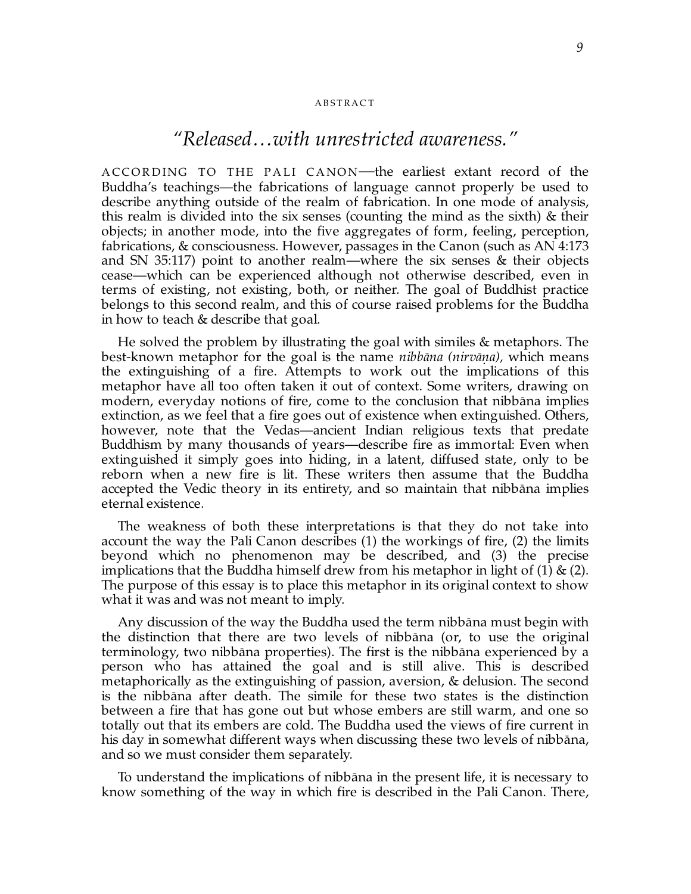ABSTRACT

# "Released…with unrestricted awareness."

ACCORDING TO THE PALI CANON—the earliest extant record of the Buddha's teachings—the fabrications of language cannot properly be used to describe anything outside of the realm of fabrication. In one mode of analysis, this realm is divided into the six senses (counting the mind as the sixth) & their objects; in another mode, into the five aggregates of form, feeling, perception, fabrications, & consciousness. However, passages in the Canon (such as AN 4:173 and SN 35:117) point to another realm—where the six senses & their objects cease—which can be experienced although not otherwise described, even in terms of existing, not existing, both, or neither. The goal of Buddhist practice belongs to this second realm, and this of course raised problems for the Buddha in how to teach & describe that goal.

He solved the problem by illustrating the goal with similes & metaphors. The best-known metaphor for the goal is the name *nibbāna (nirvāṇa),* which means the extinguishing of a fire. Attempts to work out the implications of this metaphor have all too often taken it out of context. Some writers, drawing on modern, everyday notions of fire, come to the conclusion that nibbāna implies extinction, as we feel that a fire goes out of existence when extinguished. Others, however, note that the Vedas—ancient Indian religious texts that predate Buddhism by many thousands of years—describe fire as immortal: Even when extinguished it simply goes into hiding, in a latent, diffused state, only to be reborn when a new fire is lit. These writers then assume that the Buddha accepted the Vedic theory in its entirety, and so maintain that nibbāna implies eternal existence.

The weakness of both these interpretations is that they do not take into account the way the Pali Canon describes (1) the workings of fire, (2) the limits beyond which no phenomenon may be described, and (3) the precise implications that the Buddha himself drew from his metaphor in light of (1) & (2). The purpose of this essay is to place this metaphor in its original context to show what it was and was not meant to imply.

Any discussion of the way the Buddha used the term nibbāna must begin with the distinction that there are two levels of nibbāna (or, to use the original terminology, two nibbāna properties). The first is the nibbāna experienced by a person who has attained the goal and is still alive. This is described metaphorically as the extinguishing of passion, aversion, & delusion. The second is the nibbāna after death. The simile for these two states is the distinction between a fire that has gone out but whose embers are still warm, and one so totally out that its embers are cold. The Buddha used the views of fire current in his day in somewhat different ways when discussing these two levels of nibbāna, and so we must consider them separately.

To understand the implications of nibbāna in the present life, it is necessary to know something of the way in which fire is described in the Pali Canon. There,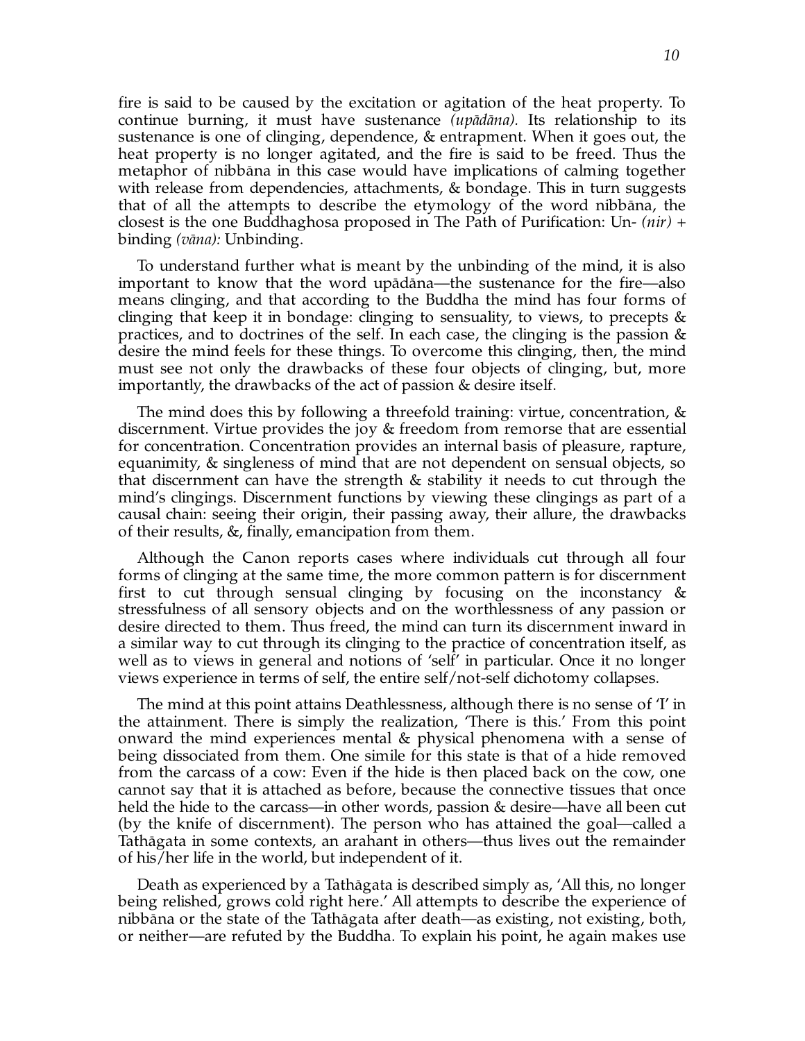fire is said to be caused by the excitation or agitation of the heat property. To continue burning, it must have sustenance *(upādāna)*. Its relationship to its sustenance is one of clinging, dependence, & entrapment. When it goes out, the heat property is no longer agitated, and the fire is said to be freed. Thus the metaphor of nibbāna in this case would have implications of calming together with release from dependencies, attachments, & bondage. This in turn suggests that of all the attempts to describe the etymology of the word nibbāna, the closest is the one Buddhaghosa proposed in The Path of Purification: Un- *(nir)* + binding *(vāna)*: Unbinding.

To understand further what is meant by the unbinding of the mind, it is also important to know that the word upādāna—the sustenance for the fire—also means clinging, and that according to the Buddha the mind has four forms of clinging that keep it in bondage: clinging to sensuality, to views, to precepts & practices, and to doctrines of the self. In each case, the clinging is the passion & desire the mind feels for these things. To overcome this clinging, then, the mind must see not only the drawbacks of these four objects of clinging, but, more importantly, the drawbacks of the act of passion & desire itself.

The mind does this by following a threefold training: virtue, concentration, & discernment. Virtue provides the joy & freedom from remorse that are essential for concentration. Concentration provides an internal basis of pleasure, rapture, equanimity, & singleness of mind that are not dependent on sensual objects, so that discernment can have the strength & stability it needs to cut through the mind's clingings. Discernment functions by viewing these clingings as part of a causal chain: seeing their origin, their passing away, their allure, the drawbacks of their results, &, finally, emancipation from them.

Although the Canon reports cases where individuals cut through all four forms of clinging at the same time, the more common pattern is for discernment first to cut through sensual clinging by focusing on the inconstancy & stressfulness of all sensory objects and on the worthlessness of any passion or desire directed to them. Thus freed, the mind can turn its discernment inward in a similar way to cut through its clinging to the practice of concentration itself, as well as to views in general and notions of 'self' in particular. Once it no longer views experience in terms of self, the entire self/not-self dichotomy collapses.

The mind at this point attains Deathlessness, although there is no sense of 'I' in the attainment. There is simply the realization, 'There is this.' From this point onward the mind experiences mental & physical phenomena with a sense of being dissociated from them. One simile for this state is that of a hide removed from the carcass of a cow: Even if the hide is then placed back on the cow, one cannot say that it is attached as before, because the connective tissues that once held the hide to the carcass—in other words, passion & desire—have all been cut (by the knife of discernment). The person who has attained the goal—called a Tathāgata in some contexts, an arahant in others—thus lives out the remainder of his/her life in the world, but independent of it.

Death as experienced by a Tathāgata is described simply as, 'All this, no longer being relished, grows cold right here.' All attempts to describe the experience of nibbāna or the state of the Tathāgata after death—as existing, not existing, both, or neither—are refuted by the Buddha. To explain his point, he again makes use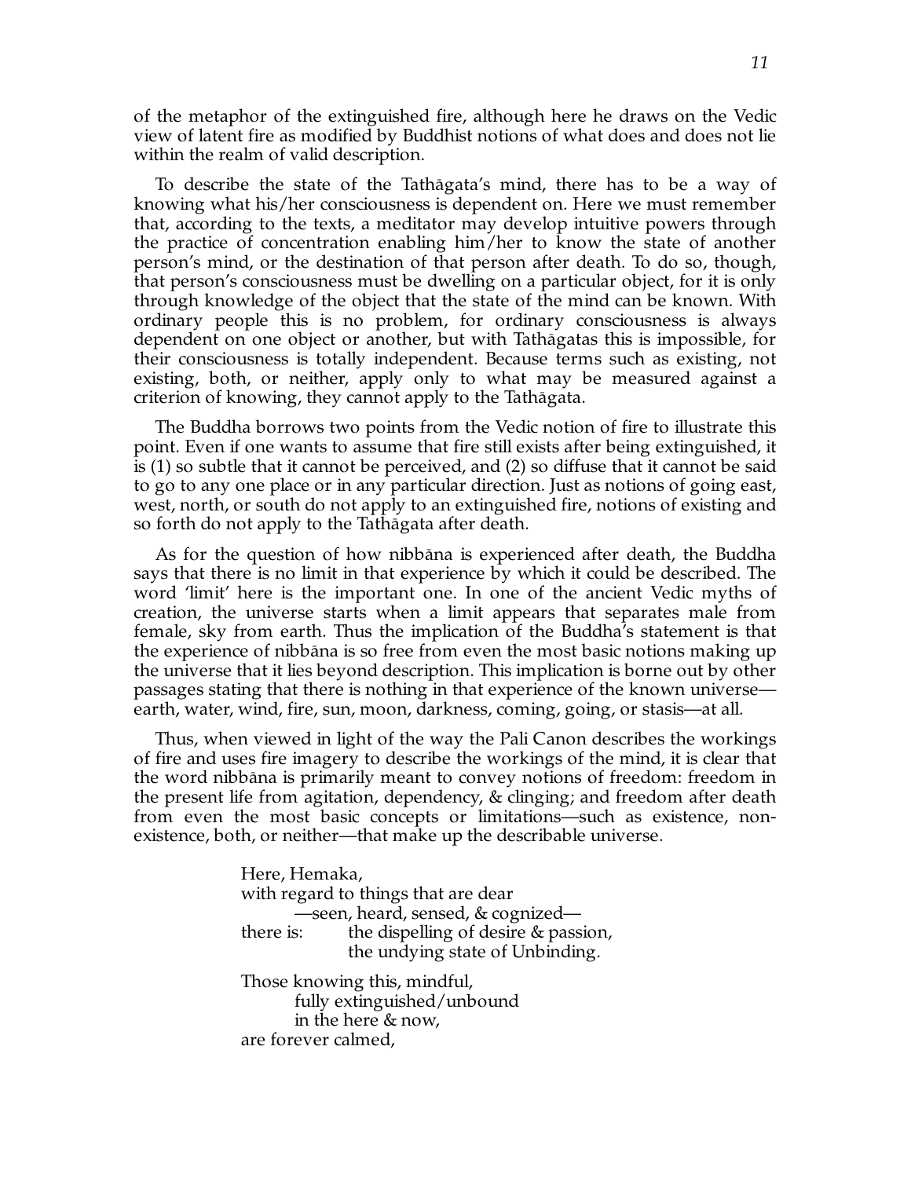of the metaphor of the extinguished fire, although here he draws on the Vedic view of latent fire as modified by Buddhist notions of what does and does not lie within the realm of valid description.

To describe the state of the Tathāgata's mind, there has to be a way of knowing what his/her consciousness is dependent on. Here we must remember that, according to the texts, a meditator may develop intuitive powers through the practice of concentration enabling him/her to know the state of another person's mind, or the destination of that person after death. To do so, though, that person's consciousness must be dwelling on a particular object, for it is only through knowledge of the object that the state of the mind can be known. With ordinary people this is no problem, for ordinary consciousness is always dependent on one object or another, but with Tathāgatas this is impossible, for their consciousness is totally independent. Because terms such as existing, not existing, both, or neither, apply only to what may be measured against a criterion of knowing, they cannot apply to the Tathāgata.

The Buddha borrows two points from the Vedic notion of fire to illustrate this point. Even if one wants to assume that fire still exists after being extinguished, it is (1) so subtle that it cannot be perceived, and (2) so diffuse that it cannot be said to go to any one place or in any particular direction. Just as notions of going east, west, north, or south do not apply to an extinguished fire, notions of existing and so forth do not apply to the Tathāgata after death.

As for the question of how nibbāna is experienced after death, the Buddha says that there is no limit in that experience by which it could be described. The word 'limit' here is the important one. In one of the ancient Vedic myths of creation, the universe starts when a limit appears that separates male from female, sky from earth. Thus the implication of the Buddha's statement is that the experience of nibbāna is so free from even the most basic notions making up the universe that it lies beyond description. This implication is borne out by other passages stating that there is nothing in that experience of the known universe—earth, water, wind, fire, sun, moon, darkness, coming, going, or stasis—at all.

Thus, when viewed in light of the way the Pali Canon describes the workings of fire and uses fire imagery to describe the workings of the mind, it is clear that the word nibbāna is primarily meant to convey notions of freedom: freedom in the present life from agitation, dependency, & clinging; and freedom after death from even the most basic concepts or limitations—such as existence, non-existence, both, or neither—that make up the describable universe.

> Here, Hemaka,
> with regard to things that are dear
> —seen, heard, sensed, & cognized—
> there is: the dispelling of desire & passion,
> the undying state of Unbinding.
>
> Those knowing this, mindful,
> fully extinguished/unbound
> in the here & now,
> are forever calmed,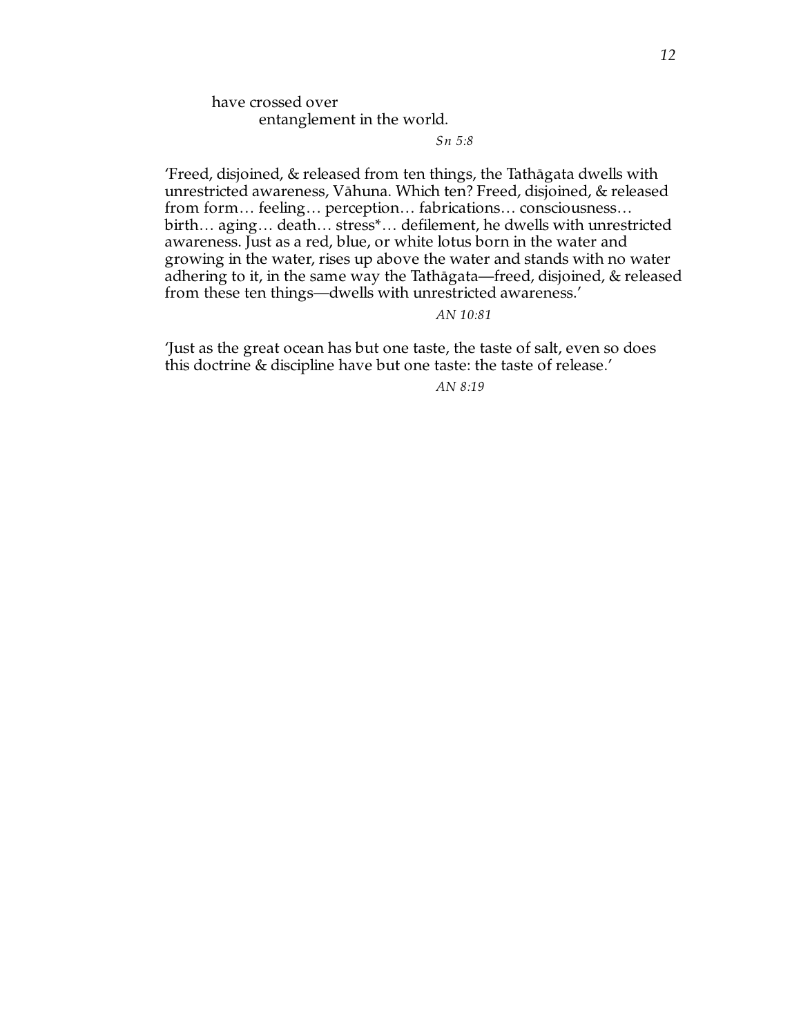have crossed over
entanglement in the world.

*Sn 5:8*

'Freed, disjoined, & released from ten things, the Tathāgata dwells with unrestricted awareness, Vāhuna. Which ten? Freed, disjoined, & released from form… feeling… perception… fabrications… consciousness… birth… aging… death… stress*… defilement, he dwells with unrestricted awareness. Just as a red, blue, or white lotus born in the water and growing in the water, rises up above the water and stands with no water adhering to it, in the same way the Tathāgata—freed, disjoined, & released from these ten things—dwells with unrestricted awareness.'

*AN 10:81*

'Just as the great ocean has but one taste, the taste of salt, even so does this doctrine & discipline have but one taste: the taste of release.'

*AN 8:19*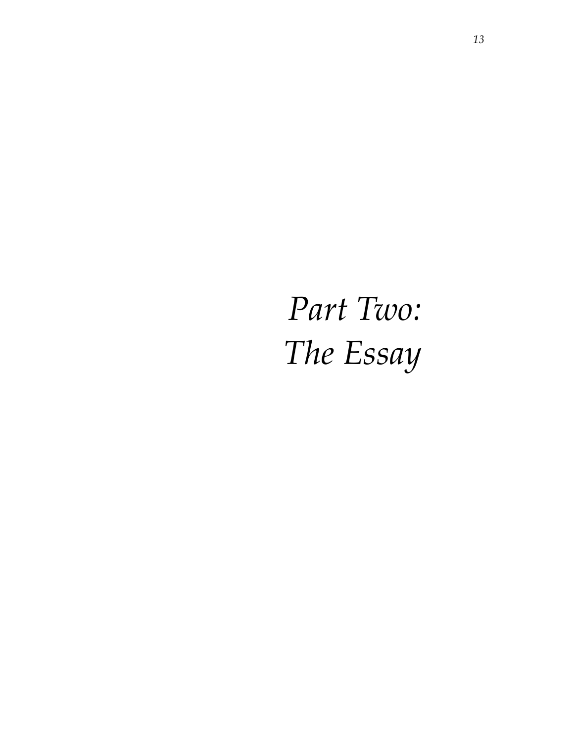# *Part Two: The Essay*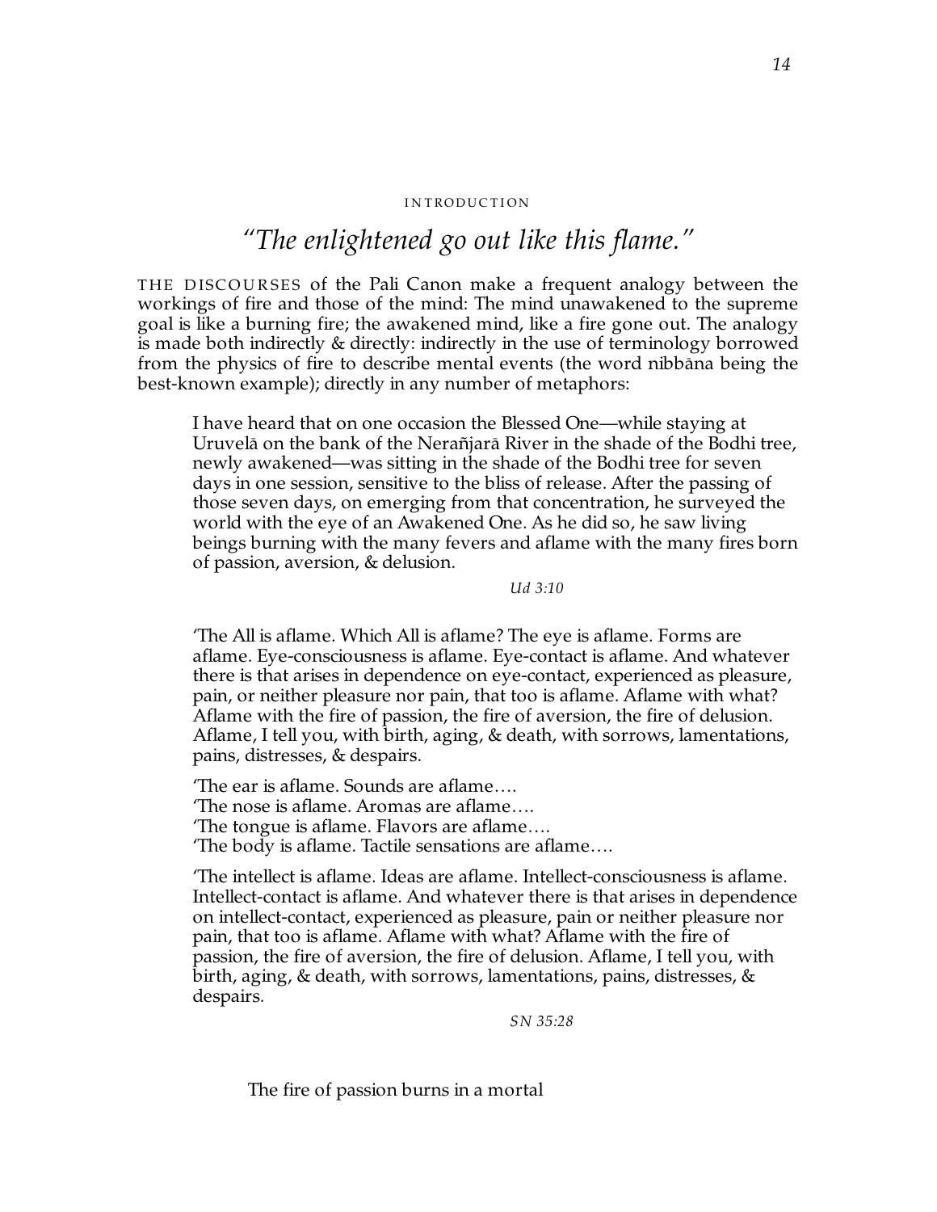INTRODUCTION

# *"The enlightened go out like this flame."*

THE DISCOURSES of the Pali Canon make a frequent analogy between the workings of fire and those of the mind: The mind unawakened to the supreme goal is like a burning fire; the awakened mind, like a fire gone out. The analogy is made both indirectly & directly: indirectly in the use of terminology borrowed from the physics of fire to describe mental events (the word nibbāna being the best-known example); directly in any number of metaphors:

> I have heard that on one occasion the Blessed One—while staying at Uruvelā on the bank of the Nerañjarā River in the shade of the Bodhi tree, newly awakened—was sitting in the shade of the Bodhi tree for seven days in one session, sensitive to the bliss of release. After the passing of those seven days, on emerging from that concentration, he surveyed the world with the eye of an Awakened One. As he did so, he saw living beings burning with the many fevers and aflame with the many fires born of passion, aversion, & delusion.
>
> *Ud 3:10*

> 'The All is aflame. Which All is aflame? The eye is aflame. Forms are aflame. Eye-consciousness is aflame. Eye-contact is aflame. And whatever there is that arises in dependence on eye-contact, experienced as pleasure, pain, or neither pleasure nor pain, that too is aflame. Aflame with what? Aflame with the fire of passion, the fire of aversion, the fire of delusion. Aflame, I tell you, with birth, aging, & death, with sorrows, lamentations, pains, distresses, & despairs.
>
> 'The ear is aflame. Sounds are aflame….
> 'The nose is aflame. Aromas are aflame….
> 'The tongue is aflame. Flavors are aflame….
> 'The body is aflame. Tactile sensations are aflame….
>
> 'The intellect is aflame. Ideas are aflame. Intellect-consciousness is aflame. Intellect-contact is aflame. And whatever there is that arises in dependence on intellect-contact, experienced as pleasure, pain or neither pleasure nor pain, that too is aflame. Aflame with what? Aflame with the fire of passion, the fire of aversion, the fire of delusion. Aflame, I tell you, with birth, aging, & death, with sorrows, lamentations, pains, distresses, & despairs.
>
> *SN 35:28*

> The fire of passion burns in a mortal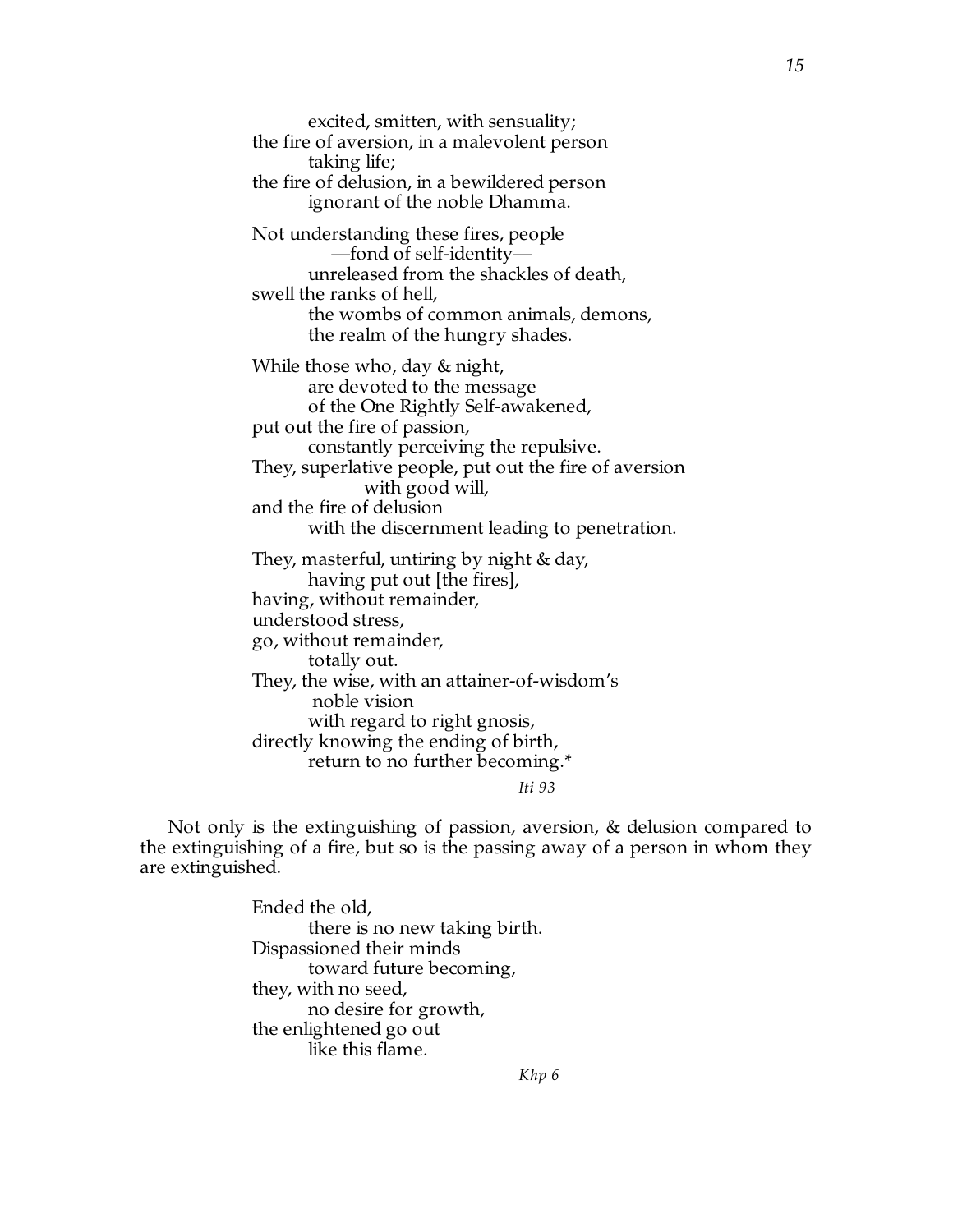excited, smitten, with sensuality;
the fire of aversion, in a malevolent person
taking life;
the fire of delusion, in a bewildered person
ignorant of the noble Dhamma.

Not understanding these fires, people
—fond of self-identity—
unreleased from the shackles of death,
swell the ranks of hell,
the wombs of common animals, demons,
the realm of the hungry shades.

While those who, day & night,
are devoted to the message
of the One Rightly Self-awakened,
put out the fire of passion,
constantly perceiving the repulsive.
They, superlative people, put out the fire of aversion
with good will,
and the fire of delusion
with the discernment leading to penetration.

They, masterful, untiring by night & day,
having put out [the fires],
having, without remainder,
understood stress,
go, without remainder,
totally out.
They, the wise, with an attainer-of-wisdom's
noble vision
with regard to right gnosis,
directly knowing the ending of birth,
return to no further becoming.*

*Iti 93*

Not only is the extinguishing of passion, aversion, & delusion compared to the extinguishing of a fire, but so is the passing away of a person in whom they are extinguished.

Ended the old,
there is no new taking birth.
Dispassioned their minds
toward future becoming,
they, with no seed,
no desire for growth,
the enlightened go out
like this flame.

*Khp 6*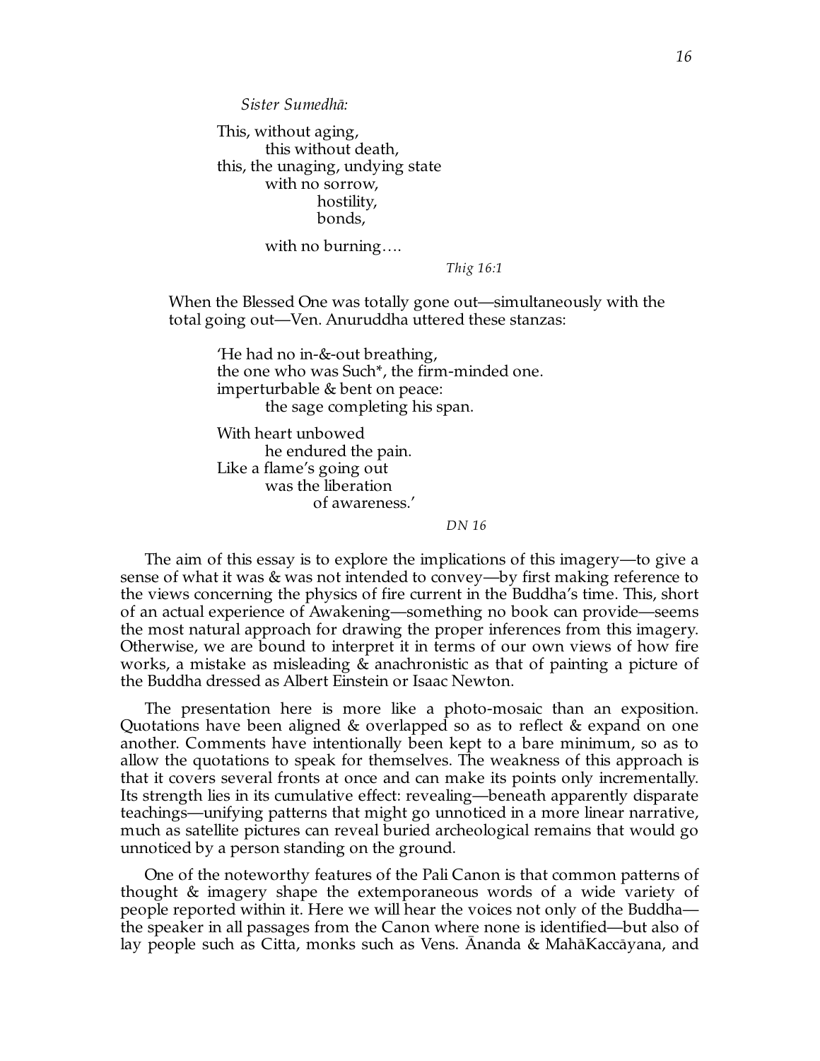*Sister Sumedhā:*

This, without aging,
    this without death,
this, the unaging, undying state
    with no sorrow,
        hostility,
        bonds,

    with no burning….

*Thig 16:1*

When the Blessed One was totally gone out—simultaneously with the total going out—Ven. Anuruddha uttered these stanzas:

'He had no in-&-out breathing,
the one who was Such*, the firm-minded one.
imperturbable & bent on peace:
    the sage completing his span.

With heart unbowed
    he endured the pain.
Like a flame's going out
    was the liberation
        of awareness.'

*DN 16*

The aim of this essay is to explore the implications of this imagery—to give a sense of what it was & was not intended to convey—by first making reference to the views concerning the physics of fire current in the Buddha's time. This, short of an actual experience of Awakening—something no book can provide—seems the most natural approach for drawing the proper inferences from this imagery. Otherwise, we are bound to interpret it in terms of our own views of how fire works, a mistake as misleading & anachronistic as that of painting a picture of the Buddha dressed as Albert Einstein or Isaac Newton.

The presentation here is more like a photo-mosaic than an exposition. Quotations have been aligned & overlapped so as to reflect & expand on one another. Comments have intentionally been kept to a bare minimum, so as to allow the quotations to speak for themselves. The weakness of this approach is that it covers several fronts at once and can make its points only incrementally. Its strength lies in its cumulative effect: revealing—beneath apparently disparate teachings—unifying patterns that might go unnoticed in a more linear narrative, much as satellite pictures can reveal buried archeological remains that would go unnoticed by a person standing on the ground.

One of the noteworthy features of the Pali Canon is that common patterns of thought & imagery shape the extemporaneous words of a wide variety of people reported within it. Here we will hear the voices not only of the Buddha—the speaker in all passages from the Canon where none is identified—but also of lay people such as Citta, monks such as Vens. Ānanda & MahāKaccāyana, and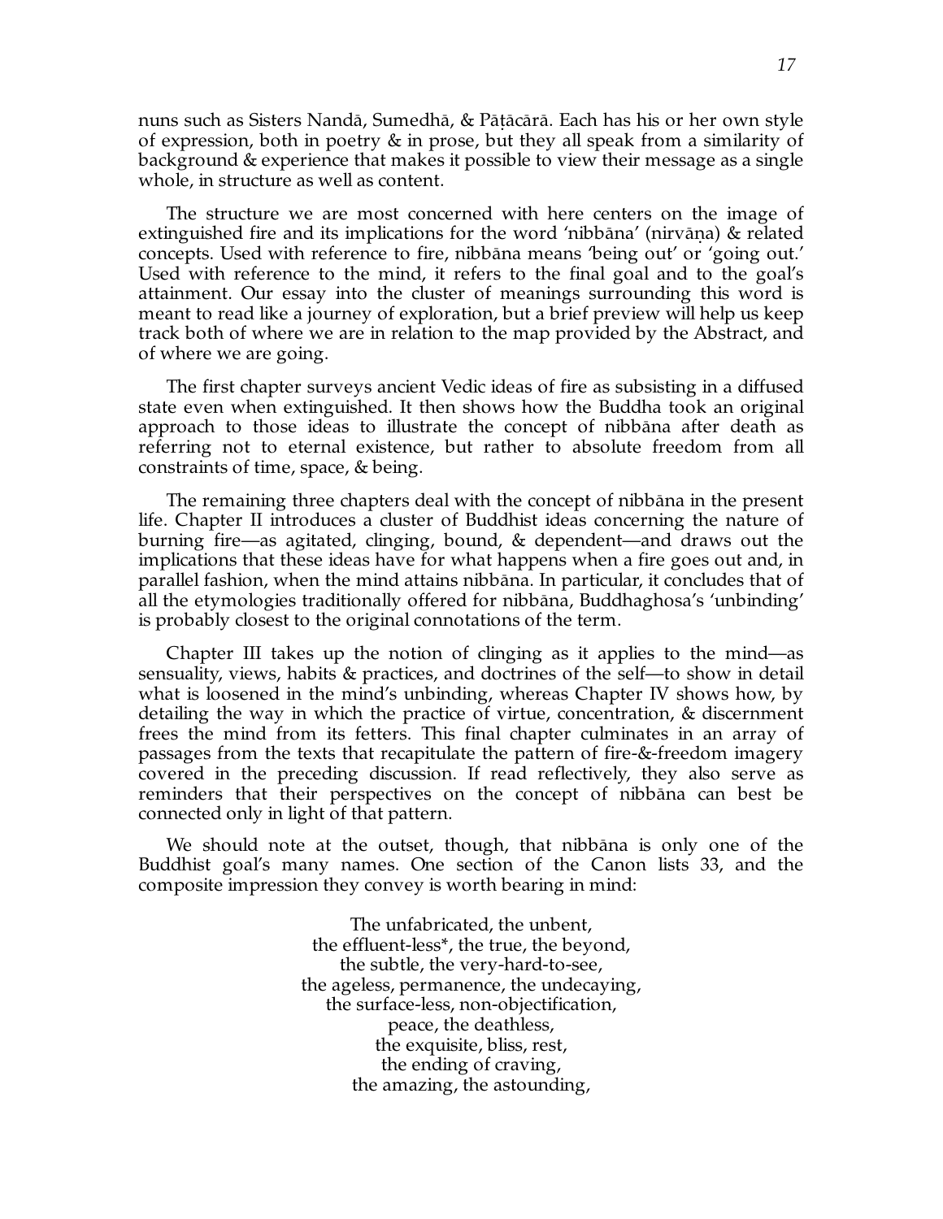nuns such as Sisters Nandā, Sumedhā, & Pāṭācārā. Each has his or her own style of expression, both in poetry & in prose, but they all speak from a similarity of background & experience that makes it possible to view their message as a single whole, in structure as well as content.

The structure we are most concerned with here centers on the image of extinguished fire and its implications for the word 'nibbāna' (nirvāṇa) & related concepts. Used with reference to fire, nibbāna means 'being out' or 'going out.' Used with reference to the mind, it refers to the final goal and to the goal's attainment. Our essay into the cluster of meanings surrounding this word is meant to read like a journey of exploration, but a brief preview will help us keep track both of where we are in relation to the map provided by the Abstract, and of where we are going.

The first chapter surveys ancient Vedic ideas of fire as subsisting in a diffused state even when extinguished. It then shows how the Buddha took an original approach to those ideas to illustrate the concept of nibbāna after death as referring not to eternal existence, but rather to absolute freedom from all constraints of time, space, & being.

The remaining three chapters deal with the concept of nibbāna in the present life. Chapter II introduces a cluster of Buddhist ideas concerning the nature of burning fire—as agitated, clinging, bound, & dependent—and draws out the implications that these ideas have for what happens when a fire goes out and, in parallel fashion, when the mind attains nibbāna. In particular, it concludes that of all the etymologies traditionally offered for nibbāna, Buddhaghosa's 'unbinding' is probably closest to the original connotations of the term.

Chapter III takes up the notion of clinging as it applies to the mind—as sensuality, views, habits & practices, and doctrines of the self—to show in detail what is loosened in the mind's unbinding, whereas Chapter IV shows how, by detailing the way in which the practice of virtue, concentration, & discernment frees the mind from its fetters. This final chapter culminates in an array of passages from the texts that recapitulate the pattern of fire-&-freedom imagery covered in the preceding discussion. If read reflectively, they also serve as reminders that their perspectives on the concept of nibbāna can best be connected only in light of that pattern.

We should note at the outset, though, that nibbāna is only one of the Buddhist goal's many names. One section of the Canon lists 33, and the composite impression they convey is worth bearing in mind:

The unfabricated, the unbent,  
the effluent-less*, the true, the beyond,  
the subtle, the very-hard-to-see,  
the ageless, permanence, the undecaying,  
the surface-less, non-objectification,  
peace, the deathless,  
the exquisite, bliss, rest,  
the ending of craving,  
the amazing, the astounding,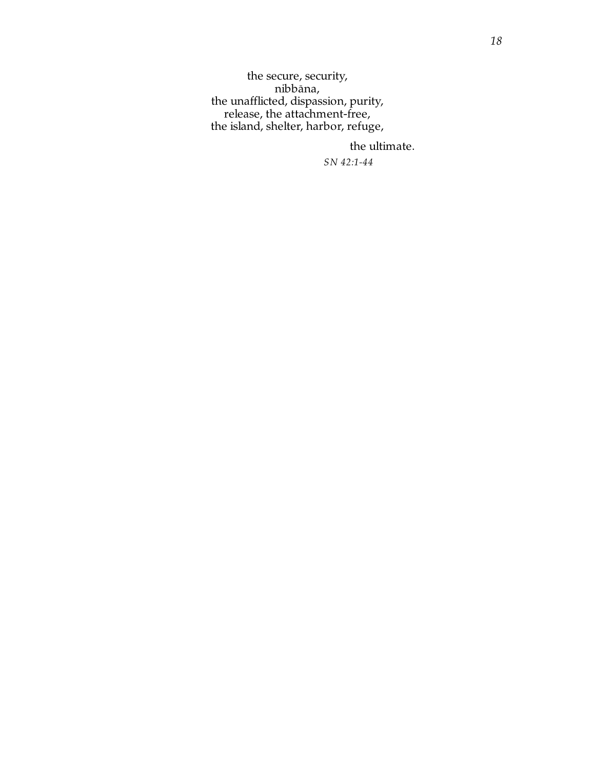the secure, security,
nibbāna,
the unafflicted, dispassion, purity,
release, the attachment-free,
the island, shelter, harbor, refuge,

the ultimate.

*SN 42:1-44*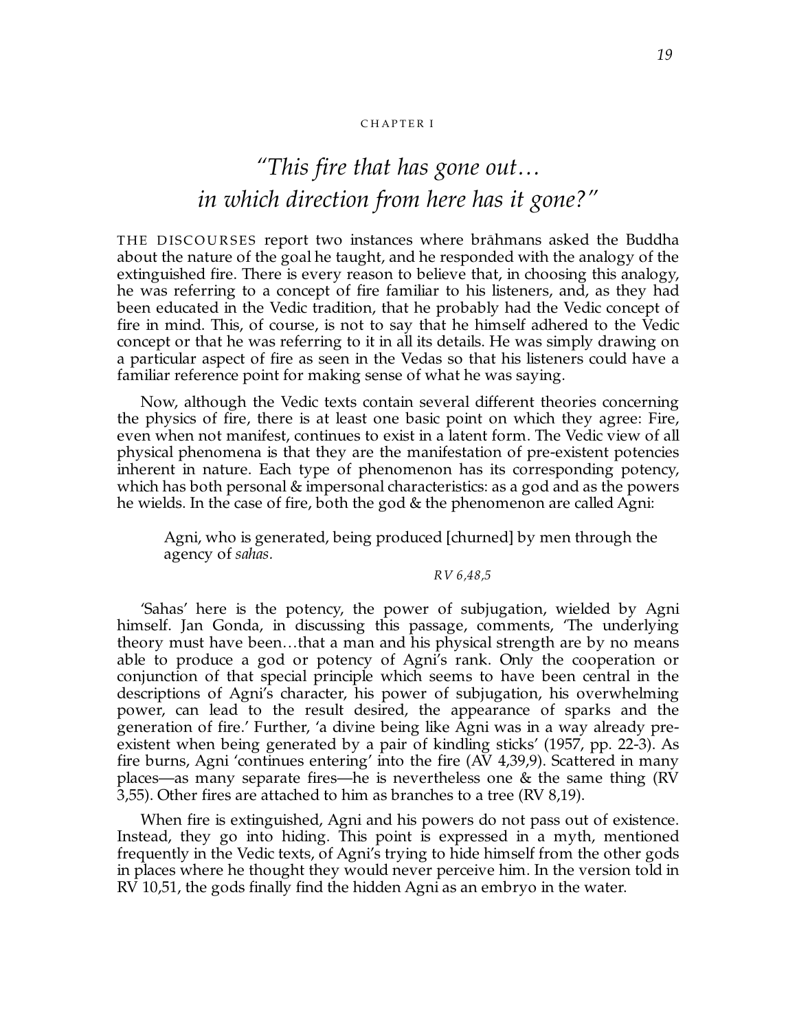CHAPTER I

# *"This fire that has gone out… in which direction from here has it gone?"*

THE DISCOURSES report two instances where brāhmans asked the Buddha about the nature of the goal he taught, and he responded with the analogy of the extinguished fire. There is every reason to believe that, in choosing this analogy, he was referring to a concept of fire familiar to his listeners, and, as they had been educated in the Vedic tradition, that he probably had the Vedic concept of fire in mind. This, of course, is not to say that he himself adhered to the Vedic concept or that he was referring to it in all its details. He was simply drawing on a particular aspect of fire as seen in the Vedas so that his listeners could have a familiar reference point for making sense of what he was saying.

Now, although the Vedic texts contain several different theories concerning the physics of fire, there is at least one basic point on which they agree: Fire, even when not manifest, continues to exist in a latent form. The Vedic view of all physical phenomena is that they are the manifestation of pre-existent potencies inherent in nature. Each type of phenomenon has its corresponding potency, which has both personal & impersonal characteristics: as a god and as the powers he wields. In the case of fire, both the god & the phenomenon are called Agni:

> Agni, who is generated, being produced [churned] by men through the agency of *sahas*.
>
> *RV 6,48,5*

'Sahas' here is the potency, the power of subjugation, wielded by Agni himself. Jan Gonda, in discussing this passage, comments, 'The underlying theory must have been…that a man and his physical strength are by no means able to produce a god or potency of Agni's rank. Only the cooperation or conjunction of that special principle which seems to have been central in the descriptions of Agni's character, his power of subjugation, his overwhelming power, can lead to the result desired, the appearance of sparks and the generation of fire.' Further, 'a divine being like Agni was in a way already pre-existent when being generated by a pair of kindling sticks' (1957, pp. 22-3). As fire burns, Agni 'continues entering' into the fire (AV 4,39,9). Scattered in many places—as many separate fires—he is nevertheless one & the same thing (RV 3,55). Other fires are attached to him as branches to a tree (RV 8,19).

When fire is extinguished, Agni and his powers do not pass out of existence. Instead, they go into hiding. This point is expressed in a myth, mentioned frequently in the Vedic texts, of Agni's trying to hide himself from the other gods in places where he thought they would never perceive him. In the version told in RV 10,51, the gods finally find the hidden Agni as an embryo in the water.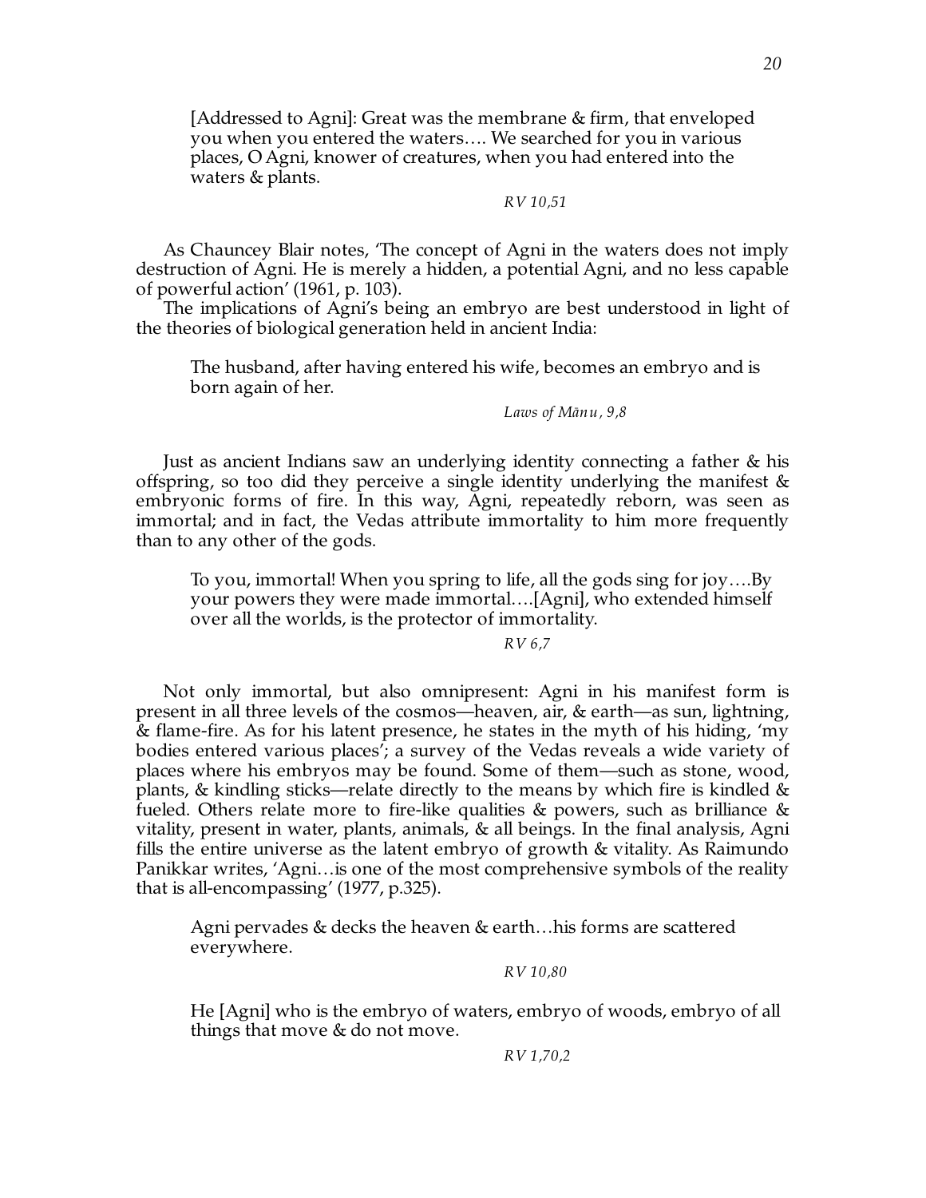> [Addressed to Agni]: Great was the membrane & firm, that enveloped you when you entered the waters…. We searched for you in various places, O Agni, knower of creatures, when you had entered into the waters & plants.
>
> *RV 10,51*

As Chauncey Blair notes, 'The concept of Agni in the waters does not imply destruction of Agni. He is merely a hidden, a potential Agni, and no less capable of powerful action' (1961, p. 103).

The implications of Agni's being an embryo are best understood in light of the theories of biological generation held in ancient India:

> The husband, after having entered his wife, becomes an embryo and is born again of her.
>
> *Laws of Mānu, 9,8*

Just as ancient Indians saw an underlying identity connecting a father & his offspring, so too did they perceive a single identity underlying the manifest & embryonic forms of fire. In this way, Agni, repeatedly reborn, was seen as immortal; and in fact, the Vedas attribute immortality to him more frequently than to any other of the gods.

> To you, immortal! When you spring to life, all the gods sing for joy….By your powers they were made immortal….[Agni], who extended himself over all the worlds, is the protector of immortality.
>
> *RV 6,7*

Not only immortal, but also omnipresent: Agni in his manifest form is present in all three levels of the cosmos—heaven, air, & earth—as sun, lightning, & flame-fire. As for his latent presence, he states in the myth of his hiding, 'my bodies entered various places'; a survey of the Vedas reveals a wide variety of places where his embryos may be found. Some of them—such as stone, wood, plants, & kindling sticks—relate directly to the means by which fire is kindled & fueled. Others relate more to fire-like qualities & powers, such as brilliance & vitality, present in water, plants, animals, & all beings. In the final analysis, Agni fills the entire universe as the latent embryo of growth & vitality. As Raimundo Panikkar writes, 'Agni…is one of the most comprehensive symbols of the reality that is all-encompassing' (1977, p.325).

> Agni pervades & decks the heaven & earth…his forms are scattered everywhere.
>
> *RV 10,80*

> He [Agni] who is the embryo of waters, embryo of woods, embryo of all things that move & do not move.
>
> *RV 1,70,2*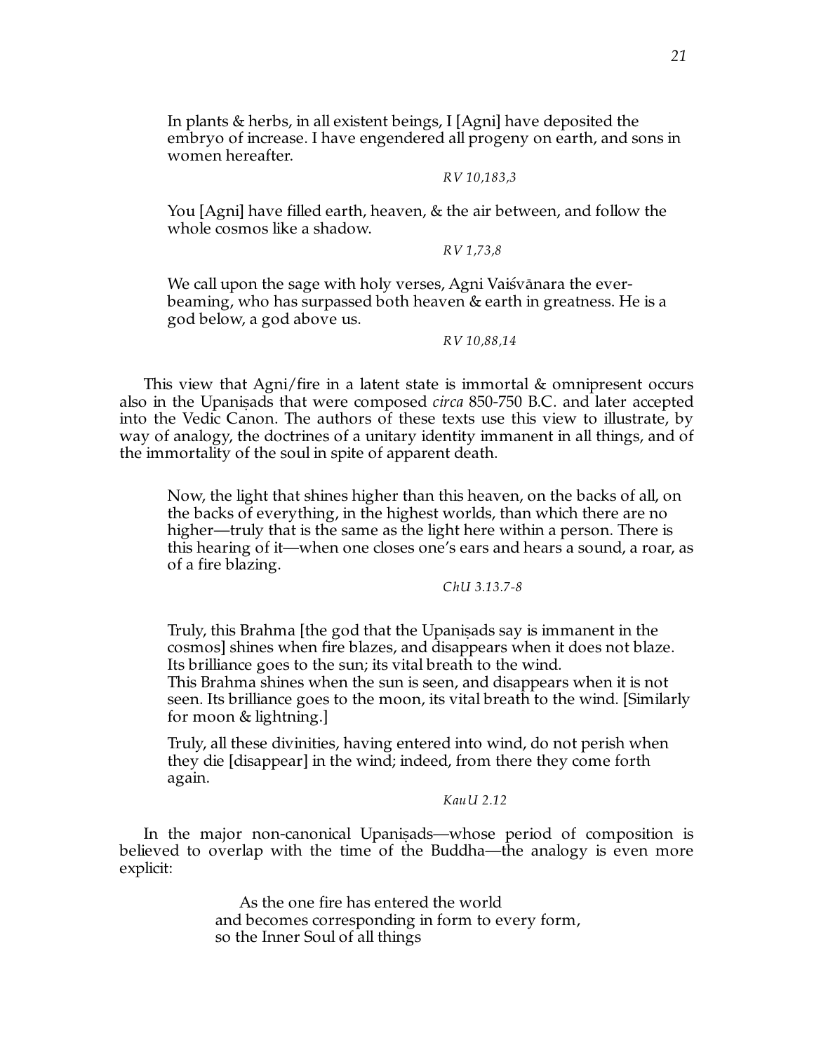> In plants & herbs, in all existent beings, I [Agni] have deposited the embryo of increase. I have engendered all progeny on earth, and sons in women hereafter.
>
> *RV 10,183,3*

> You [Agni] have filled earth, heaven, & the air between, and follow the whole cosmos like a shadow.
>
> *RV 1,73,8*

> We call upon the sage with holy verses, Agni Vaiśvānara the ever-beaming, who has surpassed both heaven & earth in greatness. He is a god below, a god above us.
>
> *RV 10,88,14*

This view that Agni/fire in a latent state is immortal & omnipresent occurs also in the Upaniṣads that were composed *circa* 850-750 B.C. and later accepted into the Vedic Canon. The authors of these texts use this view to illustrate, by way of analogy, the doctrines of a unitary identity immanent in all things, and of the immortality of the soul in spite of apparent death.

> Now, the light that shines higher than this heaven, on the backs of all, on the backs of everything, in the highest worlds, than which there are no higher—truly that is the same as the light here within a person. There is this hearing of it—when one closes one's ears and hears a sound, a roar, as of a fire blazing.
>
> *ChU 3.13.7-8*

> Truly, this Brahma [the god that the Upaniṣads say is immanent in the cosmos] shines when fire blazes, and disappears when it does not blaze. Its brilliance goes to the sun; its vital breath to the wind.
> This Brahma shines when the sun is seen, and disappears when it is not seen. Its brilliance goes to the moon, its vital breath to the wind. [Similarly for moon & lightning.]
>
> Truly, all these divinities, having entered into wind, do not perish when they die [disappear] in the wind; indeed, from there they come forth again.
>
> *KauU 2.12*

In the major non-canonical Upaniṣads—whose period of composition is believed to overlap with the time of the Buddha—the analogy is even more explicit:

> As the one fire has entered the world
> and becomes corresponding in form to every form,
> so the Inner Soul of all things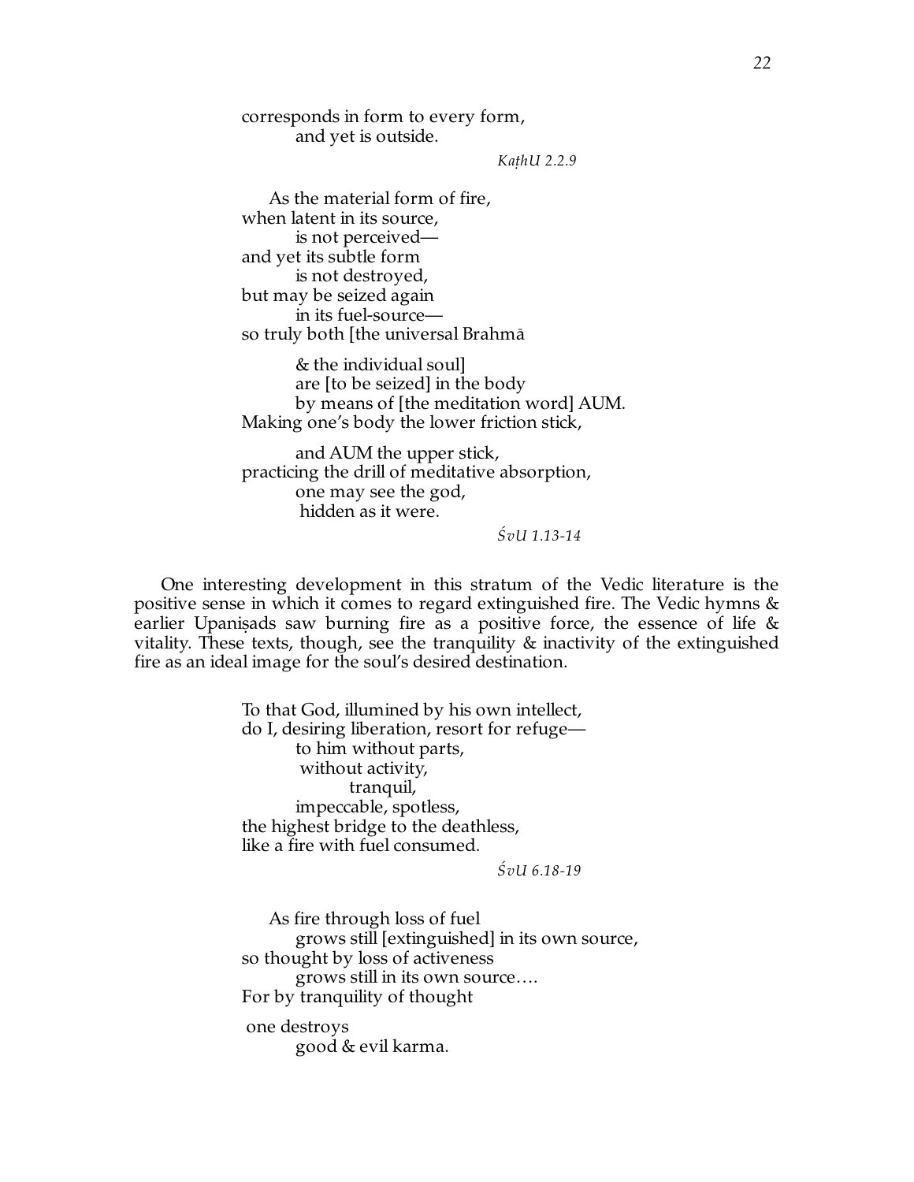corresponds in form to every form,
and yet is outside.

*KaṭhU 2.2.9*

As the material form of fire,
when latent in its source,
is not perceived—
and yet its subtle form
is not destroyed,
but may be seized again
in its fuel-source—
so truly both [the universal Brahmā

& the individual soul]
are [to be seized] in the body
by means of [the meditation word] AUM.
Making one's body the lower friction stick,

and AUM the upper stick,
practicing the drill of meditative absorption,
one may see the god,
hidden as it were.

*ŚvU 1.13-14*

One interesting development in this stratum of the Vedic literature is the positive sense in which it comes to regard extinguished fire. The Vedic hymns & earlier Upaniṣads saw burning fire as a positive force, the essence of life & vitality. These texts, though, see the tranquility & inactivity of the extinguished fire as an ideal image for the soul's desired destination.

To that God, illumined by his own intellect,
do I, desiring liberation, resort for refuge—
to him without parts,
without activity,
tranquil,
impeccable, spotless,
the highest bridge to the deathless,
like a fire with fuel consumed.

*ŚvU 6.18-19*

As fire through loss of fuel
grows still [extinguished] in its own source,
so thought by loss of activeness
grows still in its own source….
For by tranquility of thought

one destroys
good & evil karma.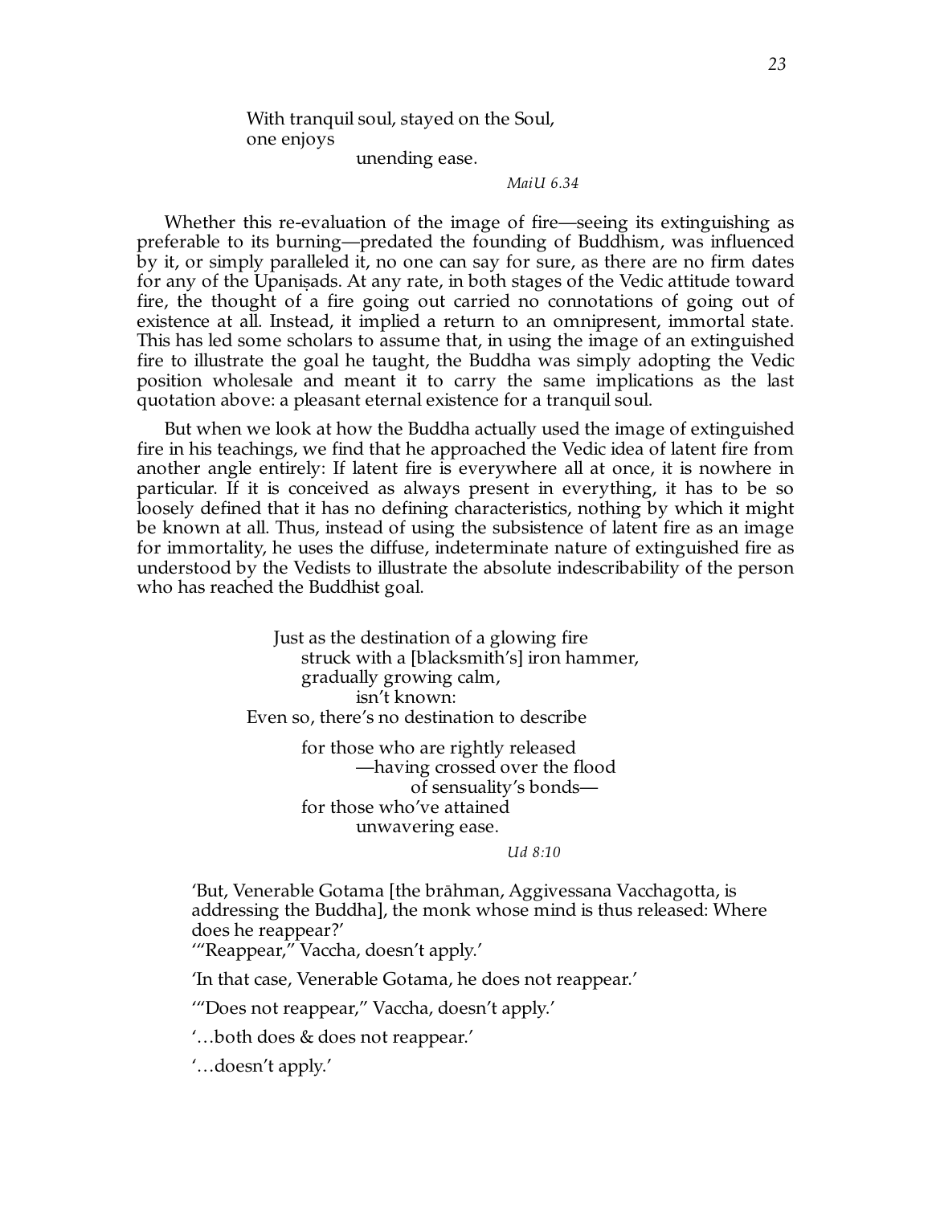With tranquil soul, stayed on the Soul,  
one enjoys  
unending ease.

*MaiU 6.34*

Whether this re-evaluation of the image of fire—seeing its extinguishing as preferable to its burning—predated the founding of Buddhism, was influenced by it, or simply paralleled it, no one can say for sure, as there are no firm dates for any of the Upaniṣads. At any rate, in both stages of the Vedic attitude toward fire, the thought of a fire going out carried no connotations of going out of existence at all. Instead, it implied a return to an omnipresent, immortal state. This has led some scholars to assume that, in using the image of an extinguished fire to illustrate the goal he taught, the Buddha was simply adopting the Vedic position wholesale and meant it to carry the same implications as the last quotation above: a pleasant eternal existence for a tranquil soul.

But when we look at how the Buddha actually used the image of extinguished fire in his teachings, we find that he approached the Vedic idea of latent fire from another angle entirely: If latent fire is everywhere all at once, it is nowhere in particular. If it is conceived as always present in everything, it has to be so loosely defined that it has no defining characteristics, nothing by which it might be known at all. Thus, instead of using the subsistence of latent fire as an image for immortality, he uses the diffuse, indeterminate nature of extinguished fire as understood by the Vedists to illustrate the absolute indescribability of the person who has reached the Buddhist goal.

Just as the destination of a glowing fire  
struck with a [blacksmith's] iron hammer,  
gradually growing calm,  
isn't known:  
Even so, there's no destination to describe

for those who are rightly released  
—having crossed over the flood  
of sensuality's bonds—  
for those who've attained  
unwavering ease.

*Ud 8:10*

'But, Venerable Gotama [the brāhman, Aggivessana Vacchagotta, is addressing the Buddha], the monk whose mind is thus released: Where does he reappear?'

'"Reappear," Vaccha, doesn't apply.'

'In that case, Venerable Gotama, he does not reappear.'

'"Does not reappear," Vaccha, doesn't apply.'

'…both does & does not reappear.'

'…doesn't apply.'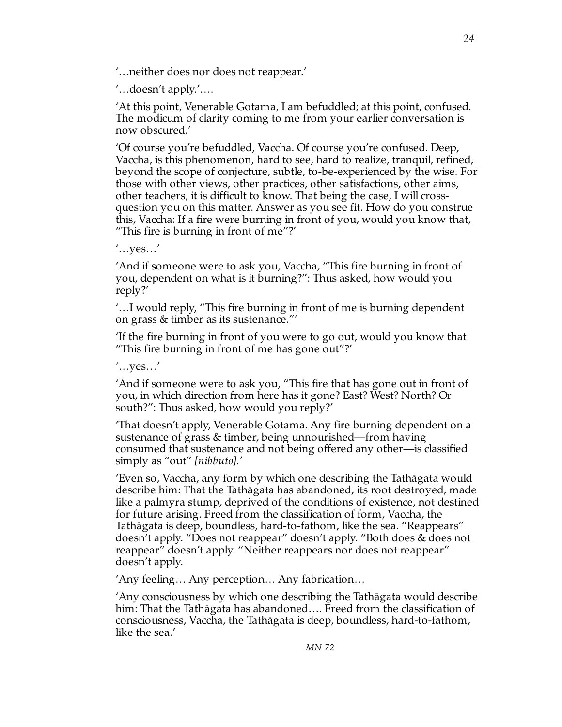'…neither does nor does not reappear.'

'…doesn't apply.'….

'At this point, Venerable Gotama, I am befuddled; at this point, confused. The modicum of clarity coming to me from your earlier conversation is now obscured.'

'Of course you're befuddled, Vaccha. Of course you're confused. Deep, Vaccha, is this phenomenon, hard to see, hard to realize, tranquil, refined, beyond the scope of conjecture, subtle, to-be-experienced by the wise. For those with other views, other practices, other satisfactions, other aims, other teachers, it is difficult to know. That being the case, I will cross-question you on this matter. Answer as you see fit. How do you construe this, Vaccha: If a fire were burning in front of you, would you know that, "This fire is burning in front of me"?'

'…yes…'

'And if someone were to ask you, Vaccha, "This fire burning in front of you, dependent on what is it burning?": Thus asked, how would you reply?'

'…I would reply, "This fire burning in front of me is burning dependent on grass & timber as its sustenance."'

'If the fire burning in front of you were to go out, would you know that "This fire burning in front of me has gone out"?'

'…yes…'

'And if someone were to ask you, "This fire that has gone out in front of you, in which direction from here has it gone? East? West? North? Or south?": Thus asked, how would you reply?'

'That doesn't apply, Venerable Gotama. Any fire burning dependent on a sustenance of grass & timber, being unnourished—from having consumed that sustenance and not being offered any other—is classified simply as "out" *[nibbuto].'*

'Even so, Vaccha, any form by which one describing the Tathāgata would describe him: That the Tathāgata has abandoned, its root destroyed, made like a palmyra stump, deprived of the conditions of existence, not destined for future arising. Freed from the classification of form, Vaccha, the Tathāgata is deep, boundless, hard-to-fathom, like the sea. "Reappears" doesn't apply. "Does not reappear" doesn't apply. "Both does & does not reappear" doesn't apply. "Neither reappears nor does not reappear" doesn't apply.

'Any feeling… Any perception… Any fabrication…

'Any consciousness by which one describing the Tathāgata would describe him: That the Tathāgata has abandoned…. Freed from the classification of consciousness, Vaccha, the Tathāgata is deep, boundless, hard-to-fathom, like the sea.'

*MN 72*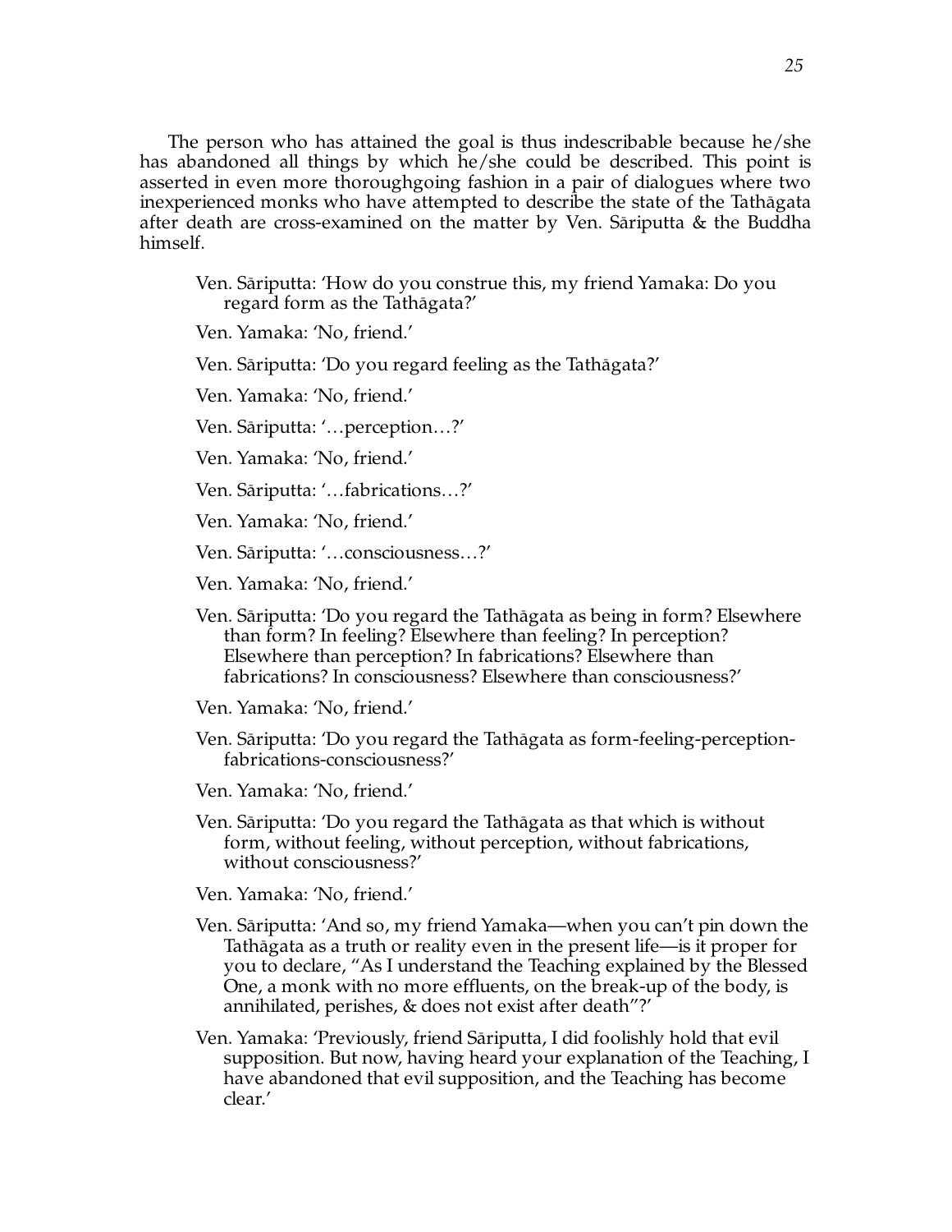The person who has attained the goal is thus indescribable because he/she has abandoned all things by which he/she could be described. This point is asserted in even more thoroughgoing fashion in a pair of dialogues where two inexperienced monks who have attempted to describe the state of the Tathāgata after death are cross-examined on the matter by Ven. Sāriputta & the Buddha himself.

> Ven. Sāriputta: 'How do you construe this, my friend Yamaka: Do you regard form as the Tathāgata?'
>
> Ven. Yamaka: 'No, friend.'
>
> Ven. Sāriputta: 'Do you regard feeling as the Tathāgata?'
>
> Ven. Yamaka: 'No, friend.'
>
> Ven. Sāriputta: '…perception…?'
>
> Ven. Yamaka: 'No, friend.'
>
> Ven. Sāriputta: '…fabrications…?'
>
> Ven. Yamaka: 'No, friend.'
>
> Ven. Sāriputta: '…consciousness…?'
>
> Ven. Yamaka: 'No, friend.'
>
> Ven. Sāriputta: 'Do you regard the Tathāgata as being in form? Elsewhere than form? In feeling? Elsewhere than feeling? In perception? Elsewhere than perception? In fabrications? Elsewhere than fabrications? In consciousness? Elsewhere than consciousness?'
>
> Ven. Yamaka: 'No, friend.'
>
> Ven. Sāriputta: 'Do you regard the Tathāgata as form-feeling-perception-fabrications-consciousness?'
>
> Ven. Yamaka: 'No, friend.'
>
> Ven. Sāriputta: 'Do you regard the Tathāgata as that which is without form, without feeling, without perception, without fabrications, without consciousness?'
>
> Ven. Yamaka: 'No, friend.'
>
> Ven. Sāriputta: 'And so, my friend Yamaka—when you can't pin down the Tathāgata as a truth or reality even in the present life—is it proper for you to declare, "As I understand the Teaching explained by the Blessed One, a monk with no more effluents, on the break-up of the body, is annihilated, perishes, & does not exist after death"?'
>
> Ven. Yamaka: 'Previously, friend Sāriputta, I did foolishly hold that evil supposition. But now, having heard your explanation of the Teaching, I have abandoned that evil supposition, and the Teaching has become clear.'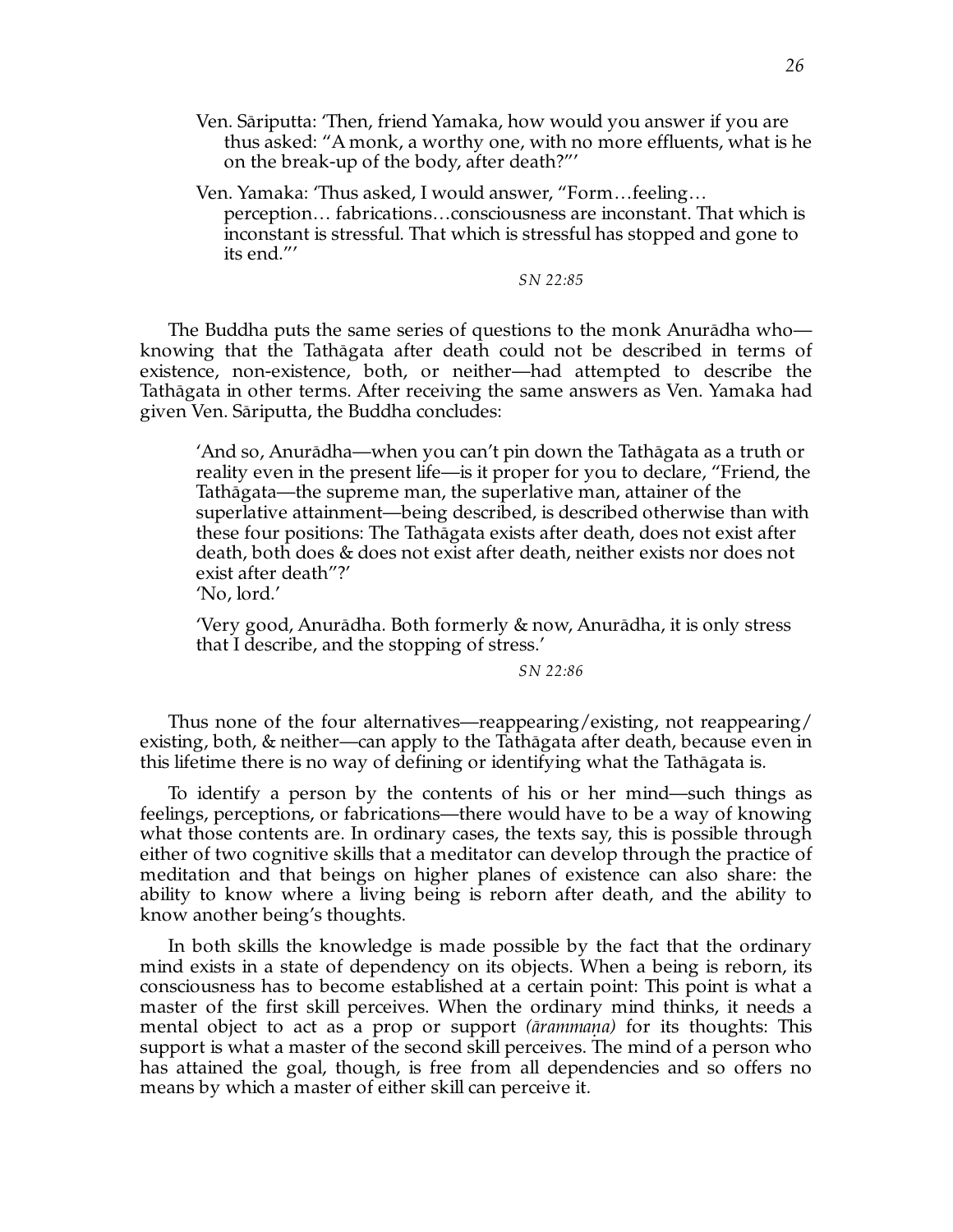Ven. Sāriputta: 'Then, friend Yamaka, how would you answer if you are thus asked: "A monk, a worthy one, with no more effluents, what is he on the break-up of the body, after death?"'

Ven. Yamaka: 'Thus asked, I would answer, "Form…feeling… perception… fabrications…consciousness are inconstant. That which is inconstant is stressful. That which is stressful has stopped and gone to its end."'

*SN 22:85*

The Buddha puts the same series of questions to the monk Anurādha who—knowing that the Tathāgata after death could not be described in terms of existence, non-existence, both, or neither—had attempted to describe the Tathāgata in other terms. After receiving the same answers as Ven. Yamaka had given Ven. Sāriputta, the Buddha concludes:

> 'And so, Anurādha—when you can't pin down the Tathāgata as a truth or reality even in the present life—is it proper for you to declare, "Friend, the Tathāgata—the supreme man, the superlative man, attainer of the superlative attainment—being described, is described otherwise than with these four positions: The Tathāgata exists after death, does not exist after death, both does & does not exist after death, neither exists nor does not exist after death"?'
> 'No, lord.'
>
> 'Very good, Anurādha. Both formerly & now, Anurādha, it is only stress that I describe, and the stopping of stress.'

*SN 22:86*

Thus none of the four alternatives—reappearing/existing, not reappearing/existing, both, & neither—can apply to the Tathāgata after death, because even in this lifetime there is no way of defining or identifying what the Tathāgata is.

To identify a person by the contents of his or her mind—such things as feelings, perceptions, or fabrications—there would have to be a way of knowing what those contents are. In ordinary cases, the texts say, this is possible through either of two cognitive skills that a meditator can develop through the practice of meditation and that beings on higher planes of existence can also share: the ability to know where a living being is reborn after death, and the ability to know another being's thoughts.

In both skills the knowledge is made possible by the fact that the ordinary mind exists in a state of dependency on its objects. When a being is reborn, its consciousness has to become established at a certain point: This point is what a master of the first skill perceives. When the ordinary mind thinks, it needs a mental object to act as a prop or support *(ārammaṇa)* for its thoughts: This support is what a master of the second skill perceives. The mind of a person who has attained the goal, though, is free from all dependencies and so offers no means by which a master of either skill can perceive it.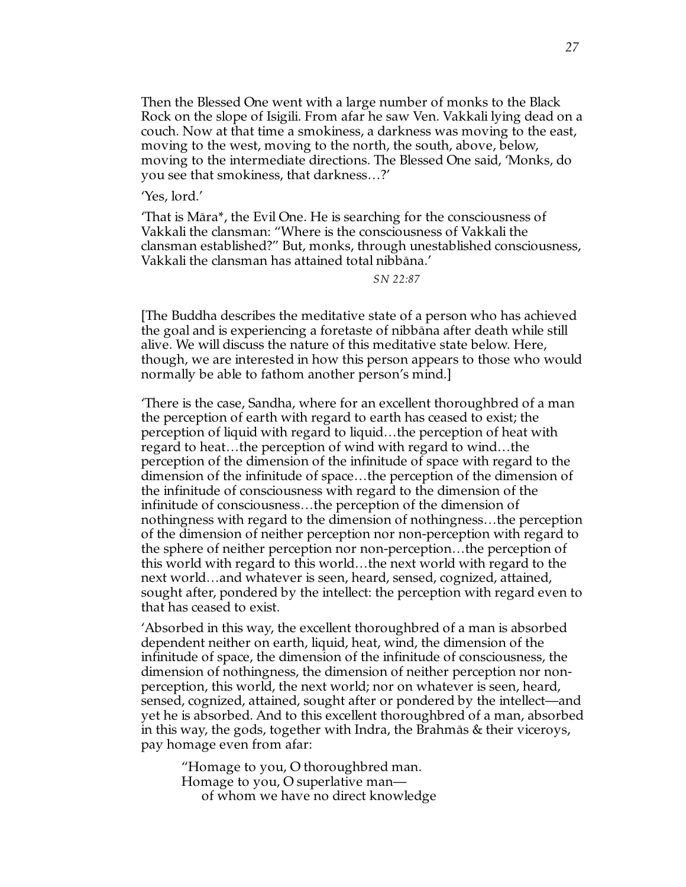Then the Blessed One went with a large number of monks to the Black Rock on the slope of Isigili. From afar he saw Ven. Vakkali lying dead on a couch. Now at that time a smokiness, a darkness was moving to the east, moving to the west, moving to the north, the south, above, below, moving to the intermediate directions. The Blessed One said, 'Monks, do you see that smokiness, that darkness…?'

'Yes, lord.'

'That is Māra*, the Evil One. He is searching for the consciousness of Vakkali the clansman: "Where is the consciousness of Vakkali the clansman established?" But, monks, through unestablished consciousness, Vakkali the clansman has attained total nibbāna.'

*SN 22:87*

[The Buddha describes the meditative state of a person who has achieved the goal and is experiencing a foretaste of nibbāna after death while still alive. We will discuss the nature of this meditative state below. Here, though, we are interested in how this person appears to those who would normally be able to fathom another person's mind.]

'There is the case, Sandha, where for an excellent thoroughbred of a man the perception of earth with regard to earth has ceased to exist; the perception of liquid with regard to liquid…the perception of heat with regard to heat…the perception of wind with regard to wind…the perception of the dimension of the infinitude of space with regard to the dimension of the infinitude of space…the perception of the dimension of the infinitude of consciousness with regard to the dimension of the infinitude of consciousness…the perception of the dimension of nothingness with regard to the dimension of nothingness…the perception of the dimension of neither perception nor non-perception with regard to the sphere of neither perception nor non-perception…the perception of this world with regard to this world…the next world with regard to the next world…and whatever is seen, heard, sensed, cognized, attained, sought after, pondered by the intellect: the perception with regard even to that has ceased to exist.

'Absorbed in this way, the excellent thoroughbred of a man is absorbed dependent neither on earth, liquid, heat, wind, the dimension of the infinitude of space, the dimension of the infinitude of consciousness, the dimension of nothingness, the dimension of neither perception nor non-perception, this world, the next world; nor on whatever is seen, heard, sensed, cognized, attained, sought after or pondered by the intellect—and yet he is absorbed. And to this excellent thoroughbred of a man, absorbed in this way, the gods, together with Indra, the Brahmās & their viceroys, pay homage even from afar:

> "Homage to you, O thoroughbred man.
> Homage to you, O superlative man—
> of whom we have no direct knowledge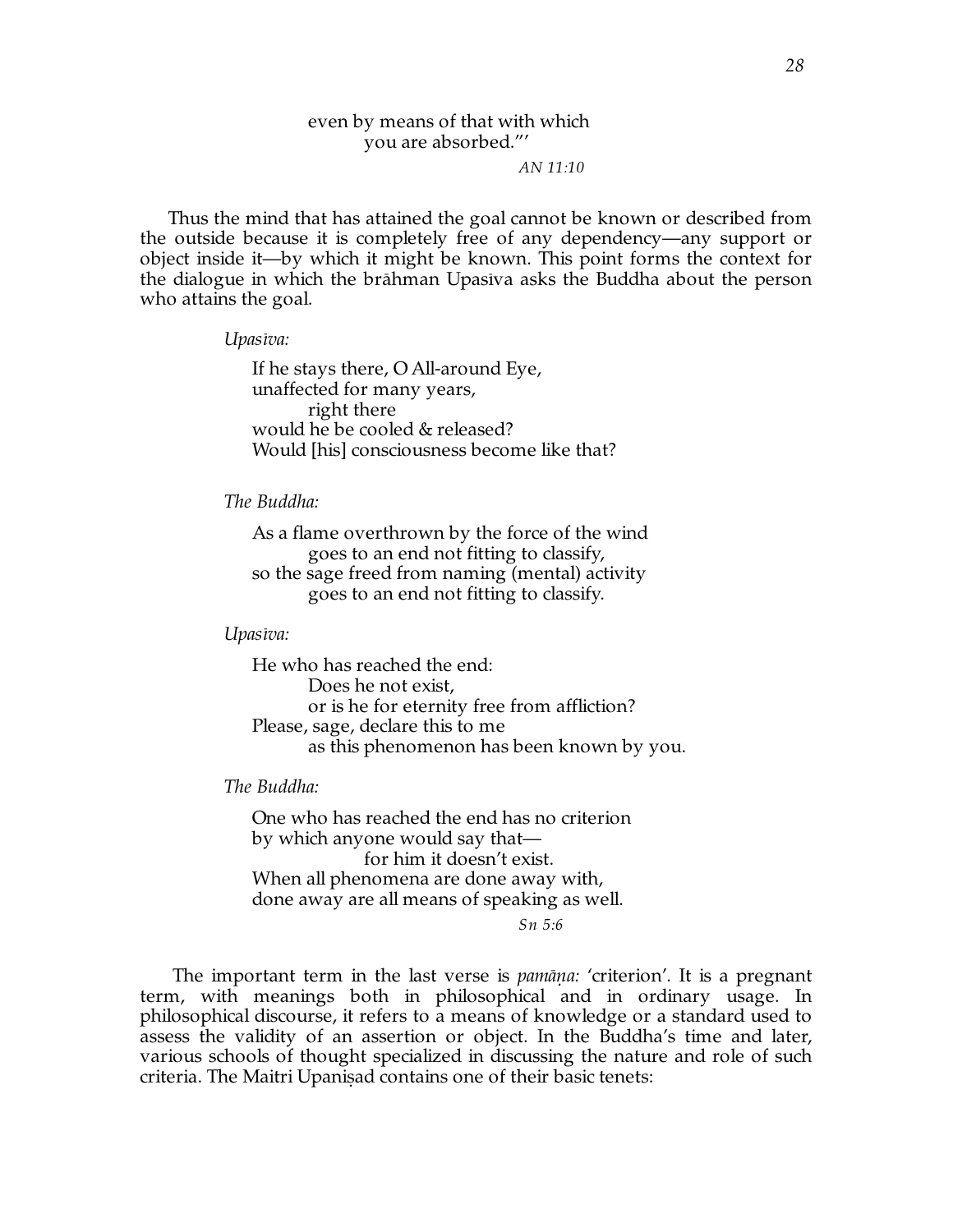even by means of that with which
you are absorbed."'

*AN 11:10*

Thus the mind that has attained the goal cannot be known or described from the outside because it is completely free of any dependency—any support or object inside it—by which it might be known. This point forms the context for the dialogue in which the brāhman Upasīva asks the Buddha about the person who attains the goal.

*Upasīva:*

> If he stays there, O All-around Eye,
> unaffected for many years,
>     right there
> would he be cooled & released?
> Would [his] consciousness become like that?

*The Buddha:*

> As a flame overthrown by the force of the wind
>     goes to an end not fitting to classify,
> so the sage freed from naming (mental) activity
>     goes to an end not fitting to classify.

*Upasīva:*

> He who has reached the end:
>     Does he not exist,
>     or is he for eternity free from affliction?
> Please, sage, declare this to me
>     as this phenomenon has been known by you.

*The Buddha:*

> One who has reached the end has no criterion
> by which anyone would say that—
>         for him it doesn't exist.
> When all phenomena are done away with,
> done away are all means of speaking as well.

*Sn 5:6*

The important term in the last verse is *pamāṇa:* 'criterion'. It is a pregnant term, with meanings both in philosophical and in ordinary usage. In philosophical discourse, it refers to a means of knowledge or a standard used to assess the validity of an assertion or object. In the Buddha's time and later, various schools of thought specialized in discussing the nature and role of such criteria. The Maitri Upaniṣad contains one of their basic tenets: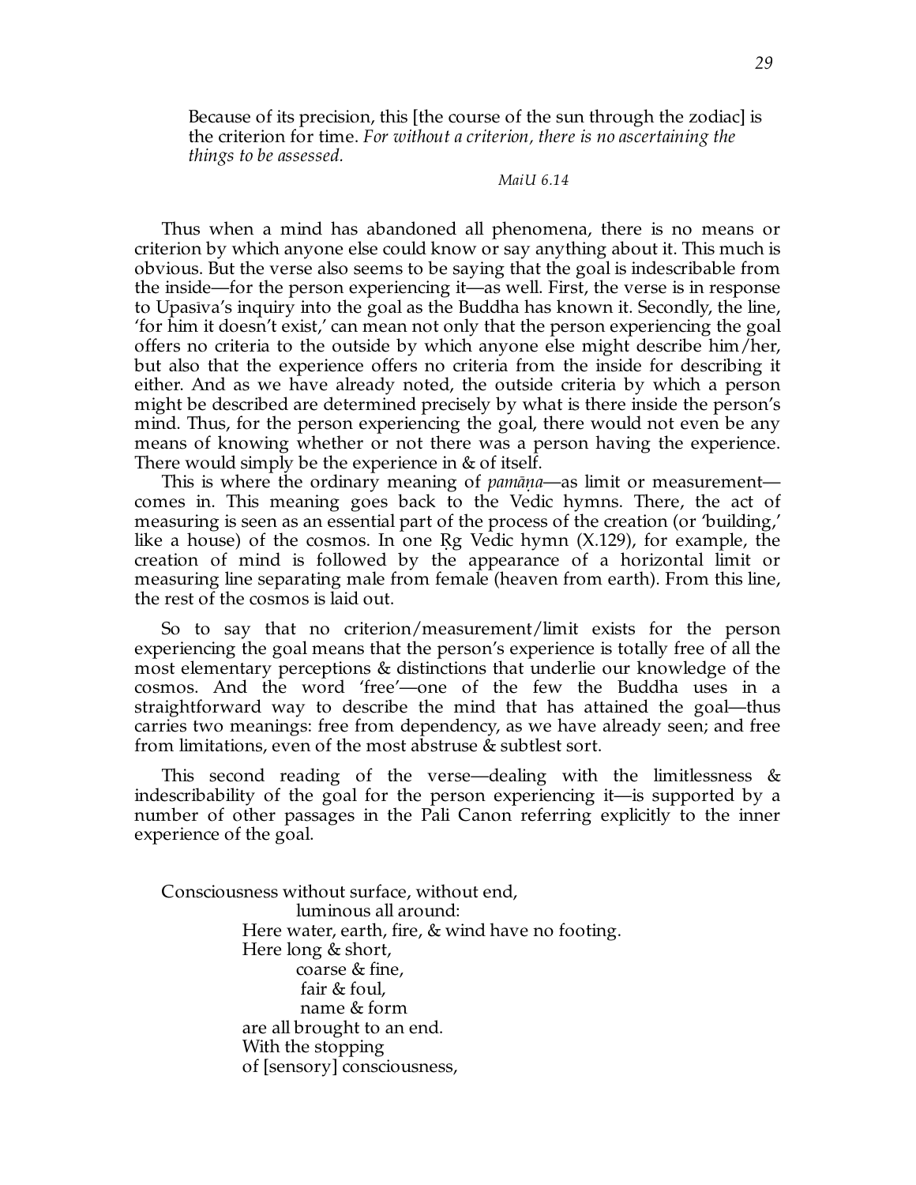> Because of its precision, this [the course of the sun through the zodiac] is the criterion for time. *For without a criterion, there is no ascertaining the things to be assessed.*
>
> *MaiU 6.14*

Thus when a mind has abandoned all phenomena, there is no means or criterion by which anyone else could know or say anything about it. This much is obvious. But the verse also seems to be saying that the goal is indescribable from the inside—for the person experiencing it—as well. First, the verse is in response to Upasiva's inquiry into the goal as the Buddha has known it. Secondly, the line, 'for him it doesn't exist,' can mean not only that the person experiencing the goal offers no criteria to the outside by which anyone else might describe him/her, but also that the experience offers no criteria from the inside for describing it either. And as we have already noted, the outside criteria by which a person might be described are determined precisely by what is there inside the person's mind. Thus, for the person experiencing the goal, there would not even be any means of knowing whether or not there was a person having the experience. There would simply be the experience in & of itself.

This is where the ordinary meaning of *pamāṇa*—as limit or measurement—comes in. This meaning goes back to the Vedic hymns. There, the act of measuring is seen as an essential part of the process of the creation (or 'building,' like a house) of the cosmos. In one Ṛg Vedic hymn (X.129), for example, the creation of mind is followed by the appearance of a horizontal limit or measuring line separating male from female (heaven from earth). From this line, the rest of the cosmos is laid out.

So to say that no criterion/measurement/limit exists for the person experiencing the goal means that the person's experience is totally free of all the most elementary perceptions & distinctions that underlie our knowledge of the cosmos. And the word 'free'—one of the few the Buddha uses in a straightforward way to describe the mind that has attained the goal—thus carries two meanings: free from dependency, as we have already seen; and free from limitations, even of the most abstruse & subtlest sort.

This second reading of the verse—dealing with the limitlessness & indescribability of the goal for the person experiencing it—is supported by a number of other passages in the Pali Canon referring explicitly to the inner experience of the goal.

Consciousness without surface, without end,
luminous all around:
Here water, earth, fire, & wind have no footing.
Here long & short,
coarse & fine,
fair & foul,
name & form
are all brought to an end.
With the stopping
of [sensory] consciousness,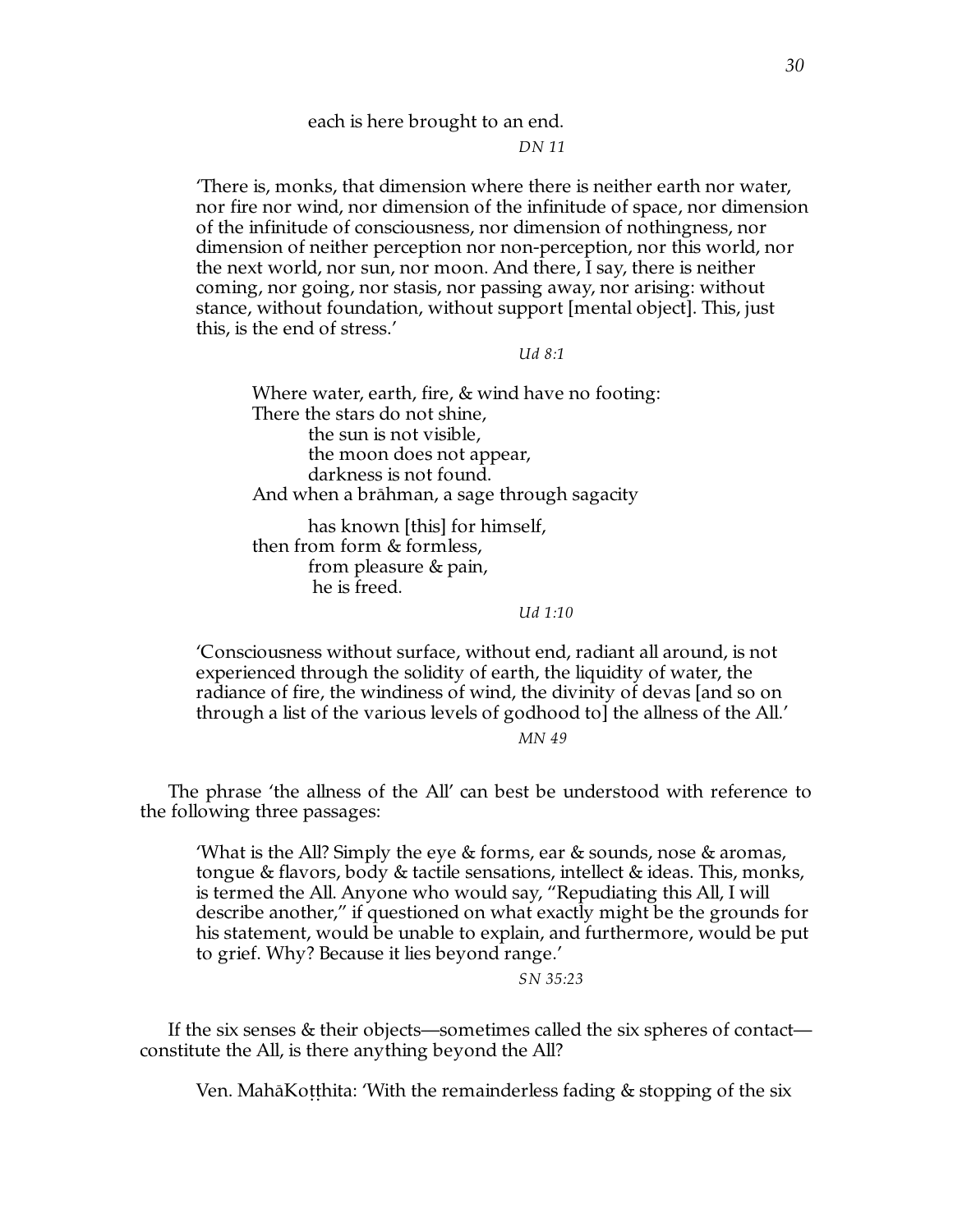each is here brought to an end.

*DN 11*

> 'There is, monks, that dimension where there is neither earth nor water, nor fire nor wind, nor dimension of the infinitude of space, nor dimension of the infinitude of consciousness, nor dimension of nothingness, nor dimension of neither perception nor non-perception, nor this world, nor the next world, nor sun, nor moon. And there, I say, there is neither coming, nor going, nor stasis, nor passing away, nor arising: without stance, without foundation, without support [mental object]. This, just this, is the end of stress.'
>
> *Ud 8:1*

> Where water, earth, fire, & wind have no footing:
> There the stars do not shine,
> the sun is not visible,
> the moon does not appear,
> darkness is not found.
> And when a brāhman, a sage through sagacity
>
> has known [this] for himself,
> then from form & formless,
> from pleasure & pain,
> he is freed.
>
> *Ud 1:10*

> 'Consciousness without surface, without end, radiant all around, is not experienced through the solidity of earth, the liquidity of water, the radiance of fire, the windiness of wind, the divinity of devas [and so on through a list of the various levels of godhood to] the allness of the All.'
>
> *MN 49*

The phrase 'the allness of the All' can best be understood with reference to the following three passages:

> 'What is the All? Simply the eye & forms, ear & sounds, nose & aromas, tongue & flavors, body & tactile sensations, intellect & ideas. This, monks, is termed the All. Anyone who would say, "Repudiating this All, I will describe another," if questioned on what exactly might be the grounds for his statement, would be unable to explain, and furthermore, would be put to grief. Why? Because it lies beyond range.'
>
> *SN 35:23*

If the six senses & their objects—sometimes called the six spheres of contact—constitute the All, is there anything beyond the All?

> Ven. MahāKoṭṭhita: 'With the remainderless fading & stopping of the six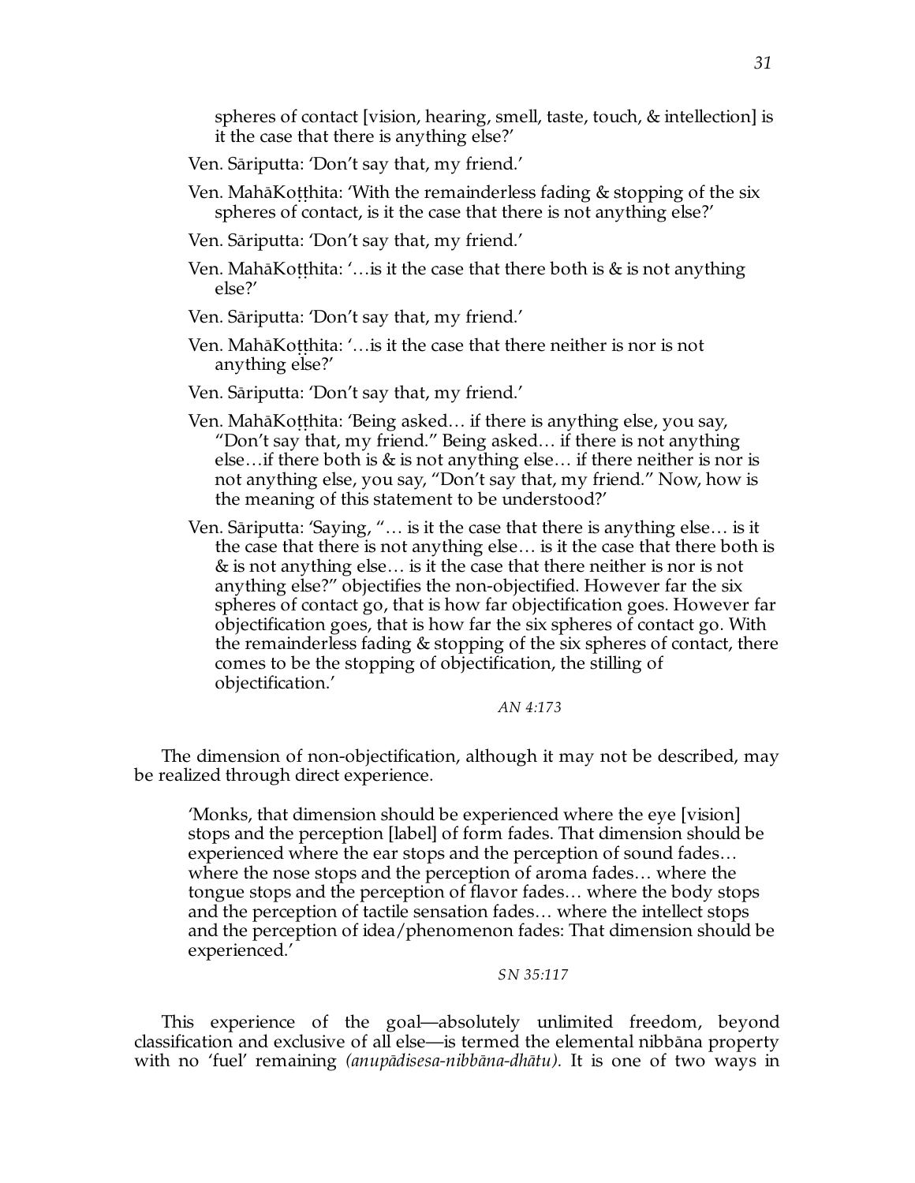spheres of contact [vision, hearing, smell, taste, touch, & intellection] is it the case that there is anything else?'

Ven. Sāriputta: 'Don't say that, my friend.'

Ven. MahāKoṭṭhita: 'With the remainderless fading & stopping of the six spheres of contact, is it the case that there is not anything else?'

Ven. Sāriputta: 'Don't say that, my friend.'

Ven. MahāKoṭṭhita: '…is it the case that there both is & is not anything else?'

Ven. Sāriputta: 'Don't say that, my friend.'

Ven. MahāKoṭṭhita: '…is it the case that there neither is nor is not anything else?'

Ven. Sāriputta: 'Don't say that, my friend.'

Ven. MahāKoṭṭhita: 'Being asked… if there is anything else, you say, "Don't say that, my friend." Being asked… if there is not anything else…if there both is & is not anything else… if there neither is nor is not anything else, you say, "Don't say that, my friend." Now, how is the meaning of this statement to be understood?'

Ven. Sāriputta: 'Saying, "… is it the case that there is anything else… is it the case that there is not anything else… is it the case that there both is & is not anything else… is it the case that there neither is nor is not anything else?" objectifies the non-objectified. However far the six spheres of contact go, that is how far objectification goes. However far objectification goes, that is how far the six spheres of contact go. With the remainderless fading & stopping of the six spheres of contact, there comes to be the stopping of objectification, the stilling of objectification.'

*AN 4:173*

The dimension of non-objectification, although it may not be described, may be realized through direct experience.

> 'Monks, that dimension should be experienced where the eye [vision] stops and the perception [label] of form fades. That dimension should be experienced where the ear stops and the perception of sound fades… where the nose stops and the perception of aroma fades… where the tongue stops and the perception of flavor fades… where the body stops and the perception of tactile sensation fades… where the intellect stops and the perception of idea/phenomenon fades: That dimension should be experienced.'
>
> *SN 35:117*

This experience of the goal—absolutely unlimited freedom, beyond classification and exclusive of all else—is termed the elemental nibbāna property with no 'fuel' remaining *(anupādisesa-nibbāna-dhātu).* It is one of two ways in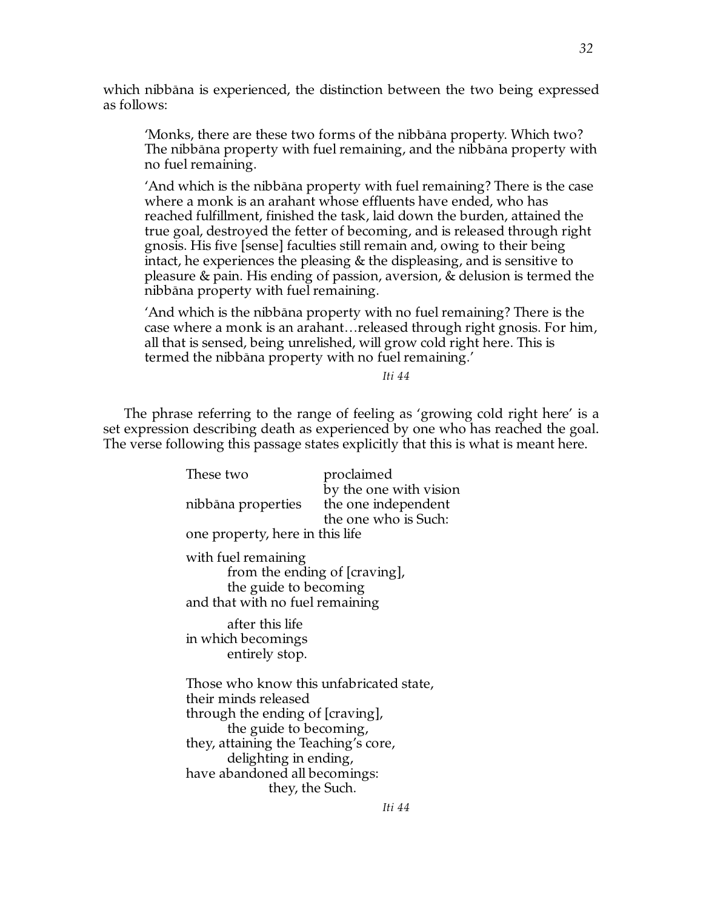which nibbāna is experienced, the distinction between the two being expressed as follows:

> 'Monks, there are these two forms of the nibbāna property. Which two? The nibbāna property with fuel remaining, and the nibbāna property with no fuel remaining.
>
> 'And which is the nibbāna property with fuel remaining? There is the case where a monk is an arahant whose effluents have ended, who has reached fulfillment, finished the task, laid down the burden, attained the true goal, destroyed the fetter of becoming, and is released through right gnosis. His five [sense] faculties still remain and, owing to their being intact, he experiences the pleasing & the displeasing, and is sensitive to pleasure & pain. His ending of passion, aversion, & delusion is termed the nibbāna property with fuel remaining.
>
> 'And which is the nibbāna property with no fuel remaining? There is the case where a monk is an arahant…released through right gnosis. For him, all that is sensed, being unrelished, will grow cold right here. This is termed the nibbāna property with no fuel remaining.'
>
> *Iti 44*

The phrase referring to the range of feeling as 'growing cold right here' is a set expression describing death as experienced by one who has reached the goal. The verse following this passage states explicitly that this is what is meant here.

> These two proclaimed
> by the one with vision
> nibbāna properties the one independent
> the one who is Such:
> one property, here in this life
>
> with fuel remaining
> from the ending of [craving],
> the guide to becoming
> and that with no fuel remaining
>
> after this life
> in which becomings
> entirely stop.
>
> Those who know this unfabricated state,
> their minds released
> through the ending of [craving],
> the guide to becoming,
> they, attaining the Teaching's core,
> delighting in ending,
> have abandoned all becomings:
> they, the Such.
>
> *Iti 44*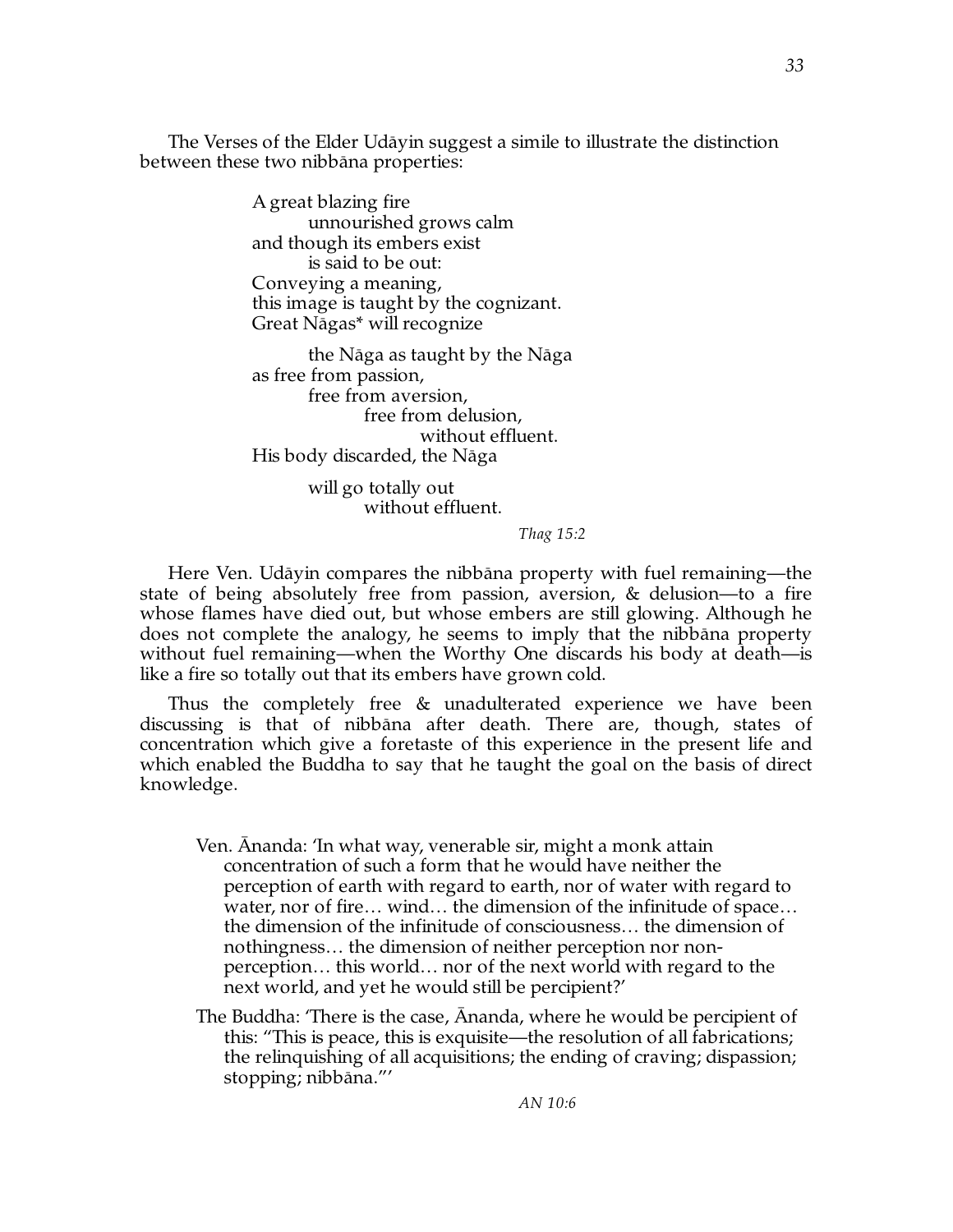The Verses of the Elder Udāyin suggest a simile to illustrate the distinction between these two nibbāna properties:

> A great blazing fire
> unnourished grows calm
> and though its embers exist
> is said to be out:
> Conveying a meaning,
> this image is taught by the cognizant.
> Great Nāgas* will recognize
>
> the Nāga as taught by the Nāga
> as free from passion,
> free from aversion,
> free from delusion,
> without effluent.
> His body discarded, the Nāga
>
> will go totally out
> without effluent.
>
> *Thag 15:2*

Here Ven. Udāyin compares the nibbāna property with fuel remaining—the state of being absolutely free from passion, aversion, & delusion—to a fire whose flames have died out, but whose embers are still glowing. Although he does not complete the analogy, he seems to imply that the nibbāna property without fuel remaining—when the Worthy One discards his body at death—is like a fire so totally out that its embers have grown cold.

Thus the completely free & unadulterated experience we have been discussing is that of nibbāna after death. There are, though, states of concentration which give a foretaste of this experience in the present life and which enabled the Buddha to say that he taught the goal on the basis of direct knowledge.

> Ven. Ānanda: 'In what way, venerable sir, might a monk attain concentration of such a form that he would have neither the perception of earth with regard to earth, nor of water with regard to water, nor of fire… wind… the dimension of the infinitude of space… the dimension of the infinitude of consciousness… the dimension of nothingness… the dimension of neither perception nor non-perception… this world… nor of the next world with regard to the next world, and yet he would still be percipient?'
>
> The Buddha: 'There is the case, Ānanda, where he would be percipient of this: "This is peace, this is exquisite—the resolution of all fabrications; the relinquishing of all acquisitions; the ending of craving; dispassion; stopping; nibbāna."'
>
> *AN 10:6*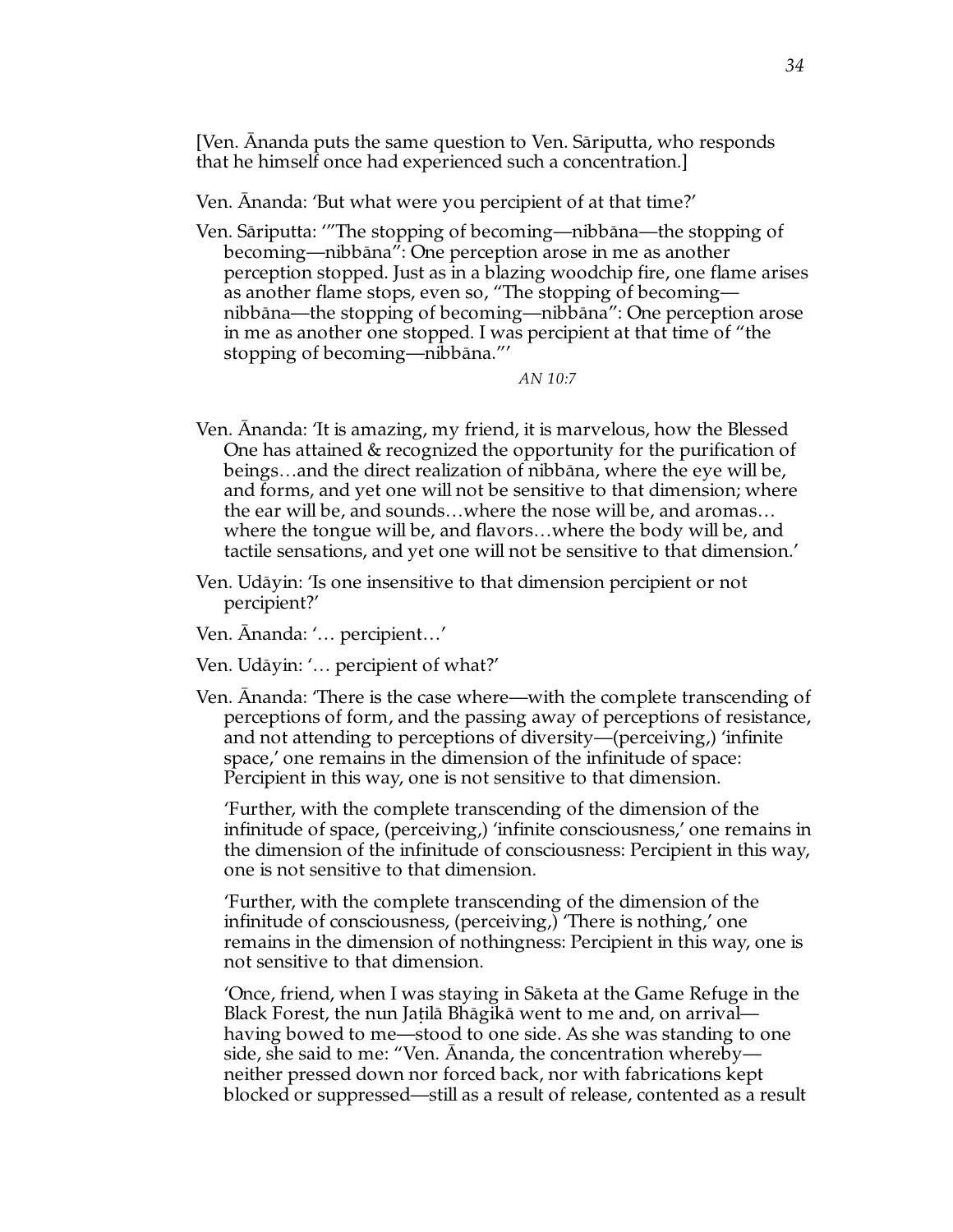[Ven. Ānanda puts the same question to Ven. Sāriputta, who responds that he himself once had experienced such a concentration.]

Ven. Ānanda: 'But what were you percipient of at that time?'

Ven. Sāriputta: '"The stopping of becoming—nibbāna—the stopping of becoming—nibbāna": One perception arose in me as another perception stopped. Just as in a blazing woodchip fire, one flame arises as another flame stops, even so, "The stopping of becoming—nibbāna—the stopping of becoming—nibbāna": One perception arose in me as another one stopped. I was percipient at that time of "the stopping of becoming—nibbāna."'

*AN 10:7*

Ven. Ānanda: 'It is amazing, my friend, it is marvelous, how the Blessed One has attained & recognized the opportunity for the purification of beings…and the direct realization of nibbāna, where the eye will be, and forms, and yet one will not be sensitive to that dimension; where the ear will be, and sounds…where the nose will be, and aromas… where the tongue will be, and flavors…where the body will be, and tactile sensations, and yet one will not be sensitive to that dimension.'

Ven. Udāyin: 'Is one insensitive to that dimension percipient or not percipient?'

Ven. Ānanda: '… percipient…'

Ven. Udāyin: '… percipient of what?'

Ven. Ānanda: 'There is the case where—with the complete transcending of perceptions of form, and the passing away of perceptions of resistance, and not attending to perceptions of diversity—(perceiving,) 'infinite space,' one remains in the dimension of the infinitude of space: Percipient in this way, one is not sensitive to that dimension.

'Further, with the complete transcending of the dimension of the infinitude of space, (perceiving,) 'infinite consciousness,' one remains in the dimension of the infinitude of consciousness: Percipient in this way, one is not sensitive to that dimension.

'Further, with the complete transcending of the dimension of the infinitude of consciousness, (perceiving,) 'There is nothing,' one remains in the dimension of nothingness: Percipient in this way, one is not sensitive to that dimension.

'Once, friend, when I was staying in Sāketa at the Game Refuge in the Black Forest, the nun Jaṭilā Bhāgikā went to me and, on arrival—having bowed to me—stood to one side. As she was standing to one side, she said to me: "Ven. Ānanda, the concentration whereby—neither pressed down nor forced back, nor with fabrications kept blocked or suppressed—still as a result of release, contented as a result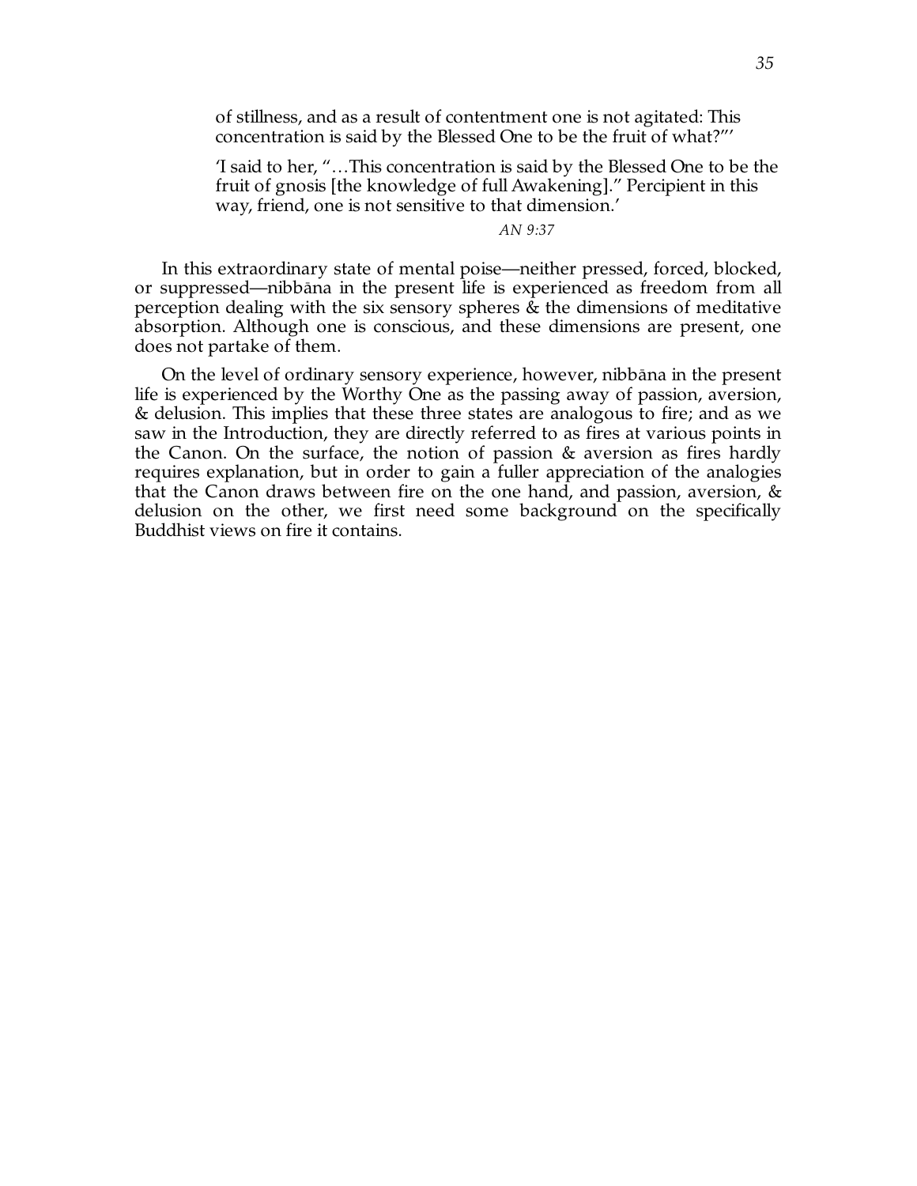> of stillness, and as a result of contentment one is not agitated: This concentration is said by the Blessed One to be the fruit of what?"'
>
> 'I said to her, "…This concentration is said by the Blessed One to be the fruit of gnosis [the knowledge of full Awakening]." Percipient in this way, friend, one is not sensitive to that dimension.'
>
> *AN 9:37*

In this extraordinary state of mental poise—neither pressed, forced, blocked, or suppressed—nibbāna in the present life is experienced as freedom from all perception dealing with the six sensory spheres & the dimensions of meditative absorption. Although one is conscious, and these dimensions are present, one does not partake of them.

On the level of ordinary sensory experience, however, nibbāna in the present life is experienced by the Worthy One as the passing away of passion, aversion, & delusion. This implies that these three states are analogous to fire; and as we saw in the Introduction, they are directly referred to as fires at various points in the Canon. On the surface, the notion of passion & aversion as fires hardly requires explanation, but in order to gain a fuller appreciation of the analogies that the Canon draws between fire on the one hand, and passion, aversion, & delusion on the other, we first need some background on the specifically Buddhist views on fire it contains.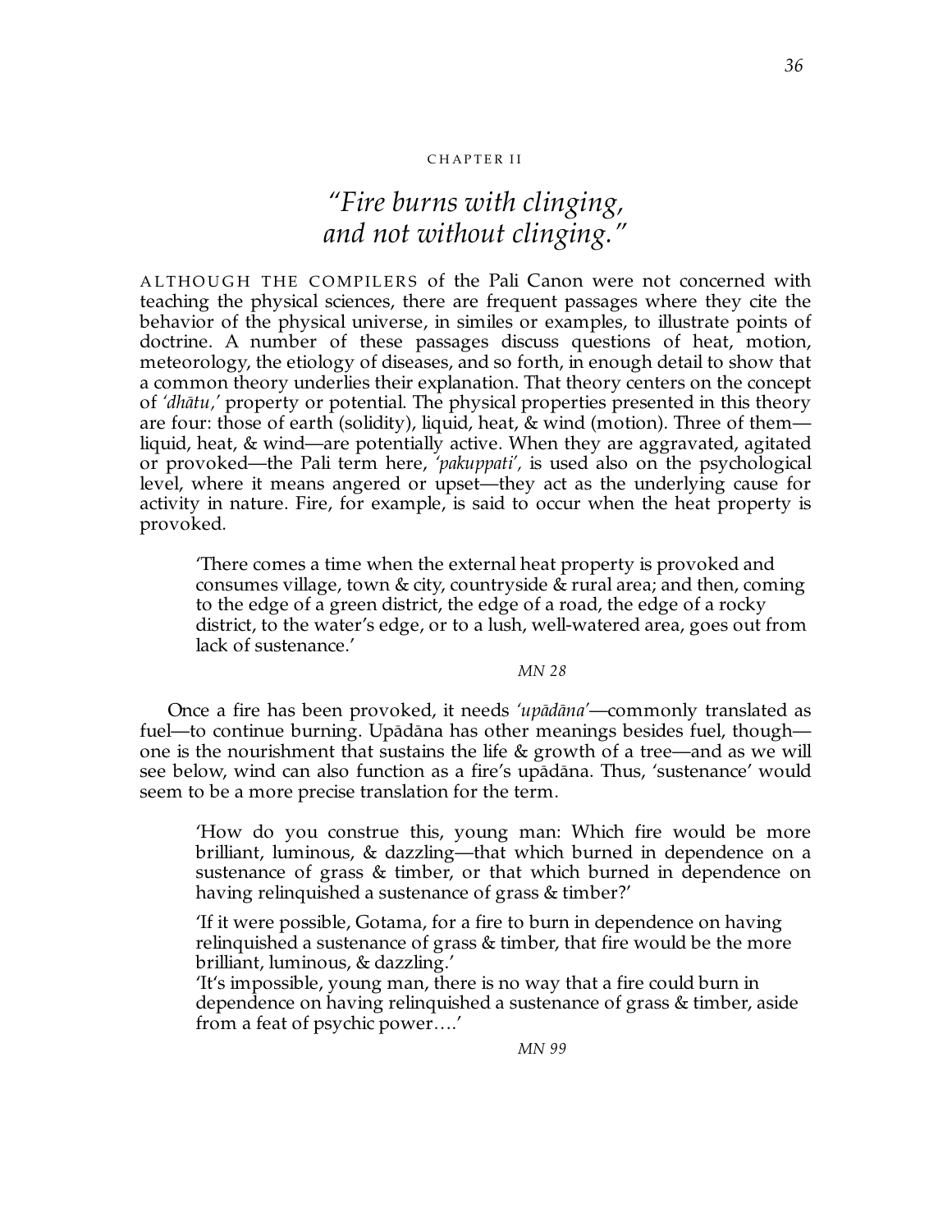CHAPTER II

# *"Fire burns with clinging, and not without clinging."*

ALTHOUGH THE COMPILERS of the Pali Canon were not concerned with teaching the physical sciences, there are frequent passages where they cite the behavior of the physical universe, in similes or examples, to illustrate points of doctrine. A number of these passages discuss questions of heat, motion, meteorology, the etiology of diseases, and so forth, in enough detail to show that a common theory underlies their explanation. That theory centers on the concept of *'dhātu,'* property or potential. The physical properties presented in this theory are four: those of earth (solidity), liquid, heat, & wind (motion). Three of them—liquid, heat, & wind—are potentially active. When they are aggravated, agitated or provoked—the Pali term here, *'pakuppati',* is used also on the psychological level, where it means angered or upset—they act as the underlying cause for activity in nature. Fire, for example, is said to occur when the heat property is provoked.

> 'There comes a time when the external heat property is provoked and consumes village, town & city, countryside & rural area; and then, coming to the edge of a green district, the edge of a road, the edge of a rocky district, to the water's edge, or to a lush, well-watered area, goes out from lack of sustenance.'
>
> *MN 28*

Once a fire has been provoked, it needs *'upādāna'*—commonly translated as fuel—to continue burning. Upādāna has other meanings besides fuel, though—one is the nourishment that sustains the life & growth of a tree—and as we will see below, wind can also function as a fire's upādāna. Thus, 'sustenance' would seem to be a more precise translation for the term.

> 'How do you construe this, young man: Which fire would be more brilliant, luminous, & dazzling—that which burned in dependence on a sustenance of grass & timber, or that which burned in dependence on having relinquished a sustenance of grass & timber?'
>
> 'If it were possible, Gotama, for a fire to burn in dependence on having relinquished a sustenance of grass & timber, that fire would be the more brilliant, luminous, & dazzling.'
> 'It's impossible, young man, there is no way that a fire could burn in dependence on having relinquished a sustenance of grass & timber, aside from a feat of psychic power….'
>
> *MN 99*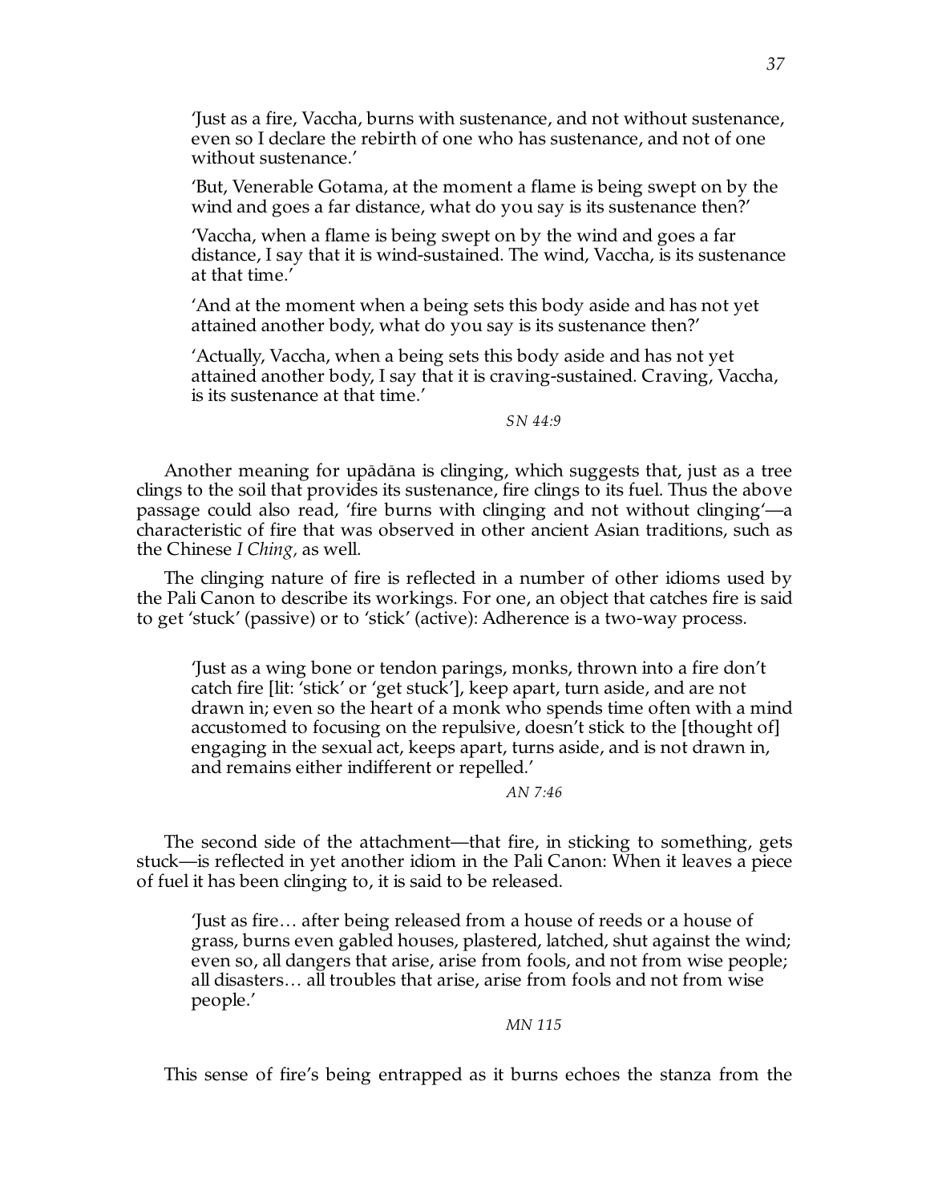> 'Just as a fire, Vaccha, burns with sustenance, and not without sustenance, even so I declare the rebirth of one who has sustenance, and not of one without sustenance.'
>
> 'But, Venerable Gotama, at the moment a flame is being swept on by the wind and goes a far distance, what do you say is its sustenance then?'
>
> 'Vaccha, when a flame is being swept on by the wind and goes a far distance, I say that it is wind-sustained. The wind, Vaccha, is its sustenance at that time.'
>
> 'And at the moment when a being sets this body aside and has not yet attained another body, what do you say is its sustenance then?'
>
> 'Actually, Vaccha, when a being sets this body aside and has not yet attained another body, I say that it is craving-sustained. Craving, Vaccha, is its sustenance at that time.'
>
> *SN 44:9*

Another meaning for upādāna is clinging, which suggests that, just as a tree clings to the soil that provides its sustenance, fire clings to its fuel. Thus the above passage could also read, 'fire burns with clinging and not without clinging'—a characteristic of fire that was observed in other ancient Asian traditions, such as the Chinese *I Ching,* as well.

The clinging nature of fire is reflected in a number of other idioms used by the Pali Canon to describe its workings. For one, an object that catches fire is said to get 'stuck' (passive) or to 'stick' (active): Adherence is a two-way process.

> 'Just as a wing bone or tendon parings, monks, thrown into a fire don't catch fire [lit: 'stick' or 'get stuck'], keep apart, turn aside, and are not drawn in; even so the heart of a monk who spends time often with a mind accustomed to focusing on the repulsive, doesn't stick to the [thought of] engaging in the sexual act, keeps apart, turns aside, and is not drawn in, and remains either indifferent or repelled.'
>
> *AN 7:46*

The second side of the attachment—that fire, in sticking to something, gets stuck—is reflected in yet another idiom in the Pali Canon: When it leaves a piece of fuel it has been clinging to, it is said to be released.

> 'Just as fire… after being released from a house of reeds or a house of grass, burns even gabled houses, plastered, latched, shut against the wind; even so, all dangers that arise, arise from fools, and not from wise people; all disasters… all troubles that arise, arise from fools and not from wise people.'
>
> *MN 115*

This sense of fire's being entrapped as it burns echoes the stanza from the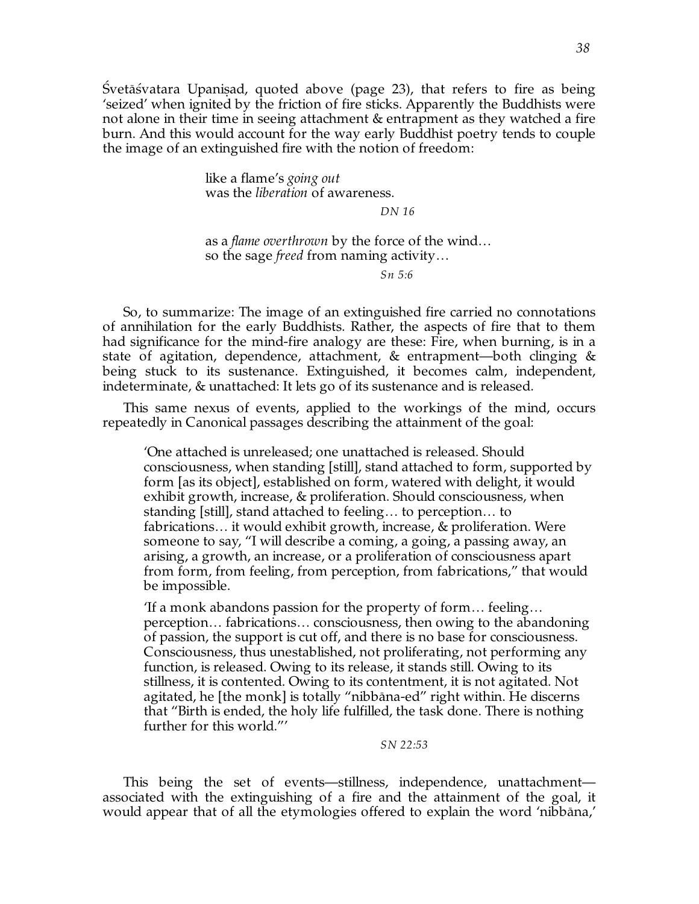Śvetāśvatara Upaniṣad, quoted above (page 23), that refers to fire as being 'seized' when ignited by the friction of fire sticks. Apparently the Buddhists were not alone in their time in seeing attachment & entrapment as they watched a fire burn. And this would account for the way early Buddhist poetry tends to couple the image of an extinguished fire with the notion of freedom:

> like a flame's *going out*
> was the *liberation* of awareness.
>
> *DN 16*

> as a *flame overthrown* by the force of the wind…
> so the sage *freed* from naming activity…
>
> *Sn 5:6*

So, to summarize: The image of an extinguished fire carried no connotations of annihilation for the early Buddhists. Rather, the aspects of fire that to them had significance for the mind-fire analogy are these: Fire, when burning, is in a state of agitation, dependence, attachment, & entrapment—both clinging & being stuck to its sustenance. Extinguished, it becomes calm, independent, indeterminate, & unattached: It lets go of its sustenance and is released.

This same nexus of events, applied to the workings of the mind, occurs repeatedly in Canonical passages describing the attainment of the goal:

> 'One attached is unreleased; one unattached is released. Should consciousness, when standing [still], stand attached to form, supported by form [as its object], established on form, watered with delight, it would exhibit growth, increase, & proliferation. Should consciousness, when standing [still], stand attached to feeling… to perception… to fabrications… it would exhibit growth, increase, & proliferation. Were someone to say, "I will describe a coming, a going, a passing away, an arising, a growth, an increase, or a proliferation of consciousness apart from form, from feeling, from perception, from fabrications," that would be impossible.
>
> 'If a monk abandons passion for the property of form… feeling… perception… fabrications… consciousness, then owing to the abandoning of passion, the support is cut off, and there is no base for consciousness. Consciousness, thus unestablished, not proliferating, not performing any function, is released. Owing to its release, it stands still. Owing to its stillness, it is contented. Owing to its contentment, it is not agitated. Not agitated, he [the monk] is totally "nibbāna-ed" right within. He discerns that "Birth is ended, the holy life fulfilled, the task done. There is nothing further for this world."'
>
> *SN 22:53*

This being the set of events—stillness, independence, unattachment—associated with the extinguishing of a fire and the attainment of the goal, it would appear that of all the etymologies offered to explain the word 'nibbāna,'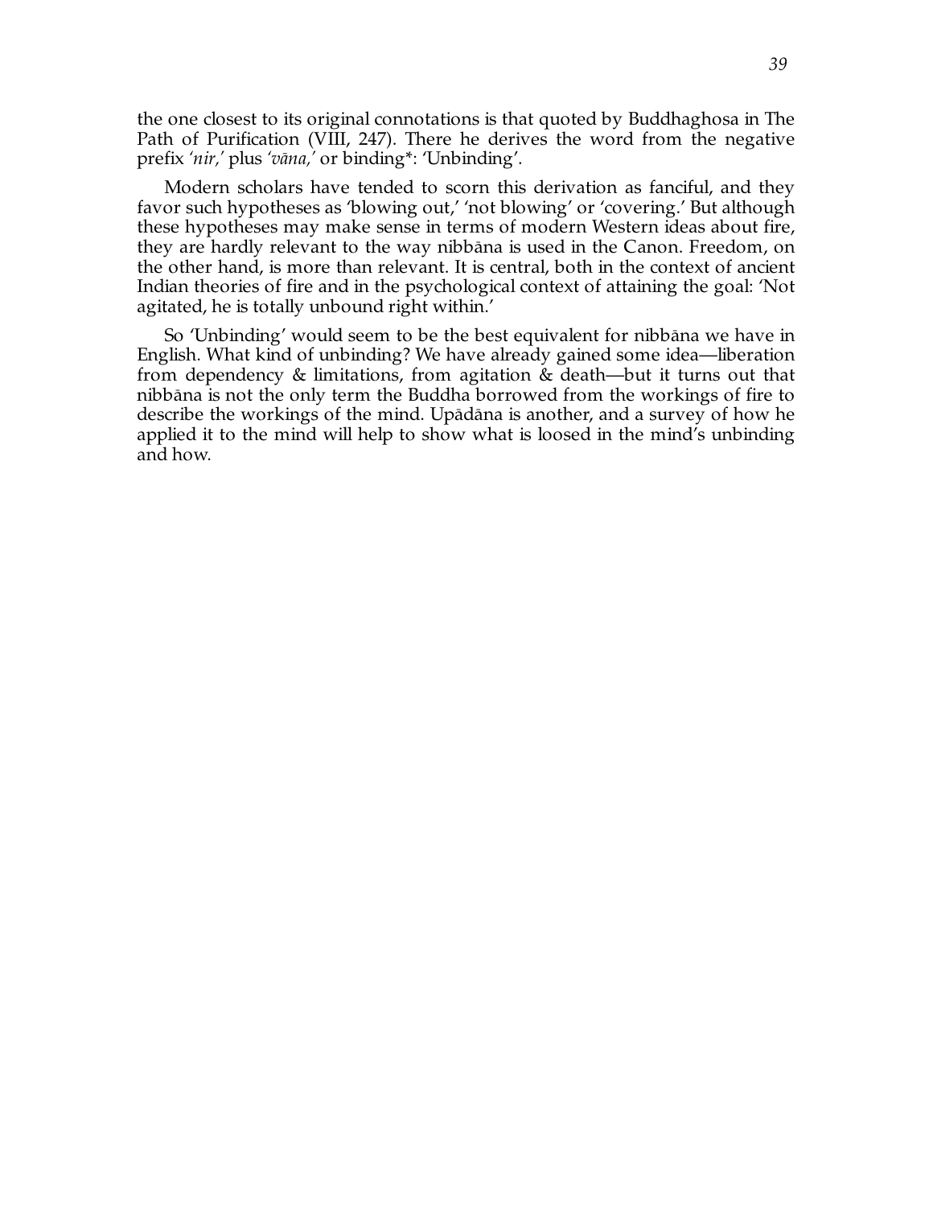the one closest to its original connotations is that quoted by Buddhaghosa in The Path of Purification (VIII, 247). There he derives the word from the negative prefix *'nir,'* plus *'vāna,'* or binding*: 'Unbinding'.

Modern scholars have tended to scorn this derivation as fanciful, and they favor such hypotheses as 'blowing out,' 'not blowing' or 'covering.' But although these hypotheses may make sense in terms of modern Western ideas about fire, they are hardly relevant to the way nibbāna is used in the Canon. Freedom, on the other hand, is more than relevant. It is central, both in the context of ancient Indian theories of fire and in the psychological context of attaining the goal: 'Not agitated, he is totally unbound right within.'

So 'Unbinding' would seem to be the best equivalent for nibbāna we have in English. What kind of unbinding? We have already gained some idea—liberation from dependency & limitations, from agitation & death—but it turns out that nibbāna is not the only term the Buddha borrowed from the workings of fire to describe the workings of the mind. Upādāna is another, and a survey of how he applied it to the mind will help to show what is loosed in the mind's unbinding and how.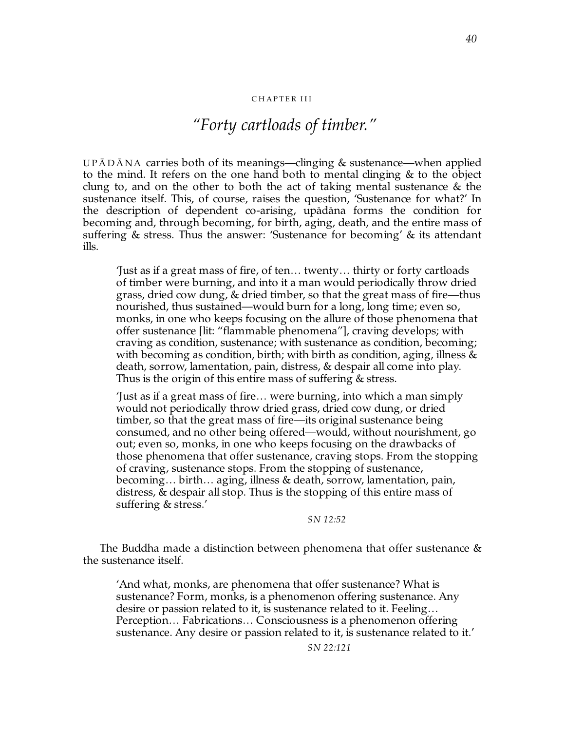CHAPTER III

# *"Forty cartloads of timber."*

UPĀDĀNA carries both of its meanings—clinging & sustenance—when applied to the mind. It refers on the one hand both to mental clinging & to the object clung to, and on the other to both the act of taking mental sustenance & the sustenance itself. This, of course, raises the question, 'Sustenance for what?' In the description of dependent co-arising, upādāna forms the condition for becoming and, through becoming, for birth, aging, death, and the entire mass of suffering & stress. Thus the answer: 'Sustenance for becoming' & its attendant ills.

> 'Just as if a great mass of fire, of ten… twenty… thirty or forty cartloads of timber were burning, and into it a man would periodically throw dried grass, dried cow dung, & dried timber, so that the great mass of fire—thus nourished, thus sustained—would burn for a long, long time; even so, monks, in one who keeps focusing on the allure of those phenomena that offer sustenance [lit: "flammable phenomena"], craving develops; with craving as condition, sustenance; with sustenance as condition, becoming; with becoming as condition, birth; with birth as condition, aging, illness & death, sorrow, lamentation, pain, distress, & despair all come into play. Thus is the origin of this entire mass of suffering & stress.
>
> 'Just as if a great mass of fire… were burning, into which a man simply would not periodically throw dried grass, dried cow dung, or dried timber, so that the great mass of fire—its original sustenance being consumed, and no other being offered—would, without nourishment, go out; even so, monks, in one who keeps focusing on the drawbacks of those phenomena that offer sustenance, craving stops. From the stopping of craving, sustenance stops. From the stopping of sustenance, becoming… birth… aging, illness & death, sorrow, lamentation, pain, distress, & despair all stop. Thus is the stopping of this entire mass of suffering & stress.'
>
> *SN 12:52*

The Buddha made a distinction between phenomena that offer sustenance & the sustenance itself.

> 'And what, monks, are phenomena that offer sustenance? What is sustenance? Form, monks, is a phenomenon offering sustenance. Any desire or passion related to it, is sustenance related to it. Feeling… Perception… Fabrications… Consciousness is a phenomenon offering sustenance. Any desire or passion related to it, is sustenance related to it.'
>
> *SN 22:121*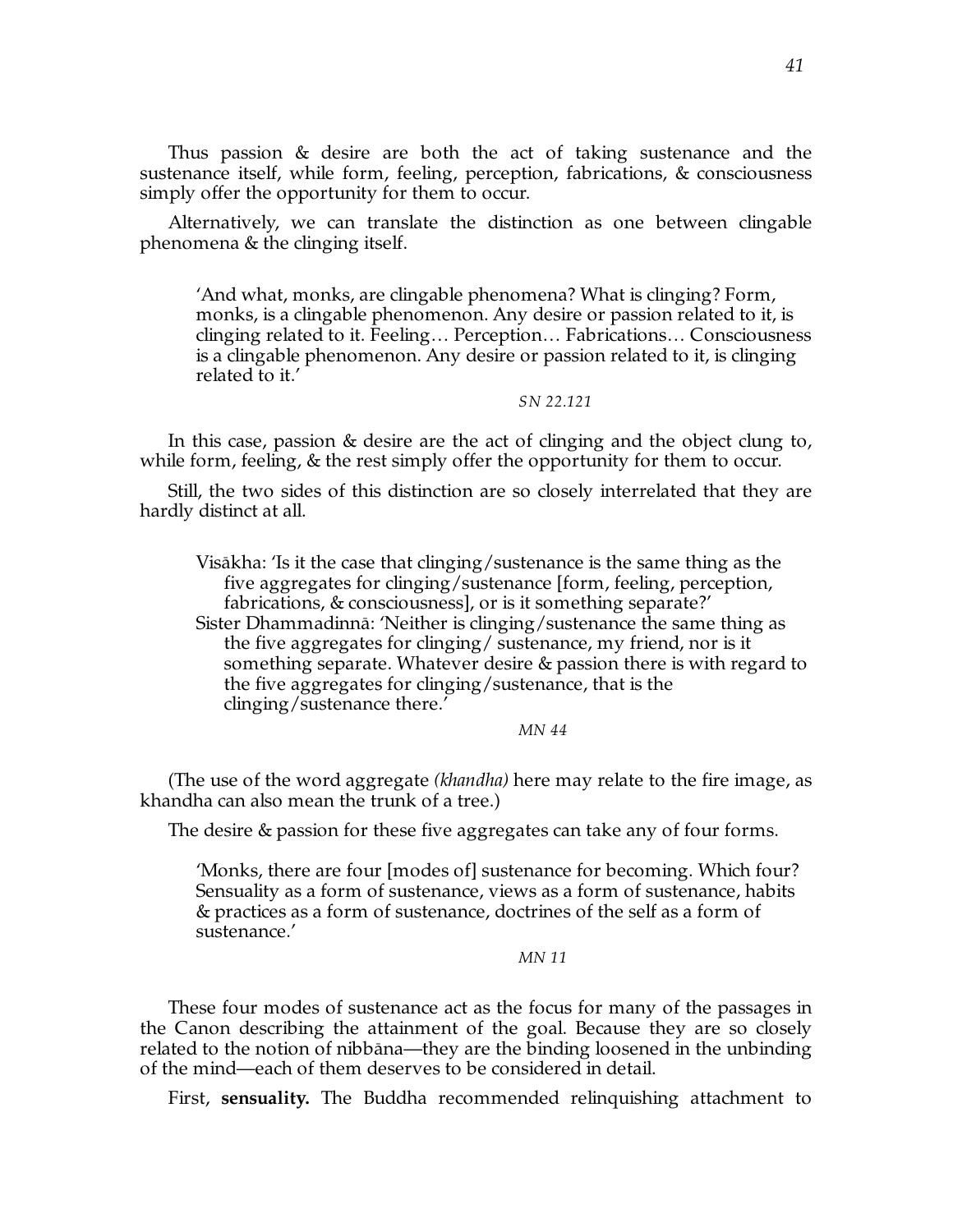Thus passion & desire are both the act of taking sustenance and the sustenance itself, while form, feeling, perception, fabrications, & consciousness simply offer the opportunity for them to occur.

Alternatively, we can translate the distinction as one between clingable phenomena & the clinging itself.

> 'And what, monks, are clingable phenomena? What is clinging? Form, monks, is a clingable phenomenon. Any desire or passion related to it, is clinging related to it. Feeling… Perception… Fabrications… Consciousness is a clingable phenomenon. Any desire or passion related to it, is clinging related to it.'
>
> *SN 22.121*

In this case, passion & desire are the act of clinging and the object clung to, while form, feeling, & the rest simply offer the opportunity for them to occur.

Still, the two sides of this distinction are so closely interrelated that they are hardly distinct at all.

> Visākha: 'Is it the case that clinging/sustenance is the same thing as the five aggregates for clinging/sustenance [form, feeling, perception, fabrications, & consciousness], or is it something separate?'
>
> Sister Dhammadinnā: 'Neither is clinging/sustenance the same thing as the five aggregates for clinging/ sustenance, my friend, nor is it something separate. Whatever desire & passion there is with regard to the five aggregates for clinging/sustenance, that is the clinging/sustenance there.'
>
> *MN 44*

(The use of the word aggregate *(khandha)* here may relate to the fire image, as khandha can also mean the trunk of a tree.)

The desire & passion for these five aggregates can take any of four forms.

> 'Monks, there are four [modes of] sustenance for becoming. Which four? Sensuality as a form of sustenance, views as a form of sustenance, habits & practices as a form of sustenance, doctrines of the self as a form of sustenance.'
>
> *MN 11*

These four modes of sustenance act as the focus for many of the passages in the Canon describing the attainment of the goal. Because they are so closely related to the notion of nibbāna—they are the binding loosened in the unbinding of the mind—each of them deserves to be considered in detail.

First, **sensuality.** The Buddha recommended relinquishing attachment to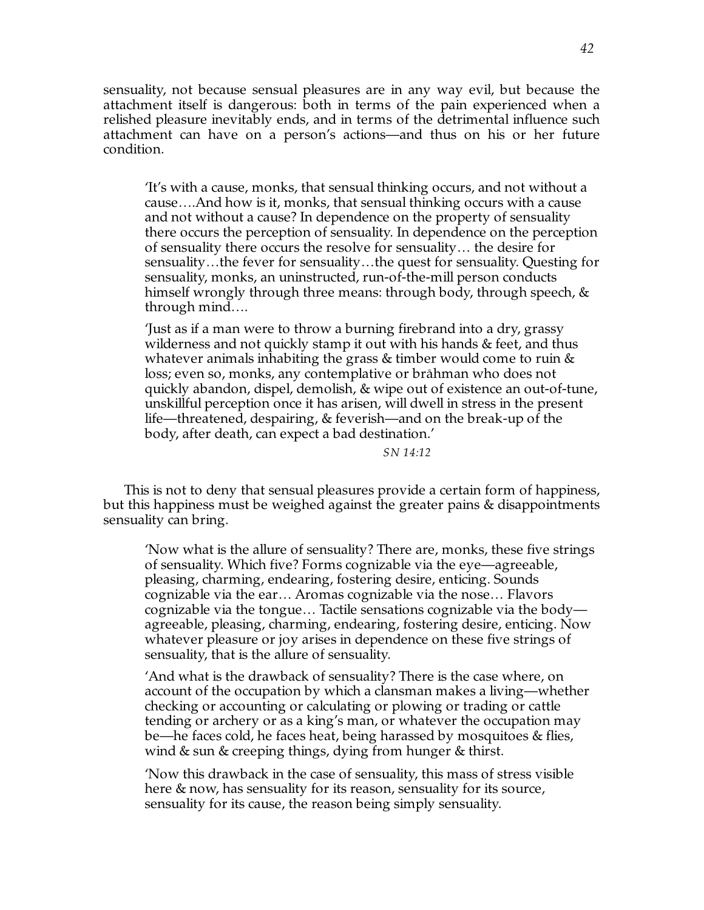sensuality, not because sensual pleasures are in any way evil, but because the attachment itself is dangerous: both in terms of the pain experienced when a relished pleasure inevitably ends, and in terms of the detrimental influence such attachment can have on a person's actions—and thus on his or her future condition.

> 'It's with a cause, monks, that sensual thinking occurs, and not without a cause….And how is it, monks, that sensual thinking occurs with a cause and not without a cause? In dependence on the property of sensuality there occurs the perception of sensuality. In dependence on the perception of sensuality there occurs the resolve for sensuality… the desire for sensuality…the fever for sensuality…the quest for sensuality. Questing for sensuality, monks, an uninstructed, run-of-the-mill person conducts himself wrongly through three means: through body, through speech, & through mind….
>
> 'Just as if a man were to throw a burning firebrand into a dry, grassy wilderness and not quickly stamp it out with his hands & feet, and thus whatever animals inhabiting the grass & timber would come to ruin & loss; even so, monks, any contemplative or brāhman who does not quickly abandon, dispel, demolish, & wipe out of existence an out-of-tune, unskillful perception once it has arisen, will dwell in stress in the present life—threatened, despairing, & feverish—and on the break-up of the body, after death, can expect a bad destination.'
>
> *SN 14:12*

This is not to deny that sensual pleasures provide a certain form of happiness, but this happiness must be weighed against the greater pains & disappointments sensuality can bring.

> 'Now what is the allure of sensuality? There are, monks, these five strings of sensuality. Which five? Forms cognizable via the eye—agreeable, pleasing, charming, endearing, fostering desire, enticing. Sounds cognizable via the ear… Aromas cognizable via the nose… Flavors cognizable via the tongue… Tactile sensations cognizable via the body—agreeable, pleasing, charming, endearing, fostering desire, enticing. Now whatever pleasure or joy arises in dependence on these five strings of sensuality, that is the allure of sensuality.
>
> 'And what is the drawback of sensuality? There is the case where, on account of the occupation by which a clansman makes a living—whether checking or accounting or calculating or plowing or trading or cattle tending or archery or as a king's man, or whatever the occupation may be—he faces cold, he faces heat, being harassed by mosquitoes & flies, wind & sun & creeping things, dying from hunger & thirst.
>
> 'Now this drawback in the case of sensuality, this mass of stress visible here & now, has sensuality for its reason, sensuality for its source, sensuality for its cause, the reason being simply sensuality.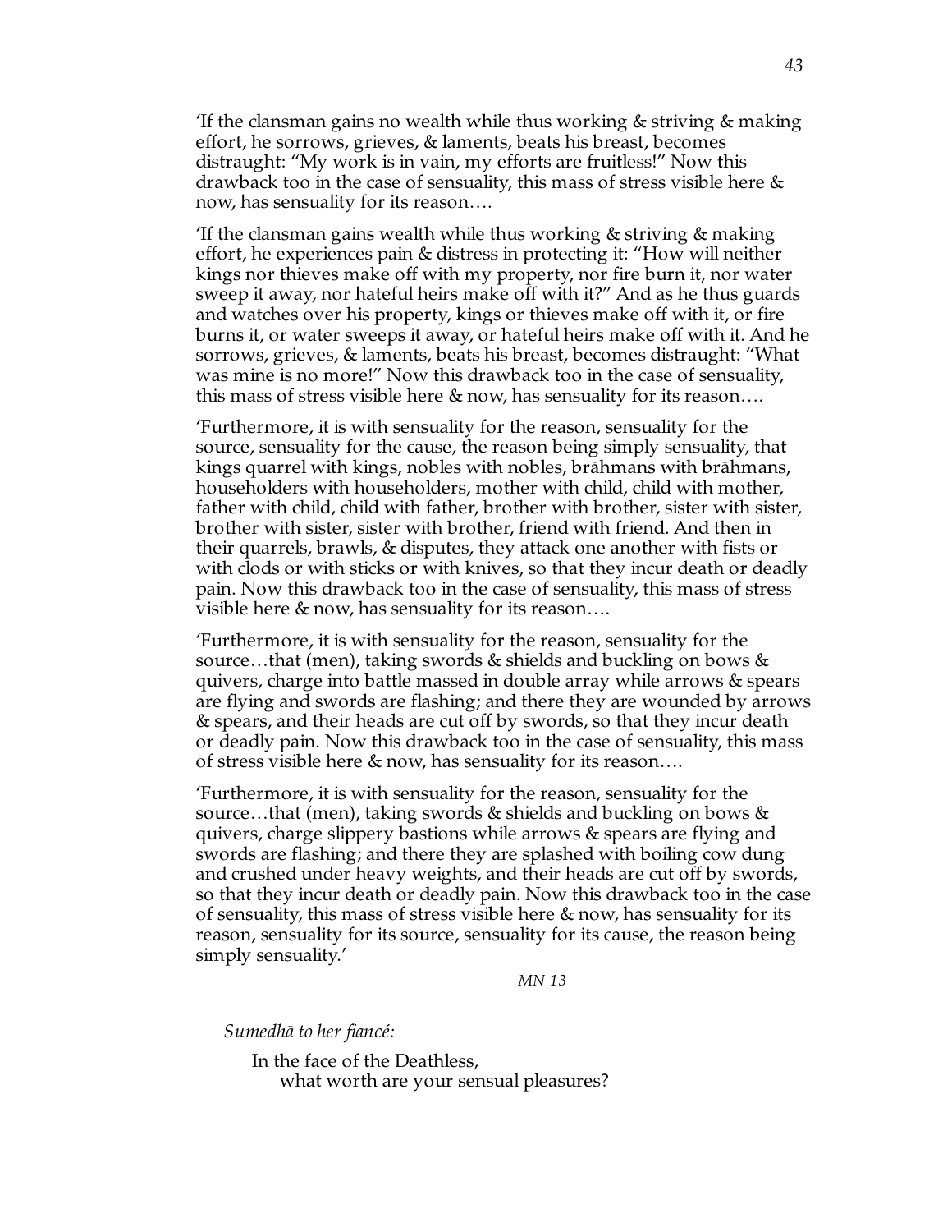'If the clansman gains no wealth while thus working & striving & making effort, he sorrows, grieves, & laments, beats his breast, becomes distraught: "My work is in vain, my efforts are fruitless!" Now this drawback too in the case of sensuality, this mass of stress visible here & now, has sensuality for its reason….

'If the clansman gains wealth while thus working & striving & making effort, he experiences pain & distress in protecting it: "How will neither kings nor thieves make off with my property, nor fire burn it, nor water sweep it away, nor hateful heirs make off with it?" And as he thus guards and watches over his property, kings or thieves make off with it, or fire burns it, or water sweeps it away, or hateful heirs make off with it. And he sorrows, grieves, & laments, beats his breast, becomes distraught: "What was mine is no more!" Now this drawback too in the case of sensuality, this mass of stress visible here & now, has sensuality for its reason….

'Furthermore, it is with sensuality for the reason, sensuality for the source, sensuality for the cause, the reason being simply sensuality, that kings quarrel with kings, nobles with nobles, brāhmans with brāhmans, householders with householders, mother with child, child with mother, father with child, child with father, brother with brother, sister with sister, brother with sister, sister with brother, friend with friend. And then in their quarrels, brawls, & disputes, they attack one another with fists or with clods or with sticks or with knives, so that they incur death or deadly pain. Now this drawback too in the case of sensuality, this mass of stress visible here & now, has sensuality for its reason….

'Furthermore, it is with sensuality for the reason, sensuality for the source…that (men), taking swords & shields and buckling on bows & quivers, charge into battle massed in double array while arrows & spears are flying and swords are flashing; and there they are wounded by arrows & spears, and their heads are cut off by swords, so that they incur death or deadly pain. Now this drawback too in the case of sensuality, this mass of stress visible here & now, has sensuality for its reason….

'Furthermore, it is with sensuality for the reason, sensuality for the source…that (men), taking swords & shields and buckling on bows & quivers, charge slippery bastions while arrows & spears are flying and swords are flashing; and there they are splashed with boiling cow dung and crushed under heavy weights, and their heads are cut off by swords, so that they incur death or deadly pain. Now this drawback too in the case of sensuality, this mass of stress visible here & now, has sensuality for its reason, sensuality for its source, sensuality for its cause, the reason being simply sensuality.'

*MN 13*

*Sumedhā to her fiancé:*

In the face of the Deathless,
 what worth are your sensual pleasures?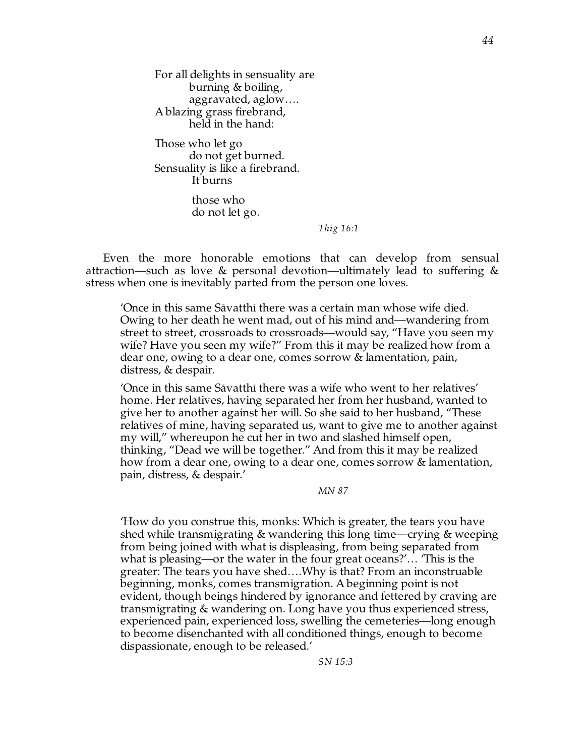For all delights in sensuality are
burning & boiling,
aggravated, aglow….
A blazing grass firebrand,
held in the hand:

Those who let go
do not get burned.
Sensuality is like a firebrand.
It burns

those who
do not let go.

*Thig 16:1*

Even the more honorable emotions that can develop from sensual attraction—such as love & personal devotion—ultimately lead to suffering & stress when one is inevitably parted from the person one loves.

> 'Once in this same Sāvatthī there was a certain man whose wife died. Owing to her death he went mad, out of his mind and—wandering from street to street, crossroads to crossroads—would say, "Have you seen my wife? Have you seen my wife?" From this it may be realized how from a dear one, owing to a dear one, comes sorrow & lamentation, pain, distress, & despair.
>
> 'Once in this same Sāvatthī there was a wife who went to her relatives' home. Her relatives, having separated her from her husband, wanted to give her to another against her will. So she said to her husband, "These relatives of mine, having separated us, want to give me to another against my will," whereupon he cut her in two and slashed himself open, thinking, "Dead we will be together." And from this it may be realized how from a dear one, owing to a dear one, comes sorrow & lamentation, pain, distress, & despair.'
>
> *MN 87*

> 'How do you construe this, monks: Which is greater, the tears you have shed while transmigrating & wandering this long time—crying & weeping from being joined with what is displeasing, from being separated from what is pleasing—or the water in the four great oceans?'… 'This is the greater: The tears you have shed….Why is that? From an inconstruable beginning, monks, comes transmigration. A beginning point is not evident, though beings hindered by ignorance and fettered by craving are transmigrating & wandering on. Long have you thus experienced stress, experienced pain, experienced loss, swelling the cemeteries—long enough to become disenchanted with all conditioned things, enough to become dispassionate, enough to be released.'
>
> *SN 15:3*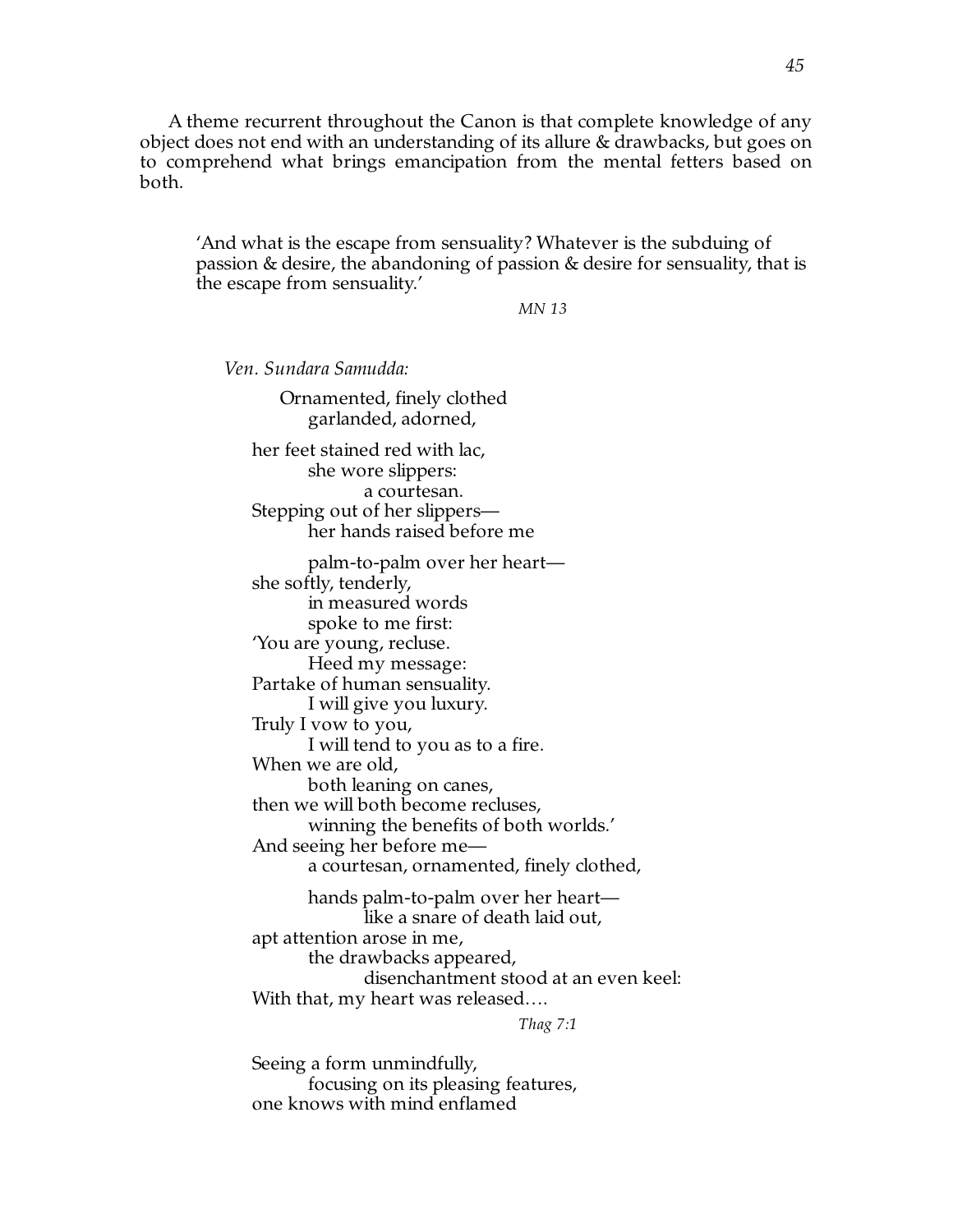A theme recurrent throughout the Canon is that complete knowledge of any object does not end with an understanding of its allure & drawbacks, but goes on to comprehend what brings emancipation from the mental fetters based on both.

> 'And what is the escape from sensuality? Whatever is the subduing of passion & desire, the abandoning of passion & desire for sensuality, that is the escape from sensuality.'
>
> *MN 13*

*Ven. Sundara Samudda:*

Ornamented, finely clothed  
garlanded, adorned,

her feet stained red with lac,  
she wore slippers:  
a courtesan.  
Stepping out of her slippers—  
her hands raised before me

palm-to-palm over her heart—  
she softly, tenderly,  
in measured words  
spoke to me first:  
'You are young, recluse.  
Heed my message:  
Partake of human sensuality.  
I will give you luxury.  
Truly I vow to you,  
I will tend to you as to a fire.  
When we are old,  
both leaning on canes,  
then we will both become recluses,  
winning the benefits of both worlds.'  
And seeing her before me—  
a courtesan, ornamented, finely clothed,

hands palm-to-palm over her heart—  
like a snare of death laid out,  
apt attention arose in me,  
the drawbacks appeared,  
disenchantment stood at an even keel:  
With that, my heart was released….

*Thag 7:1*

Seeing a form unmindfully,  
focusing on its pleasing features,  
one knows with mind enflamed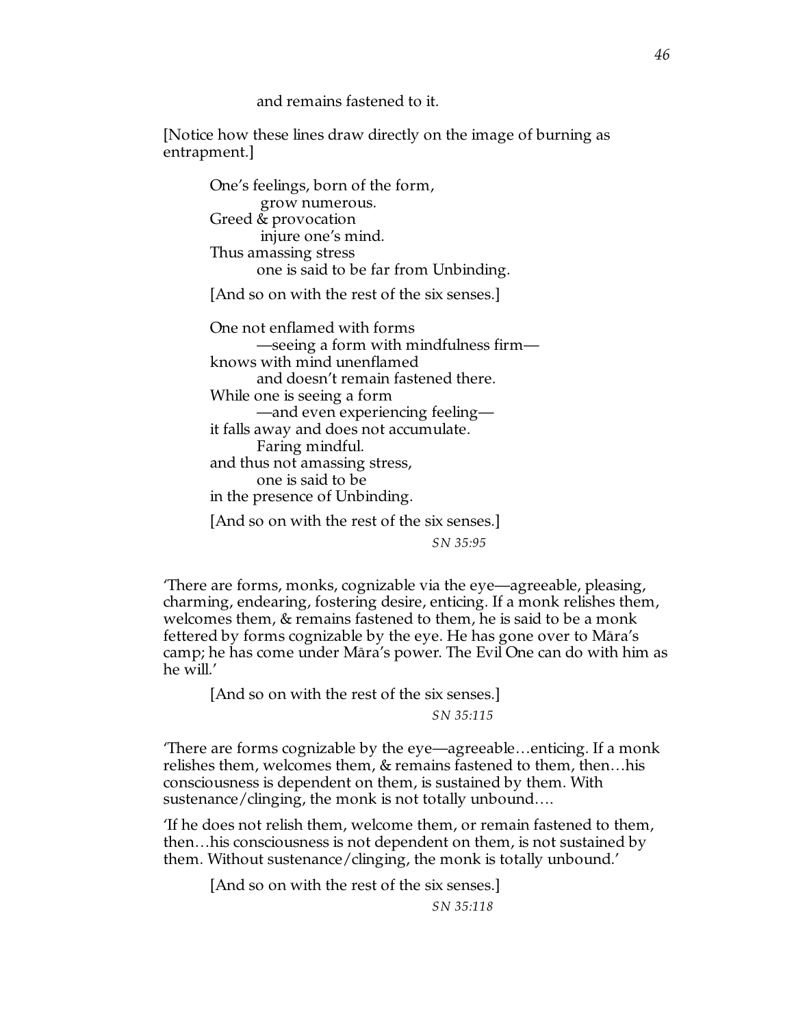and remains fastened to it.

[Notice how these lines draw directly on the image of burning as entrapment.]

> One's feelings, born of the form,
> grow numerous.
> Greed & provocation
> injure one's mind.
> Thus amassing stress
> one is said to be far from Unbinding.
>
> [And so on with the rest of the six senses.]
>
> One not enflamed with forms
> —seeing a form with mindfulness firm—
> knows with mind unenflamed
> and doesn't remain fastened there.
> While one is seeing a form
> —and even experiencing feeling—
> it falls away and does not accumulate.
> Faring mindful.
> and thus not amassing stress,
> one is said to be
> in the presence of Unbinding.
>
> [And so on with the rest of the six senses.]
>
> *SN 35:95*

'There are forms, monks, cognizable via the eye—agreeable, pleasing, charming, endearing, fostering desire, enticing. If a monk relishes them, welcomes them, & remains fastened to them, he is said to be a monk fettered by forms cognizable by the eye. He has gone over to Māra's camp; he has come under Māra's power. The Evil One can do with him as he will.'

> [And so on with the rest of the six senses.]
>
> *SN 35:115*

'There are forms cognizable by the eye—agreeable…enticing. If a monk relishes them, welcomes them, & remains fastened to them, then…his consciousness is dependent on them, is sustained by them. With sustenance/clinging, the monk is not totally unbound….

'If he does not relish them, welcome them, or remain fastened to them, then…his consciousness is not dependent on them, is not sustained by them. Without sustenance/clinging, the monk is totally unbound.'

> [And so on with the rest of the six senses.]
>
> *SN 35:118*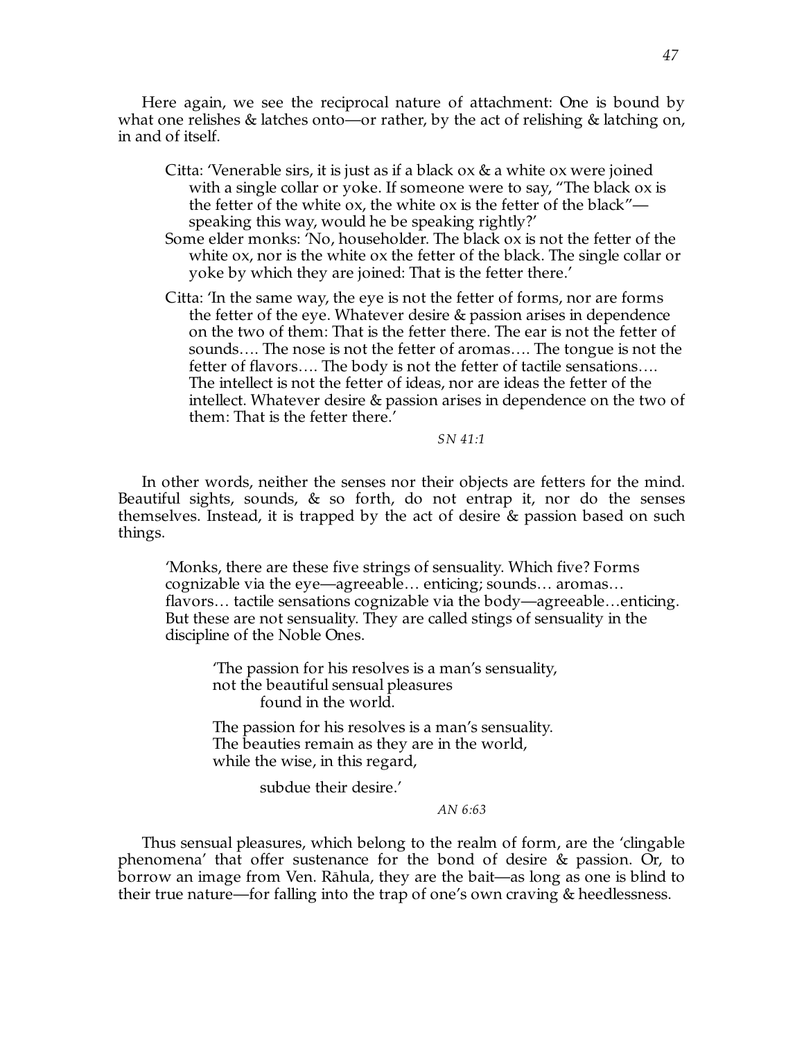Here again, we see the reciprocal nature of attachment: One is bound by what one relishes & latches onto—or rather, by the act of relishing & latching on, in and of itself.

> Citta: 'Venerable sirs, it is just as if a black ox & a white ox were joined with a single collar or yoke. If someone were to say, "The black ox is the fetter of the white ox, the white ox is the fetter of the black"—speaking this way, would he be speaking rightly?'
>
> Some elder monks: 'No, householder. The black ox is not the fetter of the white ox, nor is the white ox the fetter of the black. The single collar or yoke by which they are joined: That is the fetter there.'
>
> Citta: 'In the same way, the eye is not the fetter of forms, nor are forms the fetter of the eye. Whatever desire & passion arises in dependence on the two of them: That is the fetter there. The ear is not the fetter of sounds…. The nose is not the fetter of aromas…. The tongue is not the fetter of flavors…. The body is not the fetter of tactile sensations…. The intellect is not the fetter of ideas, nor are ideas the fetter of the intellect. Whatever desire & passion arises in dependence on the two of them: That is the fetter there.'
>
> *SN 41:1*

In other words, neither the senses nor their objects are fetters for the mind. Beautiful sights, sounds, & so forth, do not entrap it, nor do the senses themselves. Instead, it is trapped by the act of desire & passion based on such things.

> 'Monks, there are these five strings of sensuality. Which five? Forms cognizable via the eye—agreeable… enticing; sounds… aromas… flavors… tactile sensations cognizable via the body—agreeable…enticing. But these are not sensuality. They are called stings of sensuality in the discipline of the Noble Ones.
>
> > 'The passion for his resolves is a man's sensuality,
> > not the beautiful sensual pleasures
> > found in the world.
> >
> > The passion for his resolves is a man's sensuality.
> > The beauties remain as they are in the world,
> > while the wise, in this regard,
> >
> > subdue their desire.'
>
> *AN 6:63*

Thus sensual pleasures, which belong to the realm of form, are the 'clingable phenomena' that offer sustenance for the bond of desire & passion. Or, to borrow an image from Ven. Rāhula, they are the bait—as long as one is blind to their true nature—for falling into the trap of one's own craving & heedlessness.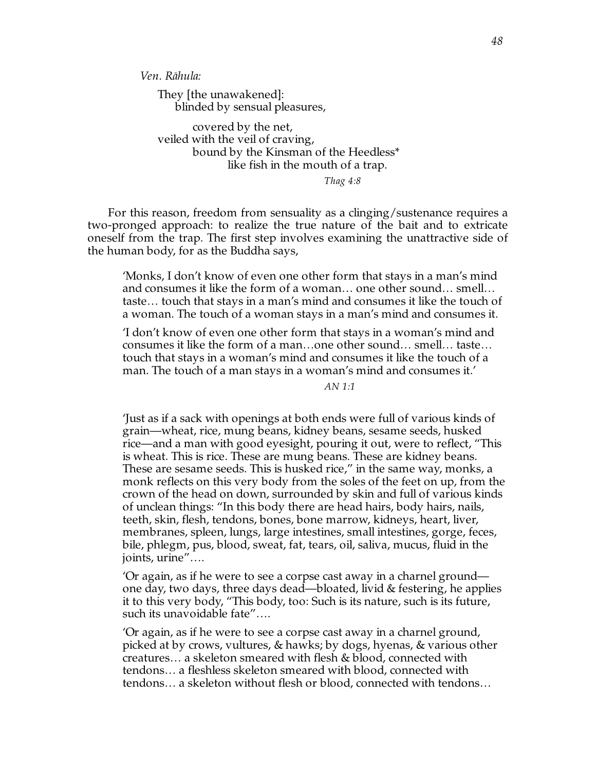*Ven. Rāhula:*

> They [the unawakened]:
> blinded by sensual pleasures,
>
> covered by the net,
> veiled with the veil of craving,
> bound by the Kinsman of the Heedless*
> like fish in the mouth of a trap.
>
> *Thag 4:8*

For this reason, freedom from sensuality as a clinging/sustenance requires a two-pronged approach: to realize the true nature of the bait and to extricate oneself from the trap. The first step involves examining the unattractive side of the human body, for as the Buddha says,

> 'Monks, I don't know of even one other form that stays in a man's mind and consumes it like the form of a woman… one other sound… smell… taste… touch that stays in a man's mind and consumes it like the touch of a woman. The touch of a woman stays in a man's mind and consumes it.
>
> 'I don't know of even one other form that stays in a woman's mind and consumes it like the form of a man…one other sound… smell… taste… touch that stays in a woman's mind and consumes it like the touch of a man. The touch of a man stays in a woman's mind and consumes it.'
>
> *AN 1:1*

> 'Just as if a sack with openings at both ends were full of various kinds of grain—wheat, rice, mung beans, kidney beans, sesame seeds, husked rice—and a man with good eyesight, pouring it out, were to reflect, "This is wheat. This is rice. These are mung beans. These are kidney beans. These are sesame seeds. This is husked rice," in the same way, monks, a monk reflects on this very body from the soles of the feet on up, from the crown of the head on down, surrounded by skin and full of various kinds of unclean things: "In this body there are head hairs, body hairs, nails, teeth, skin, flesh, tendons, bones, bone marrow, kidneys, heart, liver, membranes, spleen, lungs, large intestines, small intestines, gorge, feces, bile, phlegm, pus, blood, sweat, fat, tears, oil, saliva, mucus, fluid in the joints, urine"….
>
> 'Or again, as if he were to see a corpse cast away in a charnel ground—one day, two days, three days dead—bloated, livid & festering, he applies it to this very body, "This body, too: Such is its nature, such is its future, such its unavoidable fate"….
>
> 'Or again, as if he were to see a corpse cast away in a charnel ground, picked at by crows, vultures, & hawks; by dogs, hyenas, & various other creatures… a skeleton smeared with flesh & blood, connected with tendons… a fleshless skeleton smeared with blood, connected with tendons… a skeleton without flesh or blood, connected with tendons…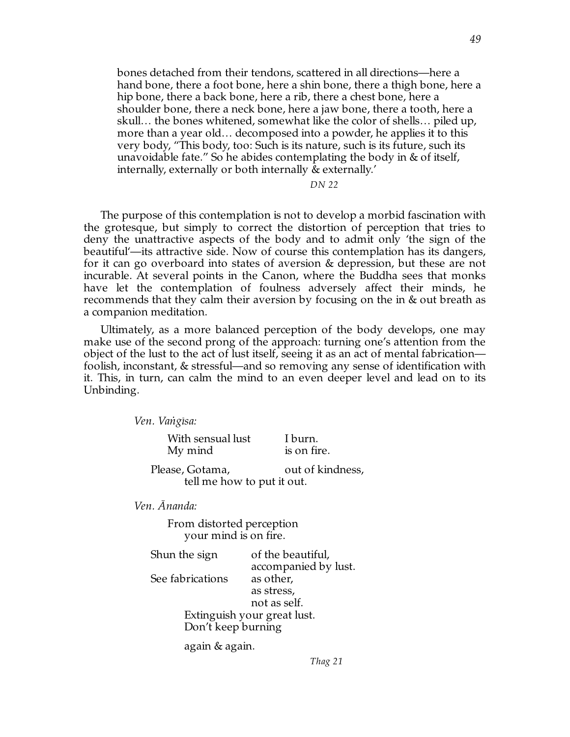> bones detached from their tendons, scattered in all directions—here a hand bone, there a foot bone, here a shin bone, there a thigh bone, here a hip bone, there a back bone, here a rib, there a chest bone, here a shoulder bone, there a neck bone, here a jaw bone, there a tooth, here a skull… the bones whitened, somewhat like the color of shells… piled up, more than a year old… decomposed into a powder, he applies it to this very body, "This body, too: Such is its nature, such is its future, such its unavoidable fate." So he abides contemplating the body in & of itself, internally, externally or both internally & externally.'
>
> *DN 22*

The purpose of this contemplation is not to develop a morbid fascination with the grotesque, but simply to correct the distortion of perception that tries to deny the unattractive aspects of the body and to admit only 'the sign of the beautiful'—its attractive side. Now of course this contemplation has its dangers, for it can go overboard into states of aversion & depression, but these are not incurable. At several points in the Canon, where the Buddha sees that monks have let the contemplation of foulness adversely affect their minds, he recommends that they calm their aversion by focusing on the in & out breath as a companion meditation.

Ultimately, as a more balanced perception of the body develops, one may make use of the second prong of the approach: turning one's attention from the object of the lust to the act of lust itself, seeing it as an act of mental fabrication—foolish, inconstant, & stressful—and so removing any sense of identification with it. This, in turn, can calm the mind to an even deeper level and lead on to its Unbinding.

> *Ven. Vaṅgīsa:*
>
> With sensual lust I burn.
> My mind is on fire.
>
> Please, Gotama, out of kindness,
> tell me how to put it out.
>
> *Ven. Ānanda:*
>
> From distorted perception
> your mind is on fire.
>
> Shun the sign of the beautiful,
> accompanied by lust.
> See fabrications as other,
> as stress,
> not as self.
> Extinguish your great lust.
> Don't keep burning
>
> again & again.
>
> *Thag 21*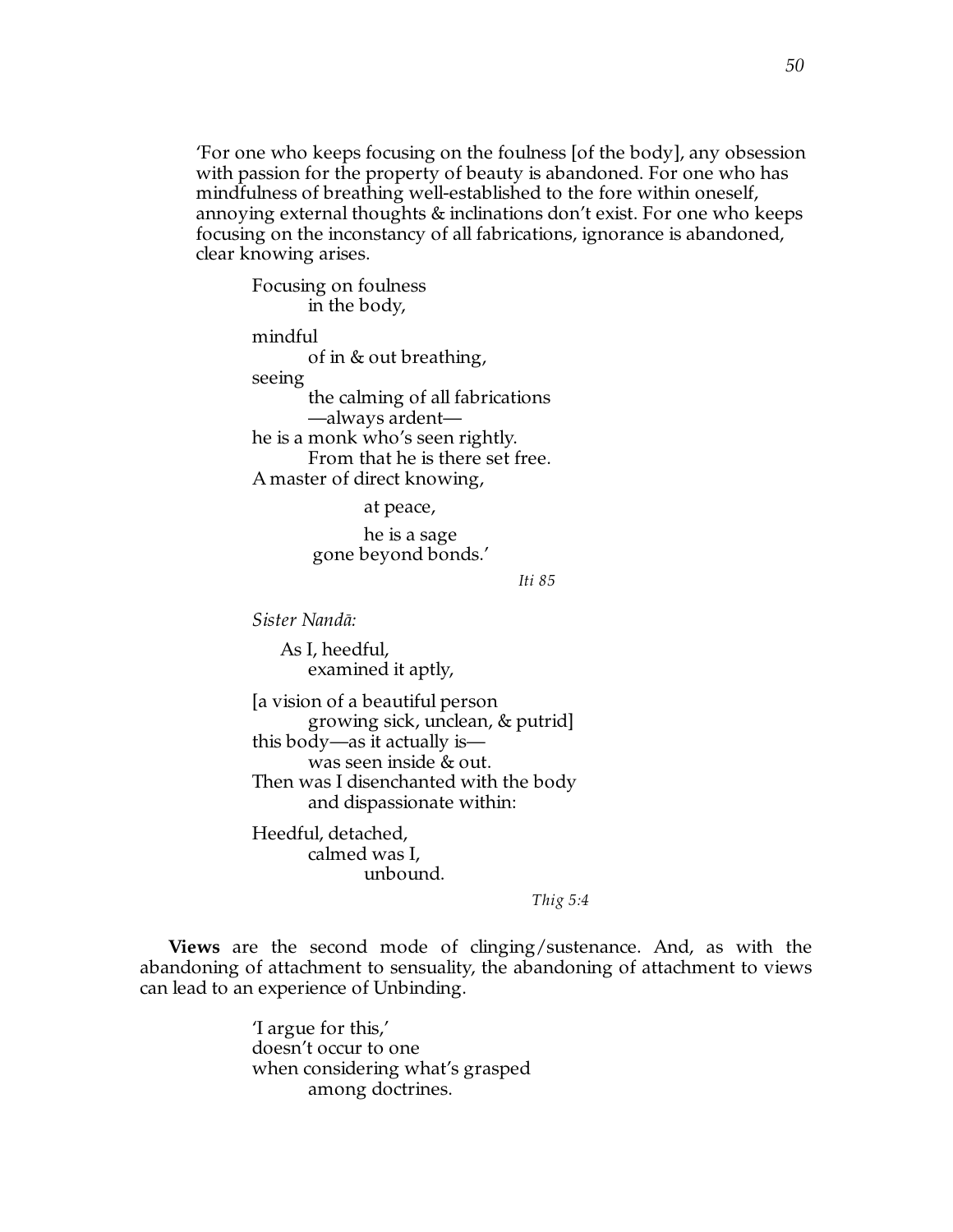'For one who keeps focusing on the foulness [of the body], any obsession with passion for the property of beauty is abandoned. For one who has mindfulness of breathing well-established to the fore within oneself, annoying external thoughts & inclinations don't exist. For one who keeps focusing on the inconstancy of all fabrications, ignorance is abandoned, clear knowing arises.

Focusing on foulness  
  in the body,

mindful  
  of in & out breathing,  
seeing  
  the calming of all fabrications  
  —always ardent—  
he is a monk who's seen rightly.  
  From that he is there set free.  
A master of direct knowing,

  at peace,

  he is a sage  
  gone beyond bonds.'

*Iti 85*

*Sister Nandā:*

As I, heedful,  
  examined it aptly,

[a vision of a beautiful person  
  growing sick, unclean, & putrid]  
this body—as it actually is—  
  was seen inside & out.  
Then was I disenchanted with the body  
  and dispassionate within:

Heedful, detached,  
  calmed was I,  
  unbound.

*Thig 5:4*

**Views** are the second mode of clinging/sustenance. And, as with the abandoning of attachment to sensuality, the abandoning of attachment to views can lead to an experience of Unbinding.

'I argue for this,'  
doesn't occur to one  
when considering what's grasped  
  among doctrines.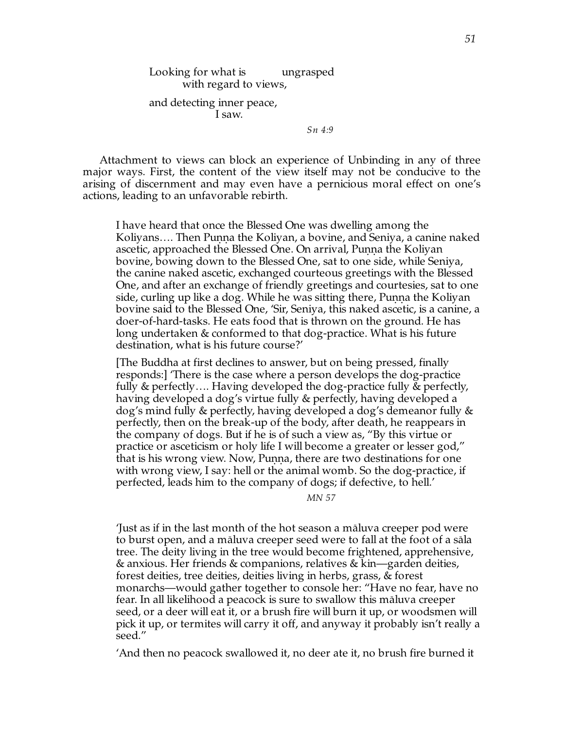Looking for what is ungrasped  
with regard to views,

and detecting inner peace,  
I saw.

*Sn 4:9*

Attachment to views can block an experience of Unbinding in any of three major ways. First, the content of the view itself may not be conducive to the arising of discernment and may even have a pernicious moral effect on one's actions, leading to an unfavorable rebirth.

> I have heard that once the Blessed One was dwelling among the Koliyans…. Then Puṇṇa the Koliyan, a bovine, and Seniya, a canine naked ascetic, approached the Blessed One. On arrival, Puṇṇa the Koliyan bovine, bowing down to the Blessed One, sat to one side, while Seniya, the canine naked ascetic, exchanged courteous greetings with the Blessed One, and after an exchange of friendly greetings and courtesies, sat to one side, curling up like a dog. While he was sitting there, Puṇṇa the Koliyan bovine said to the Blessed One, 'Sir, Seniya, this naked ascetic, is a canine, a doer-of-hard-tasks. He eats food that is thrown on the ground. He has long undertaken & conformed to that dog-practice. What is his future destination, what is his future course?'
>
> [The Buddha at first declines to answer, but on being pressed, finally responds:] 'There is the case where a person develops the dog-practice fully & perfectly…. Having developed the dog-practice fully & perfectly, having developed a dog's virtue fully & perfectly, having developed a dog's mind fully & perfectly, having developed a dog's demeanor fully & perfectly, then on the break-up of the body, after death, he reappears in the company of dogs. But if he is of such a view as, "By this virtue or practice or asceticism or holy life I will become a greater or lesser god," that is his wrong view. Now, Puṇṇa, there are two destinations for one with wrong view, I say: hell or the animal womb. So the dog-practice, if perfected, leads him to the company of dogs; if defective, to hell.'
>
> *MN 57*

> 'Just as if in the last month of the hot season a māluva creeper pod were to burst open, and a māluva creeper seed were to fall at the foot of a sāla tree. The deity living in the tree would become frightened, apprehensive, & anxious. Her friends & companions, relatives & kin—garden deities, forest deities, tree deities, deities living in herbs, grass, & forest monarchs—would gather together to console her: "Have no fear, have no fear. In all likelihood a peacock is sure to swallow this māluva creeper seed, or a deer will eat it, or a brush fire will burn it up, or woodsmen will pick it up, or termites will carry it off, and anyway it probably isn't really a seed."
>
> 'And then no peacock swallowed it, no deer ate it, no brush fire burned it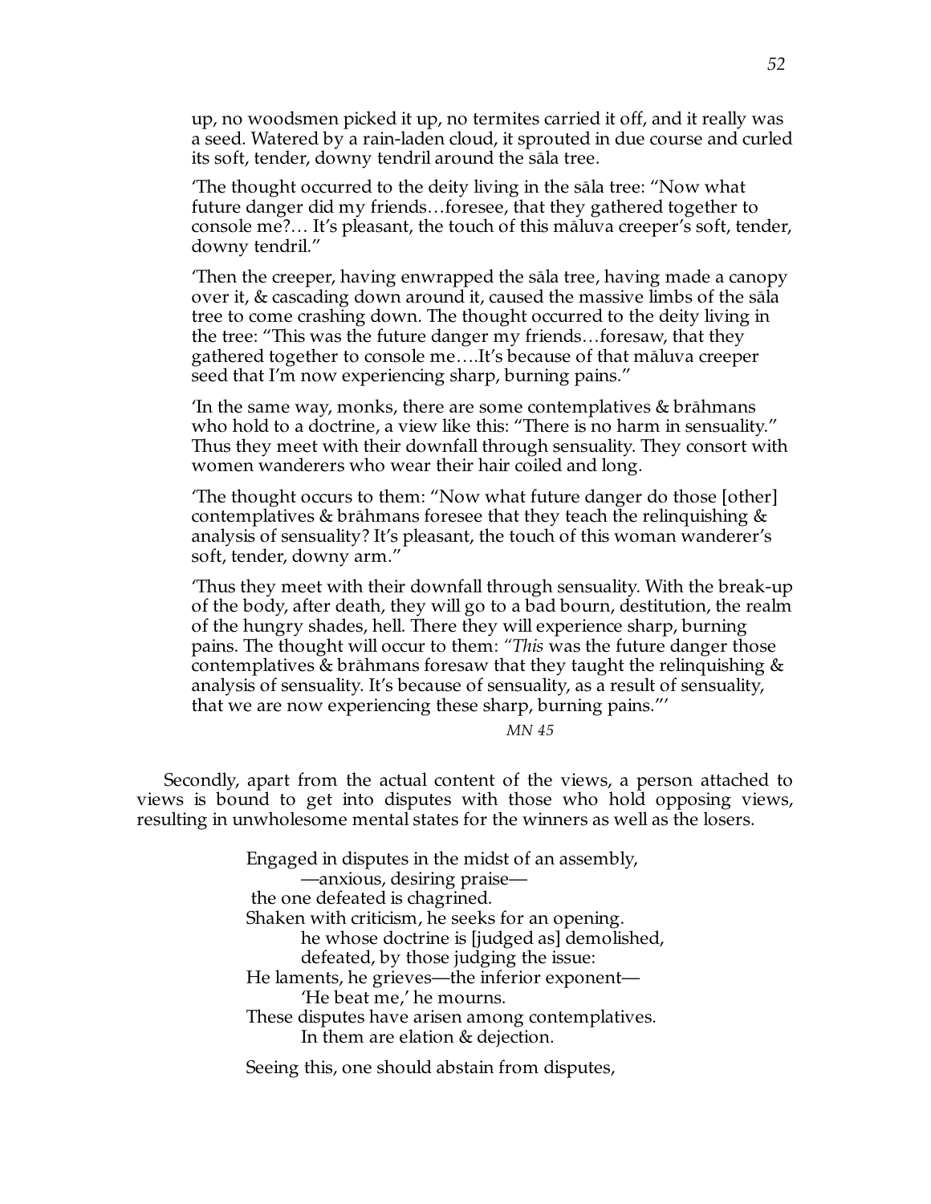> up, no woodsmen picked it up, no termites carried it off, and it really was a seed. Watered by a rain-laden cloud, it sprouted in due course and curled its soft, tender, downy tendril around the sāla tree.
>
> 'The thought occurred to the deity living in the sāla tree: "Now what future danger did my friends…foresee, that they gathered together to console me?… It's pleasant, the touch of this māluva creeper's soft, tender, downy tendril."
>
> 'Then the creeper, having enwrapped the sāla tree, having made a canopy over it, & cascading down around it, caused the massive limbs of the sāla tree to come crashing down. The thought occurred to the deity living in the tree: "This was the future danger my friends…foresaw, that they gathered together to console me….It's because of that māluva creeper seed that I'm now experiencing sharp, burning pains."
>
> 'In the same way, monks, there are some contemplatives & brāhmans who hold to a doctrine, a view like this: "There is no harm in sensuality." Thus they meet with their downfall through sensuality. They consort with women wanderers who wear their hair coiled and long.
>
> 'The thought occurs to them: "Now what future danger do those [other] contemplatives & brāhmans foresee that they teach the relinquishing & analysis of sensuality? It's pleasant, the touch of this woman wanderer's soft, tender, downy arm."
>
> 'Thus they meet with their downfall through sensuality. With the break-up of the body, after death, they will go to a bad bourn, destitution, the realm of the hungry shades, hell. There they will experience sharp, burning pains. The thought will occur to them: "*This* was the future danger those contemplatives & brāhmans foresaw that they taught the relinquishing & analysis of sensuality. It's because of sensuality, as a result of sensuality, that we are now experiencing these sharp, burning pains."'
>
> *MN 45*

Secondly, apart from the actual content of the views, a person attached to views is bound to get into disputes with those who hold opposing views, resulting in unwholesome mental states for the winners as well as the losers.

> Engaged in disputes in the midst of an assembly,
> —anxious, desiring praise—
> the one defeated is chagrined.
> Shaken with criticism, he seeks for an opening.
> he whose doctrine is [judged as] demolished,
> defeated, by those judging the issue:
> He laments, he grieves—the inferior exponent—
> 'He beat me,' he mourns.
> These disputes have arisen among contemplatives.
> In them are elation & dejection.
>
> Seeing this, one should abstain from disputes,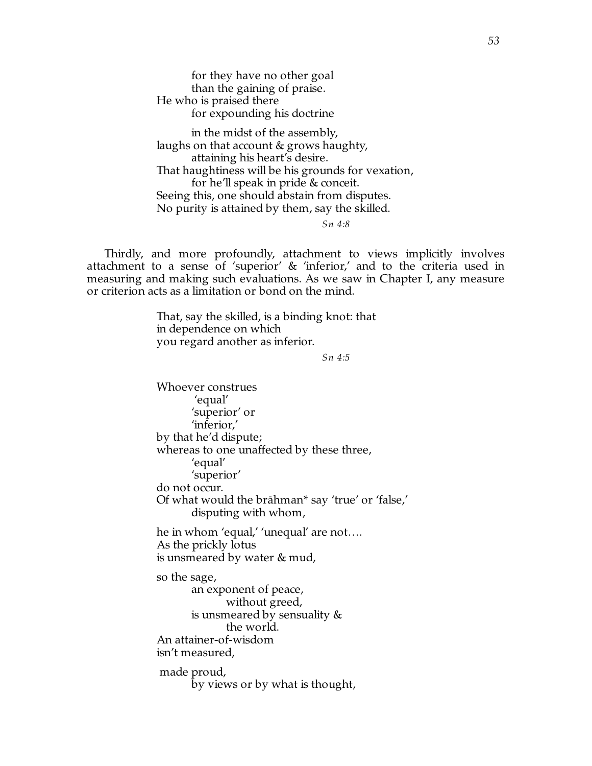for they have no other goal
than the gaining of praise.
He who is praised there
for expounding his doctrine

in the midst of the assembly,
laughs on that account & grows haughty,
attaining his heart's desire.
That haughtiness will be his grounds for vexation,
for he'll speak in pride & conceit.
Seeing this, one should abstain from disputes.
No purity is attained by them, say the skilled.

*Sn 4:8*

Thirdly, and more profoundly, attachment to views implicitly involves attachment to a sense of 'superior' & 'inferior,' and to the criteria used in measuring and making such evaluations. As we saw in Chapter I, any measure or criterion acts as a limitation or bond on the mind.

That, say the skilled, is a binding knot: that
in dependence on which
you regard another as inferior.

*Sn 4:5*

Whoever construes
'equal'
'superior' or
'inferior,'
by that he'd dispute;
whereas to one unaffected by these three,
'equal'
'superior'
do not occur.
Of what would the brāhman* say 'true' or 'false,'
disputing with whom,

he in whom 'equal,' 'unequal' are not….
As the prickly lotus
is unsmeared by water & mud,

so the sage,
an exponent of peace,
without greed,
is unsmeared by sensuality &
the world.
An attainer-of-wisdom
isn't measured,

made proud,
by views or by what is thought,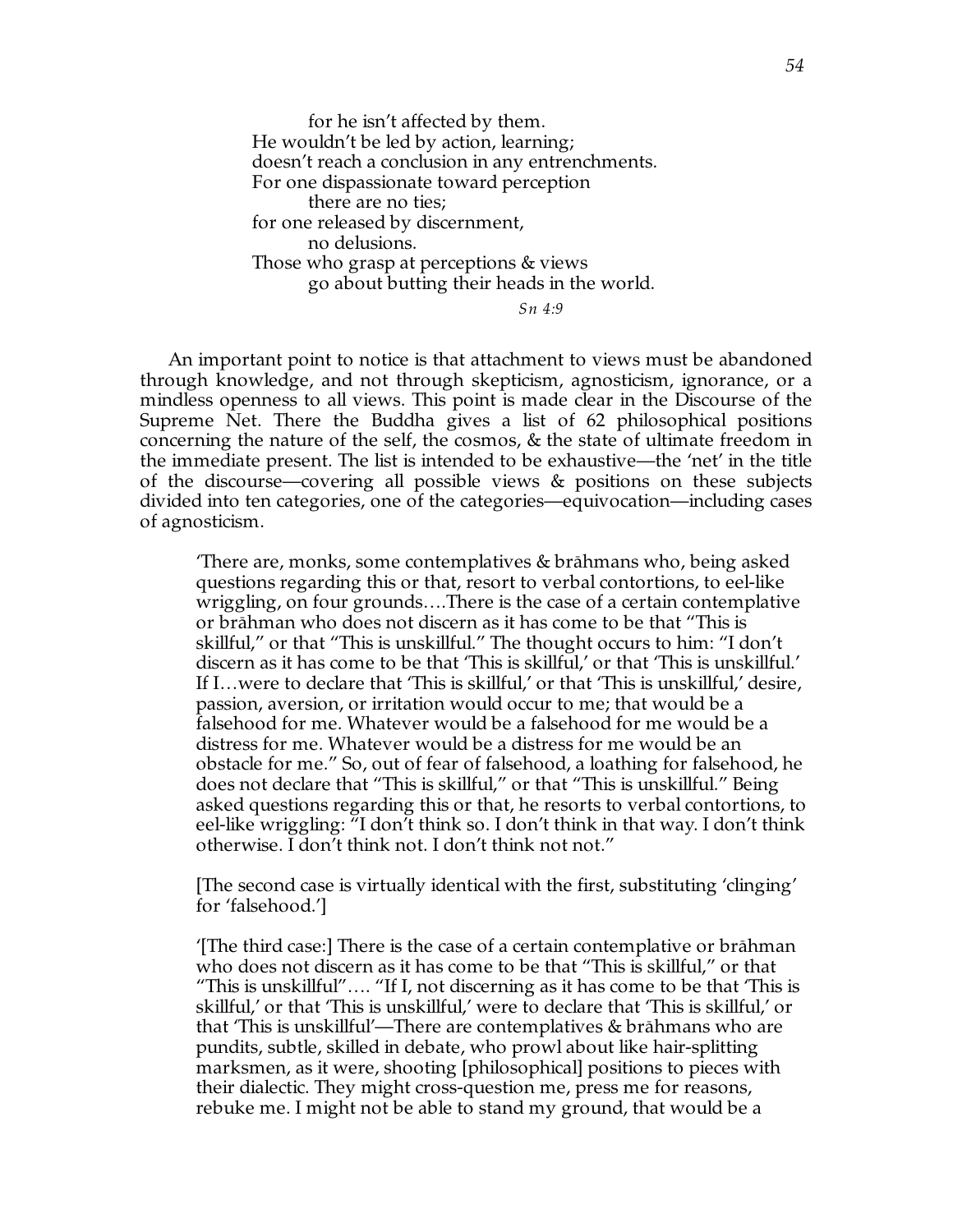for he isn't affected by them.  
He wouldn't be led by action, learning;  
doesn't reach a conclusion in any entrenchments.  
For one dispassionate toward perception  
there are no ties;  
for one released by discernment,  
no delusions.  
Those who grasp at perceptions & views  
go about butting their heads in the world.

*Sn 4:9*

An important point to notice is that attachment to views must be abandoned through knowledge, and not through skepticism, agnosticism, ignorance, or a mindless openness to all views. This point is made clear in the Discourse of the Supreme Net. There the Buddha gives a list of 62 philosophical positions concerning the nature of the self, the cosmos, & the state of ultimate freedom in the immediate present. The list is intended to be exhaustive—the 'net' in the title of the discourse—covering all possible views & positions on these subjects divided into ten categories, one of the categories—equivocation—including cases of agnosticism.

> 'There are, monks, some contemplatives & brāhmans who, being asked questions regarding this or that, resort to verbal contortions, to eel-like wriggling, on four grounds….There is the case of a certain contemplative or brāhman who does not discern as it has come to be that "This is skillful," or that "This is unskillful." The thought occurs to him: "I don't discern as it has come to be that 'This is skillful,' or that 'This is unskillful.' If I…were to declare that 'This is skillful,' or that 'This is unskillful,' desire, passion, aversion, or irritation would occur to me; that would be a falsehood for me. Whatever would be a falsehood for me would be a distress for me. Whatever would be a distress for me would be an obstacle for me." So, out of fear of falsehood, a loathing for falsehood, he does not declare that "This is skillful," or that "This is unskillful." Being asked questions regarding this or that, he resorts to verbal contortions, to eel-like wriggling: "I don't think so. I don't think in that way. I don't think otherwise. I don't think not. I don't think not not."
>
> [The second case is virtually identical with the first, substituting 'clinging' for 'falsehood.']
>
> '[The third case:] There is the case of a certain contemplative or brāhman who does not discern as it has come to be that "This is skillful," or that "This is unskillful"…. "If I, not discerning as it has come to be that 'This is skillful,' or that 'This is unskillful,' were to declare that 'This is skillful,' or that 'This is unskillful'—There are contemplatives & brāhmans who are pundits, subtle, skilled in debate, who prowl about like hair-splitting marksmen, as it were, shooting [philosophical] positions to pieces with their dialectic. They might cross-question me, press me for reasons, rebuke me. I might not be able to stand my ground, that would be a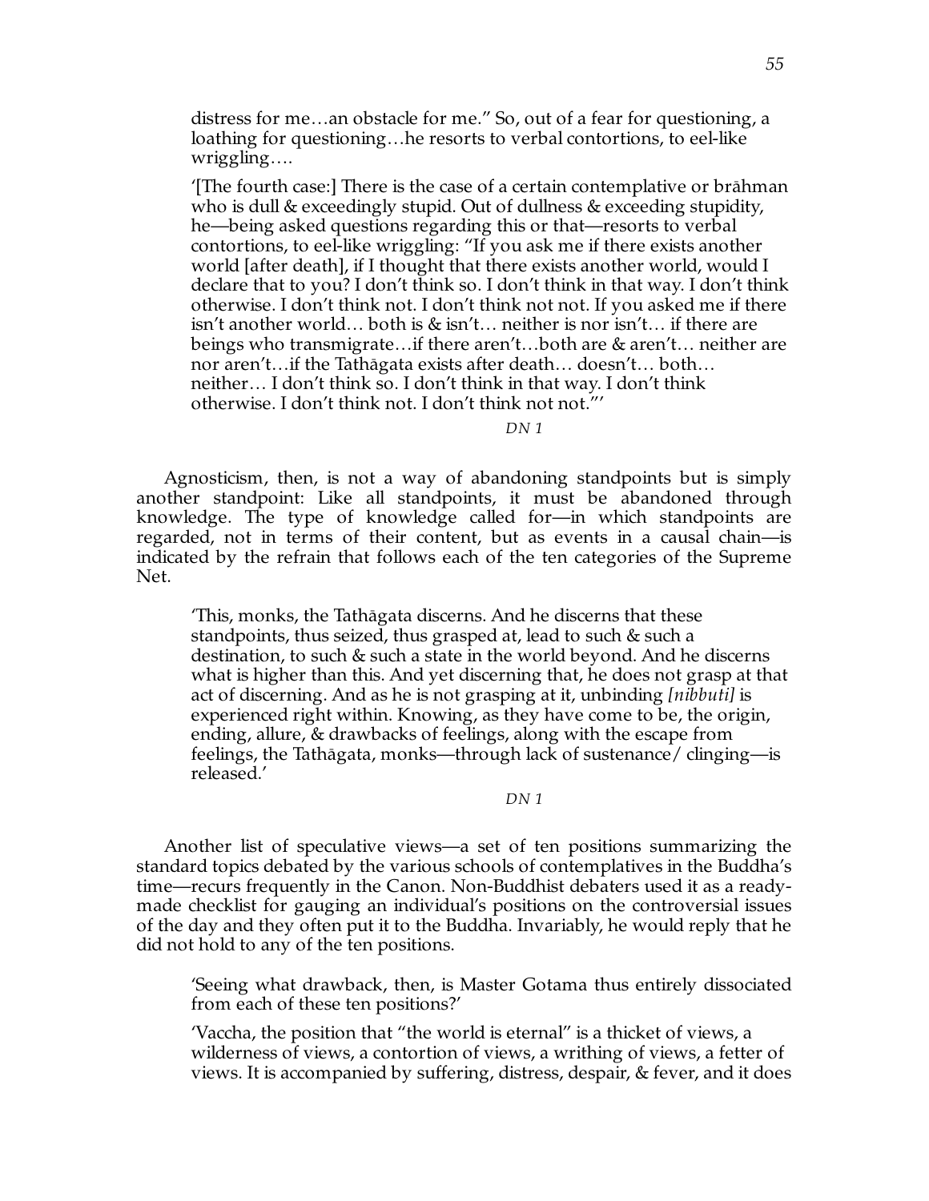> distress for me…an obstacle for me.” So, out of a fear for questioning, a loathing for questioning…he resorts to verbal contortions, to eel-like wriggling….
>
> ‘[The fourth case:] There is the case of a certain contemplative or brāhman who is dull & exceedingly stupid. Out of dullness & exceeding stupidity, he—being asked questions regarding this or that—resorts to verbal contortions, to eel-like wriggling: “If you ask me if there exists another world [after death], if I thought that there exists another world, would I declare that to you? I don’t think so. I don’t think in that way. I don’t think otherwise. I don’t think not. I don’t think not not. If you asked me if there isn’t another world… both is & isn’t… neither is nor isn’t… if there are beings who transmigrate…if there aren’t…both are & aren’t… neither are nor aren’t…if the Tathāgata exists after death… doesn’t… both… neither… I don’t think so. I don’t think in that way. I don’t think otherwise. I don’t think not. I don’t think not not.”’
>
> *DN 1*

Agnosticism, then, is not a way of abandoning standpoints but is simply another standpoint: Like all standpoints, it must be abandoned through knowledge. The type of knowledge called for—in which standpoints are regarded, not in terms of their content, but as events in a causal chain—is indicated by the refrain that follows each of the ten categories of the Supreme Net.

> ‘This, monks, the Tathāgata discerns. And he discerns that these standpoints, thus seized, thus grasped at, lead to such & such a destination, to such & such a state in the world beyond. And he discerns what is higher than this. And yet discerning that, he does not grasp at that act of discerning. And as he is not grasping at it, unbinding *[nibbuti]* is experienced right within. Knowing, as they have come to be, the origin, ending, allure, & drawbacks of feelings, along with the escape from feelings, the Tathāgata, monks—through lack of sustenance/ clinging—is released.’
>
> *DN 1*

Another list of speculative views—a set of ten positions summarizing the standard topics debated by the various schools of contemplatives in the Buddha’s time—recurs frequently in the Canon. Non-Buddhist debaters used it as a ready-made checklist for gauging an individual’s positions on the controversial issues of the day and they often put it to the Buddha. Invariably, he would reply that he did not hold to any of the ten positions.

> ‘Seeing what drawback, then, is Master Gotama thus entirely dissociated from each of these ten positions?’
>
> ‘Vaccha, the position that “the world is eternal” is a thicket of views, a wilderness of views, a contortion of views, a writhing of views, a fetter of views. It is accompanied by suffering, distress, despair, & fever, and it does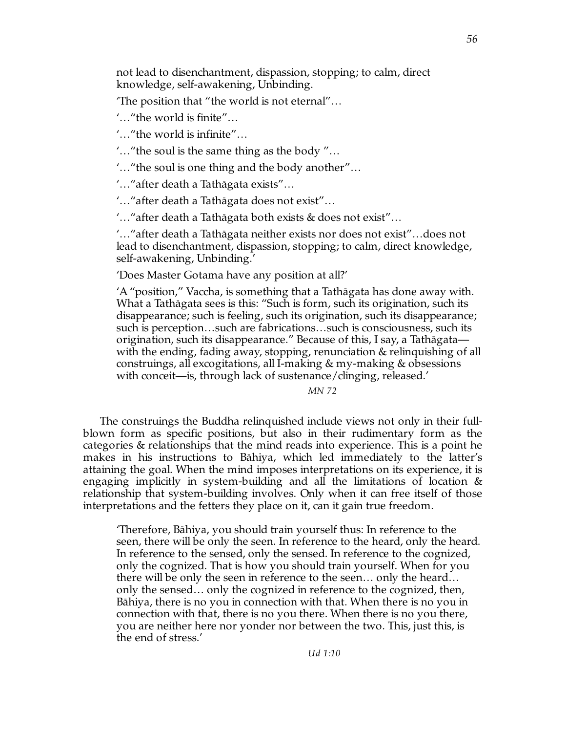> not lead to disenchantment, dispassion, stopping; to calm, direct knowledge, self-awakening, Unbinding.
>
> 'The position that "the world is not eternal"…
>
> '…"the world is finite"…
>
> '…"the world is infinite"…
>
> '…"the soul is the same thing as the body "…
>
> '…"the soul is one thing and the body another"…
>
> '…"after death a Tathāgata exists"…
>
> '…"after death a Tathāgata does not exist"…
>
> '…"after death a Tathāgata both exists & does not exist"…
>
> '…"after death a Tathāgata neither exists nor does not exist"…does not lead to disenchantment, dispassion, stopping; to calm, direct knowledge, self-awakening, Unbinding.'
>
> 'Does Master Gotama have any position at all?'
>
> 'A "position," Vaccha, is something that a Tathāgata has done away with. What a Tathāgata sees is this: "Such is form, such its origination, such its disappearance; such is feeling, such its origination, such its disappearance; such is perception…such are fabrications…such is consciousness, such its origination, such its disappearance." Because of this, I say, a Tathāgata—with the ending, fading away, stopping, renunciation & relinquishing of all construings, all excogitations, all I-making & my-making & obsessions with conceit—is, through lack of sustenance/clinging, released.'
>
> *MN 72*

The construings the Buddha relinquished include views not only in their full-blown form as specific positions, but also in their rudimentary form as the categories & relationships that the mind reads into experience. This is a point he makes in his instructions to Bāhiya, which led immediately to the latter's attaining the goal. When the mind imposes interpretations on its experience, it is engaging implicitly in system-building and all the limitations of location & relationship that system-building involves. Only when it can free itself of those interpretations and the fetters they place on it, can it gain true freedom.

> 'Therefore, Bāhiya, you should train yourself thus: In reference to the seen, there will be only the seen. In reference to the heard, only the heard. In reference to the sensed, only the sensed. In reference to the cognized, only the cognized. That is how you should train yourself. When for you there will be only the seen in reference to the seen… only the heard… only the sensed… only the cognized in reference to the cognized, then, Bāhiya, there is no you in connection with that. When there is no you in connection with that, there is no you there. When there is no you there, you are neither here nor yonder nor between the two. This, just this, is the end of stress.'
>
> *Ud 1:10*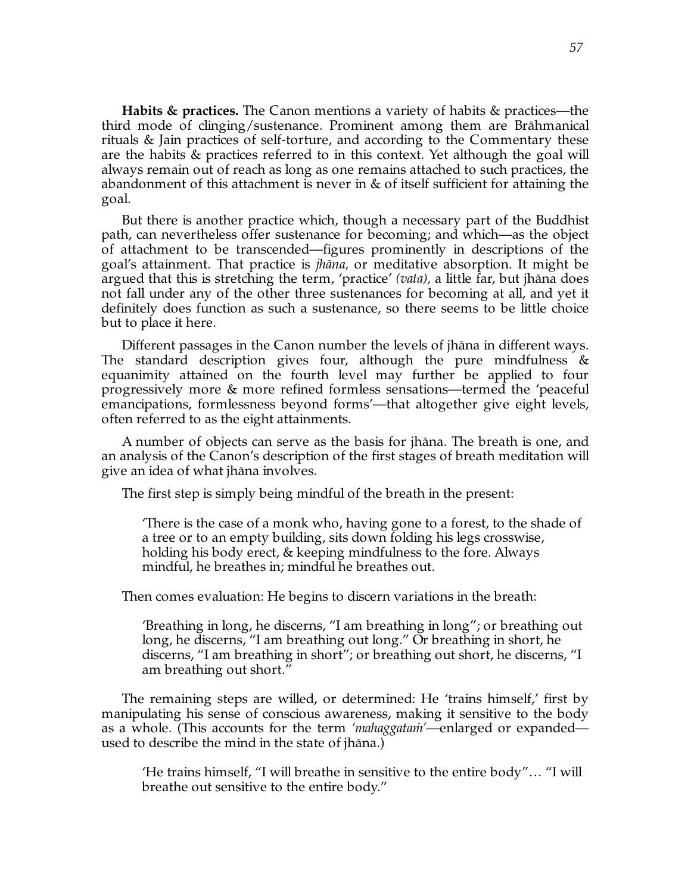**Habits & practices.** The Canon mentions a variety of habits & practices—the third mode of clinging/sustenance. Prominent among them are Brāhmanical rituals & Jain practices of self-torture, and according to the Commentary these are the habits & practices referred to in this context. Yet although the goal will always remain out of reach as long as one remains attached to such practices, the abandonment of this attachment is never in & of itself sufficient for attaining the goal.

But there is another practice which, though a necessary part of the Buddhist path, can nevertheless offer sustenance for becoming; and which—as the object of attachment to be transcended—figures prominently in descriptions of the goal's attainment. That practice is *jhāna,* or meditative absorption. It might be argued that this is stretching the term, 'practice' *(vata),* a little far, but jhāna does not fall under any of the other three sustenances for becoming at all, and yet it definitely does function as such a sustenance, so there seems to be little choice but to place it here.

Different passages in the Canon number the levels of jhāna in different ways. The standard description gives four, although the pure mindfulness & equanimity attained on the fourth level may further be applied to four progressively more & more refined formless sensations—termed the 'peaceful emancipations, formlessness beyond forms'—that altogether give eight levels, often referred to as the eight attainments.

A number of objects can serve as the basis for jhāna. The breath is one, and an analysis of the Canon's description of the first stages of breath meditation will give an idea of what jhāna involves.

The first step is simply being mindful of the breath in the present:

> 'There is the case of a monk who, having gone to a forest, to the shade of a tree or to an empty building, sits down folding his legs crosswise, holding his body erect, & keeping mindfulness to the fore. Always mindful, he breathes in; mindful he breathes out.

Then comes evaluation: He begins to discern variations in the breath:

> 'Breathing in long, he discerns, "I am breathing in long"; or breathing out long, he discerns, "I am breathing out long." Or breathing in short, he discerns, "I am breathing in short"; or breathing out short, he discerns, "I am breathing out short."

The remaining steps are willed, or determined: He 'trains himself,' first by manipulating his sense of conscious awareness, making it sensitive to the body as a whole. (This accounts for the term *'mahaggataṁ'*—enlarged or expanded—used to describe the mind in the state of jhāna.)

> 'He trains himself, "I will breathe in sensitive to the entire body"… "I will breathe out sensitive to the entire body."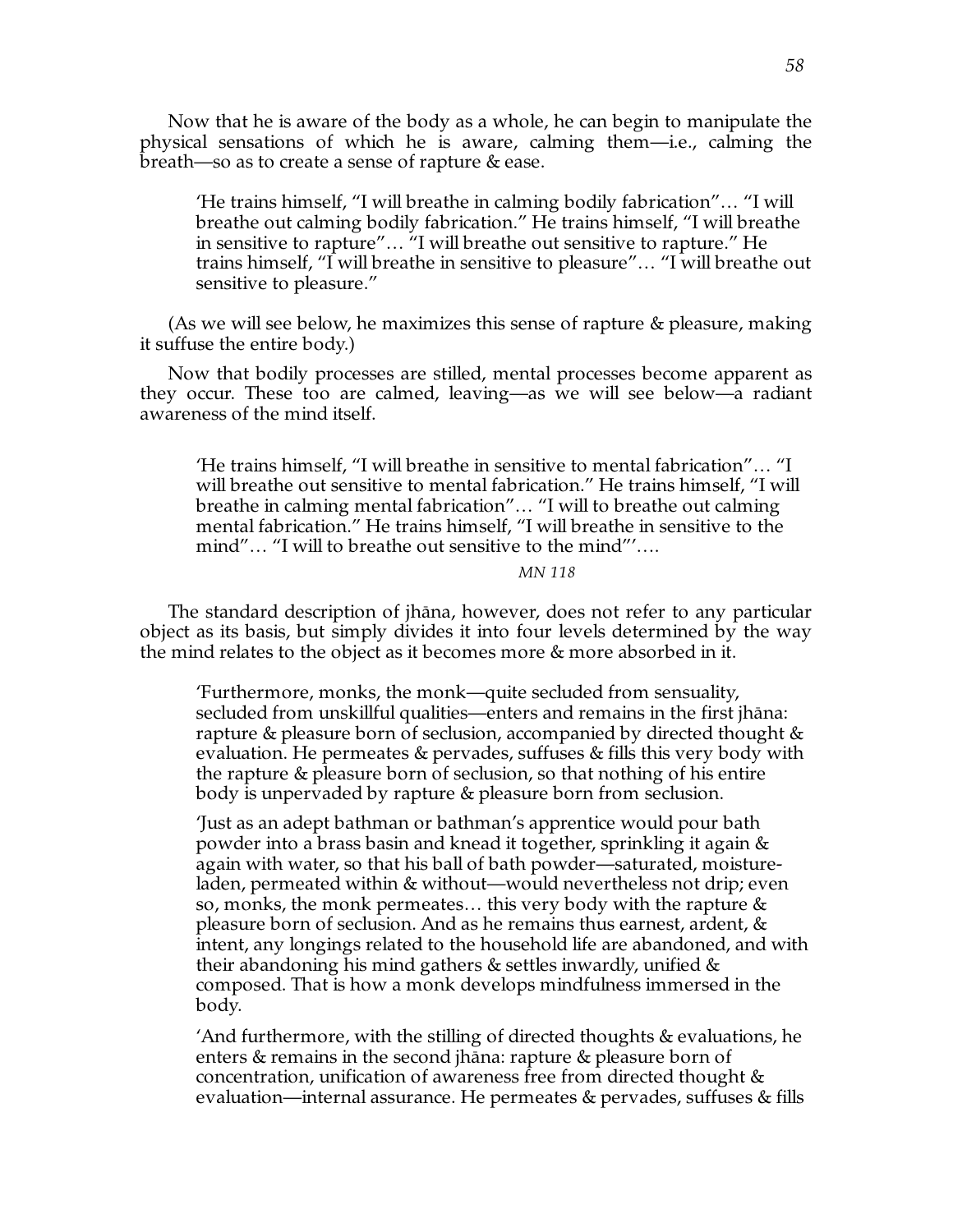Now that he is aware of the body as a whole, he can begin to manipulate the physical sensations of which he is aware, calming them—i.e., calming the breath—so as to create a sense of rapture & ease.

> 'He trains himself, "I will breathe in calming bodily fabrication"… "I will breathe out calming bodily fabrication." He trains himself, "I will breathe in sensitive to rapture"… "I will breathe out sensitive to rapture." He trains himself, "I will breathe in sensitive to pleasure"… "I will breathe out sensitive to pleasure."

(As we will see below, he maximizes this sense of rapture & pleasure, making it suffuse the entire body.)

Now that bodily processes are stilled, mental processes become apparent as they occur. These too are calmed, leaving—as we will see below—a radiant awareness of the mind itself.

> 'He trains himself, "I will breathe in sensitive to mental fabrication"… "I will breathe out sensitive to mental fabrication." He trains himself, "I will breathe in calming mental fabrication"… "I will to breathe out calming mental fabrication." He trains himself, "I will breathe in sensitive to the mind"… "I will to breathe out sensitive to the mind"'….
>
> *MN 118*

The standard description of jhāna, however, does not refer to any particular object as its basis, but simply divides it into four levels determined by the way the mind relates to the object as it becomes more & more absorbed in it.

> 'Furthermore, monks, the monk—quite secluded from sensuality, secluded from unskillful qualities—enters and remains in the first jhāna: rapture & pleasure born of seclusion, accompanied by directed thought & evaluation. He permeates & pervades, suffuses & fills this very body with the rapture & pleasure born of seclusion, so that nothing of his entire body is unpervaded by rapture & pleasure born from seclusion.
>
> 'Just as an adept bathman or bathman's apprentice would pour bath powder into a brass basin and knead it together, sprinkling it again & again with water, so that his ball of bath powder—saturated, moisture-laden, permeated within & without—would nevertheless not drip; even so, monks, the monk permeates… this very body with the rapture & pleasure born of seclusion. And as he remains thus earnest, ardent, & intent, any longings related to the household life are abandoned, and with their abandoning his mind gathers & settles inwardly, unified & composed. That is how a monk develops mindfulness immersed in the body.
>
> 'And furthermore, with the stilling of directed thoughts & evaluations, he enters & remains in the second jhāna: rapture & pleasure born of concentration, unification of awareness free from directed thought & evaluation—internal assurance. He permeates & pervades, suffuses & fills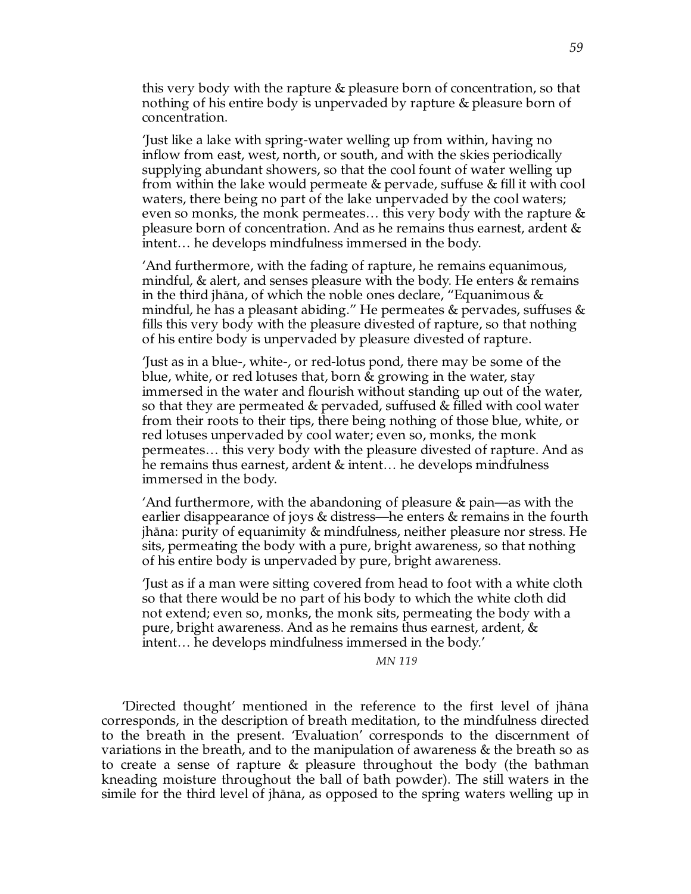> this very body with the rapture & pleasure born of concentration, so that nothing of his entire body is unpervaded by rapture & pleasure born of concentration.
>
> 'Just like a lake with spring-water welling up from within, having no inflow from east, west, north, or south, and with the skies periodically supplying abundant showers, so that the cool fount of water welling up from within the lake would permeate & pervade, suffuse & fill it with cool waters, there being no part of the lake unpervaded by the cool waters; even so monks, the monk permeates… this very body with the rapture & pleasure born of concentration. And as he remains thus earnest, ardent & intent… he develops mindfulness immersed in the body.
>
> 'And furthermore, with the fading of rapture, he remains equanimous, mindful, & alert, and senses pleasure with the body. He enters & remains in the third jhāna, of which the noble ones declare, "Equanimous & mindful, he has a pleasant abiding." He permeates & pervades, suffuses & fills this very body with the pleasure divested of rapture, so that nothing of his entire body is unpervaded by pleasure divested of rapture.
>
> 'Just as in a blue-, white-, or red-lotus pond, there may be some of the blue, white, or red lotuses that, born & growing in the water, stay immersed in the water and flourish without standing up out of the water, so that they are permeated & pervaded, suffused & filled with cool water from their roots to their tips, there being nothing of those blue, white, or red lotuses unpervaded by cool water; even so, monks, the monk permeates… this very body with the pleasure divested of rapture. And as he remains thus earnest, ardent & intent… he develops mindfulness immersed in the body.
>
> 'And furthermore, with the abandoning of pleasure & pain—as with the earlier disappearance of joys & distress—he enters & remains in the fourth jhāna: purity of equanimity & mindfulness, neither pleasure nor stress. He sits, permeating the body with a pure, bright awareness, so that nothing of his entire body is unpervaded by pure, bright awareness.
>
> 'Just as if a man were sitting covered from head to foot with a white cloth so that there would be no part of his body to which the white cloth did not extend; even so, monks, the monk sits, permeating the body with a pure, bright awareness. And as he remains thus earnest, ardent, & intent… he develops mindfulness immersed in the body.'
>
> *MN 119*

'Directed thought' mentioned in the reference to the first level of jhāna corresponds, in the description of breath meditation, to the mindfulness directed to the breath in the present. 'Evaluation' corresponds to the discernment of variations in the breath, and to the manipulation of awareness & the breath so as to create a sense of rapture & pleasure throughout the body (the bathman kneading moisture throughout the ball of bath powder). The still waters in the simile for the third level of jhāna, as opposed to the spring waters welling up in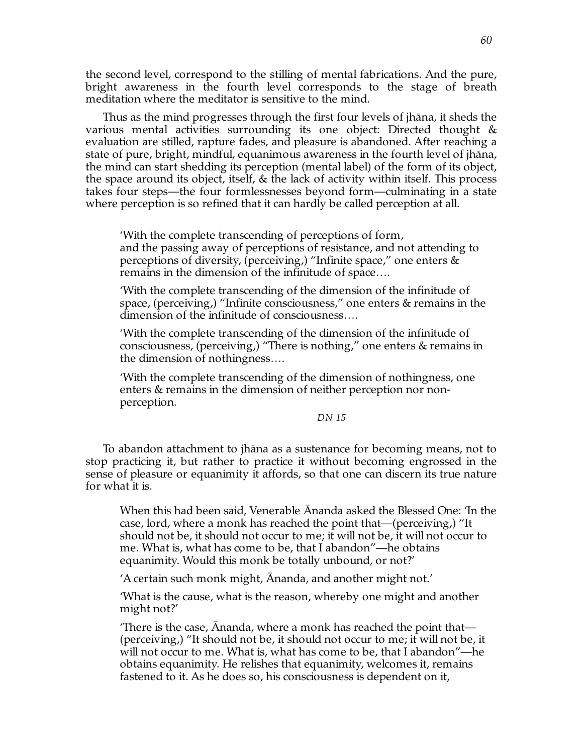the second level, correspond to the stilling of mental fabrications. And the pure, bright awareness in the fourth level corresponds to the stage of breath meditation where the meditator is sensitive to the mind.

Thus as the mind progresses through the first four levels of jhāna, it sheds the various mental activities surrounding its one object: Directed thought & evaluation are stilled, rapture fades, and pleasure is abandoned. After reaching a state of pure, bright, mindful, equanimous awareness in the fourth level of jhāna, the mind can start shedding its perception (mental label) of the form of its object, the space around its object, itself, & the lack of activity within itself. This process takes four steps—the four formlessnesses beyond form—culminating in a state where perception is so refined that it can hardly be called perception at all.

> 'With the complete transcending of perceptions of form,
> and the passing away of perceptions of resistance, and not attending to perceptions of diversity, (perceiving,) "Infinite space," one enters & remains in the dimension of the infinitude of space….
>
> 'With the complete transcending of the dimension of the infinitude of space, (perceiving,) "Infinite consciousness," one enters & remains in the dimension of the infinitude of consciousness….
>
> 'With the complete transcending of the dimension of the infinitude of consciousness, (perceiving,) "There is nothing," one enters & remains in the dimension of nothingness….
>
> 'With the complete transcending of the dimension of nothingness, one enters & remains in the dimension of neither perception nor non-perception.
>
> *DN 15*

To abandon attachment to jhāna as a sustenance for becoming means, not to stop practicing it, but rather to practice it without becoming engrossed in the sense of pleasure or equanimity it affords, so that one can discern its true nature for what it is.

> When this had been said, Venerable Ānanda asked the Blessed One: 'In the case, lord, where a monk has reached the point that—(perceiving,) "It should not be, it should not occur to me; it will not be, it will not occur to me. What is, what has come to be, that I abandon"—he obtains equanimity. Would this monk be totally unbound, or not?'
>
> 'A certain such monk might, Ānanda, and another might not.'
>
> 'What is the cause, what is the reason, whereby one might and another might not?'
>
> 'There is the case, Ānanda, where a monk has reached the point that—(perceiving,) "It should not be, it should not occur to me; it will not be, it will not occur to me. What is, what has come to be, that I abandon"—he obtains equanimity. He relishes that equanimity, welcomes it, remains fastened to it. As he does so, his consciousness is dependent on it,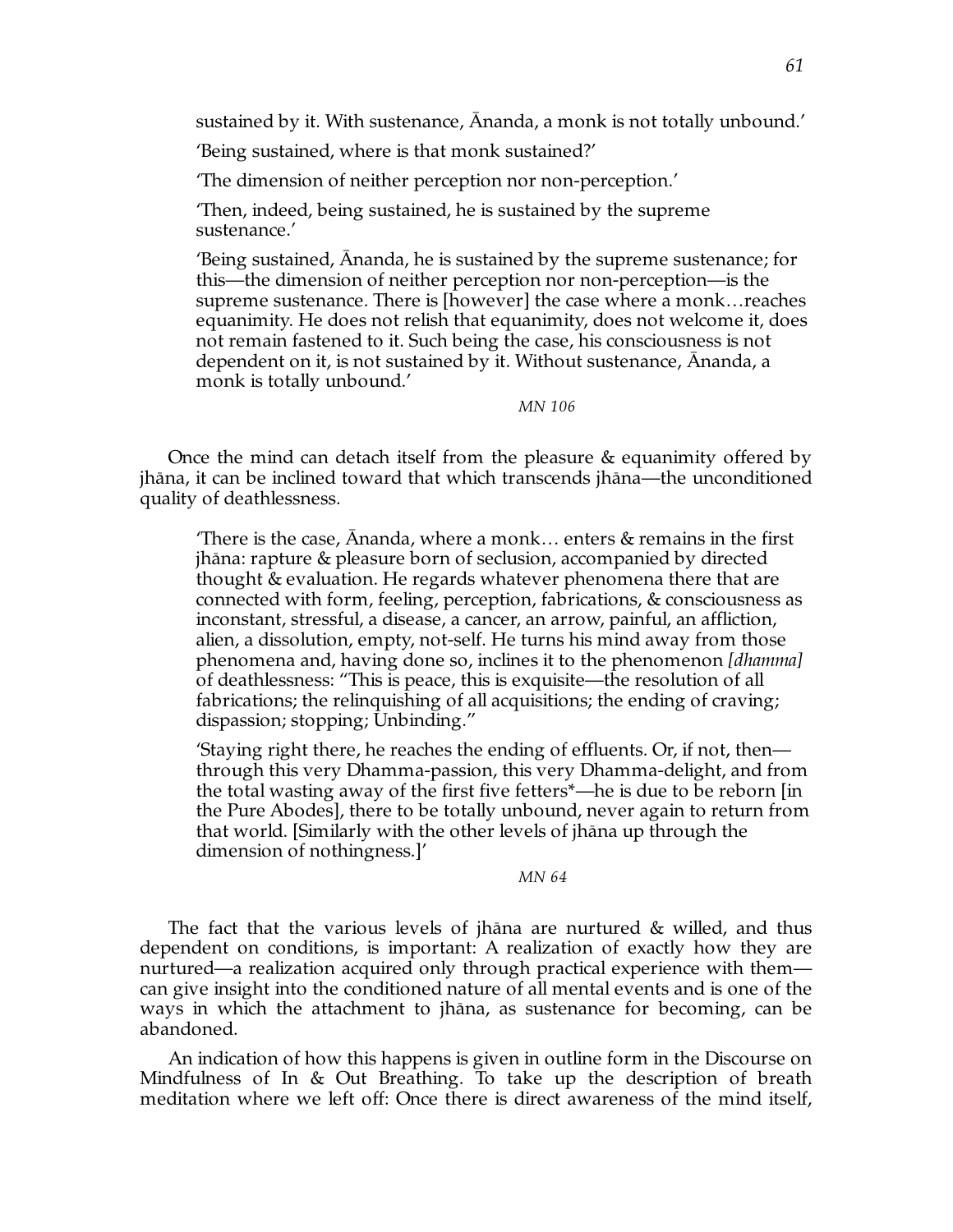> sustained by it. With sustenance, Ānanda, a monk is not totally unbound.'
>
> 'Being sustained, where is that monk sustained?'
>
> 'The dimension of neither perception nor non-perception.'
>
> 'Then, indeed, being sustained, he is sustained by the supreme sustenance.'
>
> 'Being sustained, Ānanda, he is sustained by the supreme sustenance; for this—the dimension of neither perception nor non-perception—is the supreme sustenance. There is [however] the case where a monk…reaches equanimity. He does not relish that equanimity, does not welcome it, does not remain fastened to it. Such being the case, his consciousness is not dependent on it, is not sustained by it. Without sustenance, Ānanda, a monk is totally unbound.'
>
> *MN 106*

Once the mind can detach itself from the pleasure & equanimity offered by jhāna, it can be inclined toward that which transcends jhāna—the unconditioned quality of deathlessness.

> 'There is the case, Ānanda, where a monk… enters & remains in the first jhāna: rapture & pleasure born of seclusion, accompanied by directed thought & evaluation. He regards whatever phenomena there that are connected with form, feeling, perception, fabrications, & consciousness as inconstant, stressful, a disease, a cancer, an arrow, painful, an affliction, alien, a dissolution, empty, not-self. He turns his mind away from those phenomena and, having done so, inclines it to the phenomenon *[dhamma]* of deathlessness: "This is peace, this is exquisite—the resolution of all fabrications; the relinquishing of all acquisitions; the ending of craving; dispassion; stopping; Unbinding."
>
> 'Staying right there, he reaches the ending of effluents. Or, if not, then—through this very Dhamma-passion, this very Dhamma-delight, and from the total wasting away of the first five fetters*—he is due to be reborn [in the Pure Abodes], there to be totally unbound, never again to return from that world. [Similarly with the other levels of jhāna up through the dimension of nothingness.]'
>
> *MN 64*

The fact that the various levels of jhāna are nurtured & willed, and thus dependent on conditions, is important: A realization of exactly how they are nurtured—a realization acquired only through practical experience with them—can give insight into the conditioned nature of all mental events and is one of the ways in which the attachment to jhāna, as sustenance for becoming, can be abandoned.

An indication of how this happens is given in outline form in the Discourse on Mindfulness of In & Out Breathing. To take up the description of breath meditation where we left off: Once there is direct awareness of the mind itself,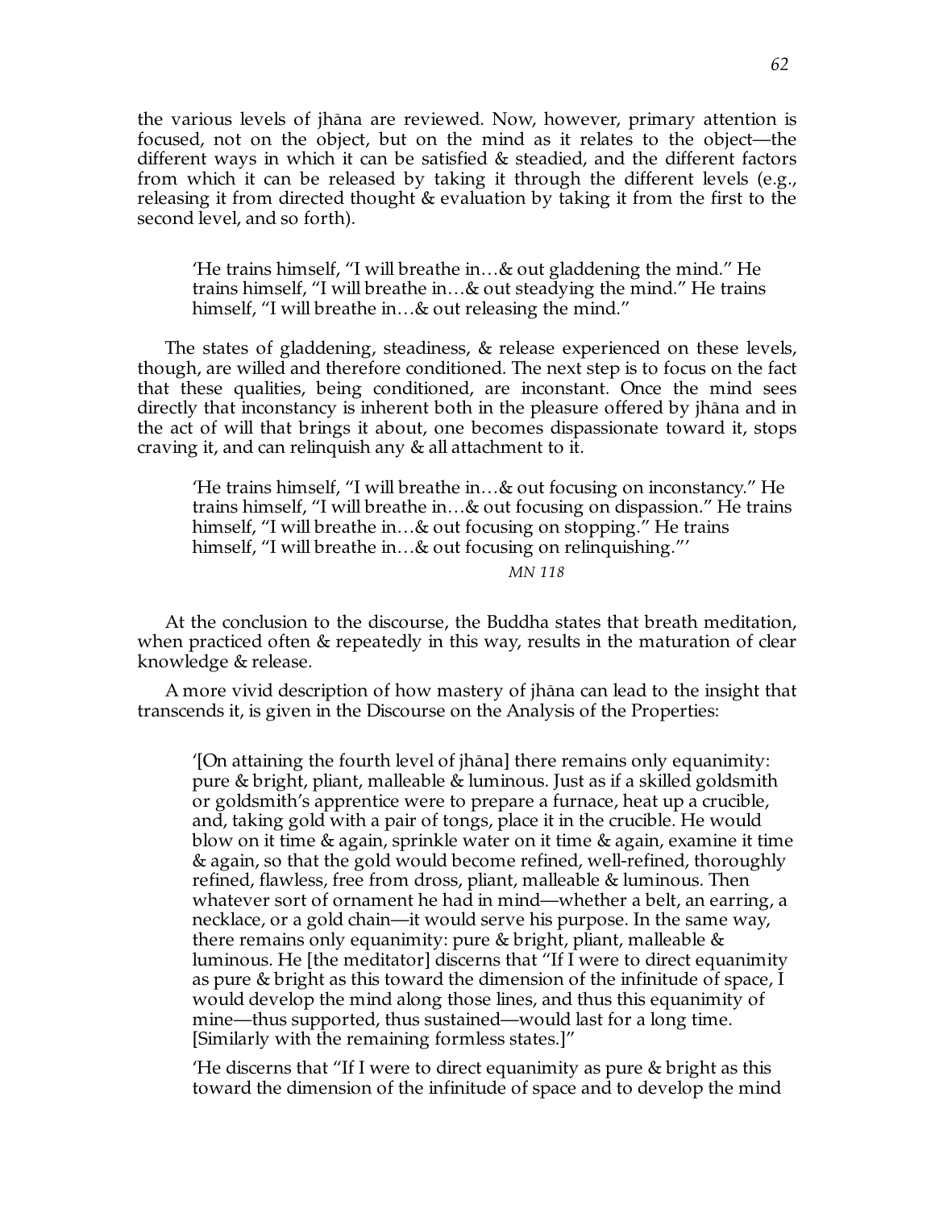the various levels of jhāna are reviewed. Now, however, primary attention is focused, not on the object, but on the mind as it relates to the object—the different ways in which it can be satisfied & steadied, and the different factors from which it can be released by taking it through the different levels (e.g., releasing it from directed thought & evaluation by taking it from the first to the second level, and so forth).

> 'He trains himself, "I will breathe in…& out gladdening the mind." He trains himself, "I will breathe in…& out steadying the mind." He trains himself, "I will breathe in…& out releasing the mind."

The states of gladdening, steadiness, & release experienced on these levels, though, are willed and therefore conditioned. The next step is to focus on the fact that these qualities, being conditioned, are inconstant. Once the mind sees directly that inconstancy is inherent both in the pleasure offered by jhāna and in the act of will that brings it about, one becomes dispassionate toward it, stops craving it, and can relinquish any & all attachment to it.

> 'He trains himself, "I will breathe in…& out focusing on inconstancy." He trains himself, "I will breathe in…& out focusing on dispassion." He trains himself, "I will breathe in…& out focusing on stopping." He trains himself, "I will breathe in…& out focusing on relinquishing."'
>
> *MN 118*

At the conclusion to the discourse, the Buddha states that breath meditation, when practiced often & repeatedly in this way, results in the maturation of clear knowledge & release.

A more vivid description of how mastery of jhāna can lead to the insight that transcends it, is given in the Discourse on the Analysis of the Properties:

> '[On attaining the fourth level of jhāna] there remains only equanimity: pure & bright, pliant, malleable & luminous. Just as if a skilled goldsmith or goldsmith's apprentice were to prepare a furnace, heat up a crucible, and, taking gold with a pair of tongs, place it in the crucible. He would blow on it time & again, sprinkle water on it time & again, examine it time & again, so that the gold would become refined, well-refined, thoroughly refined, flawless, free from dross, pliant, malleable & luminous. Then whatever sort of ornament he had in mind—whether a belt, an earring, a necklace, or a gold chain—it would serve his purpose. In the same way, there remains only equanimity: pure & bright, pliant, malleable & luminous. He [the meditator] discerns that "If I were to direct equanimity as pure & bright as this toward the dimension of the infinitude of space, I would develop the mind along those lines, and thus this equanimity of mine—thus supported, thus sustained—would last for a long time. [Similarly with the remaining formless states.]"
>
> 'He discerns that "If I were to direct equanimity as pure & bright as this toward the dimension of the infinitude of space and to develop the mind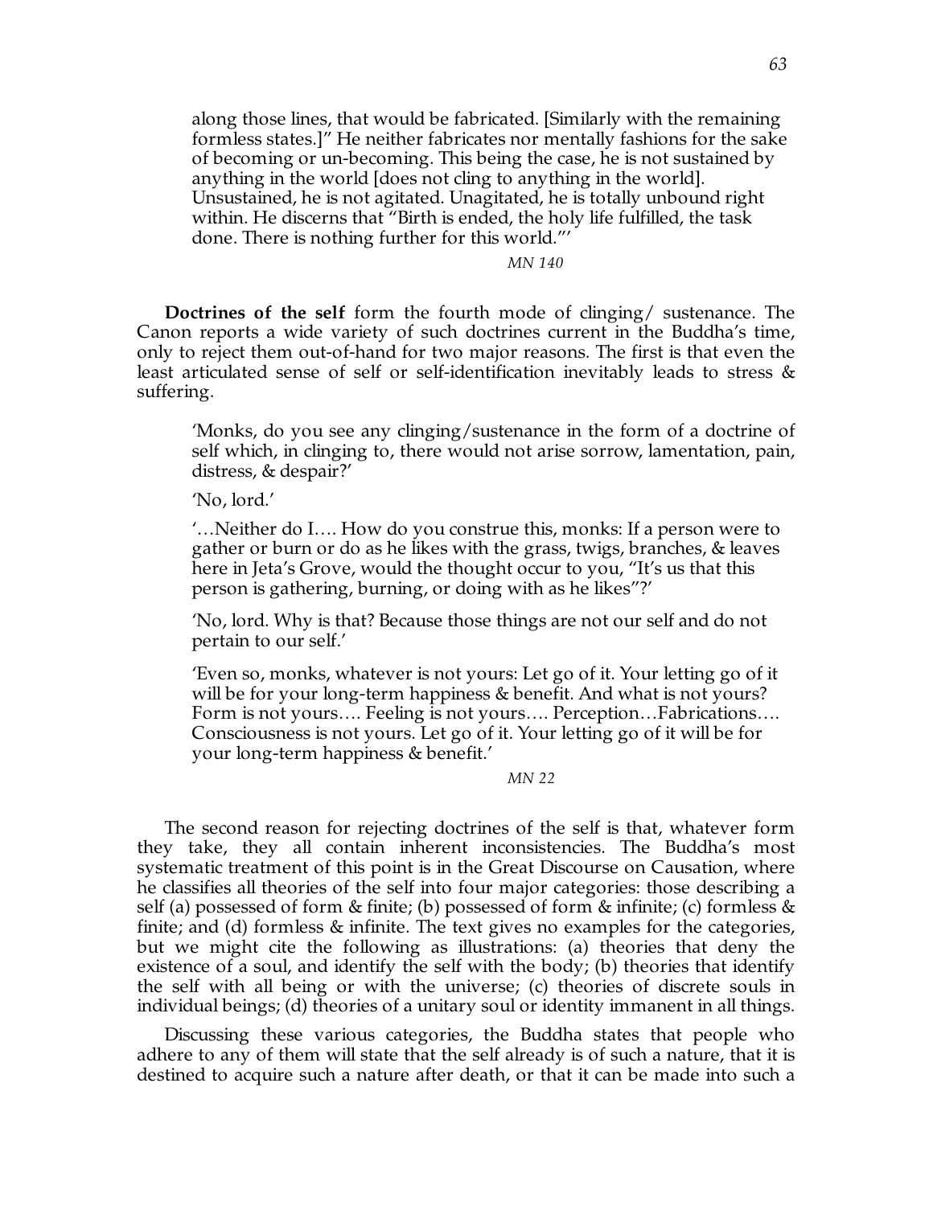> along those lines, that would be fabricated. [Similarly with the remaining formless states.]" He neither fabricates nor mentally fashions for the sake of becoming or un-becoming. This being the case, he is not sustained by anything in the world [does not cling to anything in the world]. Unsustained, he is not agitated. Unagitated, he is totally unbound right within. He discerns that "Birth is ended, the holy life fulfilled, the task done. There is nothing further for this world."'
>
> *MN 140*

**Doctrines of the self** form the fourth mode of clinging/ sustenance. The Canon reports a wide variety of such doctrines current in the Buddha's time, only to reject them out-of-hand for two major reasons. The first is that even the least articulated sense of self or self-identification inevitably leads to stress & suffering.

> 'Monks, do you see any clinging/sustenance in the form of a doctrine of self which, in clinging to, there would not arise sorrow, lamentation, pain, distress, & despair?'
>
> 'No, lord.'
>
> '…Neither do I…. How do you construe this, monks: If a person were to gather or burn or do as he likes with the grass, twigs, branches, & leaves here in Jeta's Grove, would the thought occur to you, "It's us that this person is gathering, burning, or doing with as he likes"?'
>
> 'No, lord. Why is that? Because those things are not our self and do not pertain to our self.'
>
> 'Even so, monks, whatever is not yours: Let go of it. Your letting go of it will be for your long-term happiness & benefit. And what is not yours? Form is not yours…. Feeling is not yours…. Perception…Fabrications…. Consciousness is not yours. Let go of it. Your letting go of it will be for your long-term happiness & benefit.'
>
> *MN 22*

The second reason for rejecting doctrines of the self is that, whatever form they take, they all contain inherent inconsistencies. The Buddha's most systematic treatment of this point is in the Great Discourse on Causation, where he classifies all theories of the self into four major categories: those describing a self (a) possessed of form & finite; (b) possessed of form & infinite; (c) formless & finite; and (d) formless & infinite. The text gives no examples for the categories, but we might cite the following as illustrations: (a) theories that deny the existence of a soul, and identify the self with the body; (b) theories that identify the self with all being or with the universe; (c) theories of discrete souls in individual beings; (d) theories of a unitary soul or identity immanent in all things.

Discussing these various categories, the Buddha states that people who adhere to any of them will state that the self already is of such a nature, that it is destined to acquire such a nature after death, or that it can be made into such a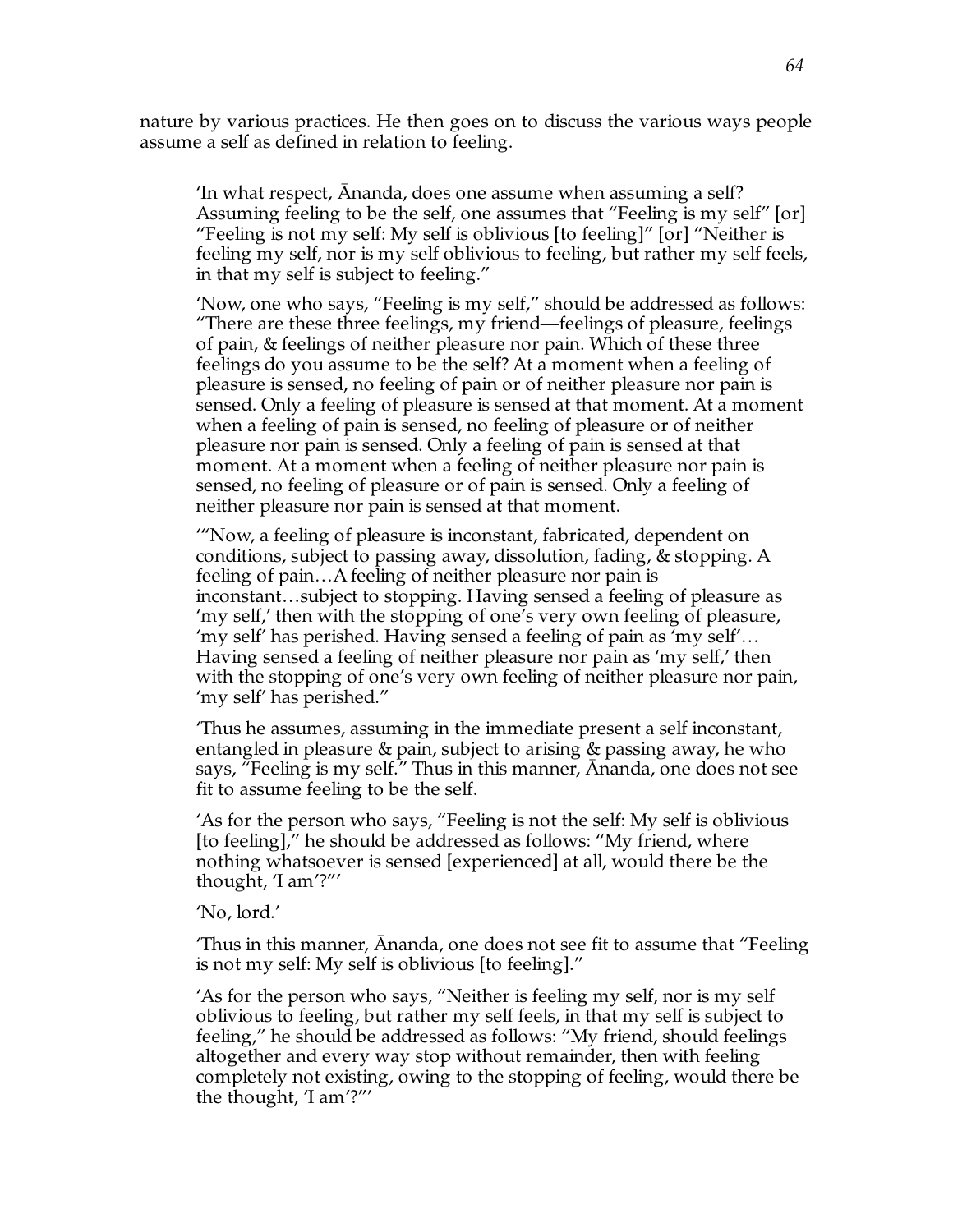nature by various practices. He then goes on to discuss the various ways people assume a self as defined in relation to feeling.

> 'In what respect, Ānanda, does one assume when assuming a self? Assuming feeling to be the self, one assumes that "Feeling is my self" [or] "Feeling is not my self: My self is oblivious [to feeling]" [or] "Neither is feeling my self, nor is my self oblivious to feeling, but rather my self feels, in that my self is subject to feeling."
>
> 'Now, one who says, "Feeling is my self," should be addressed as follows: "There are these three feelings, my friend—feelings of pleasure, feelings of pain, & feelings of neither pleasure nor pain. Which of these three feelings do you assume to be the self? At a moment when a feeling of pleasure is sensed, no feeling of pain or of neither pleasure nor pain is sensed. Only a feeling of pleasure is sensed at that moment. At a moment when a feeling of pain is sensed, no feeling of pleasure or of neither pleasure nor pain is sensed. Only a feeling of pain is sensed at that moment. At a moment when a feeling of neither pleasure nor pain is sensed, no feeling of pleasure or of pain is sensed. Only a feeling of neither pleasure nor pain is sensed at that moment.
>
> '"Now, a feeling of pleasure is inconstant, fabricated, dependent on conditions, subject to passing away, dissolution, fading, & stopping. A feeling of pain…A feeling of neither pleasure nor pain is inconstant…subject to stopping. Having sensed a feeling of pleasure as 'my self,' then with the stopping of one's very own feeling of pleasure, 'my self' has perished. Having sensed a feeling of pain as 'my self'… Having sensed a feeling of neither pleasure nor pain as 'my self,' then with the stopping of one's very own feeling of neither pleasure nor pain, 'my self' has perished."
>
> 'Thus he assumes, assuming in the immediate present a self inconstant, entangled in pleasure & pain, subject to arising & passing away, he who says, "Feeling is my self." Thus in this manner, Ānanda, one does not see fit to assume feeling to be the self.
>
> 'As for the person who says, "Feeling is not the self: My self is oblivious [to feeling]," he should be addressed as follows: "My friend, where nothing whatsoever is sensed [experienced] at all, would there be the thought, 'I am'?"'
>
> 'No, lord.'
>
> 'Thus in this manner, Ānanda, one does not see fit to assume that "Feeling is not my self: My self is oblivious [to feeling]."
>
> 'As for the person who says, "Neither is feeling my self, nor is my self oblivious to feeling, but rather my self feels, in that my self is subject to feeling," he should be addressed as follows: "My friend, should feelings altogether and every way stop without remainder, then with feeling completely not existing, owing to the stopping of feeling, would there be the thought, 'I am'?"'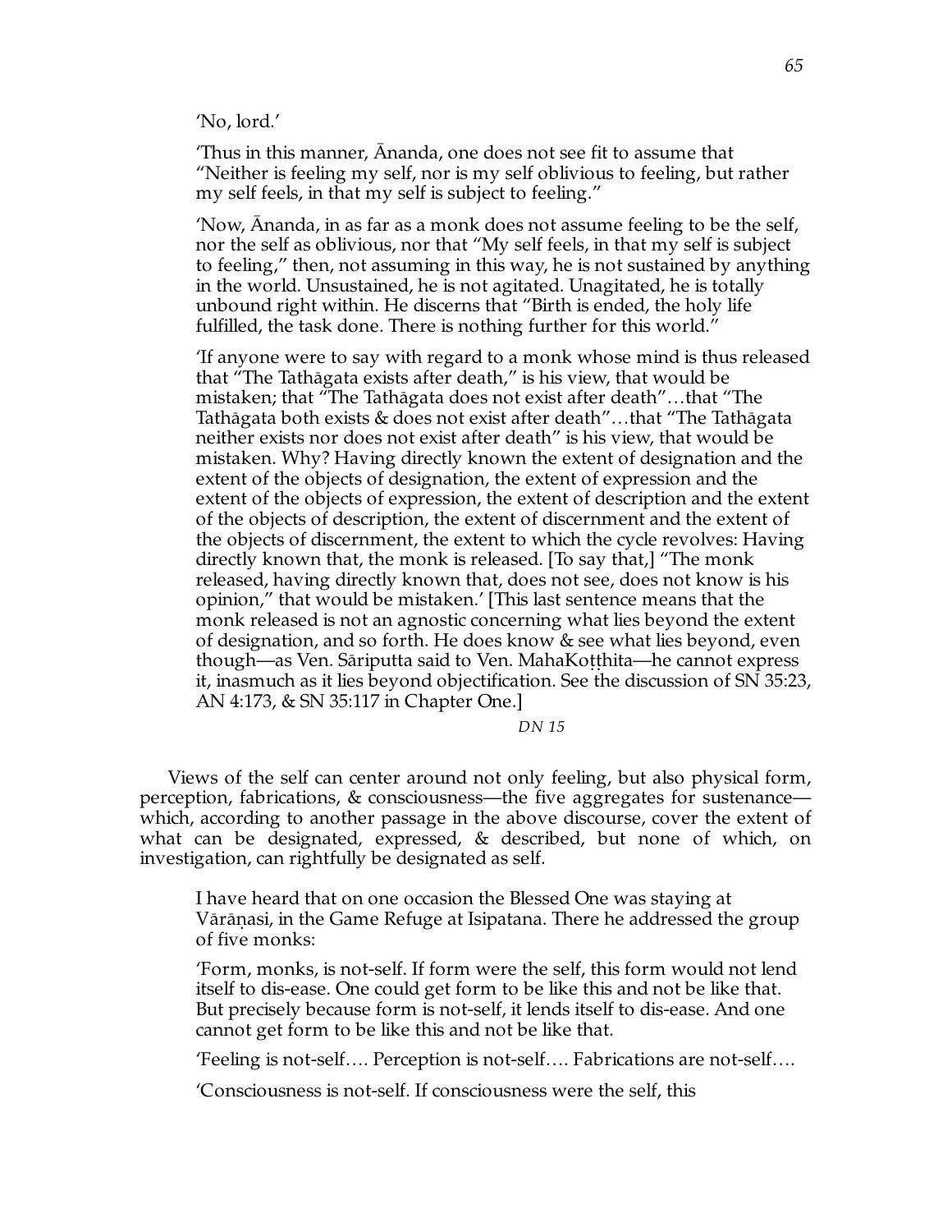'No, lord.'

'Thus in this manner, Ānanda, one does not see fit to assume that "Neither is feeling my self, nor is my self oblivious to feeling, but rather my self feels, in that my self is subject to feeling."

'Now, Ānanda, in as far as a monk does not assume feeling to be the self, nor the self as oblivious, nor that "My self feels, in that my self is subject to feeling," then, not assuming in this way, he is not sustained by anything in the world. Unsustained, he is not agitated. Unagitated, he is totally unbound right within. He discerns that "Birth is ended, the holy life fulfilled, the task done. There is nothing further for this world."

'If anyone were to say with regard to a monk whose mind is thus released that "The Tathāgata exists after death," is his view, that would be mistaken; that "The Tathāgata does not exist after death"…that "The Tathāgata both exists & does not exist after death"…that "The Tathāgata neither exists nor does not exist after death" is his view, that would be mistaken. Why? Having directly known the extent of designation and the extent of the objects of designation, the extent of expression and the extent of the objects of expression, the extent of description and the extent of the objects of description, the extent of discernment and the extent of the objects of discernment, the extent to which the cycle revolves: Having directly known that, the monk is released. [To say that,] "The monk released, having directly known that, does not see, does not know is his opinion," that would be mistaken.' [This last sentence means that the monk released is not an agnostic concerning what lies beyond the extent of designation, and so forth. He does know & see what lies beyond, even though—as Ven. Sāriputta said to Ven. MahaKoṭṭhita—he cannot express it, inasmuch as it lies beyond objectification. See the discussion of SN 35:23, AN 4:173, & SN 35:117 in Chapter One.]

*DN 15*

Views of the self can center around not only feeling, but also physical form, perception, fabrications, & consciousness—the five aggregates for sustenance—which, according to another passage in the above discourse, cover the extent of what can be designated, expressed, & described, but none of which, on investigation, can rightfully be designated as self.

I have heard that on one occasion the Blessed One was staying at Vārāṇasi, in the Game Refuge at Isipatana. There he addressed the group of five monks:

'Form, monks, is not-self. If form were the self, this form would not lend itself to dis-ease. One could get form to be like this and not be like that. But precisely because form is not-self, it lends itself to dis-ease. And one cannot get form to be like this and not be like that.

'Feeling is not-self…. Perception is not-self…. Fabrications are not-self….

'Consciousness is not-self. If consciousness were the self, this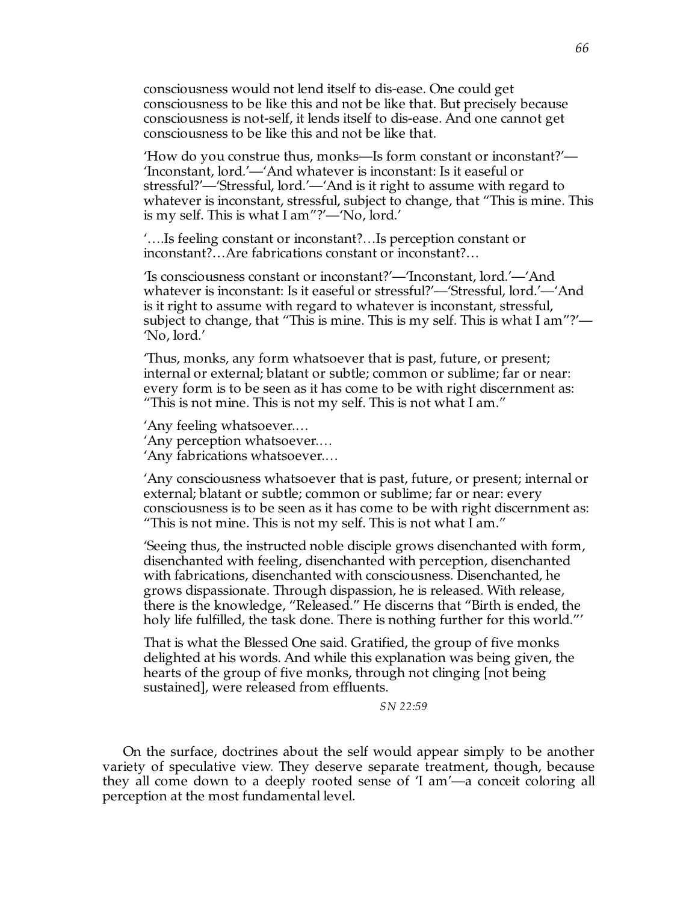> consciousness would not lend itself to dis-ease. One could get consciousness to be like this and not be like that. But precisely because consciousness is not-self, it lends itself to dis-ease. And one cannot get consciousness to be like this and not be like that.
>
> 'How do you construe thus, monks—Is form constant or inconstant?'—'Inconstant, lord.'—'And whatever is inconstant: Is it easeful or stressful?'—'Stressful, lord.'—'And is it right to assume with regard to whatever is inconstant, stressful, subject to change, that "This is mine. This is my self. This is what I am"?'—'No, lord.'
>
> '….Is feeling constant or inconstant?…Is perception constant or inconstant?…Are fabrications constant or inconstant?…
>
> 'Is consciousness constant or inconstant?'—'Inconstant, lord.'—'And whatever is inconstant: Is it easeful or stressful?'—'Stressful, lord.'—'And is it right to assume with regard to whatever is inconstant, stressful, subject to change, that "This is mine. This is my self. This is what I am"?'—'No, lord.'
>
> 'Thus, monks, any form whatsoever that is past, future, or present; internal or external; blatant or subtle; common or sublime; far or near: every form is to be seen as it has come to be with right discernment as: "This is not mine. This is not my self. This is not what I am."
>
> 'Any feeling whatsoever.…
> 'Any perception whatsoever.…
> 'Any fabrications whatsoever.…
>
> 'Any consciousness whatsoever that is past, future, or present; internal or external; blatant or subtle; common or sublime; far or near: every consciousness is to be seen as it has come to be with right discernment as: "This is not mine. This is not my self. This is not what I am."
>
> 'Seeing thus, the instructed noble disciple grows disenchanted with form, disenchanted with feeling, disenchanted with perception, disenchanted with fabrications, disenchanted with consciousness. Disenchanted, he grows dispassionate. Through dispassion, he is released. With release, there is the knowledge, "Released." He discerns that "Birth is ended, the holy life fulfilled, the task done. There is nothing further for this world."'
>
> That is what the Blessed One said. Gratified, the group of five monks delighted at his words. And while this explanation was being given, the hearts of the group of five monks, through not clinging [not being sustained], were released from effluents.
>
> *SN 22:59*

On the surface, doctrines about the self would appear simply to be another variety of speculative view. They deserve separate treatment, though, because they all come down to a deeply rooted sense of 'I am'—a conceit coloring all perception at the most fundamental level.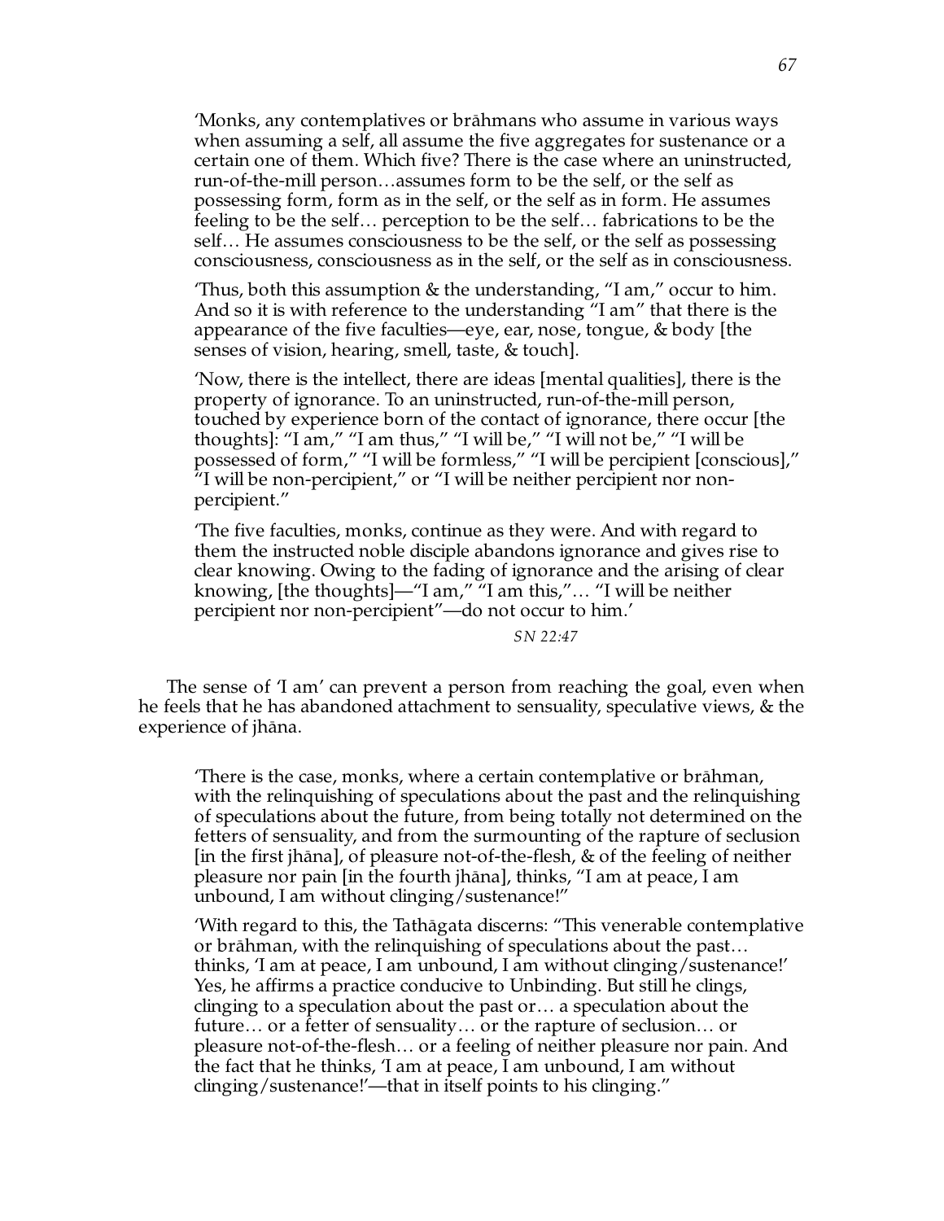> 'Monks, any contemplatives or brāhmans who assume in various ways when assuming a self, all assume the five aggregates for sustenance or a certain one of them. Which five? There is the case where an uninstructed, run-of-the-mill person…assumes form to be the self, or the self as possessing form, form as in the self, or the self as in form. He assumes feeling to be the self… perception to be the self… fabrications to be the self… He assumes consciousness to be the self, or the self as possessing consciousness, consciousness as in the self, or the self as in consciousness.
>
> 'Thus, both this assumption & the understanding, "I am," occur to him. And so it is with reference to the understanding "I am" that there is the appearance of the five faculties—eye, ear, nose, tongue, & body [the senses of vision, hearing, smell, taste, & touch].
>
> 'Now, there is the intellect, there are ideas [mental qualities], there is the property of ignorance. To an uninstructed, run-of-the-mill person, touched by experience born of the contact of ignorance, there occur [the thoughts]: "I am," "I am thus," "I will be," "I will not be," "I will be possessed of form," "I will be formless," "I will be percipient [conscious]," "I will be non-percipient," or "I will be neither percipient nor non-percipient."
>
> 'The five faculties, monks, continue as they were. And with regard to them the instructed noble disciple abandons ignorance and gives rise to clear knowing. Owing to the fading of ignorance and the arising of clear knowing, [the thoughts]—"I am," "I am this,"… "I will be neither percipient nor non-percipient"—do not occur to him.'
>
> *SN 22:47*

The sense of 'I am' can prevent a person from reaching the goal, even when he feels that he has abandoned attachment to sensuality, speculative views, & the experience of jhāna.

> 'There is the case, monks, where a certain contemplative or brāhman, with the relinquishing of speculations about the past and the relinquishing of speculations about the future, from being totally not determined on the fetters of sensuality, and from the surmounting of the rapture of seclusion [in the first jhāna], of pleasure not-of-the-flesh, & of the feeling of neither pleasure nor pain [in the fourth jhāna], thinks, "I am at peace, I am unbound, I am without clinging/sustenance!"
>
> 'With regard to this, the Tathāgata discerns: "This venerable contemplative or brāhman, with the relinquishing of speculations about the past… thinks, 'I am at peace, I am unbound, I am without clinging/sustenance!' Yes, he affirms a practice conducive to Unbinding. But still he clings, clinging to a speculation about the past or… a speculation about the future… or a fetter of sensuality… or the rapture of seclusion… or pleasure not-of-the-flesh… or a feeling of neither pleasure nor pain. And the fact that he thinks, 'I am at peace, I am unbound, I am without clinging/sustenance!'—that in itself points to his clinging."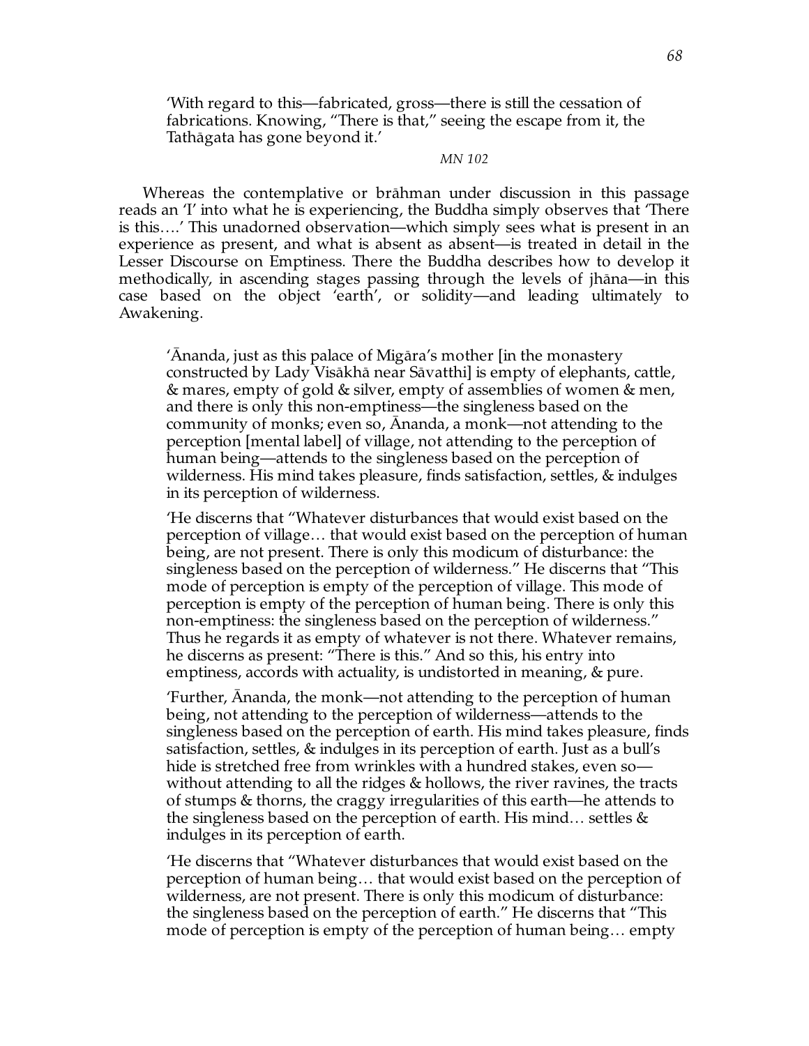> 'With regard to this—fabricated, gross—there is still the cessation of fabrications. Knowing, "There is that," seeing the escape from it, the Tathāgata has gone beyond it.'
>
> *MN 102*

Whereas the contemplative or brāhman under discussion in this passage reads an 'I' into what he is experiencing, the Buddha simply observes that 'There is this….' This unadorned observation—which simply sees what is present in an experience as present, and what is absent as absent—is treated in detail in the Lesser Discourse on Emptiness. There the Buddha describes how to develop it methodically, in ascending stages passing through the levels of jhāna—in this case based on the object 'earth', or solidity—and leading ultimately to Awakening.

> 'Ānanda, just as this palace of Migāra's mother [in the monastery constructed by Lady Visākhā near Sāvatthi] is empty of elephants, cattle, & mares, empty of gold & silver, empty of assemblies of women & men, and there is only this non-emptiness—the singleness based on the community of monks; even so, Ānanda, a monk—not attending to the perception [mental label] of village, not attending to the perception of human being—attends to the singleness based on the perception of wilderness. His mind takes pleasure, finds satisfaction, settles, & indulges in its perception of wilderness.
>
> 'He discerns that "Whatever disturbances that would exist based on the perception of village… that would exist based on the perception of human being, are not present. There is only this modicum of disturbance: the singleness based on the perception of wilderness." He discerns that "This mode of perception is empty of the perception of village. This mode of perception is empty of the perception of human being. There is only this non-emptiness: the singleness based on the perception of wilderness." Thus he regards it as empty of whatever is not there. Whatever remains, he discerns as present: "There is this." And so this, his entry into emptiness, accords with actuality, is undistorted in meaning, & pure.
>
> 'Further, Ānanda, the monk—not attending to the perception of human being, not attending to the perception of wilderness—attends to the singleness based on the perception of earth. His mind takes pleasure, finds satisfaction, settles, & indulges in its perception of earth. Just as a bull's hide is stretched free from wrinkles with a hundred stakes, even so—without attending to all the ridges & hollows, the river ravines, the tracts of stumps & thorns, the craggy irregularities of this earth—he attends to the singleness based on the perception of earth. His mind… settles & indulges in its perception of earth.
>
> 'He discerns that "Whatever disturbances that would exist based on the perception of human being… that would exist based on the perception of wilderness, are not present. There is only this modicum of disturbance: the singleness based on the perception of earth." He discerns that "This mode of perception is empty of the perception of human being… empty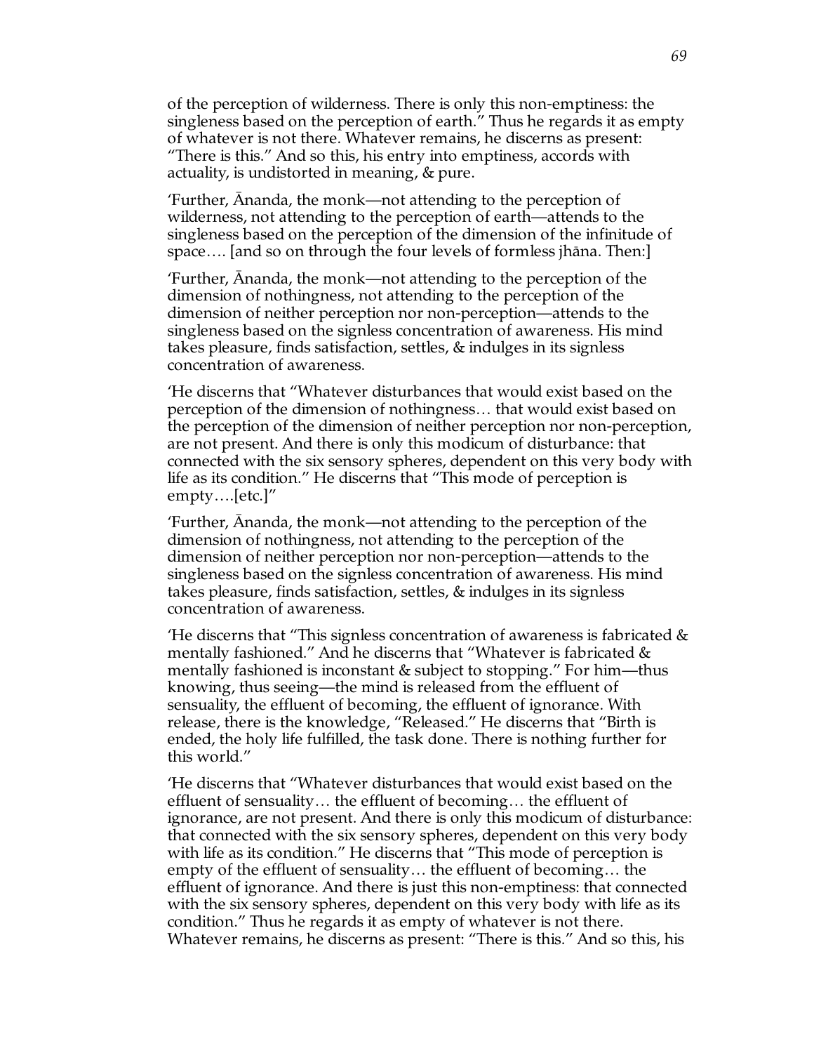of the perception of wilderness. There is only this non-emptiness: the singleness based on the perception of earth." Thus he regards it as empty of whatever is not there. Whatever remains, he discerns as present: "There is this." And so this, his entry into emptiness, accords with actuality, is undistorted in meaning, & pure.

'Further, Ānanda, the monk—not attending to the perception of wilderness, not attending to the perception of earth—attends to the singleness based on the perception of the dimension of the infinitude of space…. [and so on through the four levels of formless jhāna. Then:]

'Further, Ānanda, the monk—not attending to the perception of the dimension of nothingness, not attending to the perception of the dimension of neither perception nor non-perception—attends to the singleness based on the signless concentration of awareness. His mind takes pleasure, finds satisfaction, settles, & indulges in its signless concentration of awareness.

'He discerns that "Whatever disturbances that would exist based on the perception of the dimension of nothingness… that would exist based on the perception of the dimension of neither perception nor non-perception, are not present. And there is only this modicum of disturbance: that connected with the six sensory spheres, dependent on this very body with life as its condition." He discerns that "This mode of perception is empty….[etc.]"

'Further, Ānanda, the monk—not attending to the perception of the dimension of nothingness, not attending to the perception of the dimension of neither perception nor non-perception—attends to the singleness based on the signless concentration of awareness. His mind takes pleasure, finds satisfaction, settles, & indulges in its signless concentration of awareness.

'He discerns that "This signless concentration of awareness is fabricated & mentally fashioned." And he discerns that "Whatever is fabricated & mentally fashioned is inconstant & subject to stopping." For him—thus knowing, thus seeing—the mind is released from the effluent of sensuality, the effluent of becoming, the effluent of ignorance. With release, there is the knowledge, "Released." He discerns that "Birth is ended, the holy life fulfilled, the task done. There is nothing further for this world."

'He discerns that "Whatever disturbances that would exist based on the effluent of sensuality… the effluent of becoming… the effluent of ignorance, are not present. And there is only this modicum of disturbance: that connected with the six sensory spheres, dependent on this very body with life as its condition." He discerns that "This mode of perception is empty of the effluent of sensuality… the effluent of becoming… the effluent of ignorance. And there is just this non-emptiness: that connected with the six sensory spheres, dependent on this very body with life as its condition." Thus he regards it as empty of whatever is not there. Whatever remains, he discerns as present: "There is this." And so this, his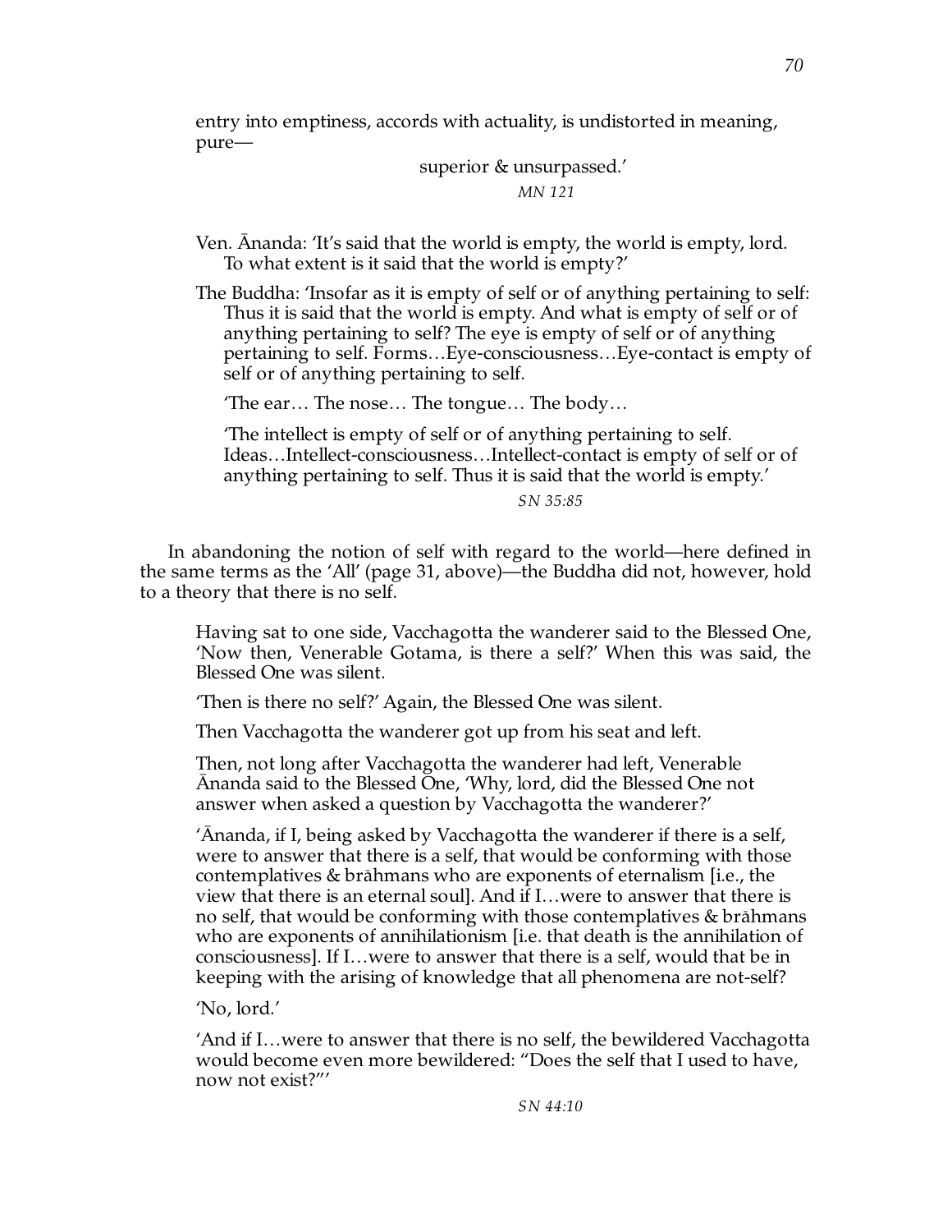entry into emptiness, accords with actuality, is undistorted in meaning, pure—

superior & unsurpassed.'

*MN 121*

Ven. Ānanda: 'It's said that the world is empty, the world is empty, lord. To what extent is it said that the world is empty?'

The Buddha: 'Insofar as it is empty of self or of anything pertaining to self: Thus it is said that the world is empty. And what is empty of self or of anything pertaining to self? The eye is empty of self or of anything pertaining to self. Forms…Eye-consciousness…Eye-contact is empty of self or of anything pertaining to self.

'The ear… The nose… The tongue… The body…

'The intellect is empty of self or of anything pertaining to self. Ideas…Intellect-consciousness…Intellect-contact is empty of self or of anything pertaining to self. Thus it is said that the world is empty.'

*SN 35:85*

In abandoning the notion of self with regard to the world—here defined in the same terms as the 'All' (page 31, above)—the Buddha did not, however, hold to a theory that there is no self.

Having sat to one side, Vacchagotta the wanderer said to the Blessed One, 'Now then, Venerable Gotama, is there a self?' When this was said, the Blessed One was silent.

'Then is there no self?' Again, the Blessed One was silent.

Then Vacchagotta the wanderer got up from his seat and left.

Then, not long after Vacchagotta the wanderer had left, Venerable Ānanda said to the Blessed One, 'Why, lord, did the Blessed One not answer when asked a question by Vacchagotta the wanderer?'

'Ānanda, if I, being asked by Vacchagotta the wanderer if there is a self, were to answer that there is a self, that would be conforming with those contemplatives & brāhmans who are exponents of eternalism [i.e., the view that there is an eternal soul]. And if I…were to answer that there is no self, that would be conforming with those contemplatives & brāhmans who are exponents of annihilationism [i.e. that death is the annihilation of consciousness]. If I…were to answer that there is a self, would that be in keeping with the arising of knowledge that all phenomena are not-self?

'No, lord.'

'And if I…were to answer that there is no self, the bewildered Vacchagotta would become even more bewildered: "Does the self that I used to have, now not exist?"'

*SN 44:10*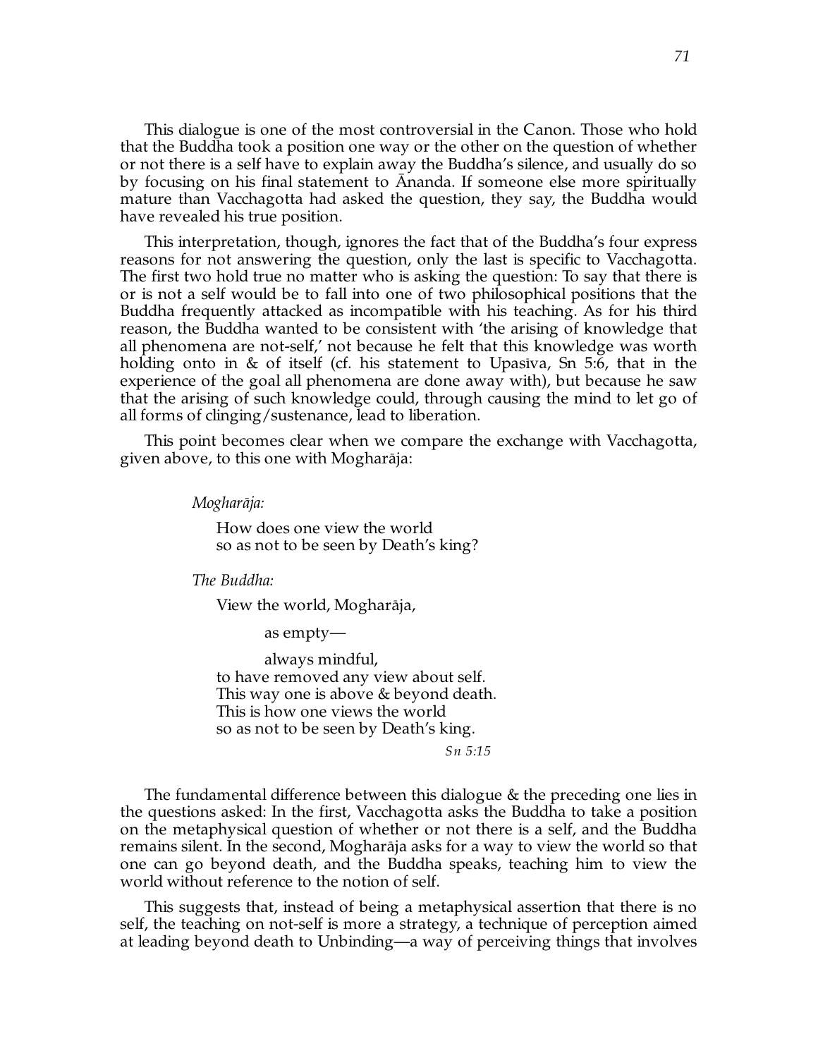This dialogue is one of the most controversial in the Canon. Those who hold that the Buddha took a position one way or the other on the question of whether or not there is a self have to explain away the Buddha's silence, and usually do so by focusing on his final statement to Ānanda. If someone else more spiritually mature than Vacchagotta had asked the question, they say, the Buddha would have revealed his true position.

This interpretation, though, ignores the fact that of the Buddha's four express reasons for not answering the question, only the last is specific to Vacchagotta. The first two hold true no matter who is asking the question: To say that there is or is not a self would be to fall into one of two philosophical positions that the Buddha frequently attacked as incompatible with his teaching. As for his third reason, the Buddha wanted to be consistent with 'the arising of knowledge that all phenomena are not-self,' not because he felt that this knowledge was worth holding onto in & of itself (cf. his statement to Upasīva, Sn 5:6, that in the experience of the goal all phenomena are done away with), but because he saw that the arising of such knowledge could, through causing the mind to let go of all forms of clinging/sustenance, lead to liberation.

This point becomes clear when we compare the exchange with Vacchagotta, given above, to this one with Mogharāja:

*Mogharāja:*

> How does one view the world
> so as not to be seen by Death's king?

*The Buddha:*

> View the world, Mogharāja,
>
> as empty—
>
> always mindful,
> to have removed any view about self.
> This way one is above & beyond death.
> This is how one views the world
> so as not to be seen by Death's king.
>
> *Sn 5:15*

The fundamental difference between this dialogue & the preceding one lies in the questions asked: In the first, Vacchagotta asks the Buddha to take a position on the metaphysical question of whether or not there is a self, and the Buddha remains silent. In the second, Mogharāja asks for a way to view the world so that one can go beyond death, and the Buddha speaks, teaching him to view the world without reference to the notion of self.

This suggests that, instead of being a metaphysical assertion that there is no self, the teaching on not-self is more a strategy, a technique of perception aimed at leading beyond death to Unbinding—a way of perceiving things that involves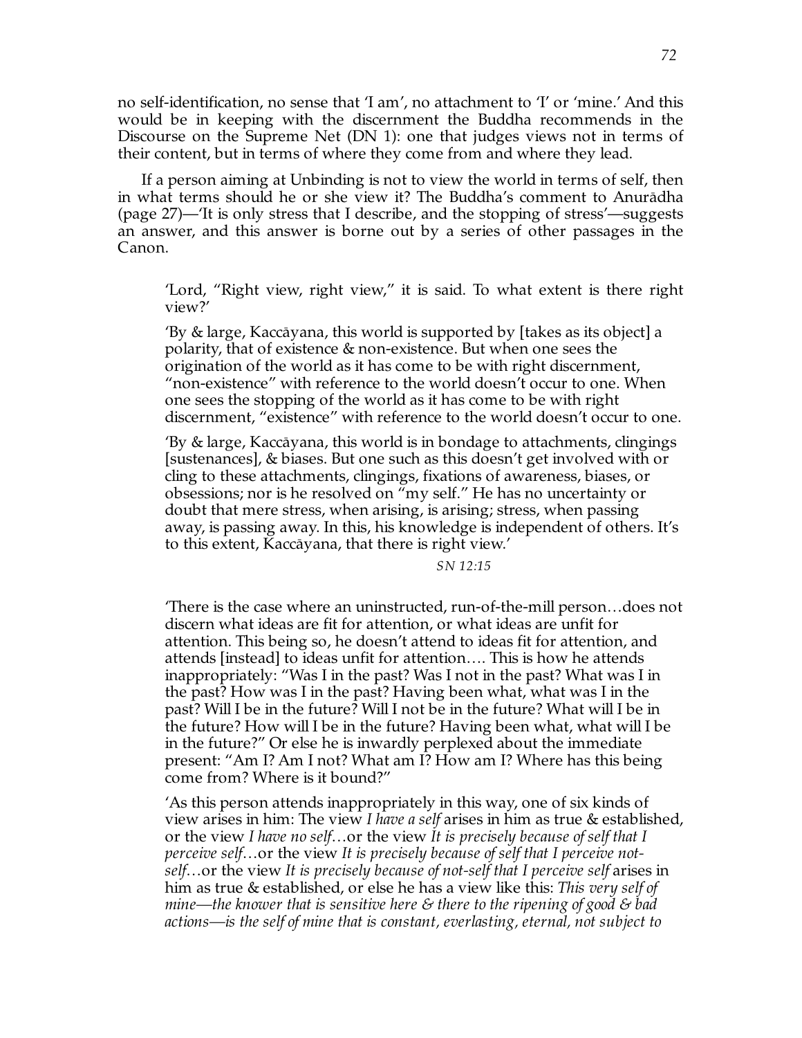no self-identification, no sense that 'I am', no attachment to 'I' or 'mine.' And this would be in keeping with the discernment the Buddha recommends in the Discourse on the Supreme Net (DN 1): one that judges views not in terms of their content, but in terms of where they come from and where they lead.

If a person aiming at Unbinding is not to view the world in terms of self, then in what terms should he or she view it? The Buddha's comment to Anurādha (page 27)—'It is only stress that I describe, and the stopping of stress'—suggests an answer, and this answer is borne out by a series of other passages in the Canon.

> 'Lord, "Right view, right view," it is said. To what extent is there right view?'
>
> 'By & large, Kaccāyana, this world is supported by [takes as its object] a polarity, that of existence & non-existence. But when one sees the origination of the world as it has come to be with right discernment, "non-existence" with reference to the world doesn't occur to one. When one sees the stopping of the world as it has come to be with right discernment, "existence" with reference to the world doesn't occur to one.
>
> 'By & large, Kaccāyana, this world is in bondage to attachments, clingings [sustenances], & biases. But one such as this doesn't get involved with or cling to these attachments, clingings, fixations of awareness, biases, or obsessions; nor is he resolved on "my self." He has no uncertainty or doubt that mere stress, when arising, is arising; stress, when passing away, is passing away. In this, his knowledge is independent of others. It's to this extent, Kaccāyana, that there is right view.'
>
> *SN 12:15*

> 'There is the case where an uninstructed, run-of-the-mill person…does not discern what ideas are fit for attention, or what ideas are unfit for attention. This being so, he doesn't attend to ideas fit for attention, and attends [instead] to ideas unfit for attention…. This is how he attends inappropriately: "Was I in the past? Was I not in the past? What was I in the past? How was I in the past? Having been what, what was I in the past? Will I be in the future? Will I not be in the future? What will I be in the future? How will I be in the future? Having been what, what will I be in the future?" Or else he is inwardly perplexed about the immediate present: "Am I? Am I not? What am I? How am I? Where has this being come from? Where is it bound?"
>
> 'As this person attends inappropriately in this way, one of six kinds of view arises in him: The view *I have a self* arises in him as true & established, or the view *I have no self*…or the view *It is precisely because of self that I perceive self*…or the view *It is precisely because of self that I perceive not-self*…or the view *It is precisely because of not-self that I perceive self* arises in him as true & established, or else he has a view like this: *This very self of mine—the knower that is sensitive here & there to the ripening of good & bad actions—is the self of mine that is constant, everlasting, eternal, not subject to*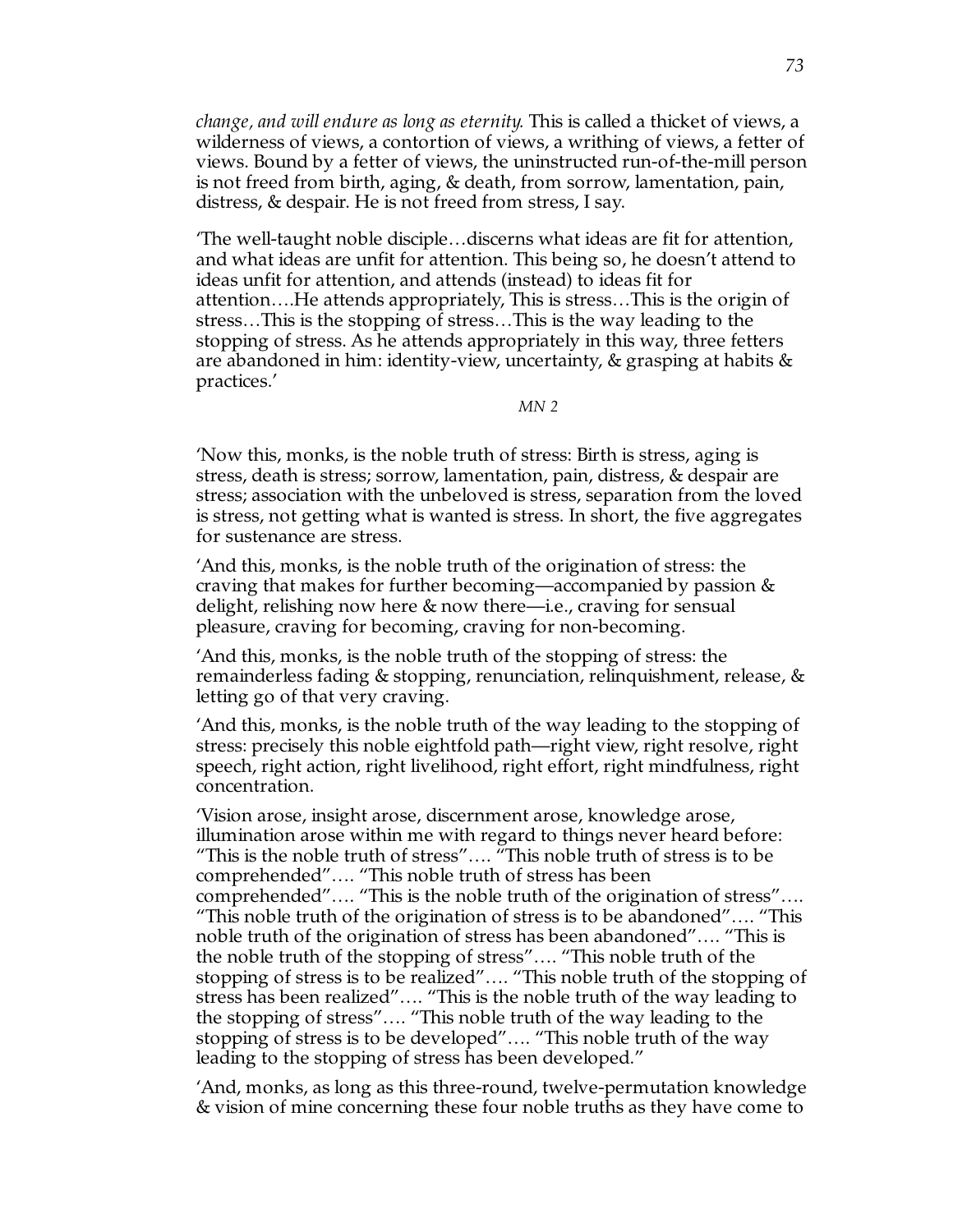*change, and will endure as long as eternity.* This is called a thicket of views, a wilderness of views, a contortion of views, a writhing of views, a fetter of views. Bound by a fetter of views, the uninstructed run-of-the-mill person is not freed from birth, aging, & death, from sorrow, lamentation, pain, distress, & despair. He is not freed from stress, I say.

'The well-taught noble disciple…discerns what ideas are fit for attention, and what ideas are unfit for attention. This being so, he doesn't attend to ideas unfit for attention, and attends (instead) to ideas fit for attention….He attends appropriately, This is stress…This is the origin of stress…This is the stopping of stress…This is the way leading to the stopping of stress. As he attends appropriately in this way, three fetters are abandoned in him: identity-view, uncertainty, & grasping at habits & practices.'

*MN 2*

'Now this, monks, is the noble truth of stress: Birth is stress, aging is stress, death is stress; sorrow, lamentation, pain, distress, & despair are stress; association with the unbeloved is stress, separation from the loved is stress, not getting what is wanted is stress. In short, the five aggregates for sustenance are stress.

'And this, monks, is the noble truth of the origination of stress: the craving that makes for further becoming—accompanied by passion & delight, relishing now here & now there—i.e., craving for sensual pleasure, craving for becoming, craving for non-becoming.

'And this, monks, is the noble truth of the stopping of stress: the remainderless fading & stopping, renunciation, relinquishment, release, & letting go of that very craving.

'And this, monks, is the noble truth of the way leading to the stopping of stress: precisely this noble eightfold path—right view, right resolve, right speech, right action, right livelihood, right effort, right mindfulness, right concentration.

'Vision arose, insight arose, discernment arose, knowledge arose, illumination arose within me with regard to things never heard before: "This is the noble truth of stress"…. "This noble truth of stress is to be comprehended"…. "This noble truth of stress has been comprehended"…. "This is the noble truth of the origination of stress"…. "This noble truth of the origination of stress is to be abandoned"…. "This noble truth of the origination of stress has been abandoned"…. "This is the noble truth of the stopping of stress"…. "This noble truth of the stopping of stress is to be realized"…. "This noble truth of the stopping of stress has been realized"…. "This is the noble truth of the way leading to the stopping of stress"…. "This noble truth of the way leading to the stopping of stress is to be developed"…. "This noble truth of the way leading to the stopping of stress has been developed."

'And, monks, as long as this three-round, twelve-permutation knowledge & vision of mine concerning these four noble truths as they have come to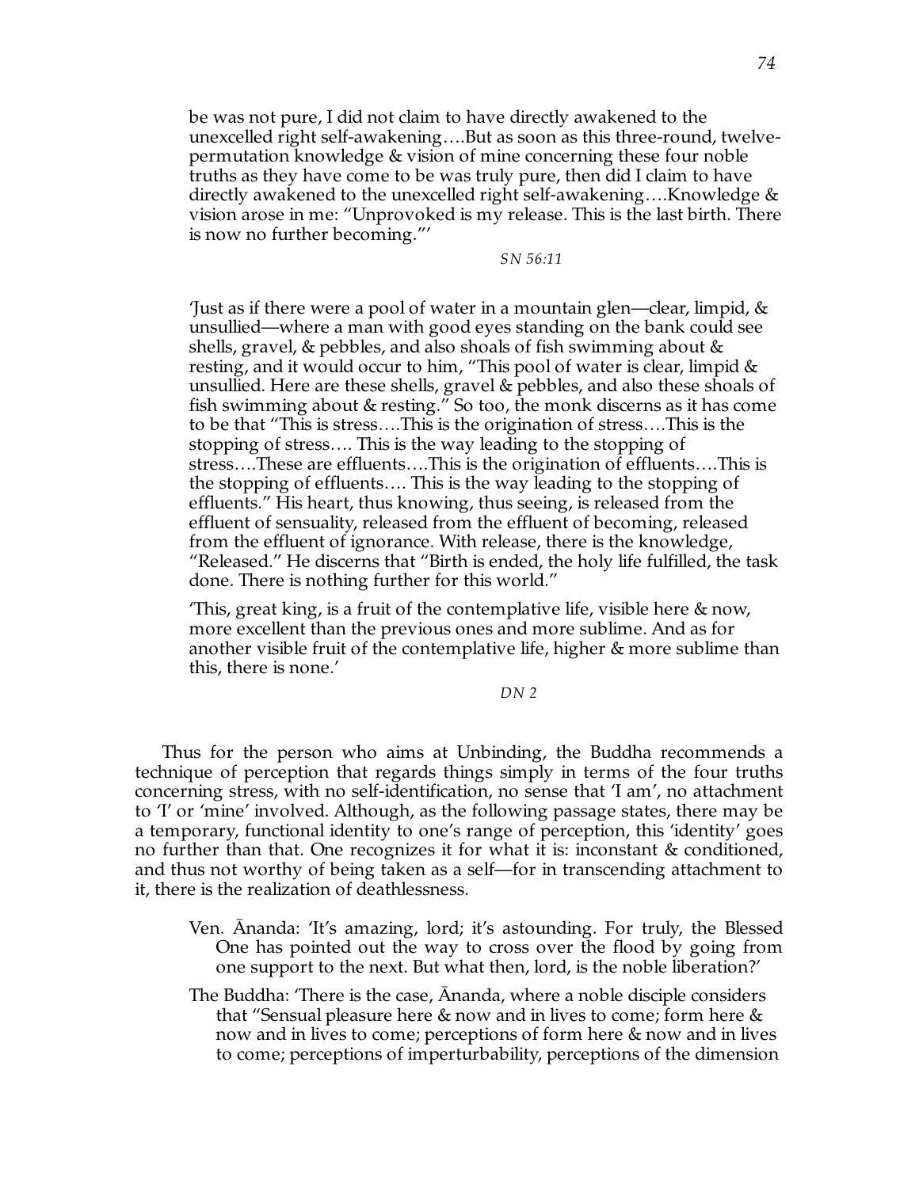> be was not pure, I did not claim to have directly awakened to the unexcelled right self-awakening….But as soon as this three-round, twelve-permutation knowledge & vision of mine concerning these four noble truths as they have come to be was truly pure, then did I claim to have directly awakened to the unexcelled right self-awakening….Knowledge & vision arose in me: "Unprovoked is my release. This is the last birth. There is now no further becoming."'
>
> *SN 56:11*

> 'Just as if there were a pool of water in a mountain glen—clear, limpid, & unsullied—where a man with good eyes standing on the bank could see shells, gravel, & pebbles, and also shoals of fish swimming about & resting, and it would occur to him, "This pool of water is clear, limpid & unsullied. Here are these shells, gravel & pebbles, and also these shoals of fish swimming about & resting." So too, the monk discerns as it has come to be that "This is stress….This is the origination of stress….This is the stopping of stress…. This is the way leading to the stopping of stress….These are effluents….This is the origination of effluents….This is the stopping of effluents…. This is the way leading to the stopping of effluents." His heart, thus knowing, thus seeing, is released from the effluent of sensuality, released from the effluent of becoming, released from the effluent of ignorance. With release, there is the knowledge, "Released." He discerns that "Birth is ended, the holy life fulfilled, the task done. There is nothing further for this world."
>
> 'This, great king, is a fruit of the contemplative life, visible here & now, more excellent than the previous ones and more sublime. And as for another visible fruit of the contemplative life, higher & more sublime than this, there is none.'
>
> *DN 2*

Thus for the person who aims at Unbinding, the Buddha recommends a technique of perception that regards things simply in terms of the four truths concerning stress, with no self-identification, no sense that 'I am', no attachment to 'I' or 'mine' involved. Although, as the following passage states, there may be a temporary, functional identity to one's range of perception, this 'identity' goes no further than that. One recognizes it for what it is: inconstant & conditioned, and thus not worthy of being taken as a self—for in transcending attachment to it, there is the realization of deathlessness.

> Ven. Ānanda: 'It's amazing, lord; it's astounding. For truly, the Blessed One has pointed out the way to cross over the flood by going from one support to the next. But what then, lord, is the noble liberation?'
>
> The Buddha: 'There is the case, Ānanda, where a noble disciple considers that "Sensual pleasure here & now and in lives to come; form here & now and in lives to come; perceptions of form here & now and in lives to come; perceptions of imperturbability, perceptions of the dimension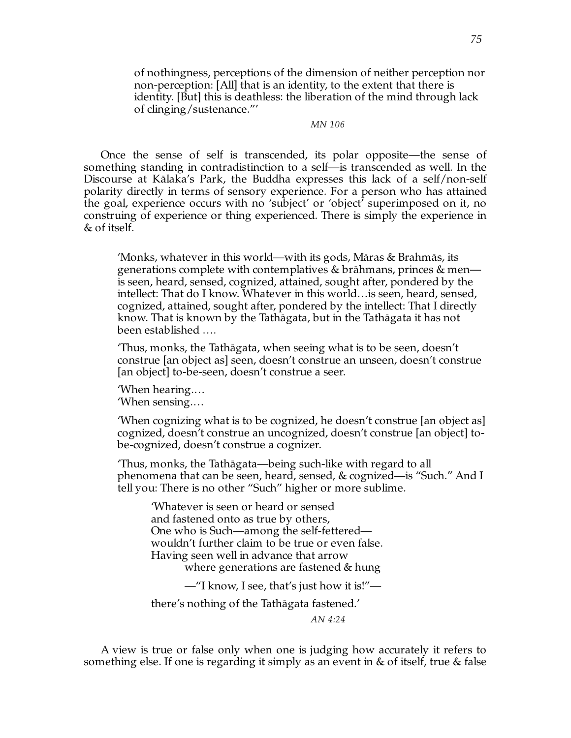of nothingness, perceptions of the dimension of neither perception nor non-perception: [All] that is an identity, to the extent that there is identity. [But] this is deathless: the liberation of the mind through lack of clinging/sustenance."'

*MN 106*

Once the sense of self is transcended, its polar opposite—the sense of something standing in contradistinction to a self—is transcended as well. In the Discourse at Kālaka's Park, the Buddha expresses this lack of a self/non-self polarity directly in terms of sensory experience. For a person who has attained the goal, experience occurs with no 'subject' or 'object' superimposed on it, no construing of experience or thing experienced. There is simply the experience in & of itself.

> 'Monks, whatever in this world—with its gods, Māras & Brahmās, its generations complete with contemplatives & brāhmans, princes & men—is seen, heard, sensed, cognized, attained, sought after, pondered by the intellect: That do I know. Whatever in this world…is seen, heard, sensed, cognized, attained, sought after, pondered by the intellect: That I directly know. That is known by the Tathāgata, but in the Tathāgata it has not been established ….
>
> 'Thus, monks, the Tathāgata, when seeing what is to be seen, doesn't construe [an object as] seen, doesn't construe an unseen, doesn't construe [an object] to-be-seen, doesn't construe a seer.
>
> 'When hearing.…
> 'When sensing.…
>
> 'When cognizing what is to be cognized, he doesn't construe [an object as] cognized, doesn't construe an uncognized, doesn't construe [an object] to-be-cognized, doesn't construe a cognizer.
>
> 'Thus, monks, the Tathāgata—being such-like with regard to all phenomena that can be seen, heard, sensed, & cognized—is "Such." And I tell you: There is no other "Such" higher or more sublime.
>
> 'Whatever is seen or heard or sensed
> and fastened onto as true by others,
> One who is Such—among the self-fettered—
> wouldn't further claim to be true or even false.
> Having seen well in advance that arrow
> where generations are fastened & hung
>
> —"I know, I see, that's just how it is!"—
>
> there's nothing of the Tathāgata fastened.'

*AN 4:24*

A view is true or false only when one is judging how accurately it refers to something else. If one is regarding it simply as an event in & of itself, true & false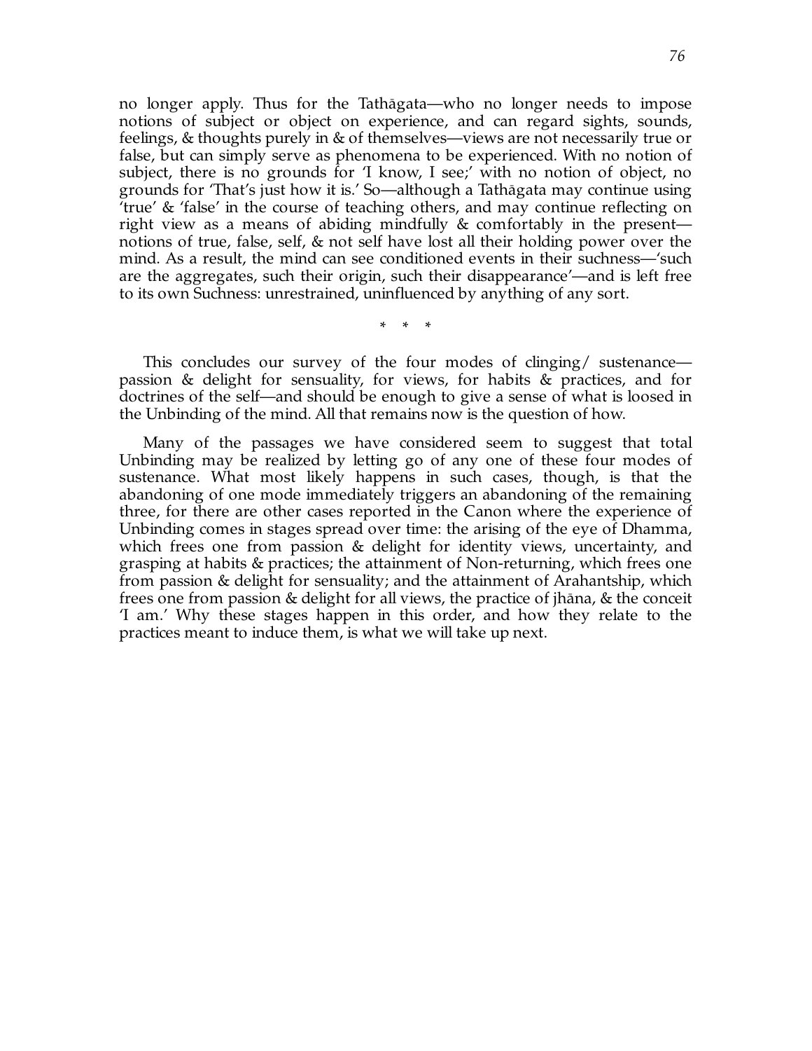no longer apply. Thus for the Tathāgata—who no longer needs to impose notions of subject or object on experience, and can regard sights, sounds, feelings, & thoughts purely in & of themselves—views are not necessarily true or false, but can simply serve as phenomena to be experienced. With no notion of subject, there is no grounds for 'I know, I see;' with no notion of object, no grounds for 'That's just how it is.' So—although a Tathāgata may continue using 'true' & 'false' in the course of teaching others, and may continue reflecting on right view as a means of abiding mindfully & comfortably in the present—notions of true, false, self, & not self have lost all their holding power over the mind. As a result, the mind can see conditioned events in their suchness—'such are the aggregates, such their origin, such their disappearance'—and is left free to its own Suchness: unrestrained, uninfluenced by anything of any sort.

\* \* \*

This concludes our survey of the four modes of clinging/ sustenance—passion & delight for sensuality, for views, for habits & practices, and for doctrines of the self—and should be enough to give a sense of what is loosed in the Unbinding of the mind. All that remains now is the question of how.

Many of the passages we have considered seem to suggest that total Unbinding may be realized by letting go of any one of these four modes of sustenance. What most likely happens in such cases, though, is that the abandoning of one mode immediately triggers an abandoning of the remaining three, for there are other cases reported in the Canon where the experience of Unbinding comes in stages spread over time: the arising of the eye of Dhamma, which frees one from passion & delight for identity views, uncertainty, and grasping at habits & practices; the attainment of Non-returning, which frees one from passion & delight for sensuality; and the attainment of Arahantship, which frees one from passion & delight for all views, the practice of jhāna, & the conceit 'I am.' Why these stages happen in this order, and how they relate to the practices meant to induce them, is what we will take up next.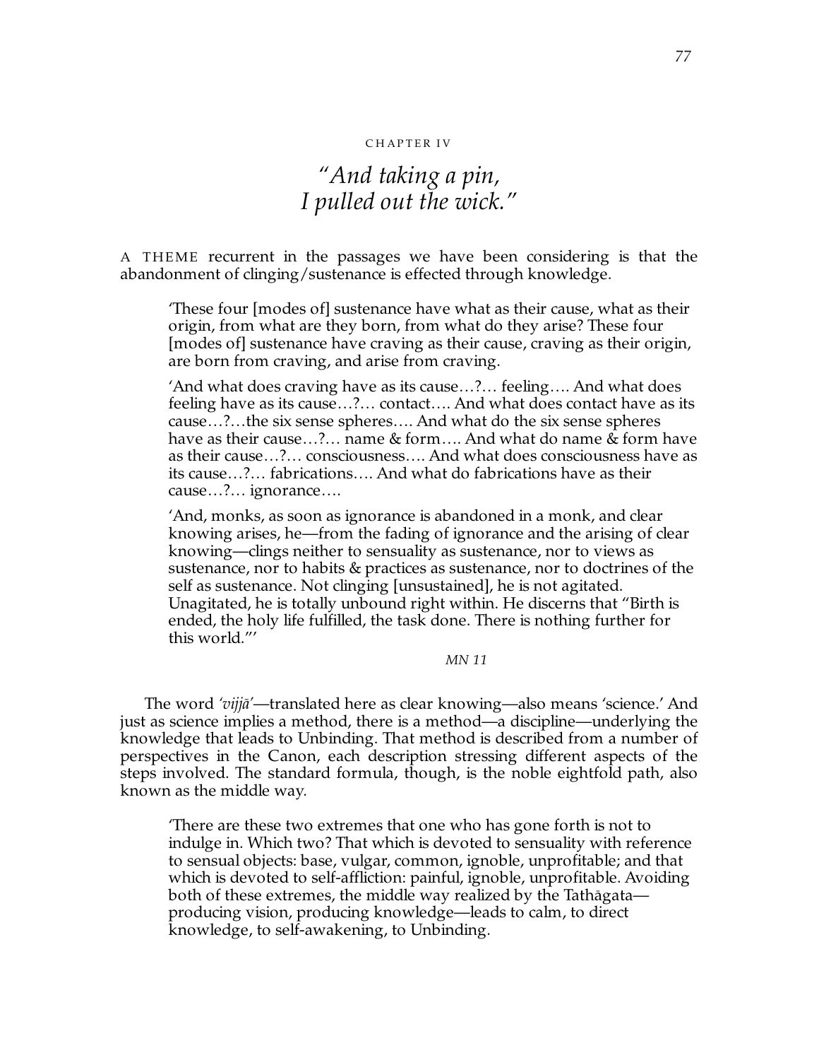CHAPTER IV

# *"And taking a pin, I pulled out the wick."*

A THEME recurrent in the passages we have been considering is that the abandonment of clinging/sustenance is effected through knowledge.

> 'These four [modes of] sustenance have what as their cause, what as their origin, from what are they born, from what do they arise? These four [modes of] sustenance have craving as their cause, craving as their origin, are born from craving, and arise from craving.
>
> 'And what does craving have as its cause…?… feeling…. And what does feeling have as its cause…?… contact…. And what does contact have as its cause…?…the six sense spheres…. And what do the six sense spheres have as their cause…?… name & form…. And what do name & form have as their cause…?… consciousness…. And what does consciousness have as its cause…?… fabrications…. And what do fabrications have as their cause…?… ignorance….
>
> 'And, monks, as soon as ignorance is abandoned in a monk, and clear knowing arises, he—from the fading of ignorance and the arising of clear knowing—clings neither to sensuality as sustenance, nor to views as sustenance, nor to habits & practices as sustenance, nor to doctrines of the self as sustenance. Not clinging [unsustained], he is not agitated. Unagitated, he is totally unbound right within. He discerns that "Birth is ended, the holy life fulfilled, the task done. There is nothing further for this world."'
>
> *MN 11*

The word *'vijjā'*—translated here as clear knowing—also means 'science.' And just as science implies a method, there is a method—a discipline—underlying the knowledge that leads to Unbinding. That method is described from a number of perspectives in the Canon, each description stressing different aspects of the steps involved. The standard formula, though, is the noble eightfold path, also known as the middle way.

> 'There are these two extremes that one who has gone forth is not to indulge in. Which two? That which is devoted to sensuality with reference to sensual objects: base, vulgar, common, ignoble, unprofitable; and that which is devoted to self-affliction: painful, ignoble, unprofitable. Avoiding both of these extremes, the middle way realized by the Tathāgata—producing vision, producing knowledge—leads to calm, to direct knowledge, to self-awakening, to Unbinding.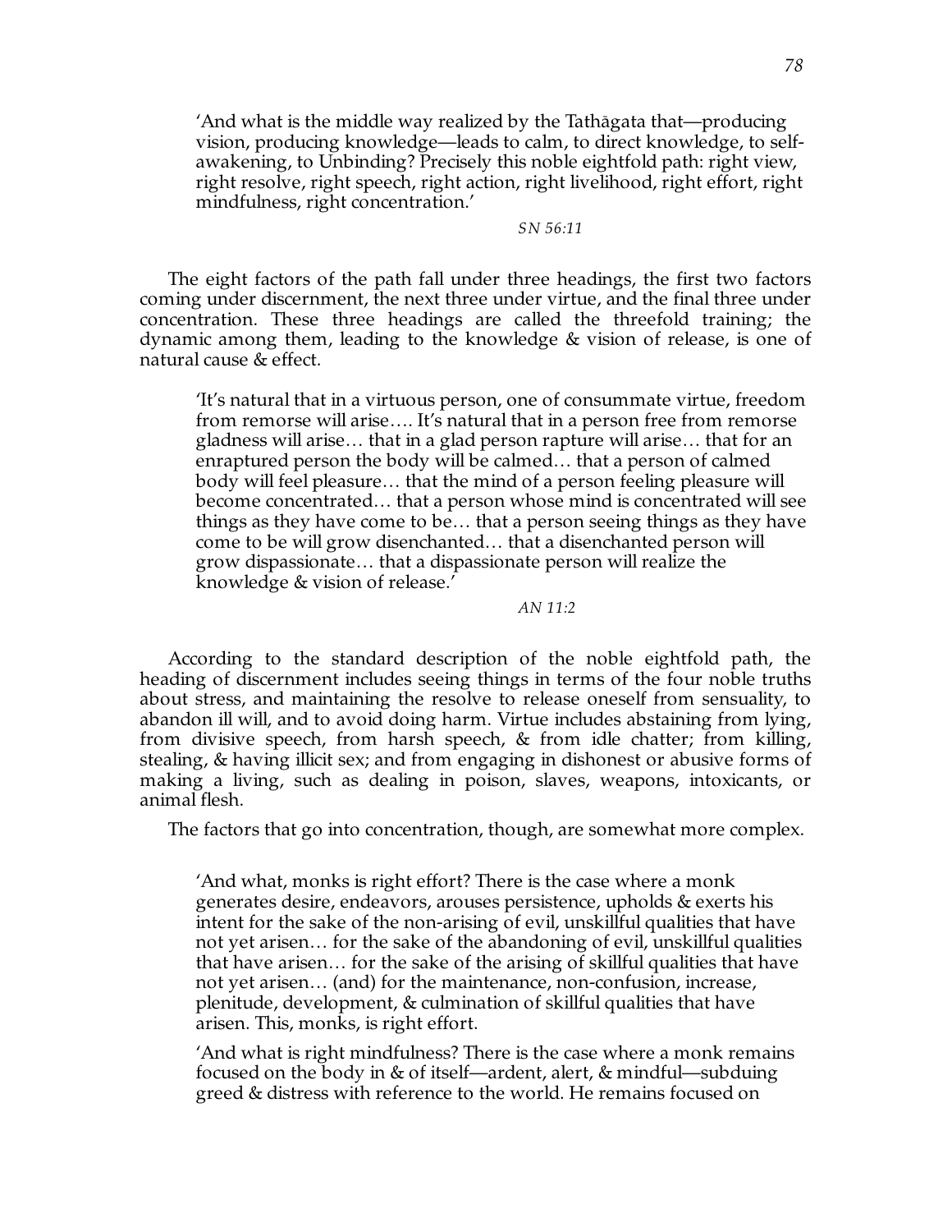> 'And what is the middle way realized by the Tathāgata that—producing vision, producing knowledge—leads to calm, to direct knowledge, to self-awakening, to Unbinding? Precisely this noble eightfold path: right view, right resolve, right speech, right action, right livelihood, right effort, right mindfulness, right concentration.'
>
> *SN 56:11*

The eight factors of the path fall under three headings, the first two factors coming under discernment, the next three under virtue, and the final three under concentration. These three headings are called the threefold training; the dynamic among them, leading to the knowledge & vision of release, is one of natural cause & effect.

> 'It's natural that in a virtuous person, one of consummate virtue, freedom from remorse will arise…. It's natural that in a person free from remorse gladness will arise… that in a glad person rapture will arise… that for an enraptured person the body will be calmed… that a person of calmed body will feel pleasure… that the mind of a person feeling pleasure will become concentrated… that a person whose mind is concentrated will see things as they have come to be… that a person seeing things as they have come to be will grow disenchanted… that a disenchanted person will grow dispassionate… that a dispassionate person will realize the knowledge & vision of release.'
>
> *AN 11:2*

According to the standard description of the noble eightfold path, the heading of discernment includes seeing things in terms of the four noble truths about stress, and maintaining the resolve to release oneself from sensuality, to abandon ill will, and to avoid doing harm. Virtue includes abstaining from lying, from divisive speech, from harsh speech, & from idle chatter; from killing, stealing, & having illicit sex; and from engaging in dishonest or abusive forms of making a living, such as dealing in poison, slaves, weapons, intoxicants, or animal flesh.

The factors that go into concentration, though, are somewhat more complex.

> 'And what, monks is right effort? There is the case where a monk generates desire, endeavors, arouses persistence, upholds & exerts his intent for the sake of the non-arising of evil, unskillful qualities that have not yet arisen… for the sake of the abandoning of evil, unskillful qualities that have arisen… for the sake of the arising of skillful qualities that have not yet arisen… (and) for the maintenance, non-confusion, increase, plenitude, development, & culmination of skillful qualities that have arisen. This, monks, is right effort.
>
> 'And what is right mindfulness? There is the case where a monk remains focused on the body in & of itself—ardent, alert, & mindful—subduing greed & distress with reference to the world. He remains focused on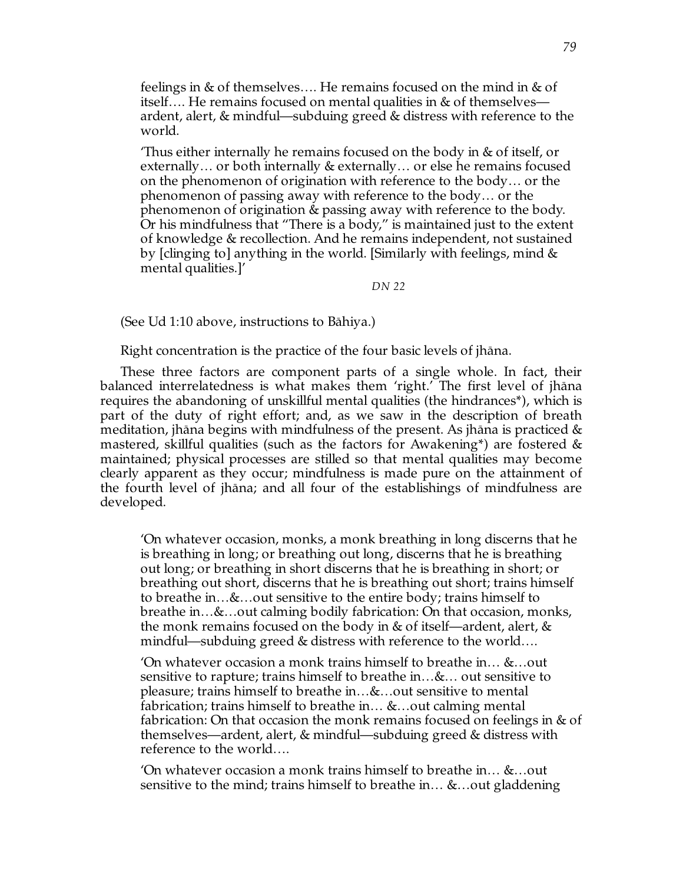> feelings in & of themselves…. He remains focused on the mind in & of itself…. He remains focused on mental qualities in & of themselves—ardent, alert, & mindful—subduing greed & distress with reference to the world.
>
> 'Thus either internally he remains focused on the body in & of itself, or externally… or both internally & externally… or else he remains focused on the phenomenon of origination with reference to the body… or the phenomenon of passing away with reference to the body… or the phenomenon of origination & passing away with reference to the body. Or his mindfulness that "There is a body," is maintained just to the extent of knowledge & recollection. And he remains independent, not sustained by [clinging to] anything in the world. [Similarly with feelings, mind & mental qualities.]'
>
> *DN 22*

(See Ud 1:10 above, instructions to Bāhiya.)

Right concentration is the practice of the four basic levels of jhāna.

These three factors are component parts of a single whole. In fact, their balanced interrelatedness is what makes them 'right.' The first level of jhāna requires the abandoning of unskillful mental qualities (the hindrances*), which is part of the duty of right effort; and, as we saw in the description of breath meditation, jhāna begins with mindfulness of the present. As jhāna is practiced & mastered, skillful qualities (such as the factors for Awakening*) are fostered & maintained; physical processes are stilled so that mental qualities may become clearly apparent as they occur; mindfulness is made pure on the attainment of the fourth level of jhāna; and all four of the establishings of mindfulness are developed.

> 'On whatever occasion, monks, a monk breathing in long discerns that he is breathing in long; or breathing out long, discerns that he is breathing out long; or breathing in short discerns that he is breathing in short; or breathing out short, discerns that he is breathing out short; trains himself to breathe in…&…out sensitive to the entire body; trains himself to breathe in…&…out calming bodily fabrication: On that occasion, monks, the monk remains focused on the body in & of itself—ardent, alert, & mindful—subduing greed & distress with reference to the world….
>
> 'On whatever occasion a monk trains himself to breathe in… &…out sensitive to rapture; trains himself to breathe in…&… out sensitive to pleasure; trains himself to breathe in…&…out sensitive to mental fabrication; trains himself to breathe in… &…out calming mental fabrication: On that occasion the monk remains focused on feelings in & of themselves—ardent, alert, & mindful—subduing greed & distress with reference to the world….
>
> 'On whatever occasion a monk trains himself to breathe in… &…out sensitive to the mind; trains himself to breathe in… &…out gladdening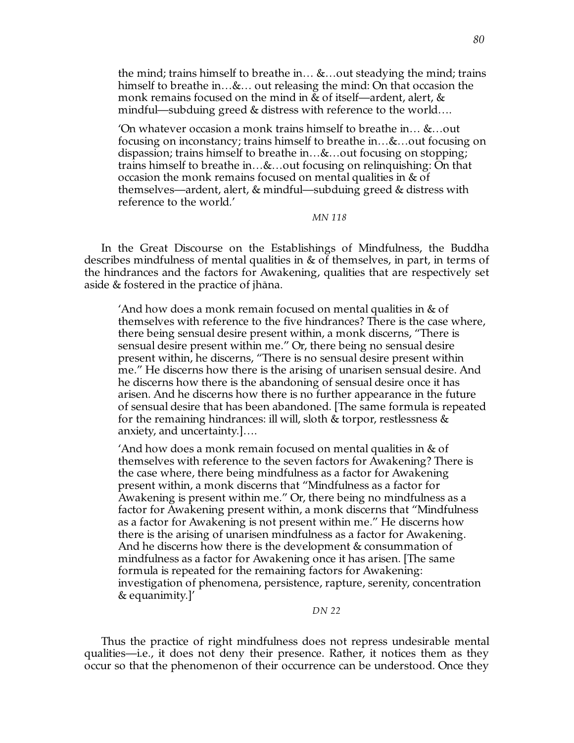> the mind; trains himself to breathe in… &…out steadying the mind; trains himself to breathe in…&… out releasing the mind: On that occasion the monk remains focused on the mind in & of itself—ardent, alert, & mindful—subduing greed & distress with reference to the world….
>
> 'On whatever occasion a monk trains himself to breathe in… &…out focusing on inconstancy; trains himself to breathe in…&…out focusing on dispassion; trains himself to breathe in…&…out focusing on stopping; trains himself to breathe in…&…out focusing on relinquishing: On that occasion the monk remains focused on mental qualities in & of themselves—ardent, alert, & mindful—subduing greed & distress with reference to the world.'
>
> *MN 118*

In the Great Discourse on the Establishings of Mindfulness, the Buddha describes mindfulness of mental qualities in & of themselves, in part, in terms of the hindrances and the factors for Awakening, qualities that are respectively set aside & fostered in the practice of jhāna.

> 'And how does a monk remain focused on mental qualities in & of themselves with reference to the five hindrances? There is the case where, there being sensual desire present within, a monk discerns, "There is sensual desire present within me." Or, there being no sensual desire present within, he discerns, "There is no sensual desire present within me." He discerns how there is the arising of unarisen sensual desire. And he discerns how there is the abandoning of sensual desire once it has arisen. And he discerns how there is no further appearance in the future of sensual desire that has been abandoned. [The same formula is repeated for the remaining hindrances: ill will, sloth & torpor, restlessness & anxiety, and uncertainty.]….
>
> 'And how does a monk remain focused on mental qualities in & of themselves with reference to the seven factors for Awakening? There is the case where, there being mindfulness as a factor for Awakening present within, a monk discerns that "Mindfulness as a factor for Awakening is present within me." Or, there being no mindfulness as a factor for Awakening present within, a monk discerns that "Mindfulness as a factor for Awakening is not present within me." He discerns how there is the arising of unarisen mindfulness as a factor for Awakening. And he discerns how there is the development & consummation of mindfulness as a factor for Awakening once it has arisen. [The same formula is repeated for the remaining factors for Awakening: investigation of phenomena, persistence, rapture, serenity, concentration & equanimity.]'
>
> *DN 22*

Thus the practice of right mindfulness does not repress undesirable mental qualities—i.e., it does not deny their presence. Rather, it notices them as they occur so that the phenomenon of their occurrence can be understood. Once they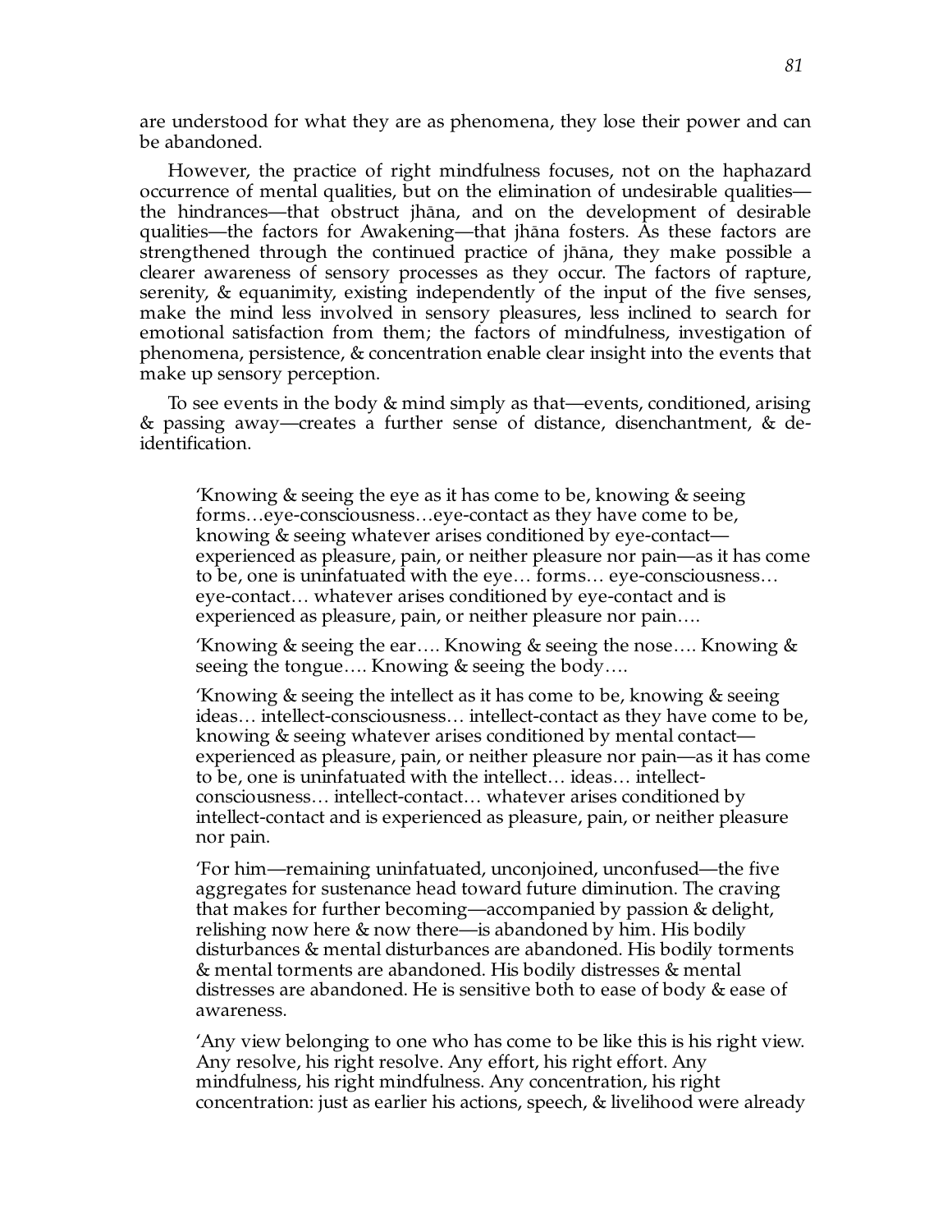are understood for what they are as phenomena, they lose their power and can be abandoned.

However, the practice of right mindfulness focuses, not on the haphazard occurrence of mental qualities, but on the elimination of undesirable qualities—the hindrances—that obstruct jhāna, and on the development of desirable qualities—the factors for Awakening—that jhāna fosters. As these factors are strengthened through the continued practice of jhāna, they make possible a clearer awareness of sensory processes as they occur. The factors of rapture, serenity, & equanimity, existing independently of the input of the five senses, make the mind less involved in sensory pleasures, less inclined to search for emotional satisfaction from them; the factors of mindfulness, investigation of phenomena, persistence, & concentration enable clear insight into the events that make up sensory perception.

To see events in the body & mind simply as that—events, conditioned, arising & passing away—creates a further sense of distance, disenchantment, & de-identification.

> 'Knowing & seeing the eye as it has come to be, knowing & seeing forms…eye-consciousness…eye-contact as they have come to be, knowing & seeing whatever arises conditioned by eye-contact—experienced as pleasure, pain, or neither pleasure nor pain—as it has come to be, one is uninfatuated with the eye… forms… eye-consciousness… eye-contact… whatever arises conditioned by eye-contact and is experienced as pleasure, pain, or neither pleasure nor pain….
>
> 'Knowing & seeing the ear…. Knowing & seeing the nose…. Knowing & seeing the tongue…. Knowing & seeing the body….
>
> 'Knowing & seeing the intellect as it has come to be, knowing & seeing ideas… intellect-consciousness… intellect-contact as they have come to be, knowing & seeing whatever arises conditioned by mental contact—experienced as pleasure, pain, or neither pleasure nor pain—as it has come to be, one is uninfatuated with the intellect… ideas… intellect-consciousness… intellect-contact… whatever arises conditioned by intellect-contact and is experienced as pleasure, pain, or neither pleasure nor pain.
>
> 'For him—remaining uninfatuated, unconjoined, unconfused—the five aggregates for sustenance head toward future diminution. The craving that makes for further becoming—accompanied by passion & delight, relishing now here & now there—is abandoned by him. His bodily disturbances & mental disturbances are abandoned. His bodily torments & mental torments are abandoned. His bodily distresses & mental distresses are abandoned. He is sensitive both to ease of body & ease of awareness.
>
> 'Any view belonging to one who has come to be like this is his right view. Any resolve, his right resolve. Any effort, his right effort. Any mindfulness, his right mindfulness. Any concentration, his right concentration: just as earlier his actions, speech, & livelihood were already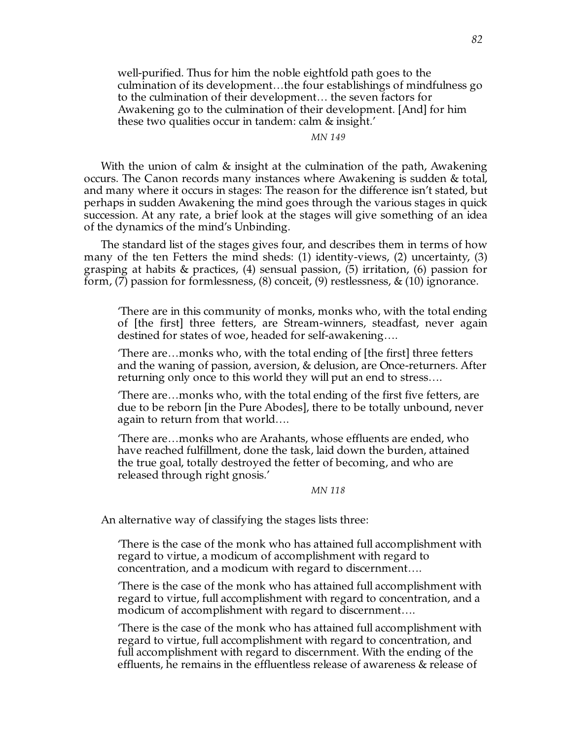> well-purified. Thus for him the noble eightfold path goes to the culmination of its development…the four establishings of mindfulness go to the culmination of their development… the seven factors for Awakening go to the culmination of their development. [And] for him these two qualities occur in tandem: calm & insight.'
>
> *MN 149*

With the union of calm & insight at the culmination of the path, Awakening occurs. The Canon records many instances where Awakening is sudden & total, and many where it occurs in stages: The reason for the difference isn't stated, but perhaps in sudden Awakening the mind goes through the various stages in quick succession. At any rate, a brief look at the stages will give something of an idea of the dynamics of the mind's Unbinding.

The standard list of the stages gives four, and describes them in terms of how many of the ten Fetters the mind sheds: (1) identity-views, (2) uncertainty, (3) grasping at habits & practices, (4) sensual passion, (5) irritation, (6) passion for form, (7) passion for formlessness, (8) conceit, (9) restlessness, & (10) ignorance.

> 'There are in this community of monks, monks who, with the total ending of [the first] three fetters, are Stream-winners, steadfast, never again destined for states of woe, headed for self-awakening….
>
> 'There are…monks who, with the total ending of [the first] three fetters and the waning of passion, aversion, & delusion, are Once-returners. After returning only once to this world they will put an end to stress….
>
> 'There are…monks who, with the total ending of the first five fetters, are due to be reborn [in the Pure Abodes], there to be totally unbound, never again to return from that world….
>
> 'There are…monks who are Arahants, whose effluents are ended, who have reached fulfillment, done the task, laid down the burden, attained the true goal, totally destroyed the fetter of becoming, and who are released through right gnosis.'
>
> *MN 118*

An alternative way of classifying the stages lists three:

> 'There is the case of the monk who has attained full accomplishment with regard to virtue, a modicum of accomplishment with regard to concentration, and a modicum with regard to discernment….
>
> 'There is the case of the monk who has attained full accomplishment with regard to virtue, full accomplishment with regard to concentration, and a modicum of accomplishment with regard to discernment….
>
> 'There is the case of the monk who has attained full accomplishment with regard to virtue, full accomplishment with regard to concentration, and full accomplishment with regard to discernment. With the ending of the effluents, he remains in the effluentless release of awareness & release of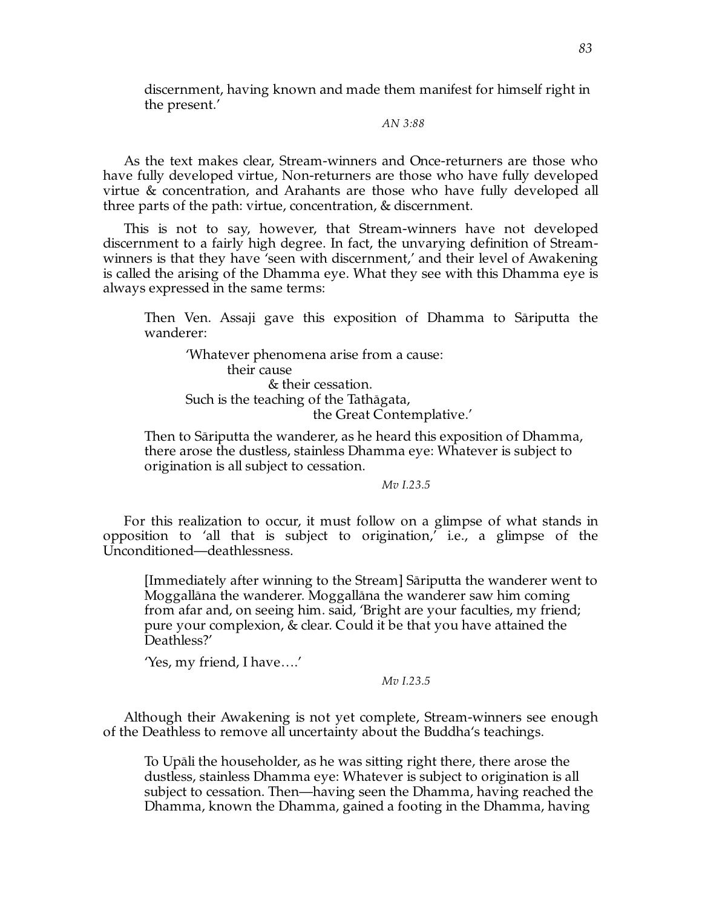> discernment, having known and made them manifest for himself right in the present.'
>
> *AN 3:88*

As the text makes clear, Stream-winners and Once-returners are those who have fully developed virtue, Non-returners are those who have fully developed virtue & concentration, and Arahants are those who have fully developed all three parts of the path: virtue, concentration, & discernment.

This is not to say, however, that Stream-winners have not developed discernment to a fairly high degree. In fact, the unvarying definition of Stream-winners is that they have 'seen with discernment,' and their level of Awakening is called the arising of the Dhamma eye. What they see with this Dhamma eye is always expressed in the same terms:

> Then Ven. Assaji gave this exposition of Dhamma to Sāriputta the wanderer:
>
> 'Whatever phenomena arise from a cause:
> their cause
> & their cessation.
> Such is the teaching of the Tathāgata,
> the Great Contemplative.'
>
> Then to Sāriputta the wanderer, as he heard this exposition of Dhamma, there arose the dustless, stainless Dhamma eye: Whatever is subject to origination is all subject to cessation.
>
> *Mv I.23.5*

For this realization to occur, it must follow on a glimpse of what stands in opposition to 'all that is subject to origination,' i.e., a glimpse of the Unconditioned—deathlessness.

> [Immediately after winning to the Stream] Sāriputta the wanderer went to Moggallāna the wanderer. Moggallāna the wanderer saw him coming from afar and, on seeing him. said, 'Bright are your faculties, my friend; pure your complexion, & clear. Could it be that you have attained the Deathless?'
>
> 'Yes, my friend, I have….'
>
> *Mv I.23.5*

Although their Awakening is not yet complete, Stream-winners see enough of the Deathless to remove all uncertainty about the Buddha's teachings.

> To Upāli the householder, as he was sitting right there, there arose the dustless, stainless Dhamma eye: Whatever is subject to origination is all subject to cessation. Then—having seen the Dhamma, having reached the Dhamma, known the Dhamma, gained a footing in the Dhamma, having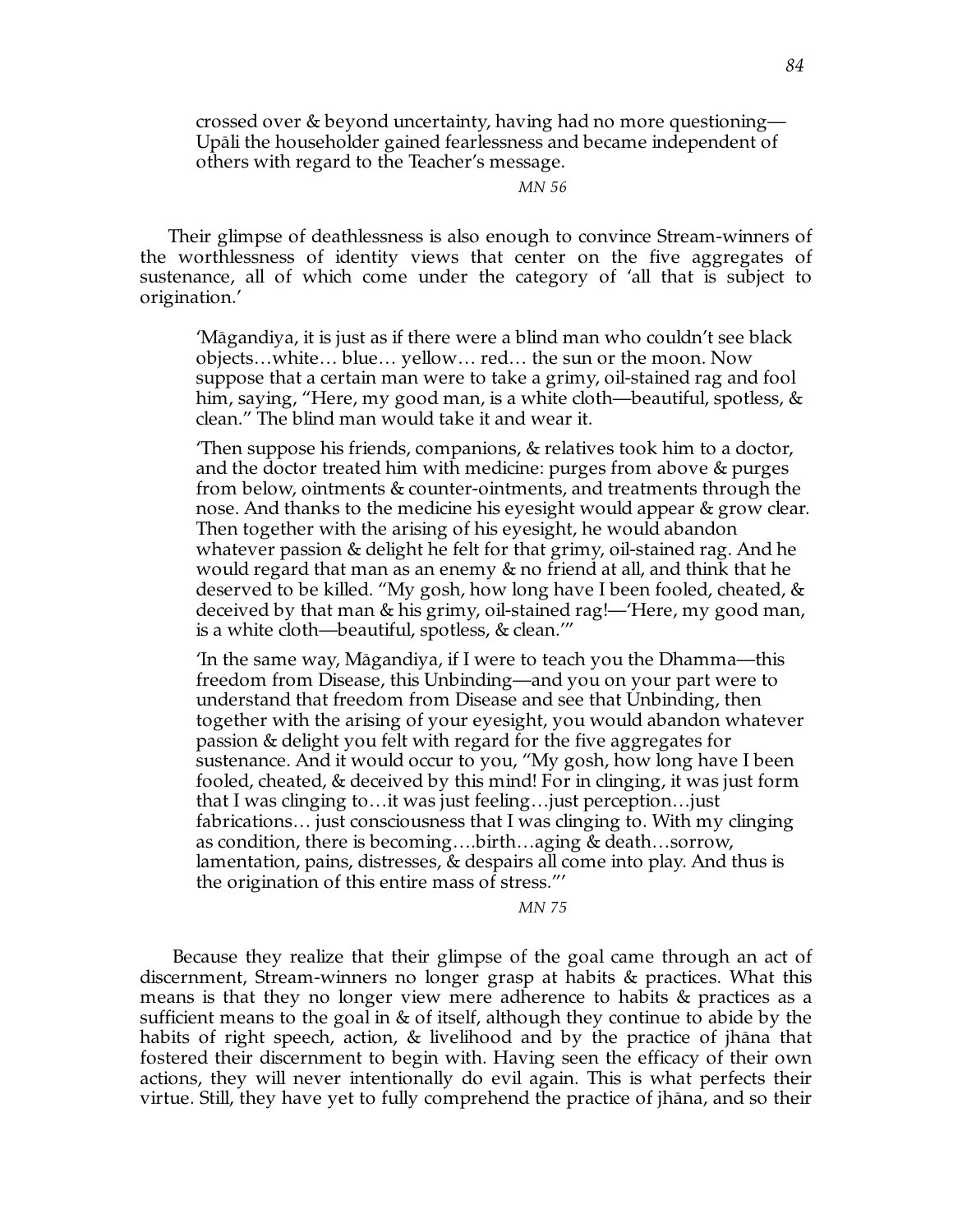> crossed over & beyond uncertainty, having had no more questioning—Upāli the householder gained fearlessness and became independent of others with regard to the Teacher's message.
>
> *MN 56*

Their glimpse of deathlessness is also enough to convince Stream-winners of the worthlessness of identity views that center on the five aggregates of sustenance, all of which come under the category of 'all that is subject to origination.'

> 'Māgandiya, it is just as if there were a blind man who couldn't see black objects…white… blue… yellow… red… the sun or the moon. Now suppose that a certain man were to take a grimy, oil-stained rag and fool him, saying, "Here, my good man, is a white cloth—beautiful, spotless, & clean." The blind man would take it and wear it.
>
> 'Then suppose his friends, companions, & relatives took him to a doctor, and the doctor treated him with medicine: purges from above & purges from below, ointments & counter-ointments, and treatments through the nose. And thanks to the medicine his eyesight would appear & grow clear. Then together with the arising of his eyesight, he would abandon whatever passion & delight he felt for that grimy, oil-stained rag. And he would regard that man as an enemy & no friend at all, and think that he deserved to be killed. "My gosh, how long have I been fooled, cheated, & deceived by that man & his grimy, oil-stained rag!—'Here, my good man, is a white cloth—beautiful, spotless, & clean.'"
>
> 'In the same way, Māgandiya, if I were to teach you the Dhamma—this freedom from Disease, this Unbinding—and you on your part were to understand that freedom from Disease and see that Unbinding, then together with the arising of your eyesight, you would abandon whatever passion & delight you felt with regard for the five aggregates for sustenance. And it would occur to you, "My gosh, how long have I been fooled, cheated, & deceived by this mind! For in clinging, it was just form that I was clinging to…it was just feeling…just perception…just fabrications… just consciousness that I was clinging to. With my clinging as condition, there is becoming….birth…aging & death…sorrow, lamentation, pains, distresses, & despairs all come into play. And thus is the origination of this entire mass of stress."'
>
> *MN 75*

Because they realize that their glimpse of the goal came through an act of discernment, Stream-winners no longer grasp at habits & practices. What this means is that they no longer view mere adherence to habits & practices as a sufficient means to the goal in & of itself, although they continue to abide by the habits of right speech, action, & livelihood and by the practice of jhāna that fostered their discernment to begin with. Having seen the efficacy of their own actions, they will never intentionally do evil again. This is what perfects their virtue. Still, they have yet to fully comprehend the practice of jhāna, and so their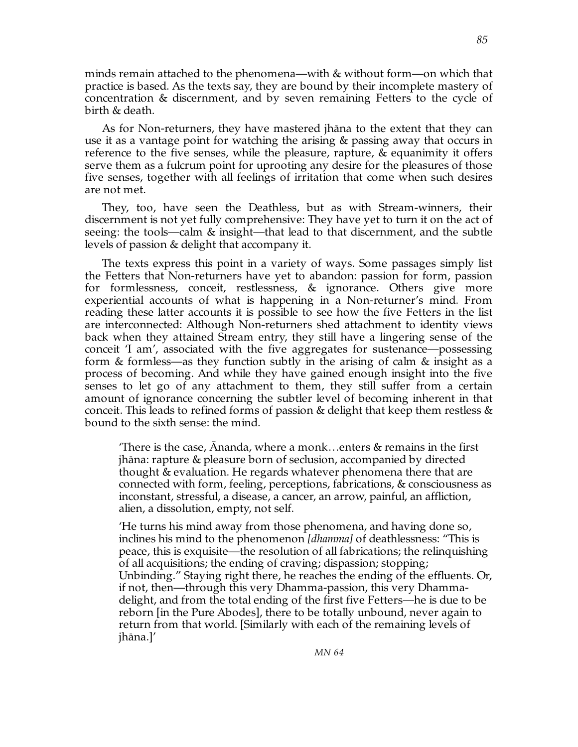minds remain attached to the phenomena—with & without form—on which that practice is based. As the texts say, they are bound by their incomplete mastery of concentration & discernment, and by seven remaining Fetters to the cycle of birth & death.

As for Non-returners, they have mastered jhāna to the extent that they can use it as a vantage point for watching the arising & passing away that occurs in reference to the five senses, while the pleasure, rapture, & equanimity it offers serve them as a fulcrum point for uprooting any desire for the pleasures of those five senses, together with all feelings of irritation that come when such desires are not met.

They, too, have seen the Deathless, but as with Stream-winners, their discernment is not yet fully comprehensive: They have yet to turn it on the act of seeing: the tools—calm & insight—that lead to that discernment, and the subtle levels of passion & delight that accompany it.

The texts express this point in a variety of ways. Some passages simply list the Fetters that Non-returners have yet to abandon: passion for form, passion for formlessness, conceit, restlessness, & ignorance. Others give more experiential accounts of what is happening in a Non-returner's mind. From reading these latter accounts it is possible to see how the five Fetters in the list are interconnected: Although Non-returners shed attachment to identity views back when they attained Stream entry, they still have a lingering sense of the conceit 'I am', associated with the five aggregates for sustenance—possessing form & formless—as they function subtly in the arising of calm & insight as a process of becoming. And while they have gained enough insight into the five senses to let go of any attachment to them, they still suffer from a certain amount of ignorance concerning the subtler level of becoming inherent in that conceit. This leads to refined forms of passion & delight that keep them restless & bound to the sixth sense: the mind.

> 'There is the case, Ānanda, where a monk…enters & remains in the first jhāna: rapture & pleasure born of seclusion, accompanied by directed thought & evaluation. He regards whatever phenomena there that are connected with form, feeling, perceptions, fabrications, & consciousness as inconstant, stressful, a disease, a cancer, an arrow, painful, an affliction, alien, a dissolution, empty, not self.
>
> 'He turns his mind away from those phenomena, and having done so, inclines his mind to the phenomenon *[dhamma]* of deathlessness: "This is peace, this is exquisite—the resolution of all fabrications; the relinquishing of all acquisitions; the ending of craving; dispassion; stopping; Unbinding." Staying right there, he reaches the ending of the effluents. Or, if not, then—through this very Dhamma-passion, this very Dhamma-delight, and from the total ending of the first five Fetters—he is due to be reborn [in the Pure Abodes], there to be totally unbound, never again to return from that world. [Similarly with each of the remaining levels of jhāna.]'
>
> *MN 64*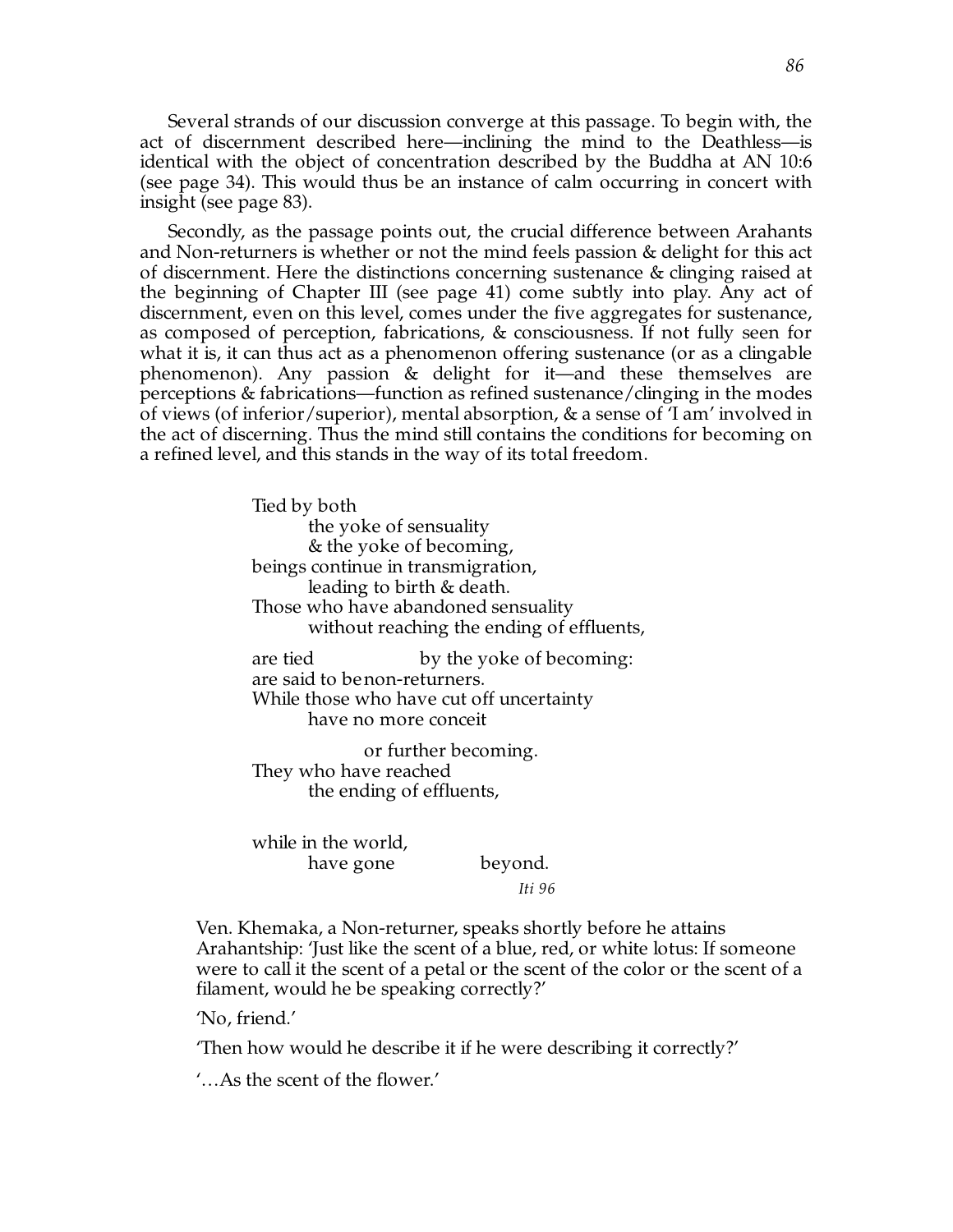Several strands of our discussion converge at this passage. To begin with, the act of discernment described here—inclining the mind to the Deathless—is identical with the object of concentration described by the Buddha at AN 10:6 (see page 34). This would thus be an instance of calm occurring in concert with insight (see page 83).

Secondly, as the passage points out, the crucial difference between Arahants and Non-returners is whether or not the mind feels passion & delight for this act of discernment. Here the distinctions concerning sustenance & clinging raised at the beginning of Chapter III (see page 41) come subtly into play. Any act of discernment, even on this level, comes under the five aggregates for sustenance, as composed of perception, fabrications, & consciousness. If not fully seen for what it is, it can thus act as a phenomenon offering sustenance (or as a clingable phenomenon). Any passion & delight for it—and these themselves are perceptions & fabrications—function as refined sustenance/clinging in the modes of views (of inferior/superior), mental absorption, & a sense of 'I am' involved in the act of discerning. Thus the mind still contains the conditions for becoming on a refined level, and this stands in the way of its total freedom.

> Tied by both
> the yoke of sensuality
> & the yoke of becoming,
> beings continue in transmigration,
> leading to birth & death.
> Those who have abandoned sensuality
> without reaching the ending of effluents,
>
> are tied by the yoke of becoming:
> are said to be non-returners.
> While those who have cut off uncertainty
> have no more conceit
>
> or further becoming.
> They who have reached
> the ending of effluents,
>
> while in the world,
> have gone beyond.
>
> *Iti 96*

> Ven. Khemaka, a Non-returner, speaks shortly before he attains Arahantship: 'Just like the scent of a blue, red, or white lotus: If someone were to call it the scent of a petal or the scent of the color or the scent of a filament, would he be speaking correctly?'
>
> 'No, friend.'
>
> 'Then how would he describe it if he were describing it correctly?'
>
> '…As the scent of the flower.'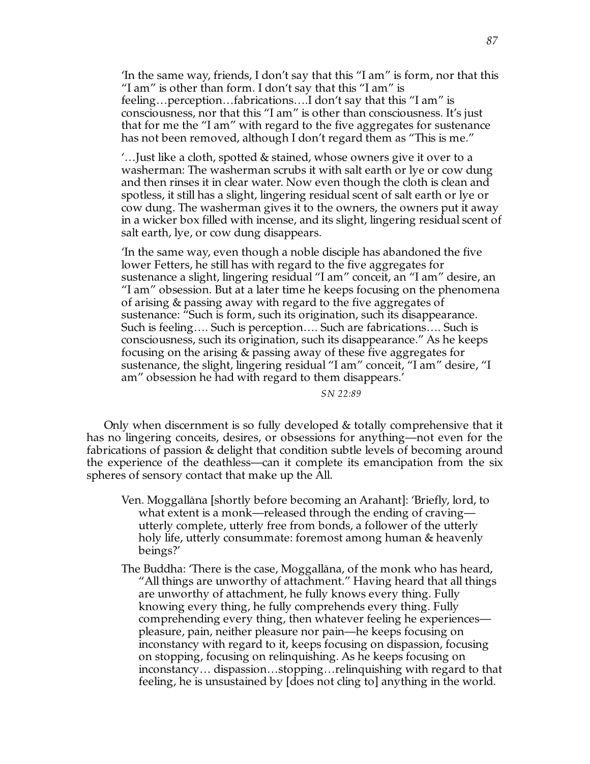'In the same way, friends, I don't say that this "I am" is form, nor that this "I am" is other than form. I don't say that this "I am" is feeling…perception…fabrications….I don't say that this "I am" is consciousness, nor that this "I am" is other than consciousness. It's just that for me the "I am" with regard to the five aggregates for sustenance has not been removed, although I don't regard them as "This is me."

'…Just like a cloth, spotted & stained, whose owners give it over to a washerman: The washerman scrubs it with salt earth or lye or cow dung and then rinses it in clear water. Now even though the cloth is clean and spotless, it still has a slight, lingering residual scent of salt earth or lye or cow dung. The washerman gives it to the owners, the owners put it away in a wicker box filled with incense, and its slight, lingering residual scent of salt earth, lye, or cow dung disappears.

'In the same way, even though a noble disciple has abandoned the five lower Fetters, he still has with regard to the five aggregates for sustenance a slight, lingering residual "I am" conceit, an "I am" desire, an "I am" obsession. But at a later time he keeps focusing on the phenomena of arising & passing away with regard to the five aggregates of sustenance: "Such is form, such its origination, such its disappearance. Such is feeling…. Such is perception…. Such are fabrications…. Such is consciousness, such its origination, such its disappearance." As he keeps focusing on the arising & passing away of these five aggregates for sustenance, the slight, lingering residual "I am" conceit, "I am" desire, "I am" obsession he had with regard to them disappears.'

*SN 22:89*

Only when discernment is so fully developed & totally comprehensive that it has no lingering conceits, desires, or obsessions for anything—not even for the fabrications of passion & delight that condition subtle levels of becoming around the experience of the deathless—can it complete its emancipation from the six spheres of sensory contact that make up the All.

Ven. Moggallāna [shortly before becoming an Arahant]: 'Briefly, lord, to what extent is a monk—released through the ending of craving—utterly complete, utterly free from bonds, a follower of the utterly holy life, utterly consummate: foremost among human & heavenly beings?'

The Buddha: 'There is the case, Moggallāna, of the monk who has heard, "All things are unworthy of attachment." Having heard that all things are unworthy of attachment, he fully knows every thing. Fully knowing every thing, he fully comprehends every thing. Fully comprehending every thing, then whatever feeling he experiences—pleasure, pain, neither pleasure nor pain—he keeps focusing on inconstancy with regard to it, keeps focusing on dispassion, focusing on stopping, focusing on relinquishing. As he keeps focusing on inconstancy… dispassion…stopping…relinquishing with regard to that feeling, he is unsustained by [does not cling to] anything in the world.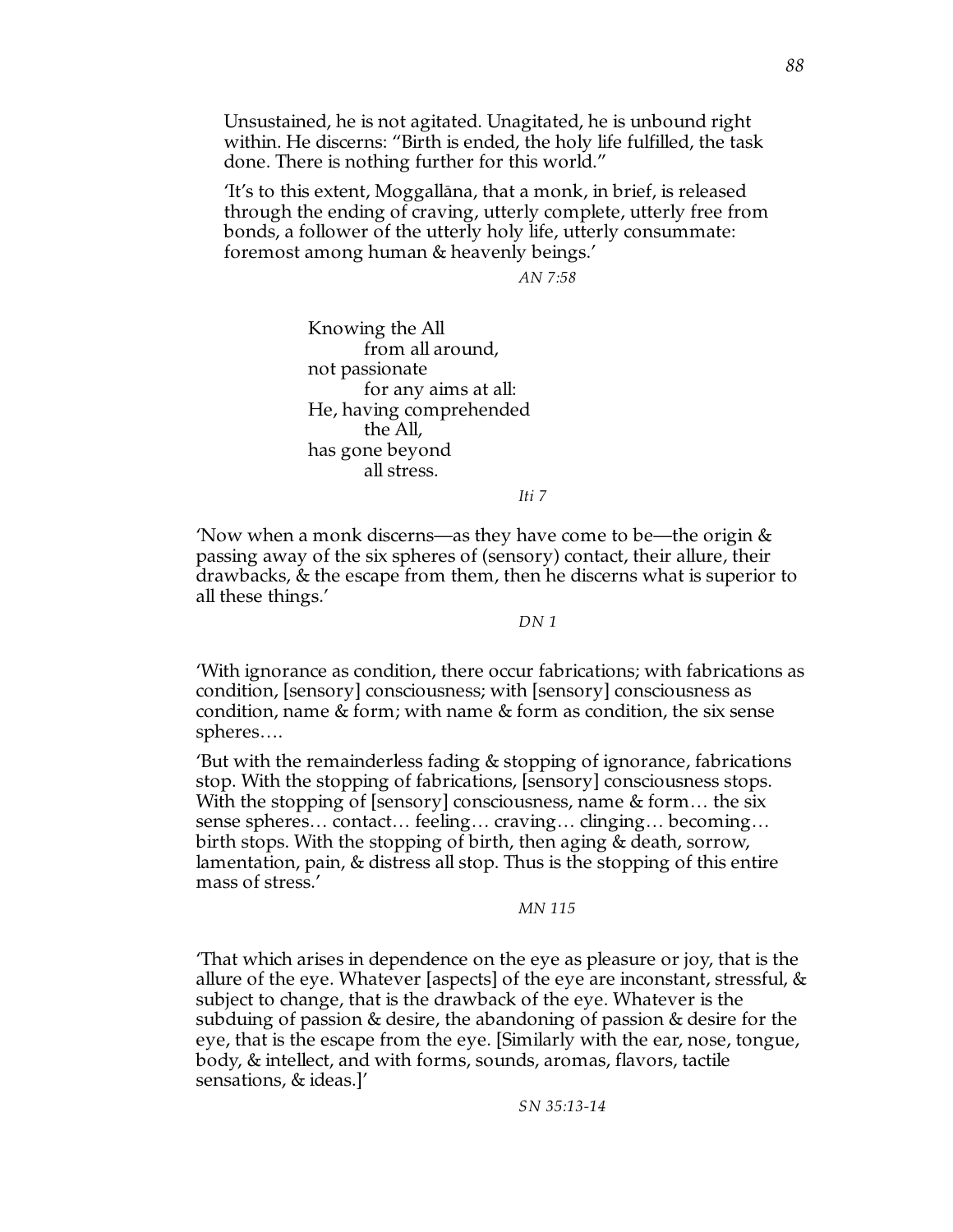Unsustained, he is not agitated. Unagitated, he is unbound right within. He discerns: "Birth is ended, the holy life fulfilled, the task done. There is nothing further for this world."

'It's to this extent, Moggallāna, that a monk, in brief, is released through the ending of craving, utterly complete, utterly free from bonds, a follower of the utterly holy life, utterly consummate: foremost among human & heavenly beings.'

*AN 7:58*

Knowing the All  
    from all around,  
not passionate  
    for any aims at all:  
He, having comprehended  
    the All,  
has gone beyond  
    all stress.

*Iti 7*

'Now when a monk discerns—as they have come to be—the origin & passing away of the six spheres of (sensory) contact, their allure, their drawbacks, & the escape from them, then he discerns what is superior to all these things.'

*DN 1*

'With ignorance as condition, there occur fabrications; with fabrications as condition, [sensory] consciousness; with [sensory] consciousness as condition, name & form; with name & form as condition, the six sense spheres….

'But with the remainderless fading & stopping of ignorance, fabrications stop. With the stopping of fabrications, [sensory] consciousness stops. With the stopping of [sensory] consciousness, name & form… the six sense spheres… contact… feeling… craving… clinging… becoming… birth stops. With the stopping of birth, then aging & death, sorrow, lamentation, pain, & distress all stop. Thus is the stopping of this entire mass of stress.'

*MN 115*

'That which arises in dependence on the eye as pleasure or joy, that is the allure of the eye. Whatever [aspects] of the eye are inconstant, stressful, & subject to change, that is the drawback of the eye. Whatever is the subduing of passion & desire, the abandoning of passion & desire for the eye, that is the escape from the eye. [Similarly with the ear, nose, tongue, body, & intellect, and with forms, sounds, aromas, flavors, tactile sensations, & ideas.]'

*SN 35:13-14*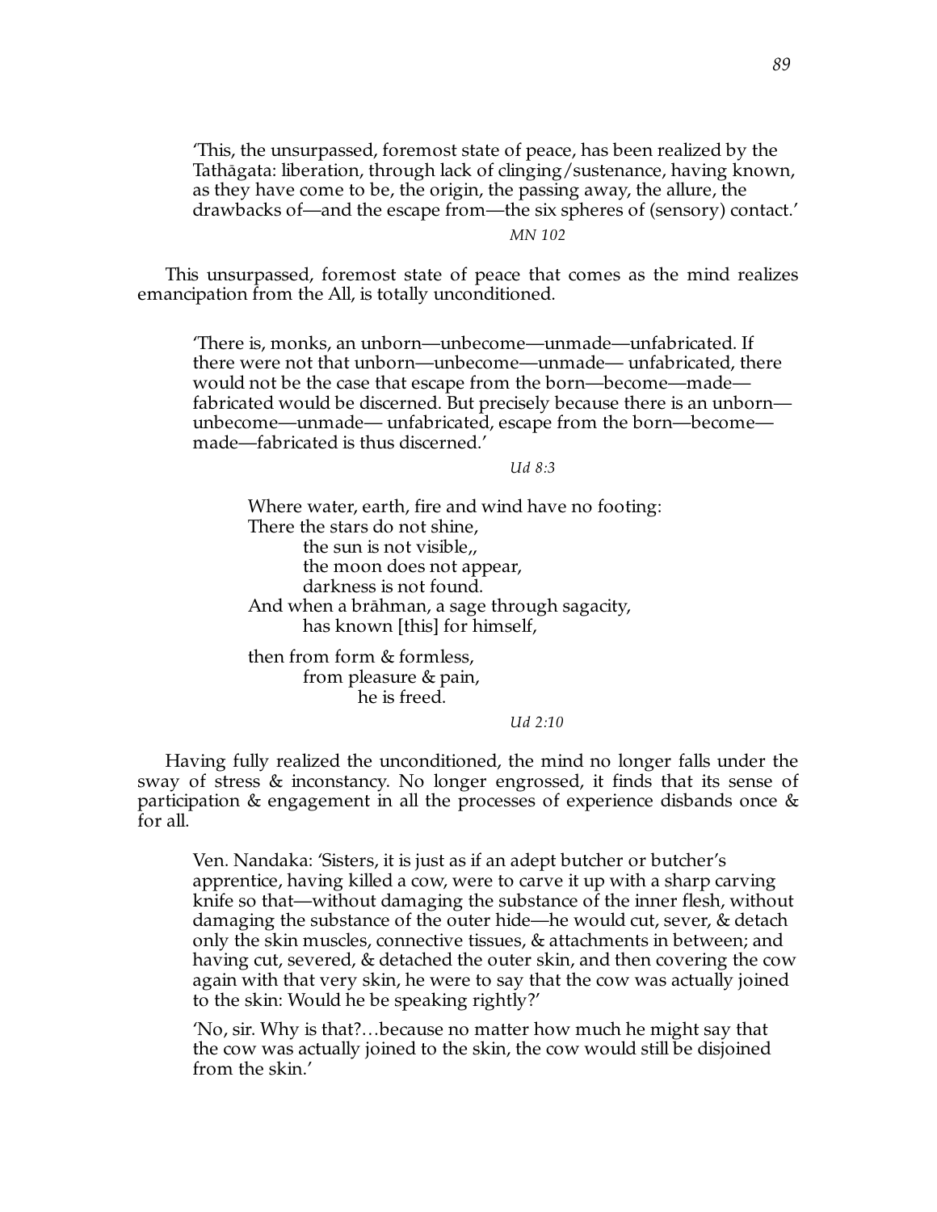> 'This, the unsurpassed, foremost state of peace, has been realized by the Tathāgata: liberation, through lack of clinging/sustenance, having known, as they have come to be, the origin, the passing away, the allure, the drawbacks of—and the escape from—the six spheres of (sensory) contact.'
>
> *MN 102*

This unsurpassed, foremost state of peace that comes as the mind realizes emancipation from the All, is totally unconditioned.

> 'There is, monks, an unborn—unbecome—unmade—unfabricated. If there were not that unborn—unbecome—unmade— unfabricated, there would not be the case that escape from the born—become—made—fabricated would be discerned. But precisely because there is an unborn—unbecome—unmade— unfabricated, escape from the born—become—made—fabricated is thus discerned.'
>
> *Ud 8:3*

> Where water, earth, fire and wind have no footing:
> There the stars do not shine,
> the sun is not visible,,
> the moon does not appear,
> darkness is not found.
> And when a brāhman, a sage through sagacity,
> has known [this] for himself,
>
> then from form & formless,
> from pleasure & pain,
> he is freed.
>
> *Ud 2:10*

Having fully realized the unconditioned, the mind no longer falls under the sway of stress & inconstancy. No longer engrossed, it finds that its sense of participation & engagement in all the processes of experience disbands once & for all.

> Ven. Nandaka: 'Sisters, it is just as if an adept butcher or butcher's apprentice, having killed a cow, were to carve it up with a sharp carving knife so that—without damaging the substance of the inner flesh, without damaging the substance of the outer hide—he would cut, sever, & detach only the skin muscles, connective tissues, & attachments in between; and having cut, severed, & detached the outer skin, and then covering the cow again with that very skin, he were to say that the cow was actually joined to the skin: Would he be speaking rightly?'
>
> 'No, sir. Why is that?…because no matter how much he might say that the cow was actually joined to the skin, the cow would still be disjoined from the skin.'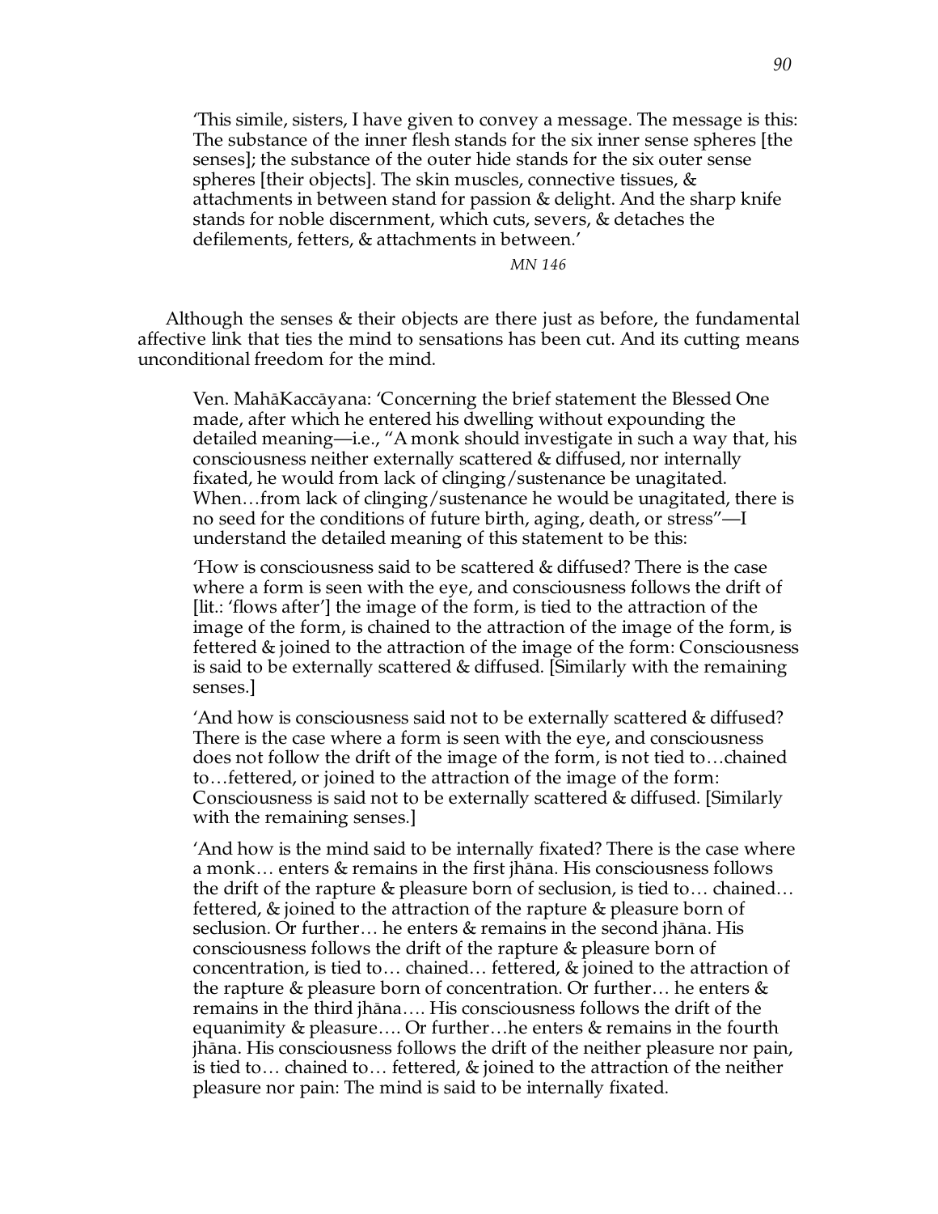'This simile, sisters, I have given to convey a message. The message is this: The substance of the inner flesh stands for the six inner sense spheres [the senses]; the substance of the outer hide stands for the six outer sense spheres [their objects]. The skin muscles, connective tissues, & attachments in between stand for passion & delight. And the sharp knife stands for noble discernment, which cuts, severs, & detaches the defilements, fetters, & attachments in between.'

*MN 146*

Although the senses & their objects are there just as before, the fundamental affective link that ties the mind to sensations has been cut. And its cutting means unconditional freedom for the mind.

> Ven. MahāKaccāyana: 'Concerning the brief statement the Blessed One made, after which he entered his dwelling without expounding the detailed meaning—i.e., "A monk should investigate in such a way that, his consciousness neither externally scattered & diffused, nor internally fixated, he would from lack of clinging/sustenance be unagitated. When…from lack of clinging/sustenance he would be unagitated, there is no seed for the conditions of future birth, aging, death, or stress"—I understand the detailed meaning of this statement to be this:
>
> 'How is consciousness said to be scattered & diffused? There is the case where a form is seen with the eye, and consciousness follows the drift of [lit.: 'flows after'] the image of the form, is tied to the attraction of the image of the form, is chained to the attraction of the image of the form, is fettered & joined to the attraction of the image of the form: Consciousness is said to be externally scattered & diffused. [Similarly with the remaining senses.]
>
> 'And how is consciousness said not to be externally scattered & diffused? There is the case where a form is seen with the eye, and consciousness does not follow the drift of the image of the form, is not tied to…chained to…fettered, or joined to the attraction of the image of the form: Consciousness is said not to be externally scattered & diffused. [Similarly with the remaining senses.]
>
> 'And how is the mind said to be internally fixated? There is the case where a monk… enters & remains in the first jhāna. His consciousness follows the drift of the rapture & pleasure born of seclusion, is tied to… chained… fettered, & joined to the attraction of the rapture & pleasure born of seclusion. Or further… he enters & remains in the second jhāna. His consciousness follows the drift of the rapture & pleasure born of concentration, is tied to… chained… fettered, & joined to the attraction of the rapture & pleasure born of concentration. Or further… he enters & remains in the third jhāna…. His consciousness follows the drift of the equanimity & pleasure…. Or further…he enters & remains in the fourth jhāna. His consciousness follows the drift of the neither pleasure nor pain, is tied to… chained to… fettered, & joined to the attraction of the neither pleasure nor pain: The mind is said to be internally fixated.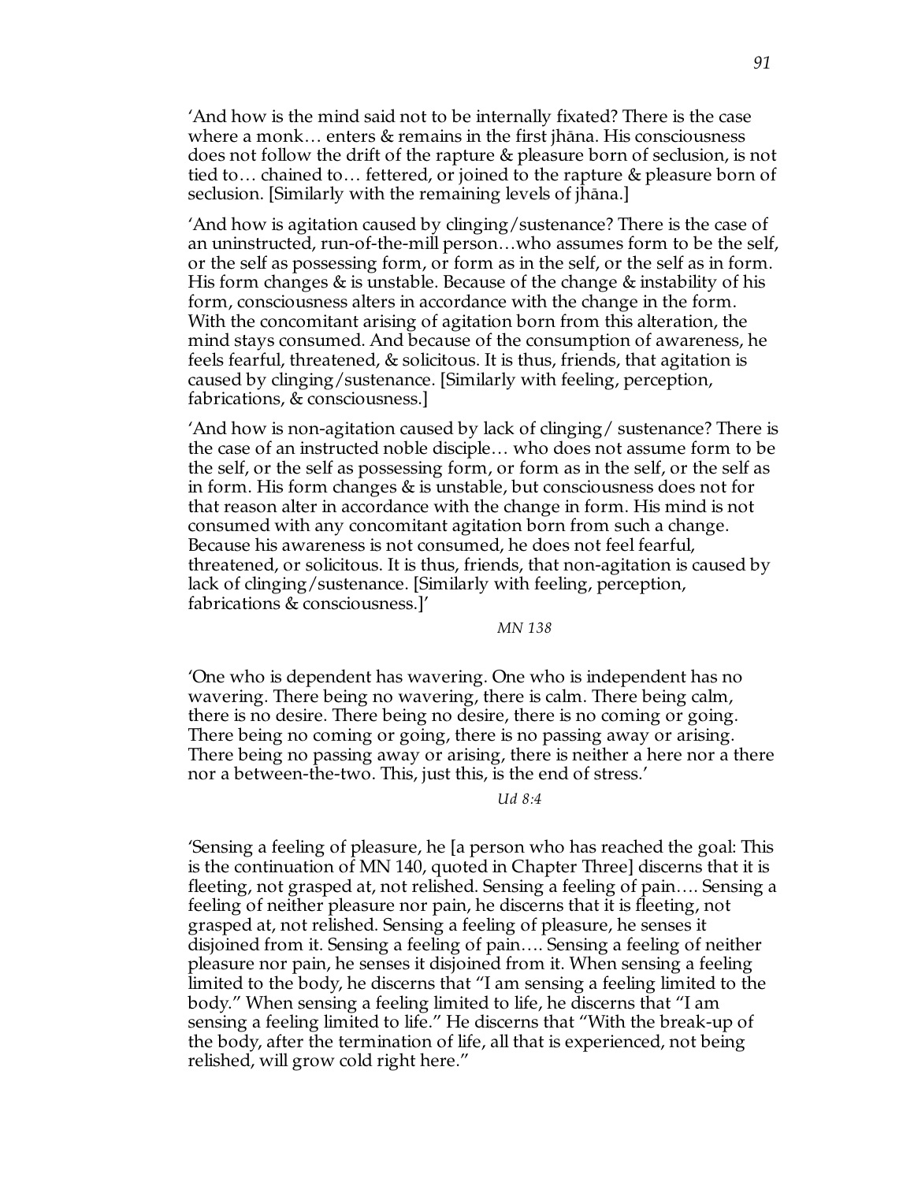'And how is the mind said not to be internally fixated? There is the case where a monk… enters & remains in the first jhāna. His consciousness does not follow the drift of the rapture & pleasure born of seclusion, is not tied to… chained to… fettered, or joined to the rapture & pleasure born of seclusion. [Similarly with the remaining levels of jhāna.]

'And how is agitation caused by clinging/sustenance? There is the case of an uninstructed, run-of-the-mill person…who assumes form to be the self, or the self as possessing form, or form as in the self, or the self as in form. His form changes & is unstable. Because of the change & instability of his form, consciousness alters in accordance with the change in the form. With the concomitant arising of agitation born from this alteration, the mind stays consumed. And because of the consumption of awareness, he feels fearful, threatened, & solicitous. It is thus, friends, that agitation is caused by clinging/sustenance. [Similarly with feeling, perception, fabrications, & consciousness.]

'And how is non-agitation caused by lack of clinging/ sustenance? There is the case of an instructed noble disciple… who does not assume form to be the self, or the self as possessing form, or form as in the self, or the self as in form. His form changes & is unstable, but consciousness does not for that reason alter in accordance with the change in form. His mind is not consumed with any concomitant agitation born from such a change. Because his awareness is not consumed, he does not feel fearful, threatened, or solicitous. It is thus, friends, that non-agitation is caused by lack of clinging/sustenance. [Similarly with feeling, perception, fabrications & consciousness.]'

*MN 138*

'One who is dependent has wavering. One who is independent has no wavering. There being no wavering, there is calm. There being calm, there is no desire. There being no desire, there is no coming or going. There being no coming or going, there is no passing away or arising. There being no passing away or arising, there is neither a here nor a there nor a between-the-two. This, just this, is the end of stress.'

*Ud 8:4*

'Sensing a feeling of pleasure, he [a person who has reached the goal: This is the continuation of MN 140, quoted in Chapter Three] discerns that it is fleeting, not grasped at, not relished. Sensing a feeling of pain…. Sensing a feeling of neither pleasure nor pain, he discerns that it is fleeting, not grasped at, not relished. Sensing a feeling of pleasure, he senses it disjoined from it. Sensing a feeling of pain…. Sensing a feeling of neither pleasure nor pain, he senses it disjoined from it. When sensing a feeling limited to the body, he discerns that "I am sensing a feeling limited to the body." When sensing a feeling limited to life, he discerns that "I am sensing a feeling limited to life." He discerns that "With the break-up of the body, after the termination of life, all that is experienced, not being relished, will grow cold right here."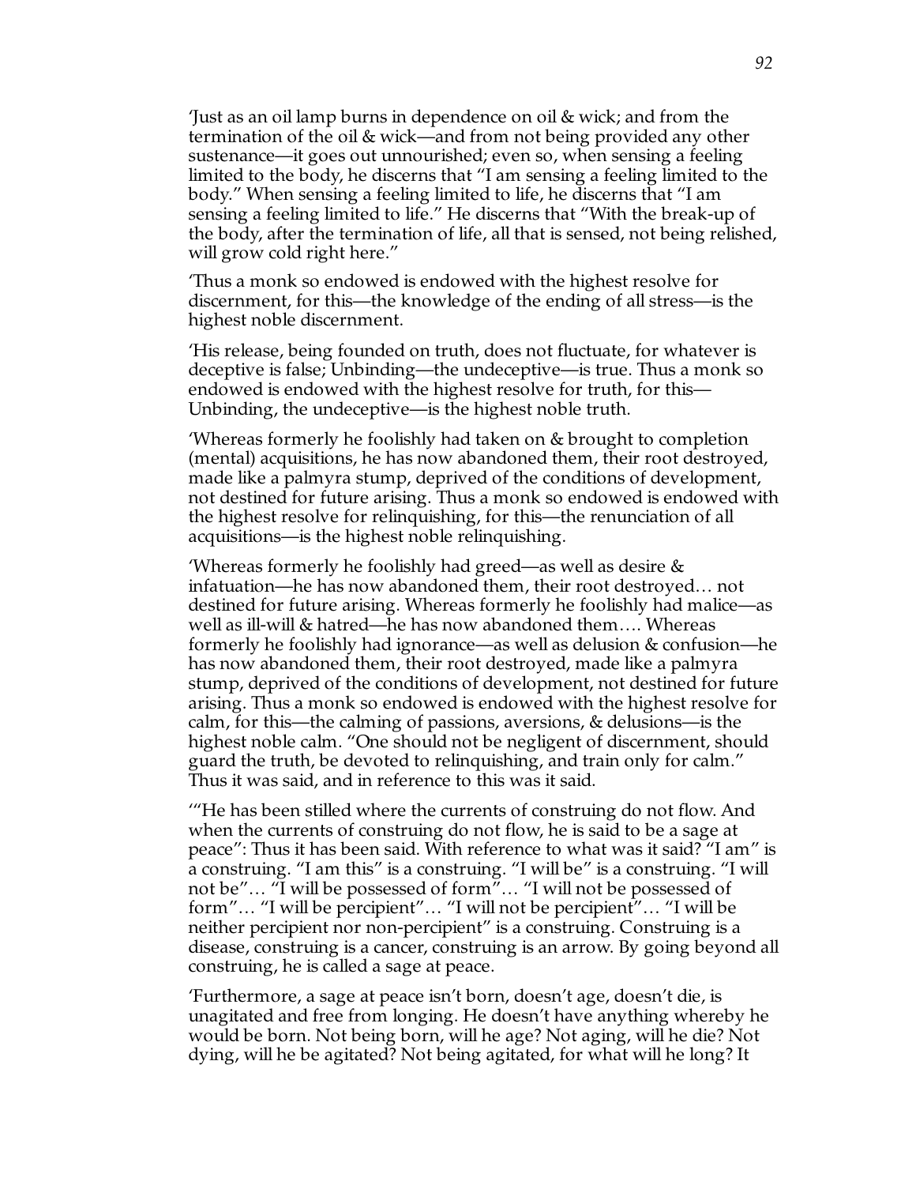'Just as an oil lamp burns in dependence on oil & wick; and from the termination of the oil & wick—and from not being provided any other sustenance—it goes out unnourished; even so, when sensing a feeling limited to the body, he discerns that "I am sensing a feeling limited to the body." When sensing a feeling limited to life, he discerns that "I am sensing a feeling limited to life." He discerns that "With the break-up of the body, after the termination of life, all that is sensed, not being relished, will grow cold right here."

'Thus a monk so endowed is endowed with the highest resolve for discernment, for this—the knowledge of the ending of all stress—is the highest noble discernment.

'His release, being founded on truth, does not fluctuate, for whatever is deceptive is false; Unbinding—the undeceptive—is true. Thus a monk so endowed is endowed with the highest resolve for truth, for this—Unbinding, the undeceptive—is the highest noble truth.

'Whereas formerly he foolishly had taken on & brought to completion (mental) acquisitions, he has now abandoned them, their root destroyed, made like a palmyra stump, deprived of the conditions of development, not destined for future arising. Thus a monk so endowed is endowed with the highest resolve for relinquishing, for this—the renunciation of all acquisitions—is the highest noble relinquishing.

'Whereas formerly he foolishly had greed—as well as desire & infatuation—he has now abandoned them, their root destroyed… not destined for future arising. Whereas formerly he foolishly had malice—as well as ill-will & hatred—he has now abandoned them…. Whereas formerly he foolishly had ignorance—as well as delusion & confusion—he has now abandoned them, their root destroyed, made like a palmyra stump, deprived of the conditions of development, not destined for future arising. Thus a monk so endowed is endowed with the highest resolve for calm, for this—the calming of passions, aversions, & delusions—is the highest noble calm. "One should not be negligent of discernment, should guard the truth, be devoted to relinquishing, and train only for calm." Thus it was said, and in reference to this was it said.

'"He has been stilled where the currents of construing do not flow. And when the currents of construing do not flow, he is said to be a sage at peace": Thus it has been said. With reference to what was it said? "I am" is a construing. "I am this" is a construing. "I will be" is a construing. "I will not be"… "I will be possessed of form"… "I will not be possessed of form"… "I will be percipient"… "I will not be percipient"… "I will be neither percipient nor non-percipient" is a construing. Construing is a disease, construing is a cancer, construing is an arrow. By going beyond all construing, he is called a sage at peace.

'Furthermore, a sage at peace isn't born, doesn't age, doesn't die, is unagitated and free from longing. He doesn't have anything whereby he would be born. Not being born, will he age? Not aging, will he die? Not dying, will he be agitated? Not being agitated, for what will he long? It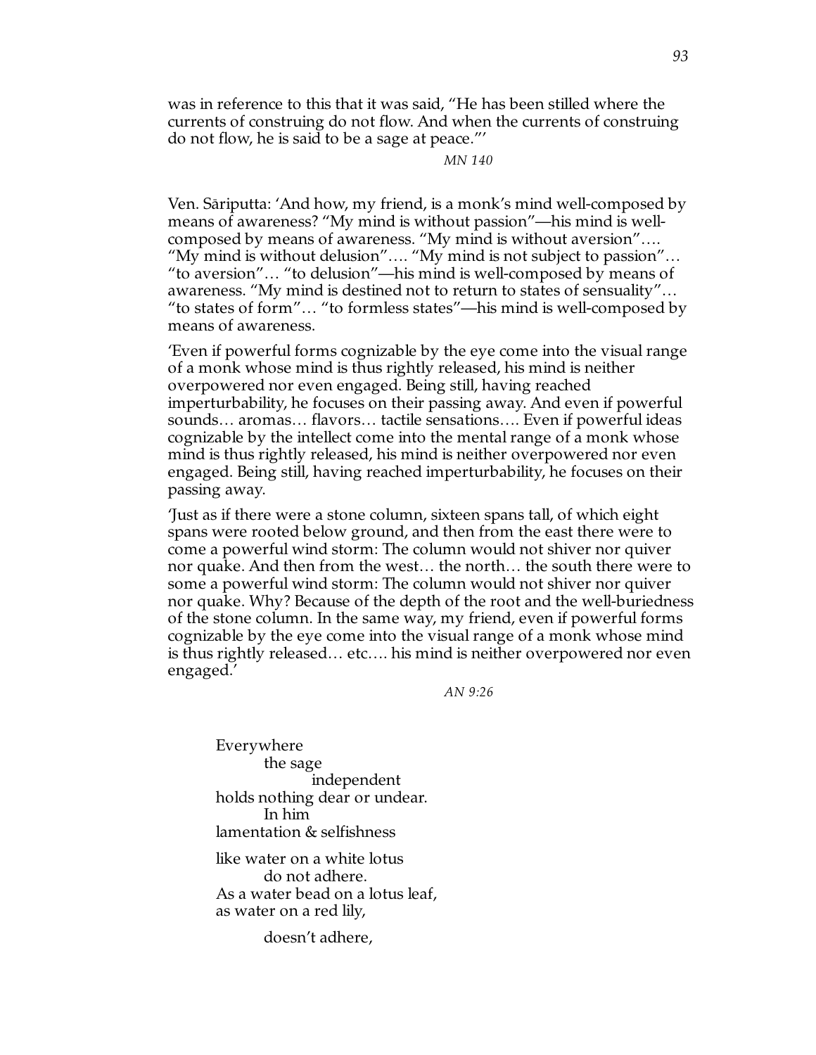was in reference to this that it was said, "He has been stilled where the currents of construing do not flow. And when the currents of construing do not flow, he is said to be a sage at peace."'

*MN 140*

Ven. Sāriputta: 'And how, my friend, is a monk's mind well-composed by means of awareness? "My mind is without passion"—his mind is well-composed by means of awareness. "My mind is without aversion"…. "My mind is without delusion"…. "My mind is not subject to passion"… "to aversion"… "to delusion"—his mind is well-composed by means of awareness. "My mind is destined not to return to states of sensuality"… "to states of form"… "to formless states"—his mind is well-composed by means of awareness.

'Even if powerful forms cognizable by the eye come into the visual range of a monk whose mind is thus rightly released, his mind is neither overpowered nor even engaged. Being still, having reached imperturbability, he focuses on their passing away. And even if powerful sounds… aromas… flavors… tactile sensations…. Even if powerful ideas cognizable by the intellect come into the mental range of a monk whose mind is thus rightly released, his mind is neither overpowered nor even engaged. Being still, having reached imperturbability, he focuses on their passing away.

'Just as if there were a stone column, sixteen spans tall, of which eight spans were rooted below ground, and then from the east there were to come a powerful wind storm: The column would not shiver nor quiver nor quake. And then from the west… the north… the south there were to some a powerful wind storm: The column would not shiver nor quiver nor quake. Why? Because of the depth of the root and the well-buriedness of the stone column. In the same way, my friend, even if powerful forms cognizable by the eye come into the visual range of a monk whose mind is thus rightly released… etc…. his mind is neither overpowered nor even engaged.'

*AN 9:26*

Everywhere
the sage
independent
holds nothing dear or undear.
In him
lamentation & selfishness

like water on a white lotus
do not adhere.
As a water bead on a lotus leaf,
as water on a red lily,

doesn't adhere,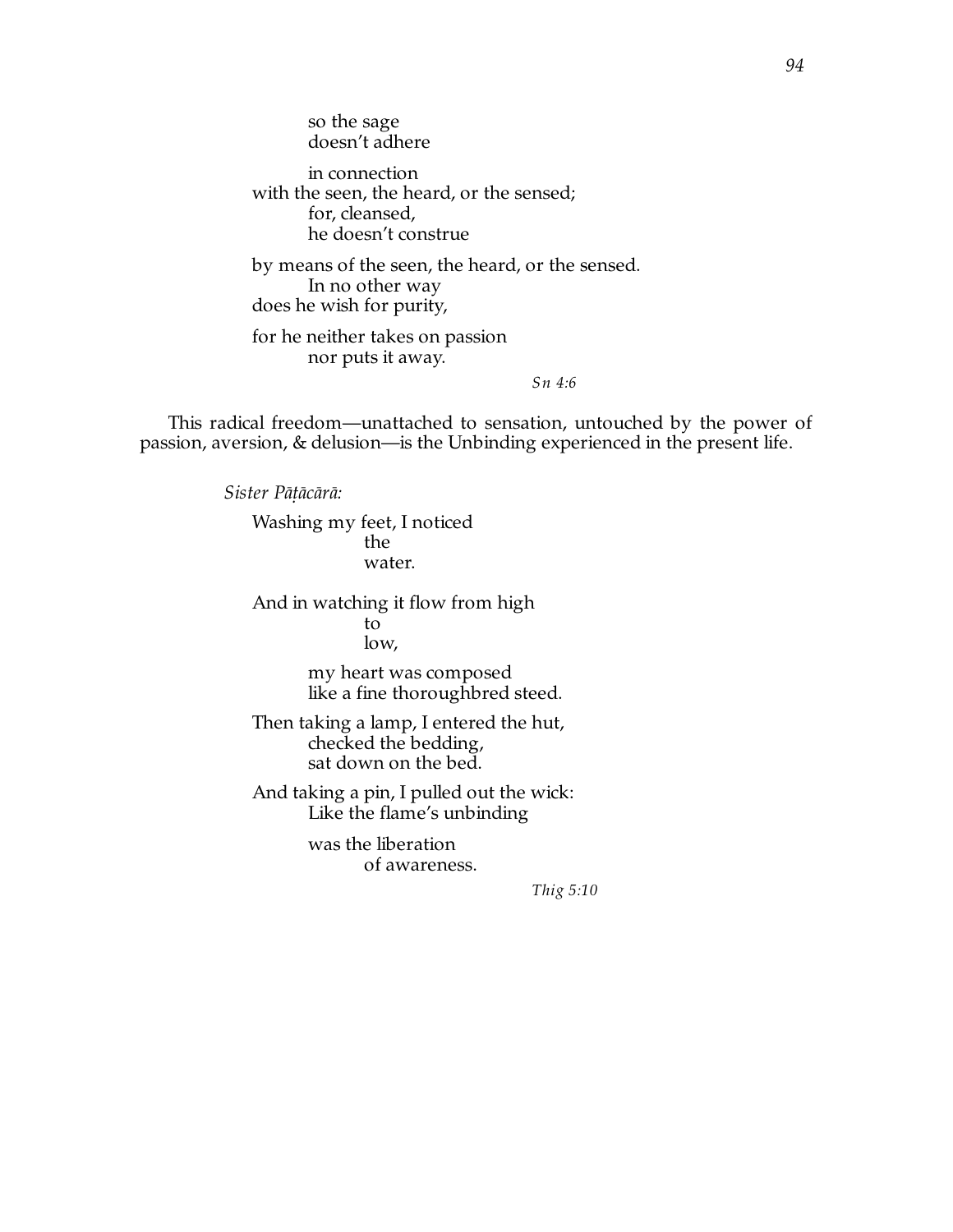so the sage
doesn't adhere

in connection
with the seen, the heard, or the sensed;
for, cleansed,
he doesn't construe

by means of the seen, the heard, or the sensed.
In no other way
does he wish for purity,

for he neither takes on passion
nor puts it away.

*Sn 4:6*

This radical freedom—unattached to sensation, untouched by the power of passion, aversion, & delusion—is the Unbinding experienced in the present life.

*Sister Pāṭācārā:*

Washing my feet, I noticed
the
water.

And in watching it flow from high
to
low,

my heart was composed
like a fine thoroughbred steed.

Then taking a lamp, I entered the hut,
checked the bedding,
sat down on the bed.

And taking a pin, I pulled out the wick:
Like the flame's unbinding

was the liberation
of awareness.

*Thig 5:10*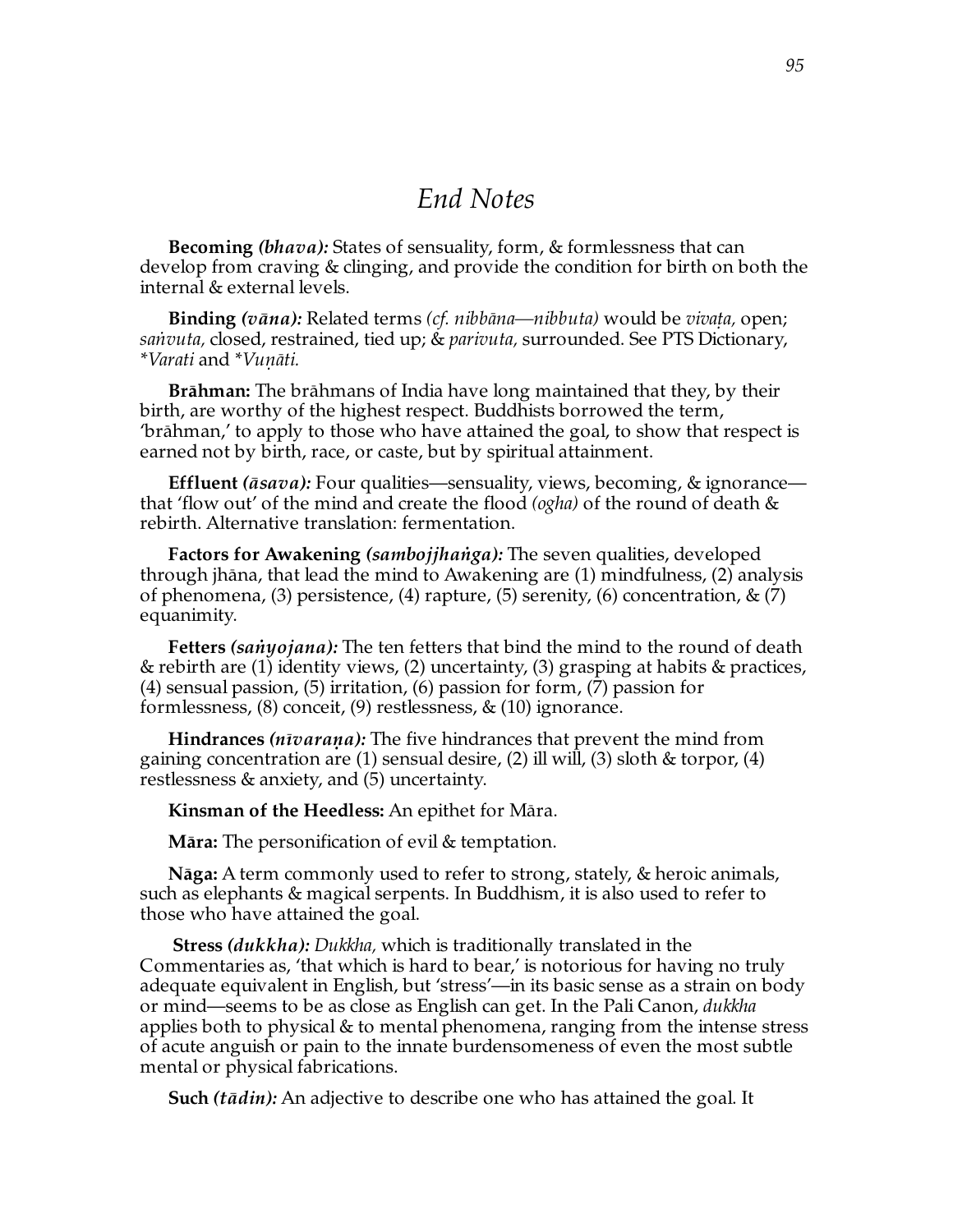# End Notes

**Becoming** ***(bhava):*** States of sensuality, form, & formlessness that can develop from craving & clinging, and provide the condition for birth on both the internal & external levels.

**Binding** ***(vāna):*** Related terms *(cf. nibbāna—nibbuta)* would be *vivaṭa,* open; *saṅvuta,* closed, restrained, tied up; & *parivuta,* surrounded. See PTS Dictionary, *\*Varati* and *\*Vuṇāti.*

**Brāhman:** The brāhmans of India have long maintained that they, by their birth, are worthy of the highest respect. Buddhists borrowed the term, 'brāhman,' to apply to those who have attained the goal, to show that respect is earned not by birth, race, or caste, but by spiritual attainment.

**Effluent** ***(āsava):*** Four qualities—sensuality, views, becoming, & ignorance—that 'flow out' of the mind and create the flood *(ogha)* of the round of death & rebirth. Alternative translation: fermentation.

**Factors for Awakening** ***(sambojjhaṅga):*** The seven qualities, developed through jhāna, that lead the mind to Awakening are (1) mindfulness, (2) analysis of phenomena, (3) persistence, (4) rapture, (5) serenity, (6) concentration, & (7) equanimity.

**Fetters** ***(saṅyojana):*** The ten fetters that bind the mind to the round of death & rebirth are (1) identity views, (2) uncertainty, (3) grasping at habits & practices, (4) sensual passion, (5) irritation, (6) passion for form, (7) passion for formlessness, (8) conceit, (9) restlessness, & (10) ignorance.

**Hindrances** ***(nīvaraṇa):*** The five hindrances that prevent the mind from gaining concentration are (1) sensual desire, (2) ill will, (3) sloth & torpor, (4) restlessness & anxiety, and (5) uncertainty.

**Kinsman of the Heedless:** An epithet for Māra.

**Māra:** The personification of evil & temptation.

**Nāga:** A term commonly used to refer to strong, stately, & heroic animals, such as elephants & magical serpents. In Buddhism, it is also used to refer to those who have attained the goal.

**Stress** ***(dukkha):*** *Dukkha,* which is traditionally translated in the Commentaries as, 'that which is hard to bear,' is notorious for having no truly adequate equivalent in English, but 'stress'—in its basic sense as a strain on body or mind—seems to be as close as English can get. In the Pali Canon, *dukkha* applies both to physical & to mental phenomena, ranging from the intense stress of acute anguish or pain to the innate burdensomeness of even the most subtle mental or physical fabrications.

**Such** ***(tādin):*** An adjective to describe one who has attained the goal. It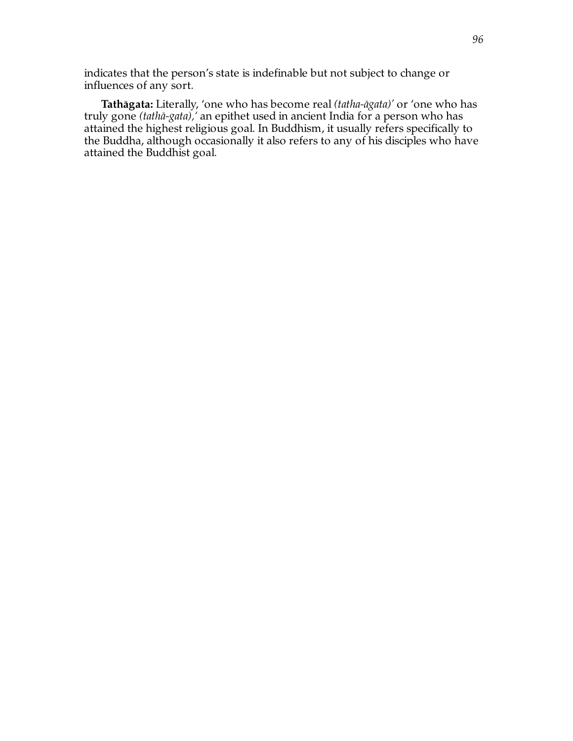indicates that the person's state is indefinable but not subject to change or influences of any sort.

**Tathāgata:** Literally, 'one who has become real *(tatha-āgata)*' or 'one who has truly gone *(tathā-gata)*,' an epithet used in ancient India for a person who has attained the highest religious goal. In Buddhism, it usually refers specifically to the Buddha, although occasionally it also refers to any of his disciples who have attained the Buddhist goal.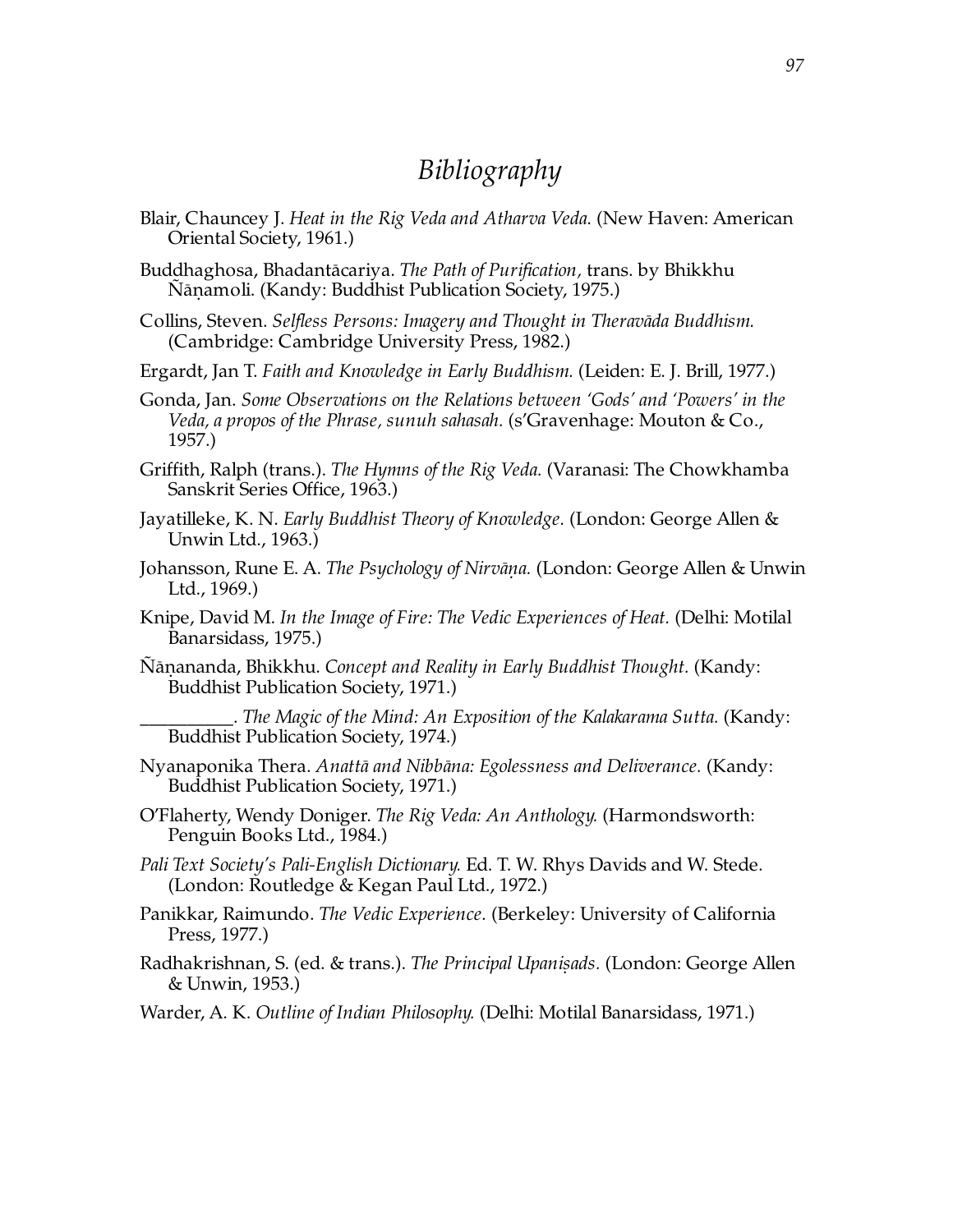# Bibliography

Blair, Chauncey J. *Heat in the Rig Veda and Atharva Veda.* (New Haven: American Oriental Society, 1961.)

Buddhaghosa, Bhadantācariya. *The Path of Purification,* trans. by Bhikkhu Ñāṇamoli. (Kandy: Buddhist Publication Society, 1975.)

Collins, Steven. *Selfless Persons: Imagery and Thought in Theravāda Buddhism.* (Cambridge: Cambridge University Press, 1982.)

Ergardt, Jan T. *Faith and Knowledge in Early Buddhism.* (Leiden: E. J. Brill, 1977.)

Gonda, Jan. *Some Observations on the Relations between 'Gods' and 'Powers' in the Veda, a propos of the Phrase, sunuh sahasah.* (s'Gravenhage: Mouton & Co., 1957.)

Griffith, Ralph (trans.). *The Hymns of the Rig Veda.* (Varanasi: The Chowkhamba Sanskrit Series Office, 1963.)

Jayatilleke, K. N. *Early Buddhist Theory of Knowledge.* (London: George Allen & Unwin Ltd., 1963.)

Johansson, Rune E. A. *The Psychology of Nirvāṇa.* (London: George Allen & Unwin Ltd., 1969.)

Knipe, David M. *In the Image of Fire: The Vedic Experiences of Heat.* (Delhi: Motilal Banarsidass, 1975.)

Ñāṇananda, Bhikkhu. *Concept and Reality in Early Buddhist Thought.* (Kandy: Buddhist Publication Society, 1971.)

__________. *The Magic of the Mind: An Exposition of the Kalakarama Sutta.* (Kandy: Buddhist Publication Society, 1974.)

Nyanaponika Thera. *Anattā and Nibbāna: Egolessness and Deliverance.* (Kandy: Buddhist Publication Society, 1971.)

O'Flaherty, Wendy Doniger. *The Rig Veda: An Anthology.* (Harmondsworth: Penguin Books Ltd., 1984.)

*Pali Text Society's Pali-English Dictionary.* Ed. T. W. Rhys Davids and W. Stede. (London: Routledge & Kegan Paul Ltd., 1972.)

Panikkar, Raimundo. *The Vedic Experience.* (Berkeley: University of California Press, 1977.)

Radhakrishnan, S. (ed. & trans.). *The Principal Upaniṣads.* (London: George Allen & Unwin, 1953.)

Warder, A. K. *Outline of Indian Philosophy.* (Delhi: Motilal Banarsidass, 1971.)